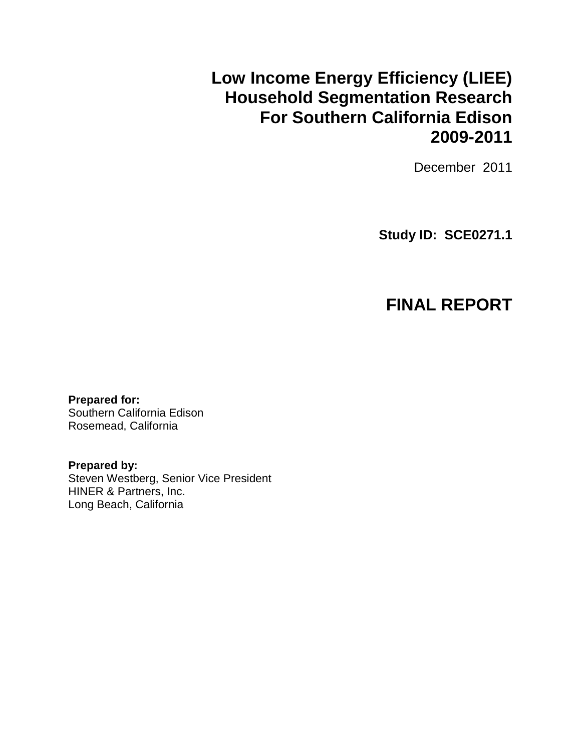# Low Income Energy Efficiency (LIEE) Household Segmentation Research For Southern California Edison 2009-2011

December 2011

**Study ID: SCE0271.1**

## FINAL REPORT

**Prepared for:**
Southern California Edison
Rosemead, California

**Prepared by:**
Steven Westberg, Senior Vice President
HINER & Partners, Inc.
Long Beach, California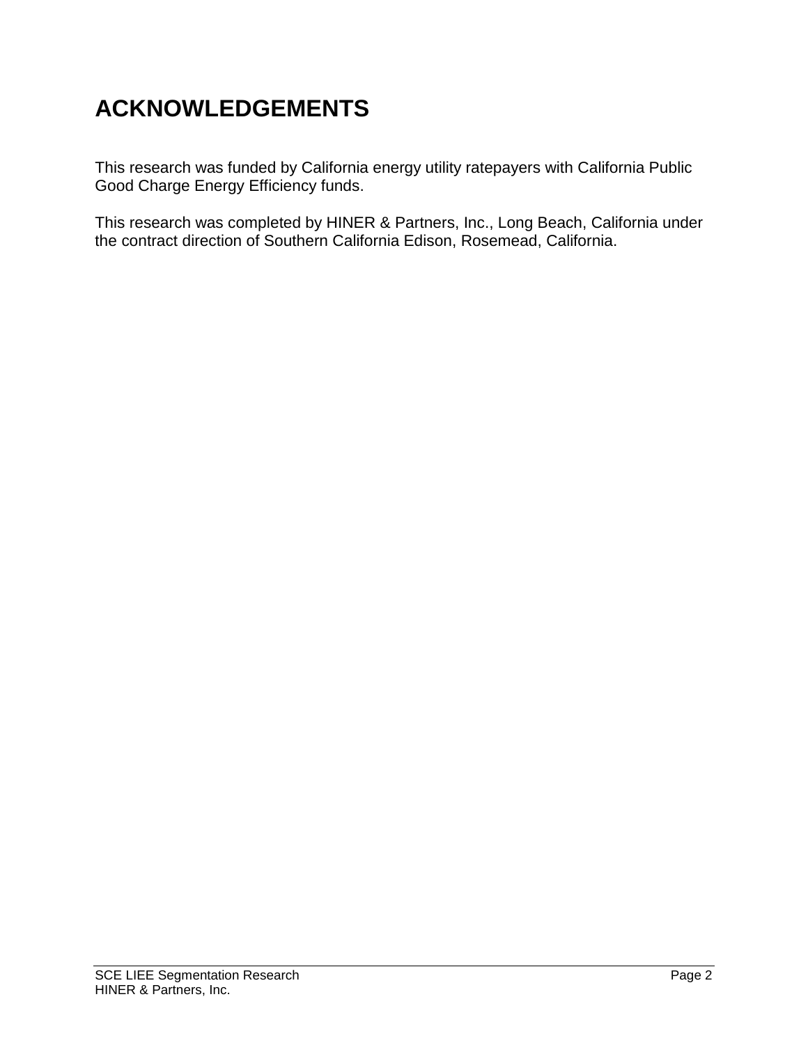# ACKNOWLEDGEMENTS

This research was funded by California energy utility ratepayers with California Public Good Charge Energy Efficiency funds.

This research was completed by HINER & Partners, Inc., Long Beach, California under the contract direction of Southern California Edison, Rosemead, California.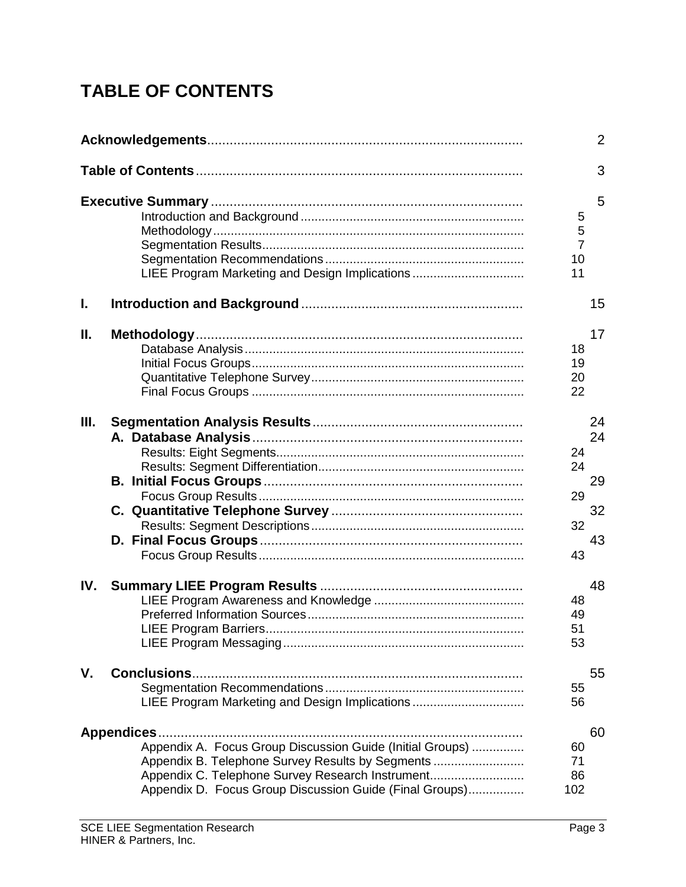# TABLE OF CONTENTS

| | | |
|---|---|---|
| **Acknowledgements** | | 2 |
| **Table of Contents** | | 3 |
| **Executive Summary** | | 5 |
| Introduction and Background | 5 | |
| Methodology | 5 | |
| Segmentation Results | 7 | |
| Segmentation Recommendations | 10 | |
| LIEE Program Marketing and Design Implications | 11 | |
| **I. Introduction and Background** | | 15 |
| **II. Methodology** | | 17 |
| Database Analysis | 18 | |
| Initial Focus Groups | 19 | |
| Quantitative Telephone Survey | 20 | |
| Final Focus Groups | 22 | |
| **III. Segmentation Analysis Results** | | 24 |
| **A. Database Analysis** | | 24 |
| Results: Eight Segments | 24 | |
| Results: Segment Differentiation | 24 | |
| **B. Initial Focus Groups** | | 29 |
| Focus Group Results | 29 | |
| **C. Quantitative Telephone Survey** | | 32 |
| Results: Segment Descriptions | 32 | |
| **D. Final Focus Groups** | | 43 |
| Focus Group Results | 43 | |
| **IV. Summary LIEE Program Results** | | 48 |
| LIEE Program Awareness and Knowledge | 48 | |
| Preferred Information Sources | 49 | |
| LIEE Program Barriers | 51 | |
| LIEE Program Messaging | 53 | |
| **V. Conclusions** | | 55 |
| Segmentation Recommendations | 55 | |
| LIEE Program Marketing and Design Implications | 56 | |
| **Appendices** | | 60 |
| Appendix A. Focus Group Discussion Guide (Initial Groups) | 60 | |
| Appendix B. Telephone Survey Results by Segments | 71 | |
| Appendix C. Telephone Survey Research Instrument | 86 | |
| Appendix D. Focus Group Discussion Guide (Final Groups) | 102 | |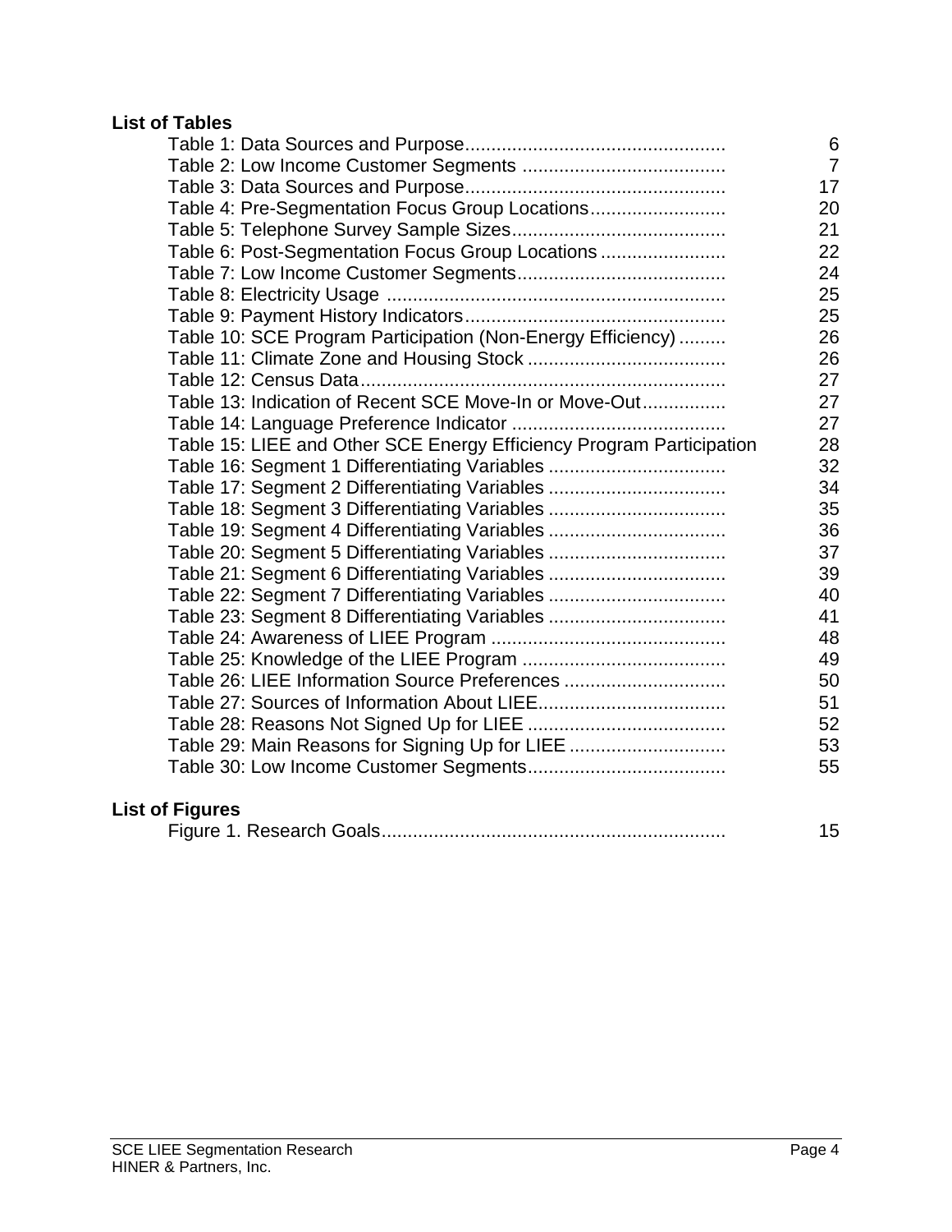**List of Tables**

| | |
|---|---|
| Table 1: Data Sources and Purpose | 6 |
| Table 2: Low Income Customer Segments | 7 |
| Table 3: Data Sources and Purpose | 17 |
| Table 4: Pre-Segmentation Focus Group Locations | 20 |
| Table 5: Telephone Survey Sample Sizes | 21 |
| Table 6: Post-Segmentation Focus Group Locations | 22 |
| Table 7: Low Income Customer Segments | 24 |
| Table 8: Electricity Usage | 25 |
| Table 9: Payment History Indicators | 25 |
| Table 10: SCE Program Participation (Non-Energy Efficiency) | 26 |
| Table 11: Climate Zone and Housing Stock | 26 |
| Table 12: Census Data | 27 |
| Table 13: Indication of Recent SCE Move-In or Move-Out | 27 |
| Table 14: Language Preference Indicator | 27 |
| Table 15: LIEE and Other SCE Energy Efficiency Program Participation | 28 |
| Table 16: Segment 1 Differentiating Variables | 32 |
| Table 17: Segment 2 Differentiating Variables | 34 |
| Table 18: Segment 3 Differentiating Variables | 35 |
| Table 19: Segment 4 Differentiating Variables | 36 |
| Table 20: Segment 5 Differentiating Variables | 37 |
| Table 21: Segment 6 Differentiating Variables | 39 |
| Table 22: Segment 7 Differentiating Variables | 40 |
| Table 23: Segment 8 Differentiating Variables | 41 |
| Table 24: Awareness of LIEE Program | 48 |
| Table 25: Knowledge of the LIEE Program | 49 |
| Table 26: LIEE Information Source Preferences | 50 |
| Table 27: Sources of Information About LIEE | 51 |
| Table 28: Reasons Not Signed Up for LIEE | 52 |
| Table 29: Main Reasons for Signing Up for LIEE | 53 |
| Table 30: Low Income Customer Segments | 55 |

**List of Figures**

| | |
|---|---|
| Figure 1. Research Goals | 15 |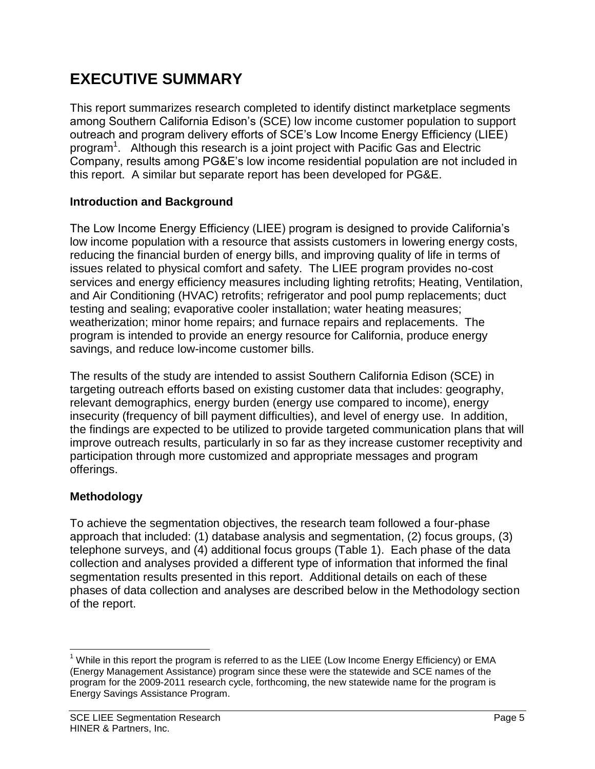# EXECUTIVE SUMMARY

This report summarizes research completed to identify distinct marketplace segments among Southern California Edison's (SCE) low income customer population to support outreach and program delivery efforts of SCE's Low Income Energy Efficiency (LIEE) program[1]. Although this research is a joint project with Pacific Gas and Electric Company, results among PG&E's low income residential population are not included in this report. A similar but separate report has been developed for PG&E.

### Introduction and Background

The Low Income Energy Efficiency (LIEE) program is designed to provide California's low income population with a resource that assists customers in lowering energy costs, reducing the financial burden of energy bills, and improving quality of life in terms of issues related to physical comfort and safety. The LIEE program provides no-cost services and energy efficiency measures including lighting retrofits; Heating, Ventilation, and Air Conditioning (HVAC) retrofits; refrigerator and pool pump replacements; duct testing and sealing; evaporative cooler installation; water heating measures; weatherization; minor home repairs; and furnace repairs and replacements. The program is intended to provide an energy resource for California, produce energy savings, and reduce low-income customer bills.

The results of the study are intended to assist Southern California Edison (SCE) in targeting outreach efforts based on existing customer data that includes: geography, relevant demographics, energy burden (energy use compared to income), energy insecurity (frequency of bill payment difficulties), and level of energy use. In addition, the findings are expected to be utilized to provide targeted communication plans that will improve outreach results, particularly in so far as they increase customer receptivity and participation through more customized and appropriate messages and program offerings.

### Methodology

To achieve the segmentation objectives, the research team followed a four-phase approach that included: (1) database analysis and segmentation, (2) focus groups, (3) telephone surveys, and (4) additional focus groups (Table 1). Each phase of the data collection and analyses provided a different type of information that informed the final segmentation results presented in this report. Additional details on each of these phases of data collection and analyses are described below in the Methodology section of the report.

---

[1] While in this report the program is referred to as the LIEE (Low Income Energy Efficiency) or EMA (Energy Management Assistance) program since these were the statewide and SCE names of the program for the 2009-2011 research cycle, forthcoming, the new statewide name for the program is Energy Savings Assistance Program.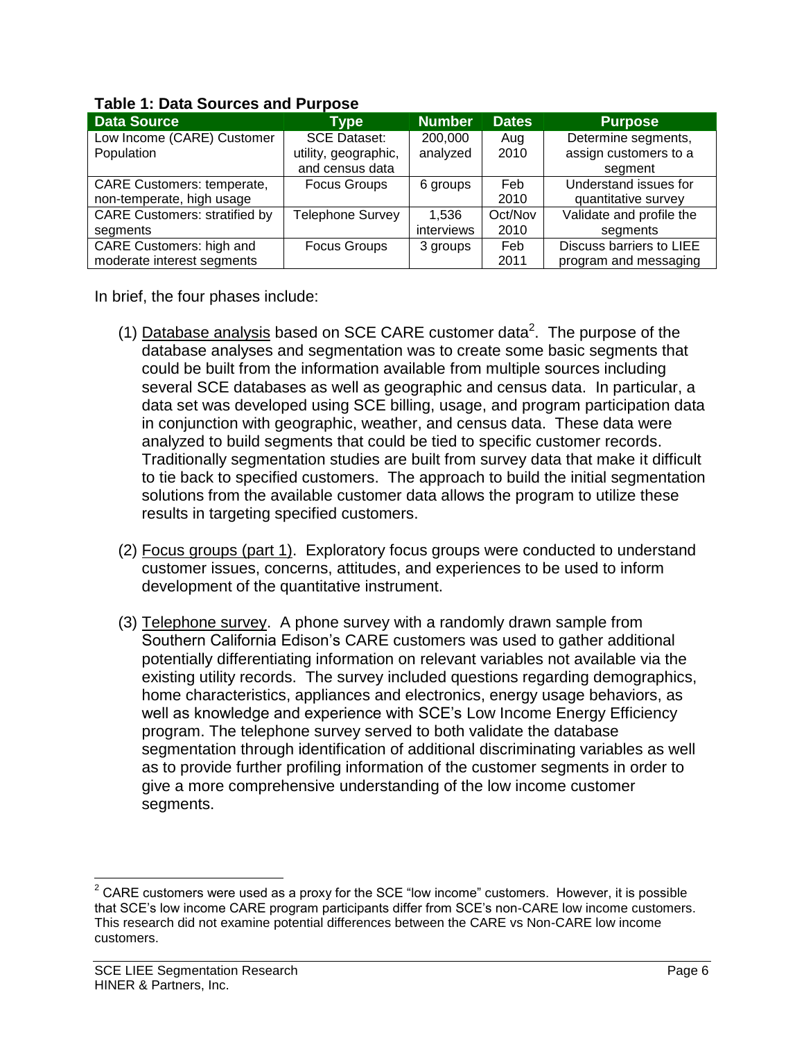**Table 1: Data Sources and Purpose**

| Data Source | Type | Number | Dates | Purpose |
|---|---|---|---|---|
| Low Income (CARE) Customer Population | SCE Dataset: utility, geographic, and census data | 200,000 analyzed | Aug 2010 | Determine segments, assign customers to a segment |
| CARE Customers: temperate, non-temperate, high usage | Focus Groups | 6 groups | Feb 2010 | Understand issues for quantitative survey |
| CARE Customers: stratified by segments | Telephone Survey | 1,536 interviews | Oct/Nov 2010 | Validate and profile the segments |
| CARE Customers: high and moderate interest segments | Focus Groups | 3 groups | Feb 2011 | Discuss barriers to LIEE program and messaging |

In brief, the four phases include:

(1) Database analysis based on SCE CARE customer data[2]. The purpose of the database analyses and segmentation was to create some basic segments that could be built from the information available from multiple sources including several SCE databases as well as geographic and census data. In particular, a data set was developed using SCE billing, usage, and program participation data in conjunction with geographic, weather, and census data. These data were analyzed to build segments that could be tied to specific customer records. Traditionally segmentation studies are built from survey data that make it difficult to tie back to specified customers. The approach to build the initial segmentation solutions from the available customer data allows the program to utilize these results in targeting specified customers.

(2) Focus groups (part 1). Exploratory focus groups were conducted to understand customer issues, concerns, attitudes, and experiences to be used to inform development of the quantitative instrument.

(3) Telephone survey. A phone survey with a randomly drawn sample from Southern California Edison's CARE customers was used to gather additional potentially differentiating information on relevant variables not available via the existing utility records. The survey included questions regarding demographics, home characteristics, appliances and electronics, energy usage behaviors, as well as knowledge and experience with SCE's Low Income Energy Efficiency program. The telephone survey served to both validate the database segmentation through identification of additional discriminating variables as well as to provide further profiling information of the customer segments in order to give a more comprehensive understanding of the low income customer segments.

---

[2] CARE customers were used as a proxy for the SCE "low income" customers. However, it is possible that SCE's low income CARE program participants differ from SCE's non-CARE low income customers. This research did not examine potential differences between the CARE vs Non-CARE low income customers.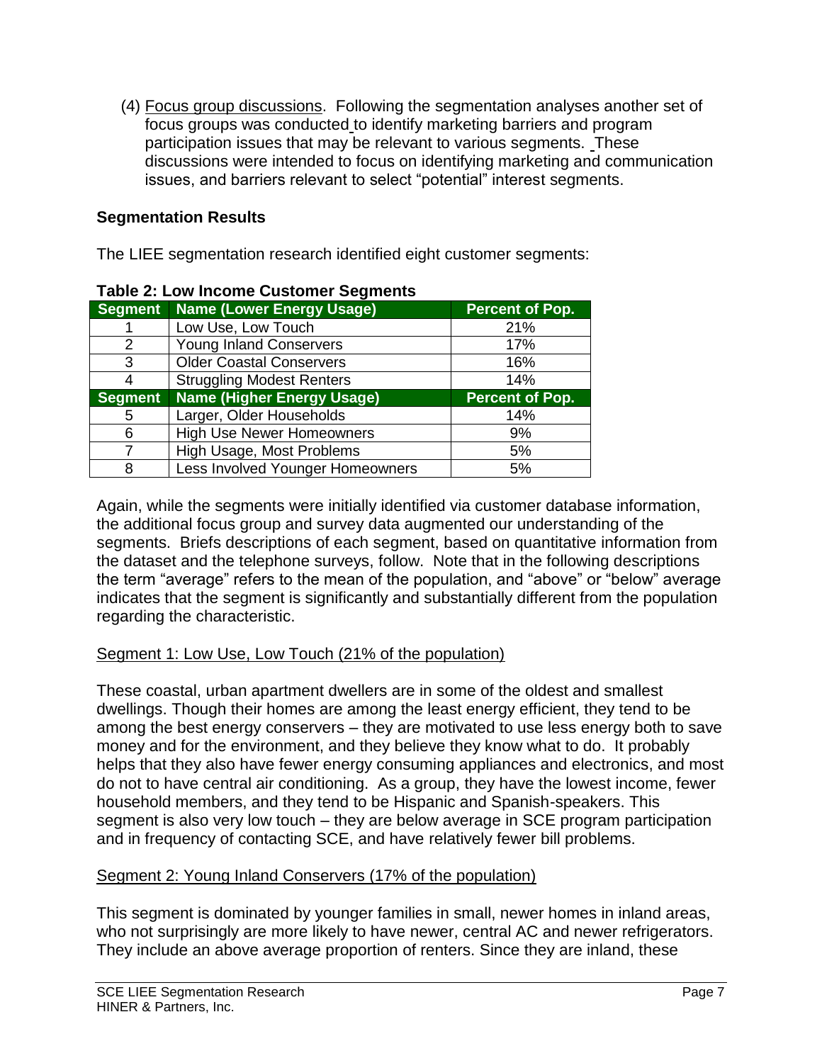(4) Focus group discussions. Following the segmentation analyses another set of focus groups was conducted to identify marketing barriers and program participation issues that may be relevant to various segments. These discussions were intended to focus on identifying marketing and communication issues, and barriers relevant to select "potential" interest segments.

### Segmentation Results

The LIEE segmentation research identified eight customer segments:

**Table 2: Low Income Customer Segments**

| Segment | Name (Lower Energy Usage) | Percent of Pop. |
|---|---|---|
| 1 | Low Use, Low Touch | 21% |
| 2 | Young Inland Conservers | 17% |
| 3 | Older Coastal Conservers | 16% |
| 4 | Struggling Modest Renters | 14% |
| **Segment** | **Name (Higher Energy Usage)** | **Percent of Pop.** |
| 5 | Larger, Older Households | 14% |
| 6 | High Use Newer Homeowners | 9% |
| 7 | High Usage, Most Problems | 5% |
| 8 | Less Involved Younger Homeowners | 5% |

Again, while the segments were initially identified via customer database information, the additional focus group and survey data augmented our understanding of the segments. Briefs descriptions of each segment, based on quantitative information from the dataset and the telephone surveys, follow. Note that in the following descriptions the term "average" refers to the mean of the population, and "above" or "below" average indicates that the segment is significantly and substantially different from the population regarding the characteristic.

Segment 1: Low Use, Low Touch (21% of the population)

These coastal, urban apartment dwellers are in some of the oldest and smallest dwellings. Though their homes are among the least energy efficient, they tend to be among the best energy conservers – they are motivated to use less energy both to save money and for the environment, and they believe they know what to do. It probably helps that they also have fewer energy consuming appliances and electronics, and most do not to have central air conditioning. As a group, they have the lowest income, fewer household members, and they tend to be Hispanic and Spanish-speakers. This segment is also very low touch – they are below average in SCE program participation and in frequency of contacting SCE, and have relatively fewer bill problems.

Segment 2: Young Inland Conservers (17% of the population)

This segment is dominated by younger families in small, newer homes in inland areas, who not surprisingly are more likely to have newer, central AC and newer refrigerators. They include an above average proportion of renters. Since they are inland, these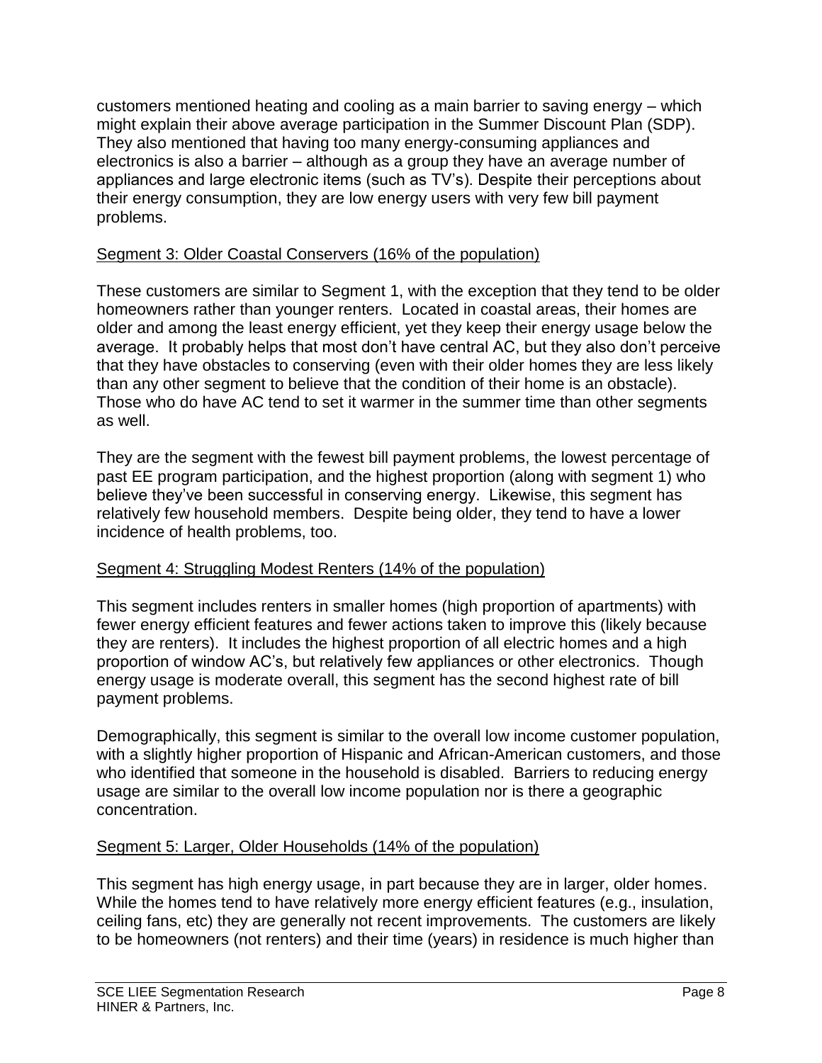customers mentioned heating and cooling as a main barrier to saving energy – which might explain their above average participation in the Summer Discount Plan (SDP). They also mentioned that having too many energy-consuming appliances and electronics is also a barrier – although as a group they have an average number of appliances and large electronic items (such as TV's). Despite their perceptions about their energy consumption, they are low energy users with very few bill payment problems.

Segment 3: Older Coastal Conservers (16% of the population)

These customers are similar to Segment 1, with the exception that they tend to be older homeowners rather than younger renters. Located in coastal areas, their homes are older and among the least energy efficient, yet they keep their energy usage below the average. It probably helps that most don't have central AC, but they also don't perceive that they have obstacles to conserving (even with their older homes they are less likely than any other segment to believe that the condition of their home is an obstacle). Those who do have AC tend to set it warmer in the summer time than other segments as well.

They are the segment with the fewest bill payment problems, the lowest percentage of past EE program participation, and the highest proportion (along with segment 1) who believe they've been successful in conserving energy. Likewise, this segment has relatively few household members. Despite being older, they tend to have a lower incidence of health problems, too.

Segment 4: Struggling Modest Renters (14% of the population)

This segment includes renters in smaller homes (high proportion of apartments) with fewer energy efficient features and fewer actions taken to improve this (likely because they are renters). It includes the highest proportion of all electric homes and a high proportion of window AC's, but relatively few appliances or other electronics. Though energy usage is moderate overall, this segment has the second highest rate of bill payment problems.

Demographically, this segment is similar to the overall low income customer population, with a slightly higher proportion of Hispanic and African-American customers, and those who identified that someone in the household is disabled. Barriers to reducing energy usage are similar to the overall low income population nor is there a geographic concentration.

Segment 5: Larger, Older Households (14% of the population)

This segment has high energy usage, in part because they are in larger, older homes. While the homes tend to have relatively more energy efficient features (e.g., insulation, ceiling fans, etc) they are generally not recent improvements. The customers are likely to be homeowners (not renters) and their time (years) in residence is much higher than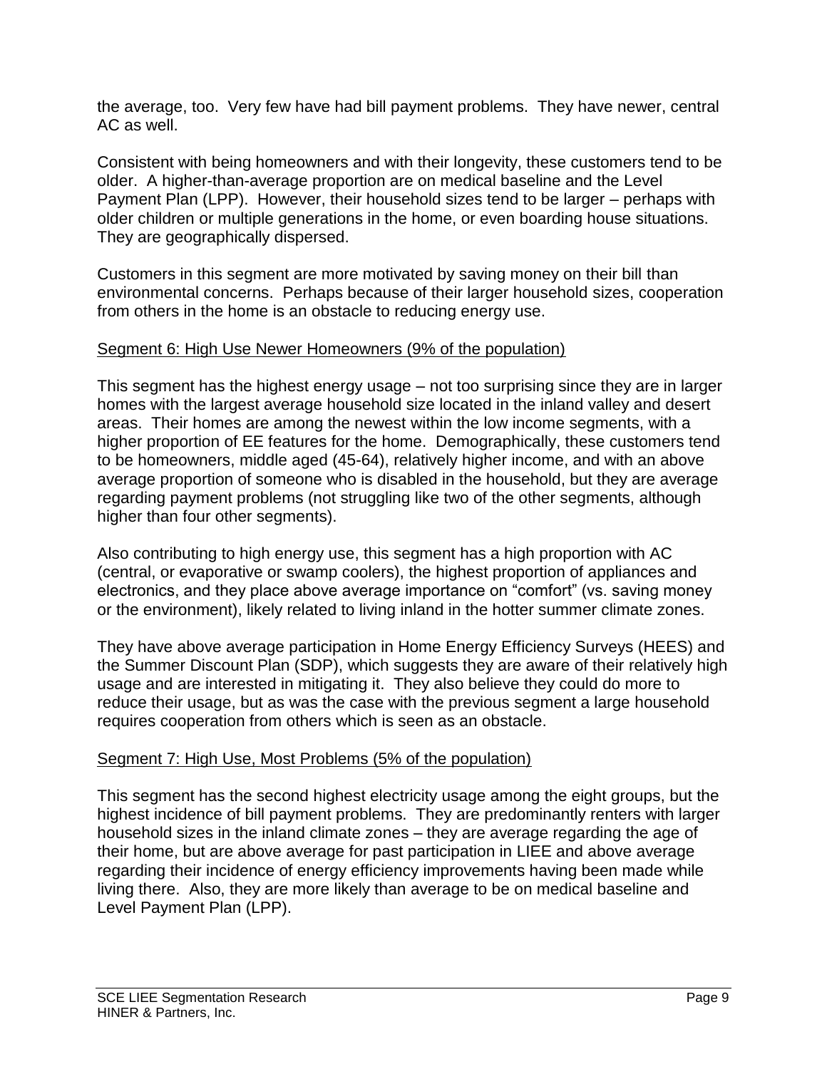the average, too. Very few have had bill payment problems. They have newer, central AC as well.

Consistent with being homeowners and with their longevity, these customers tend to be older. A higher-than-average proportion are on medical baseline and the Level Payment Plan (LPP). However, their household sizes tend to be larger – perhaps with older children or multiple generations in the home, or even boarding house situations. They are geographically dispersed.

Customers in this segment are more motivated by saving money on their bill than environmental concerns. Perhaps because of their larger household sizes, cooperation from others in the home is an obstacle to reducing energy use.

Segment 6: High Use Newer Homeowners (9% of the population)

This segment has the highest energy usage – not too surprising since they are in larger homes with the largest average household size located in the inland valley and desert areas. Their homes are among the newest within the low income segments, with a higher proportion of EE features for the home. Demographically, these customers tend to be homeowners, middle aged (45-64), relatively higher income, and with an above average proportion of someone who is disabled in the household, but they are average regarding payment problems (not struggling like two of the other segments, although higher than four other segments).

Also contributing to high energy use, this segment has a high proportion with AC (central, or evaporative or swamp coolers), the highest proportion of appliances and electronics, and they place above average importance on "comfort" (vs. saving money or the environment), likely related to living inland in the hotter summer climate zones.

They have above average participation in Home Energy Efficiency Surveys (HEES) and the Summer Discount Plan (SDP), which suggests they are aware of their relatively high usage and are interested in mitigating it. They also believe they could do more to reduce their usage, but as was the case with the previous segment a large household requires cooperation from others which is seen as an obstacle.

Segment 7: High Use, Most Problems (5% of the population)

This segment has the second highest electricity usage among the eight groups, but the highest incidence of bill payment problems. They are predominantly renters with larger household sizes in the inland climate zones – they are average regarding the age of their home, but are above average for past participation in LIEE and above average regarding their incidence of energy efficiency improvements having been made while living there. Also, they are more likely than average to be on medical baseline and Level Payment Plan (LPP).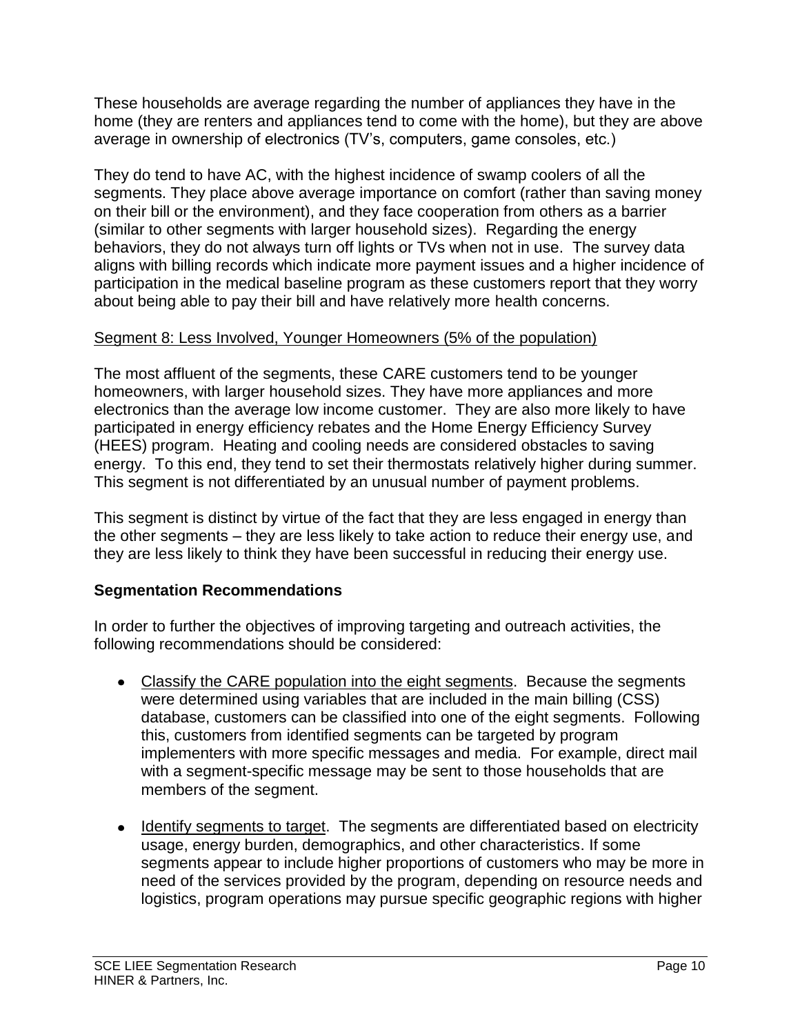These households are average regarding the number of appliances they have in the home (they are renters and appliances tend to come with the home), but they are above average in ownership of electronics (TV's, computers, game consoles, etc.)

They do tend to have AC, with the highest incidence of swamp coolers of all the segments. They place above average importance on comfort (rather than saving money on their bill or the environment), and they face cooperation from others as a barrier (similar to other segments with larger household sizes). Regarding the energy behaviors, they do not always turn off lights or TVs when not in use. The survey data aligns with billing records which indicate more payment issues and a higher incidence of participation in the medical baseline program as these customers report that they worry about being able to pay their bill and have relatively more health concerns.

<u>Segment 8: Less Involved, Younger Homeowners (5% of the population)</u>

The most affluent of the segments, these CARE customers tend to be younger homeowners, with larger household sizes. They have more appliances and more electronics than the average low income customer. They are also more likely to have participated in energy efficiency rebates and the Home Energy Efficiency Survey (HEES) program. Heating and cooling needs are considered obstacles to saving energy. To this end, they tend to set their thermostats relatively higher during summer. This segment is not differentiated by an unusual number of payment problems.

This segment is distinct by virtue of the fact that they are less engaged in energy than the other segments – they are less likely to take action to reduce their energy use, and they are less likely to think they have been successful in reducing their energy use.

**Segmentation Recommendations**

In order to further the objectives of improving targeting and outreach activities, the following recommendations should be considered:

- <u>Classify the CARE population into the eight segments</u>. Because the segments were determined using variables that are included in the main billing (CSS) database, customers can be classified into one of the eight segments. Following this, customers from identified segments can be targeted by program implementers with more specific messages and media. For example, direct mail with a segment-specific message may be sent to those households that are members of the segment.
- <u>Identify segments to target</u>. The segments are differentiated based on electricity usage, energy burden, demographics, and other characteristics. If some segments appear to include higher proportions of customers who may be more in need of the services provided by the program, depending on resource needs and logistics, program operations may pursue specific geographic regions with higher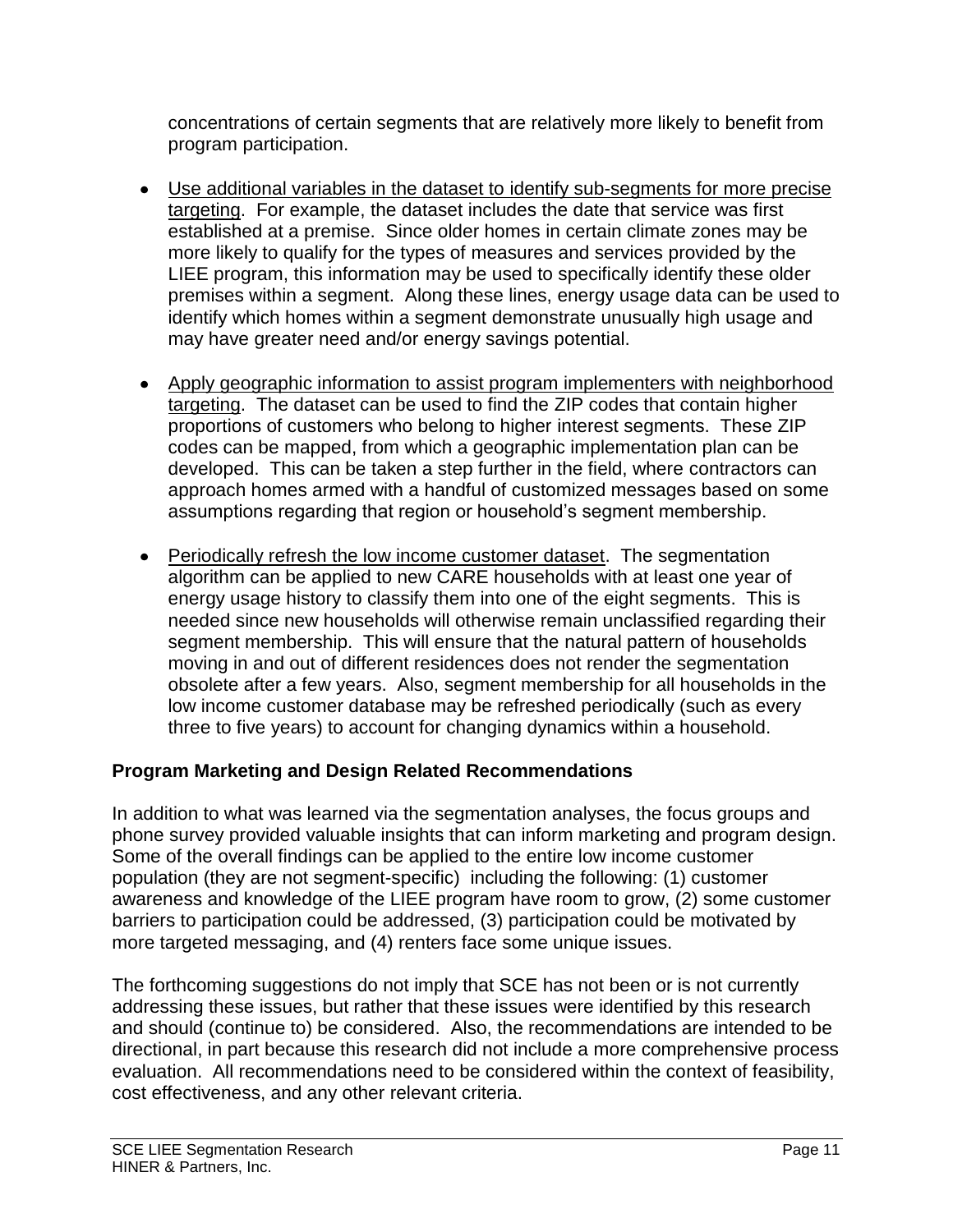concentrations of certain segments that are relatively more likely to benefit from program participation.

- Use additional variables in the dataset to identify sub-segments for more precise targeting. For example, the dataset includes the date that service was first established at a premise. Since older homes in certain climate zones may be more likely to qualify for the types of measures and services provided by the LIEE program, this information may be used to specifically identify these older premises within a segment. Along these lines, energy usage data can be used to identify which homes within a segment demonstrate unusually high usage and may have greater need and/or energy savings potential.

- Apply geographic information to assist program implementers with neighborhood targeting. The dataset can be used to find the ZIP codes that contain higher proportions of customers who belong to higher interest segments. These ZIP codes can be mapped, from which a geographic implementation plan can be developed. This can be taken a step further in the field, where contractors can approach homes armed with a handful of customized messages based on some assumptions regarding that region or household's segment membership.

- Periodically refresh the low income customer dataset. The segmentation algorithm can be applied to new CARE households with at least one year of energy usage history to classify them into one of the eight segments. This is needed since new households will otherwise remain unclassified regarding their segment membership. This will ensure that the natural pattern of households moving in and out of different residences does not render the segmentation obsolete after a few years. Also, segment membership for all households in the low income customer database may be refreshed periodically (such as every three to five years) to account for changing dynamics within a household.

**Program Marketing and Design Related Recommendations**

In addition to what was learned via the segmentation analyses, the focus groups and phone survey provided valuable insights that can inform marketing and program design. Some of the overall findings can be applied to the entire low income customer population (they are not segment-specific) including the following: (1) customer awareness and knowledge of the LIEE program have room to grow, (2) some customer barriers to participation could be addressed, (3) participation could be motivated by more targeted messaging, and (4) renters face some unique issues.

The forthcoming suggestions do not imply that SCE has not been or is not currently addressing these issues, but rather that these issues were identified by this research and should (continue to) be considered. Also, the recommendations are intended to be directional, in part because this research did not include a more comprehensive process evaluation. All recommendations need to be considered within the context of feasibility, cost effectiveness, and any other relevant criteria.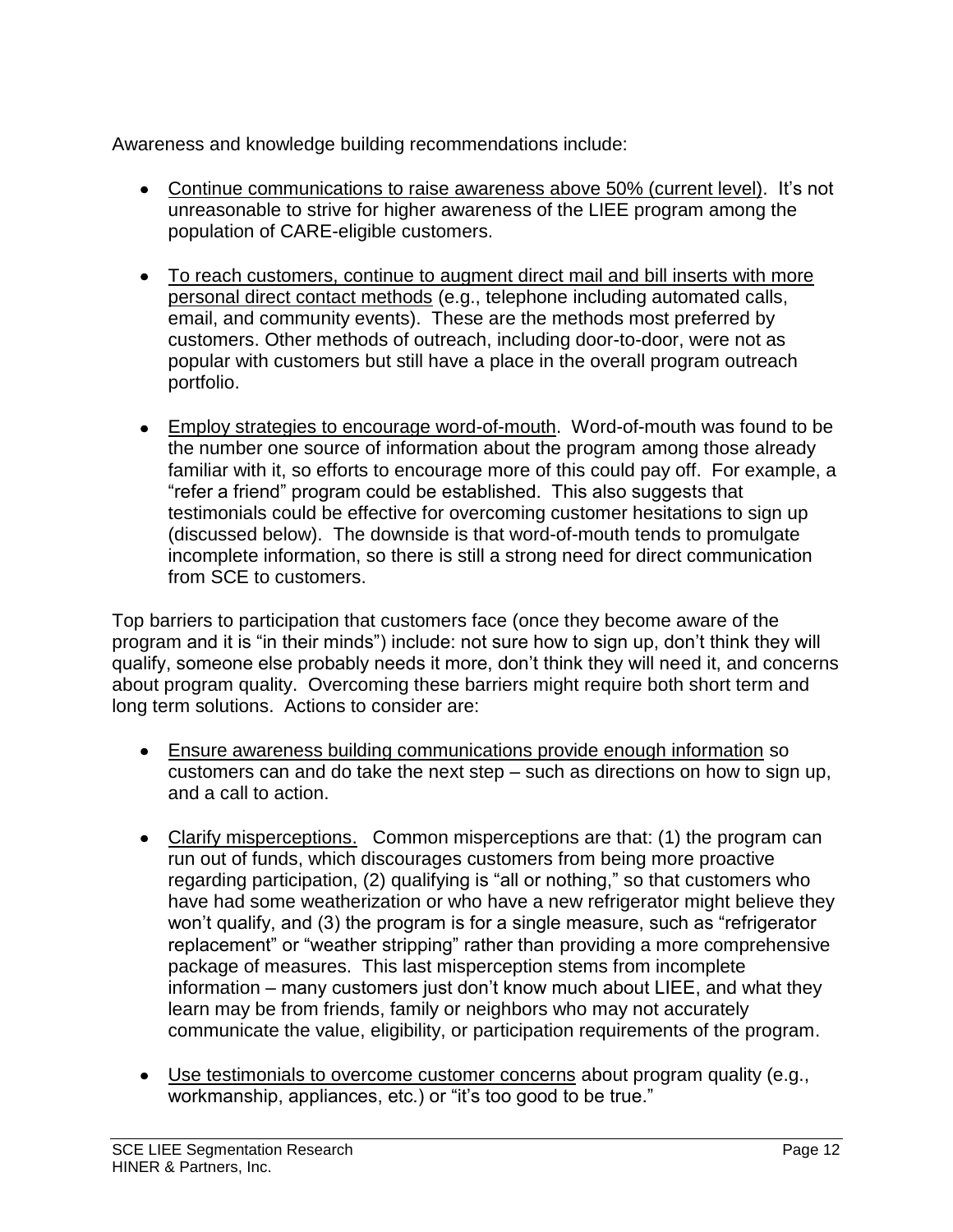Awareness and knowledge building recommendations include:

- Continue communications to raise awareness above 50% (current level). It's not unreasonable to strive for higher awareness of the LIEE program among the population of CARE-eligible customers.

- To reach customers, continue to augment direct mail and bill inserts with more personal direct contact methods (e.g., telephone including automated calls, email, and community events). These are the methods most preferred by customers. Other methods of outreach, including door-to-door, were not as popular with customers but still have a place in the overall program outreach portfolio.

- Employ strategies to encourage word-of-mouth. Word-of-mouth was found to be the number one source of information about the program among those already familiar with it, so efforts to encourage more of this could pay off. For example, a "refer a friend" program could be established. This also suggests that testimonials could be effective for overcoming customer hesitations to sign up (discussed below). The downside is that word-of-mouth tends to promulgate incomplete information, so there is still a strong need for direct communication from SCE to customers.

Top barriers to participation that customers face (once they become aware of the program and it is "in their minds") include: not sure how to sign up, don't think they will qualify, someone else probably needs it more, don't think they will need it, and concerns about program quality. Overcoming these barriers might require both short term and long term solutions. Actions to consider are:

- Ensure awareness building communications provide enough information so customers can and do take the next step – such as directions on how to sign up, and a call to action.

- Clarify misperceptions. Common misperceptions are that: (1) the program can run out of funds, which discourages customers from being more proactive regarding participation, (2) qualifying is "all or nothing," so that customers who have had some weatherization or who have a new refrigerator might believe they won't qualify, and (3) the program is for a single measure, such as "refrigerator replacement" or "weather stripping" rather than providing a more comprehensive package of measures. This last misperception stems from incomplete information – many customers just don't know much about LIEE, and what they learn may be from friends, family or neighbors who may not accurately communicate the value, eligibility, or participation requirements of the program.

- Use testimonials to overcome customer concerns about program quality (e.g., workmanship, appliances, etc.) or "it's too good to be true."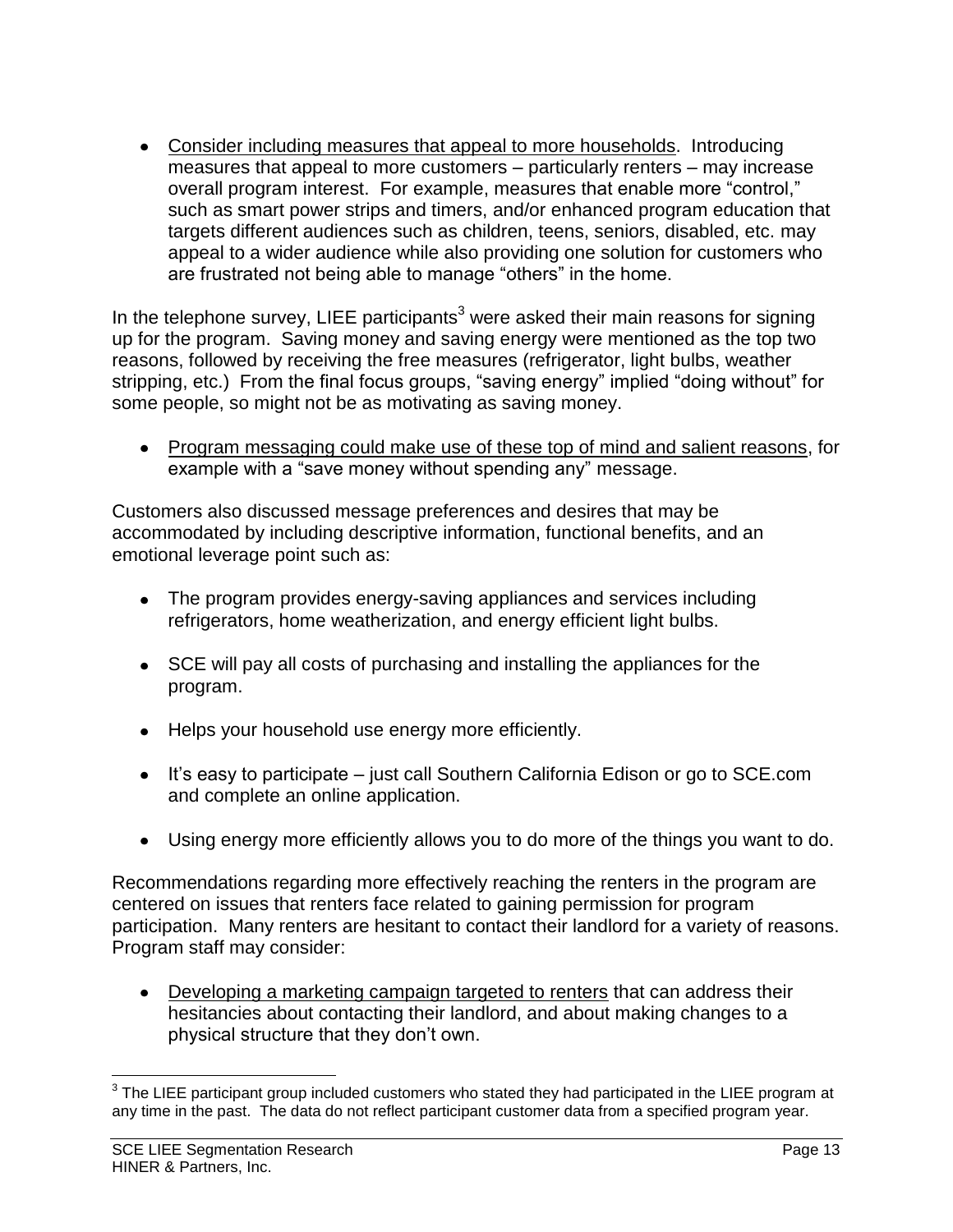- Consider including measures that appeal to more households. Introducing measures that appeal to more customers – particularly renters – may increase overall program interest. For example, measures that enable more "control," such as smart power strips and timers, and/or enhanced program education that targets different audiences such as children, teens, seniors, disabled, etc. may appeal to a wider audience while also providing one solution for customers who are frustrated not being able to manage "others" in the home.

In the telephone survey, LIEE participants[3] were asked their main reasons for signing up for the program. Saving money and saving energy were mentioned as the top two reasons, followed by receiving the free measures (refrigerator, light bulbs, weather stripping, etc.) From the final focus groups, "saving energy" implied "doing without" for some people, so might not be as motivating as saving money.

- Program messaging could make use of these top of mind and salient reasons, for example with a "save money without spending any" message.

Customers also discussed message preferences and desires that may be accommodated by including descriptive information, functional benefits, and an emotional leverage point such as:

- The program provides energy-saving appliances and services including refrigerators, home weatherization, and energy efficient light bulbs.
- SCE will pay all costs of purchasing and installing the appliances for the program.
- Helps your household use energy more efficiently.
- It's easy to participate – just call Southern California Edison or go to SCE.com and complete an online application.
- Using energy more efficiently allows you to do more of the things you want to do.

Recommendations regarding more effectively reaching the renters in the program are centered on issues that renters face related to gaining permission for program participation. Many renters are hesitant to contact their landlord for a variety of reasons. Program staff may consider:

- Developing a marketing campaign targeted to renters that can address their hesitancies about contacting their landlord, and about making changes to a physical structure that they don't own.

[3] The LIEE participant group included customers who stated they had participated in the LIEE program at any time in the past. The data do not reflect participant customer data from a specified program year.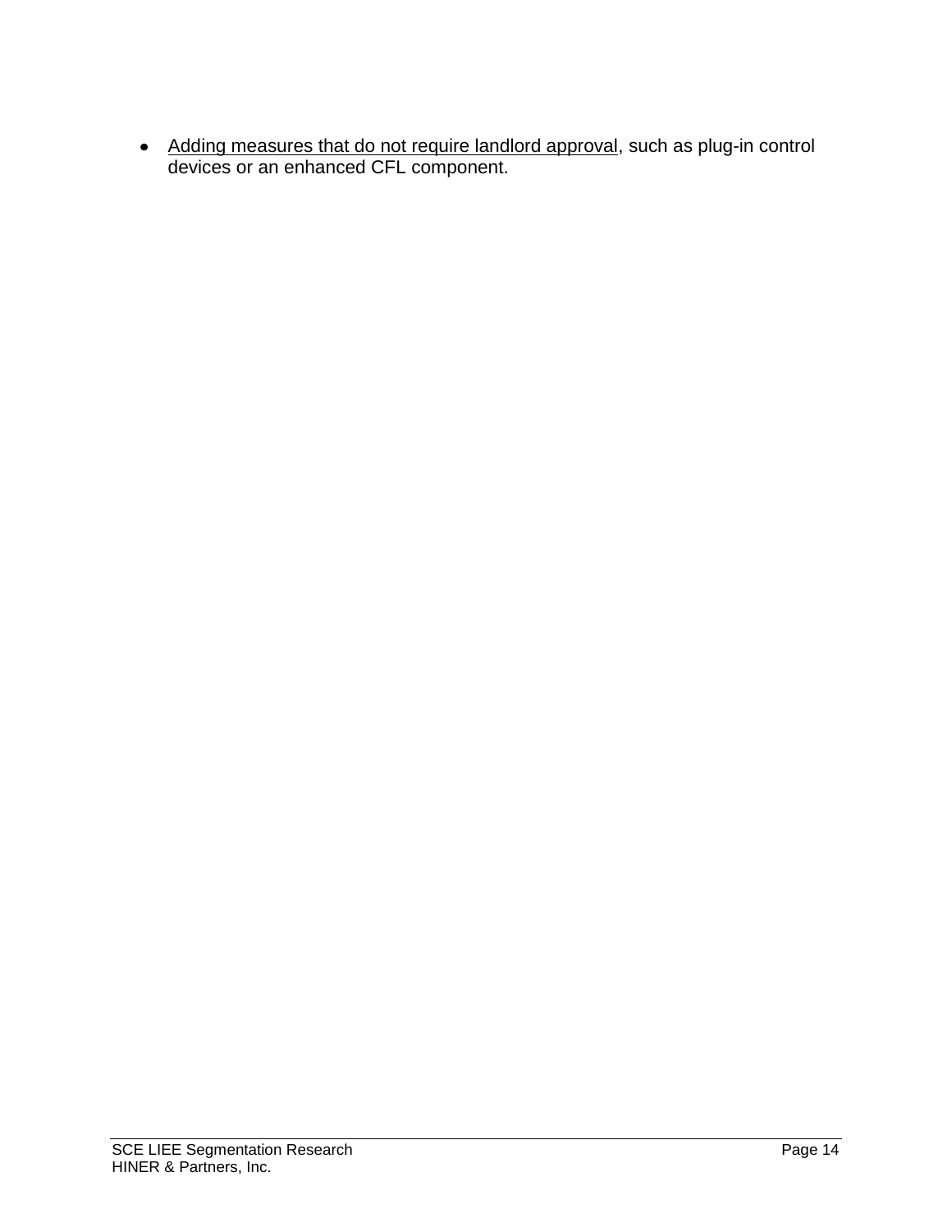- <u>Adding measures that do not require landlord approval</u>, such as plug-in control devices or an enhanced CFL component.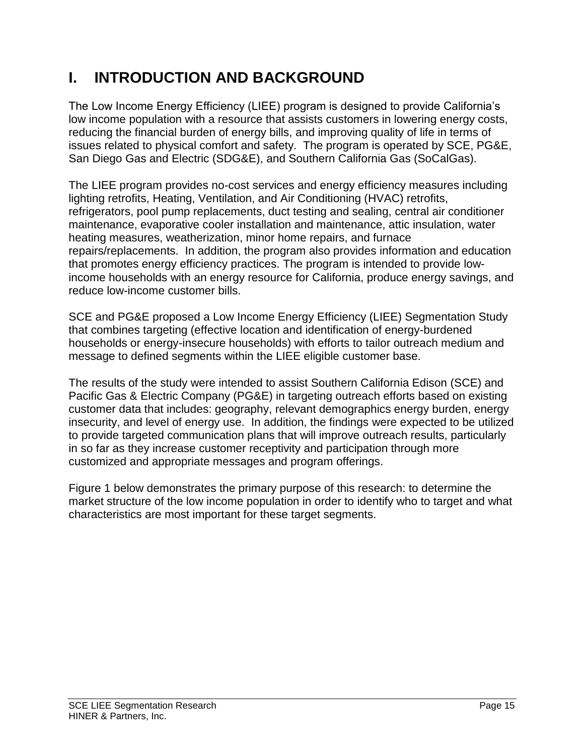# I. INTRODUCTION AND BACKGROUND

The Low Income Energy Efficiency (LIEE) program is designed to provide California's low income population with a resource that assists customers in lowering energy costs, reducing the financial burden of energy bills, and improving quality of life in terms of issues related to physical comfort and safety. The program is operated by SCE, PG&E, San Diego Gas and Electric (SDG&E), and Southern California Gas (SoCalGas).

The LIEE program provides no-cost services and energy efficiency measures including lighting retrofits, Heating, Ventilation, and Air Conditioning (HVAC) retrofits, refrigerators, pool pump replacements, duct testing and sealing, central air conditioner maintenance, evaporative cooler installation and maintenance, attic insulation, water heating measures, weatherization, minor home repairs, and furnace repairs/replacements. In addition, the program also provides information and education that promotes energy efficiency practices. The program is intended to provide low-income households with an energy resource for California, produce energy savings, and reduce low-income customer bills.

SCE and PG&E proposed a Low Income Energy Efficiency (LIEE) Segmentation Study that combines targeting (effective location and identification of energy-burdened households or energy-insecure households) with efforts to tailor outreach medium and message to defined segments within the LIEE eligible customer base.

The results of the study were intended to assist Southern California Edison (SCE) and Pacific Gas & Electric Company (PG&E) in targeting outreach efforts based on existing customer data that includes: geography, relevant demographics energy burden, energy insecurity, and level of energy use. In addition, the findings were expected to be utilized to provide targeted communication plans that will improve outreach results, particularly in so far as they increase customer receptivity and participation through more customized and appropriate messages and program offerings.

Figure 1 below demonstrates the primary purpose of this research: to determine the market structure of the low income population in order to identify who to target and what characteristics are most important for these target segments.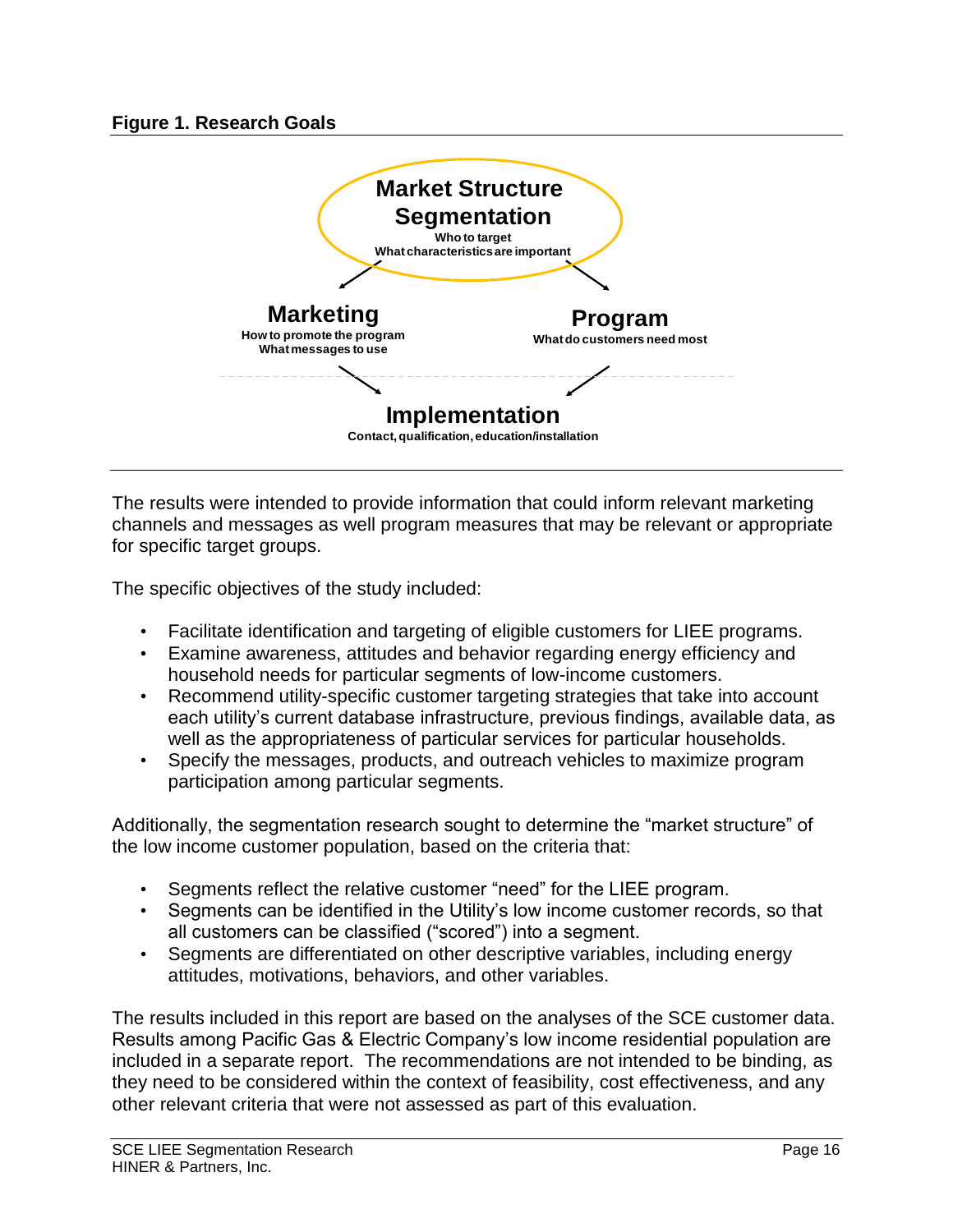**Figure 1. Research Goals**

**Market Structure Segmentation**
Who to target
What characteristics are important

**Marketing**
How to promote the program
What messages to use

**Program**
What do customers need most

**Implementation**
Contact, qualification, education/installation

The results were intended to provide information that could inform relevant marketing channels and messages as well program measures that may be relevant or appropriate for specific target groups.

The specific objectives of the study included:

- Facilitate identification and targeting of eligible customers for LIEE programs.
- Examine awareness, attitudes and behavior regarding energy efficiency and household needs for particular segments of low-income customers.
- Recommend utility-specific customer targeting strategies that take into account each utility's current database infrastructure, previous findings, available data, as well as the appropriateness of particular services for particular households.
- Specify the messages, products, and outreach vehicles to maximize program participation among particular segments.

Additionally, the segmentation research sought to determine the "market structure" of the low income customer population, based on the criteria that:

- Segments reflect the relative customer "need" for the LIEE program.
- Segments can be identified in the Utility's low income customer records, so that all customers can be classified ("scored") into a segment.
- Segments are differentiated on other descriptive variables, including energy attitudes, motivations, behaviors, and other variables.

The results included in this report are based on the analyses of the SCE customer data. Results among Pacific Gas & Electric Company's low income residential population are included in a separate report. The recommendations are not intended to be binding, as they need to be considered within the context of feasibility, cost effectiveness, and any other relevant criteria that were not assessed as part of this evaluation.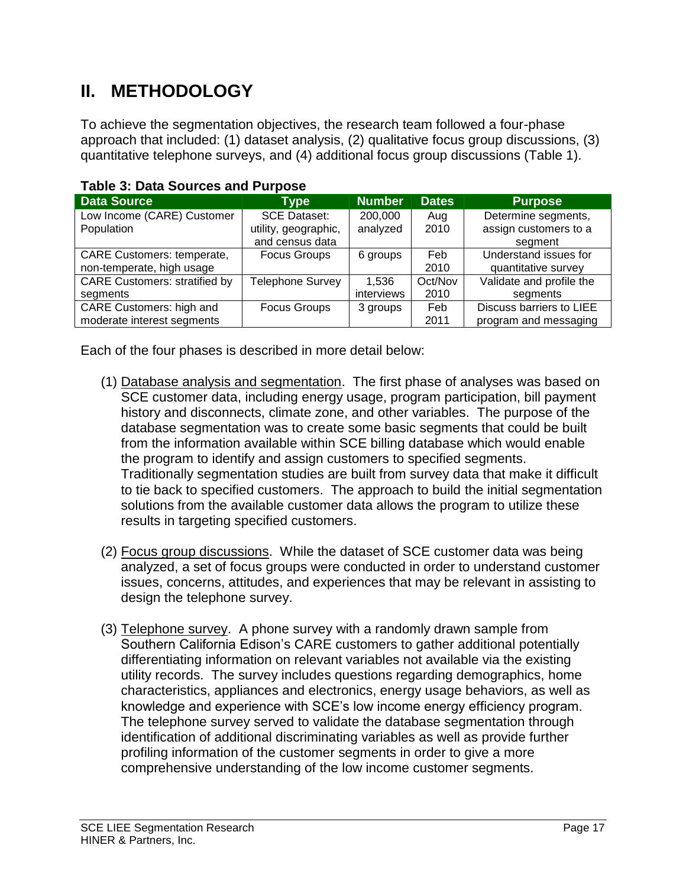## II. METHODOLOGY

To achieve the segmentation objectives, the research team followed a four-phase approach that included: (1) dataset analysis, (2) qualitative focus group discussions, (3) quantitative telephone surveys, and (4) additional focus group discussions (Table 1).

**Table 3: Data Sources and Purpose**

| Data Source | Type | Number | Dates | Purpose |
|---|---|---|---|---|
| Low Income (CARE) Customer Population | SCE Dataset: utility, geographic, and census data | 200,000 analyzed | Aug 2010 | Determine segments, assign customers to a segment |
| CARE Customers: temperate, non-temperate, high usage | Focus Groups | 6 groups | Feb 2010 | Understand issues for quantitative survey |
| CARE Customers: stratified by segments | Telephone Survey | 1,536 interviews | Oct/Nov 2010 | Validate and profile the segments |
| CARE Customers: high and moderate interest segments | Focus Groups | 3 groups | Feb 2011 | Discuss barriers to LIEE program and messaging |

Each of the four phases is described in more detail below:

(1) Database analysis and segmentation. The first phase of analyses was based on SCE customer data, including energy usage, program participation, bill payment history and disconnects, climate zone, and other variables. The purpose of the database segmentation was to create some basic segments that could be built from the information available within SCE billing database which would enable the program to identify and assign customers to specified segments. Traditionally segmentation studies are built from survey data that make it difficult to tie back to specified customers. The approach to build the initial segmentation solutions from the available customer data allows the program to utilize these results in targeting specified customers.

(2) Focus group discussions. While the dataset of SCE customer data was being analyzed, a set of focus groups were conducted in order to understand customer issues, concerns, attitudes, and experiences that may be relevant in assisting to design the telephone survey.

(3) Telephone survey. A phone survey with a randomly drawn sample from Southern California Edison's CARE customers to gather additional potentially differentiating information on relevant variables not available via the existing utility records. The survey includes questions regarding demographics, home characteristics, appliances and electronics, energy usage behaviors, as well as knowledge and experience with SCE's low income energy efficiency program. The telephone survey served to validate the database segmentation through identification of additional discriminating variables as well as provide further profiling information of the customer segments in order to give a more comprehensive understanding of the low income customer segments.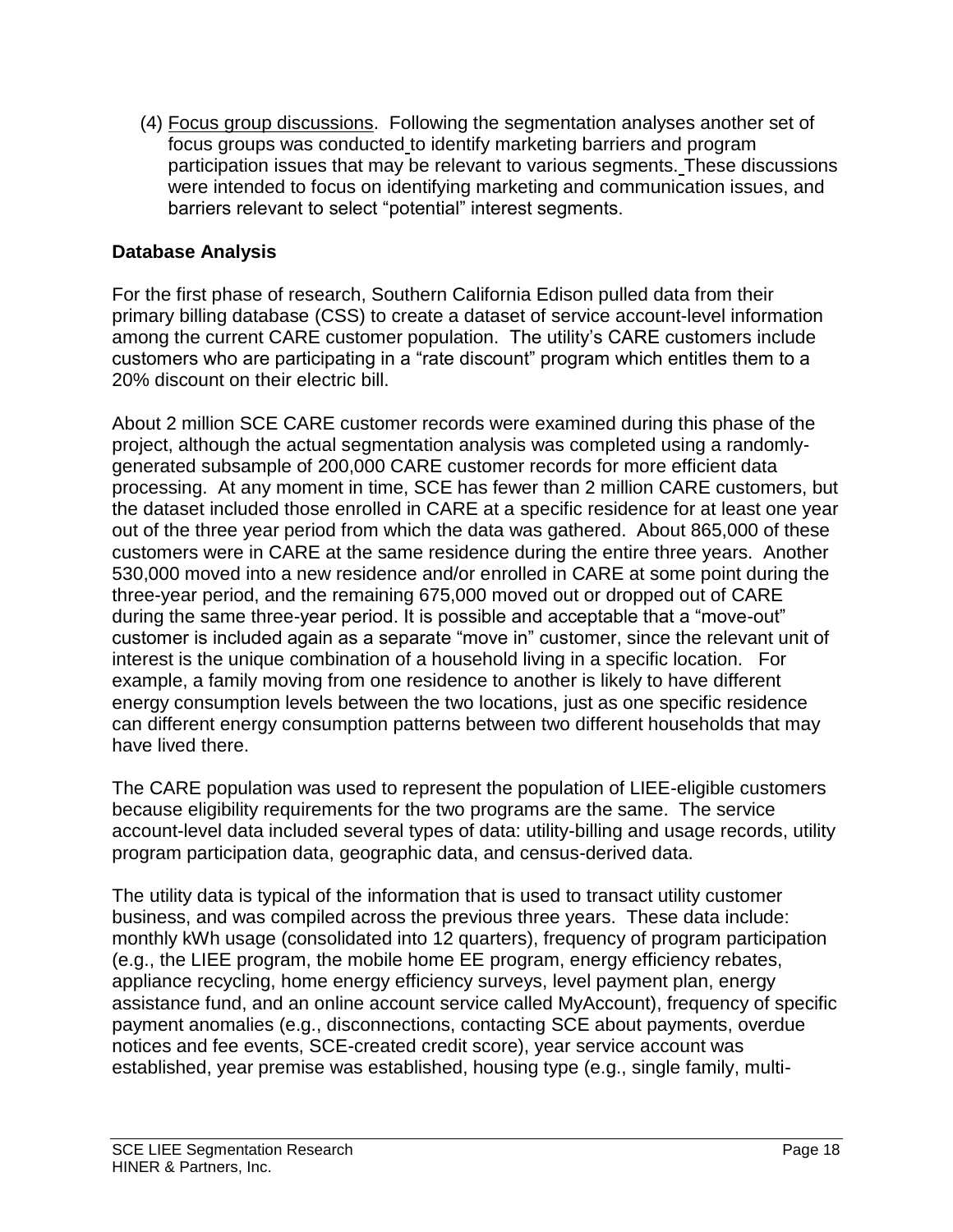(4) Focus group discussions. Following the segmentation analyses another set of focus groups was conducted to identify marketing barriers and program participation issues that may be relevant to various segments. These discussions were intended to focus on identifying marketing and communication issues, and barriers relevant to select "potential" interest segments.

**Database Analysis**

For the first phase of research, Southern California Edison pulled data from their primary billing database (CSS) to create a dataset of service account-level information among the current CARE customer population. The utility's CARE customers include customers who are participating in a "rate discount" program which entitles them to a 20% discount on their electric bill.

About 2 million SCE CARE customer records were examined during this phase of the project, although the actual segmentation analysis was completed using a randomly-generated subsample of 200,000 CARE customer records for more efficient data processing. At any moment in time, SCE has fewer than 2 million CARE customers, but the dataset included those enrolled in CARE at a specific residence for at least one year out of the three year period from which the data was gathered. About 865,000 of these customers were in CARE at the same residence during the entire three years. Another 530,000 moved into a new residence and/or enrolled in CARE at some point during the three-year period, and the remaining 675,000 moved out or dropped out of CARE during the same three-year period. It is possible and acceptable that a "move-out" customer is included again as a separate "move in" customer, since the relevant unit of interest is the unique combination of a household living in a specific location. For example, a family moving from one residence to another is likely to have different energy consumption levels between the two locations, just as one specific residence can different energy consumption patterns between two different households that may have lived there.

The CARE population was used to represent the population of LIEE-eligible customers because eligibility requirements for the two programs are the same. The service account-level data included several types of data: utility-billing and usage records, utility program participation data, geographic data, and census-derived data.

The utility data is typical of the information that is used to transact utility customer business, and was compiled across the previous three years. These data include: monthly kWh usage (consolidated into 12 quarters), frequency of program participation (e.g., the LIEE program, the mobile home EE program, energy efficiency rebates, appliance recycling, home energy efficiency surveys, level payment plan, energy assistance fund, and an online account service called MyAccount), frequency of specific payment anomalies (e.g., disconnections, contacting SCE about payments, overdue notices and fee events, SCE-created credit score), year service account was established, year premise was established, housing type (e.g., single family, multi-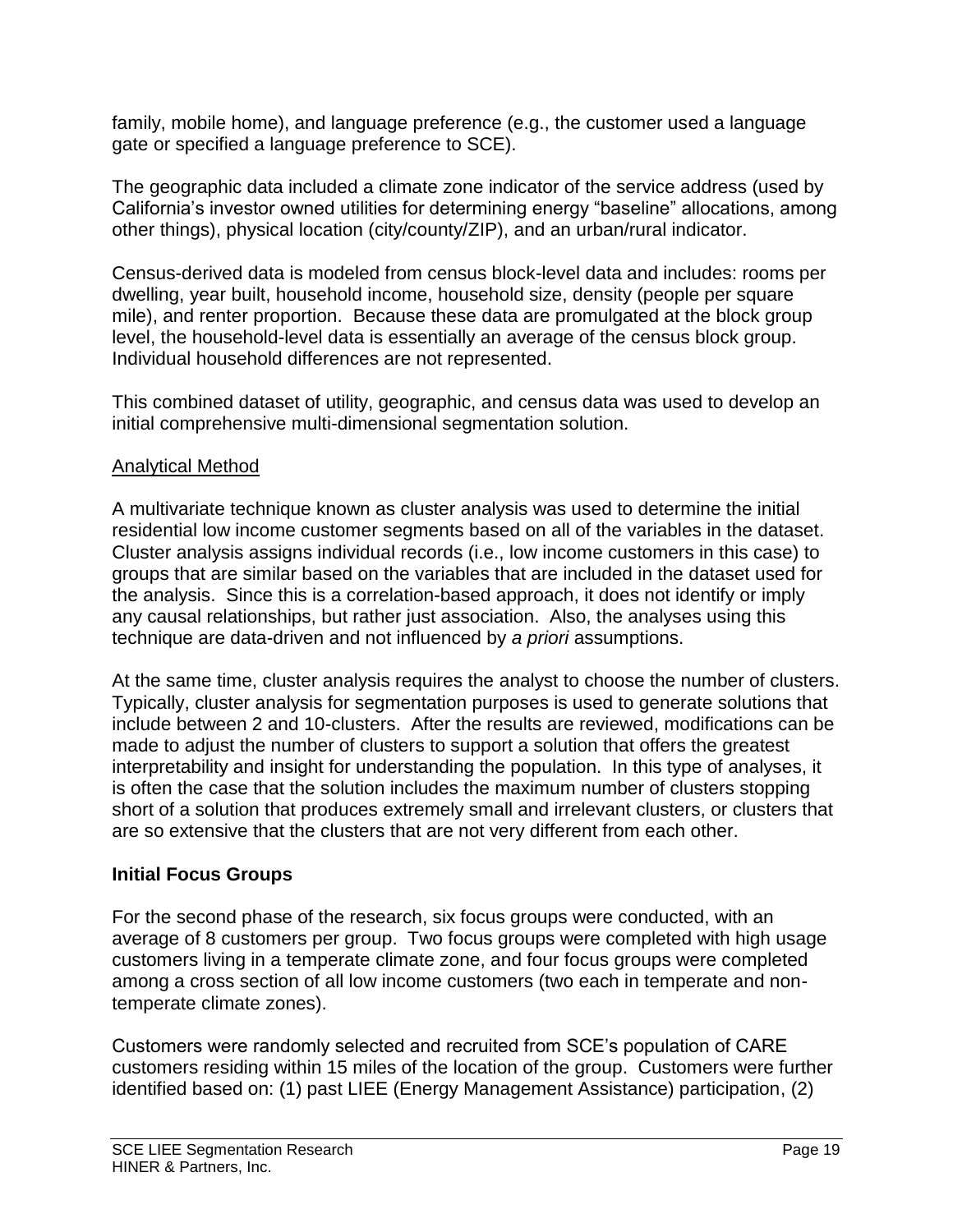family, mobile home), and language preference (e.g., the customer used a language gate or specified a language preference to SCE).

The geographic data included a climate zone indicator of the service address (used by California's investor owned utilities for determining energy "baseline" allocations, among other things), physical location (city/county/ZIP), and an urban/rural indicator.

Census-derived data is modeled from census block-level data and includes: rooms per dwelling, year built, household income, household size, density (people per square mile), and renter proportion. Because these data are promulgated at the block group level, the household-level data is essentially an average of the census block group. Individual household differences are not represented.

This combined dataset of utility, geographic, and census data was used to develop an initial comprehensive multi-dimensional segmentation solution.

<u>Analytical Method</u>

A multivariate technique known as cluster analysis was used to determine the initial residential low income customer segments based on all of the variables in the dataset. Cluster analysis assigns individual records (i.e., low income customers in this case) to groups that are similar based on the variables that are included in the dataset used for the analysis. Since this is a correlation-based approach, it does not identify or imply any causal relationships, but rather just association. Also, the analyses using this technique are data-driven and not influenced by *a priori* assumptions.

At the same time, cluster analysis requires the analyst to choose the number of clusters. Typically, cluster analysis for segmentation purposes is used to generate solutions that include between 2 and 10-clusters. After the results are reviewed, modifications can be made to adjust the number of clusters to support a solution that offers the greatest interpretability and insight for understanding the population. In this type of analyses, it is often the case that the solution includes the maximum number of clusters stopping short of a solution that produces extremely small and irrelevant clusters, or clusters that are so extensive that the clusters that are not very different from each other.

**Initial Focus Groups**

For the second phase of the research, six focus groups were conducted, with an average of 8 customers per group. Two focus groups were completed with high usage customers living in a temperate climate zone, and four focus groups were completed among a cross section of all low income customers (two each in temperate and non-temperate climate zones).

Customers were randomly selected and recruited from SCE's population of CARE customers residing within 15 miles of the location of the group. Customers were further identified based on: (1) past LIEE (Energy Management Assistance) participation, (2)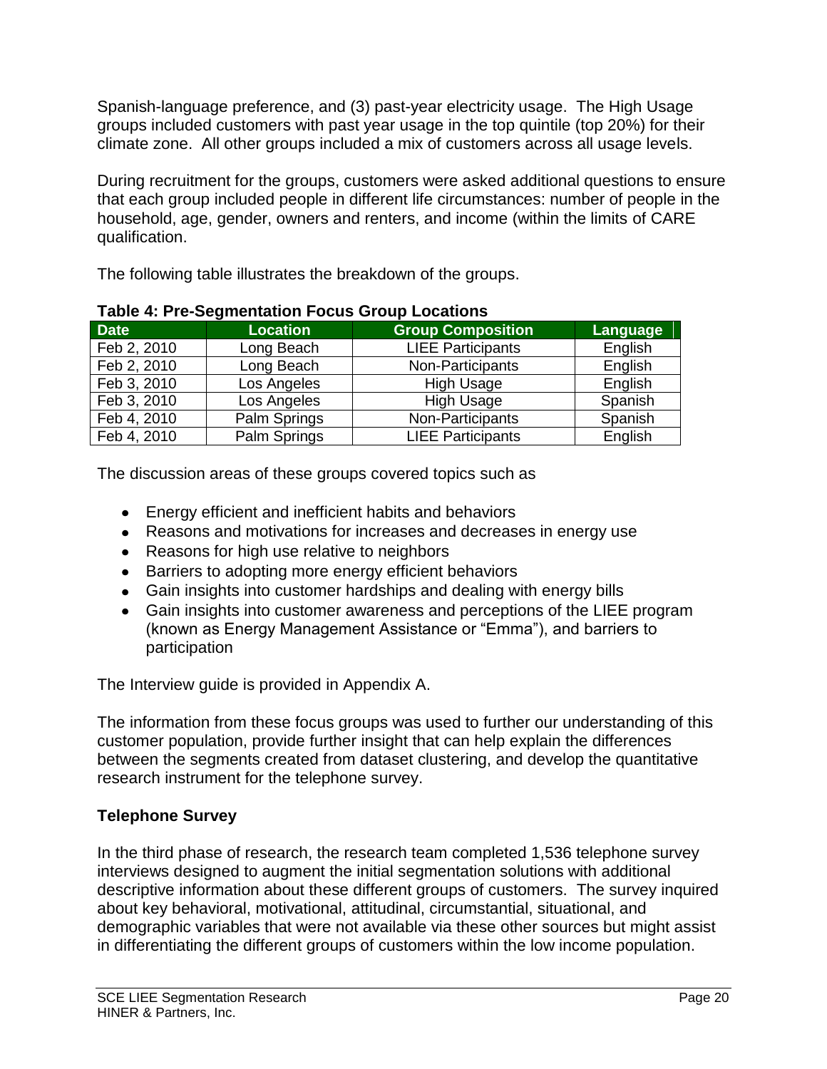Spanish-language preference, and (3) past-year electricity usage. The High Usage groups included customers with past year usage in the top quintile (top 20%) for their climate zone. All other groups included a mix of customers across all usage levels.

During recruitment for the groups, customers were asked additional questions to ensure that each group included people in different life circumstances: number of people in the household, age, gender, owners and renters, and income (within the limits of CARE qualification.

The following table illustrates the breakdown of the groups.

**Table 4: Pre-Segmentation Focus Group Locations**

| Date | Location | Group Composition | Language |
|---|---|---|---|
| Feb 2, 2010 | Long Beach | LIEE Participants | English |
| Feb 2, 2010 | Long Beach | Non-Participants | English |
| Feb 3, 2010 | Los Angeles | High Usage | English |
| Feb 3, 2010 | Los Angeles | High Usage | Spanish |
| Feb 4, 2010 | Palm Springs | Non-Participants | Spanish |
| Feb 4, 2010 | Palm Springs | LIEE Participants | English |

The discussion areas of these groups covered topics such as

- Energy efficient and inefficient habits and behaviors
- Reasons and motivations for increases and decreases in energy use
- Reasons for high use relative to neighbors
- Barriers to adopting more energy efficient behaviors
- Gain insights into customer hardships and dealing with energy bills
- Gain insights into customer awareness and perceptions of the LIEE program (known as Energy Management Assistance or "Emma"), and barriers to participation

The Interview guide is provided in Appendix A.

The information from these focus groups was used to further our understanding of this customer population, provide further insight that can help explain the differences between the segments created from dataset clustering, and develop the quantitative research instrument for the telephone survey.

### Telephone Survey

In the third phase of research, the research team completed 1,536 telephone survey interviews designed to augment the initial segmentation solutions with additional descriptive information about these different groups of customers. The survey inquired about key behavioral, motivational, attitudinal, circumstantial, situational, and demographic variables that were not available via these other sources but might assist in differentiating the different groups of customers within the low income population.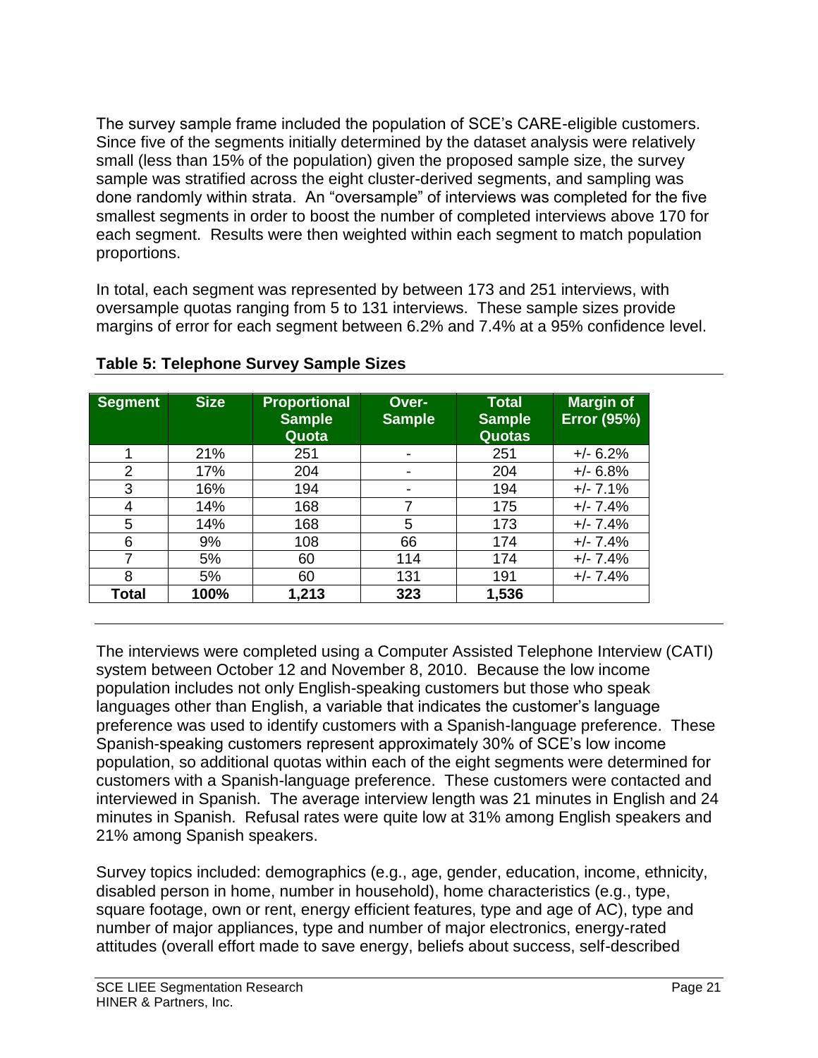The survey sample frame included the population of SCE's CARE-eligible customers. Since five of the segments initially determined by the dataset analysis were relatively small (less than 15% of the population) given the proposed sample size, the survey sample was stratified across the eight cluster-derived segments, and sampling was done randomly within strata. An "oversample" of interviews was completed for the five smallest segments in order to boost the number of completed interviews above 170 for each segment. Results were then weighted within each segment to match population proportions.

In total, each segment was represented by between 173 and 251 interviews, with oversample quotas ranging from 5 to 131 interviews. These sample sizes provide margins of error for each segment between 6.2% and 7.4% at a 95% confidence level.

**Table 5: Telephone Survey Sample Sizes**

| Segment | Size | Proportional Sample Quota | Over-Sample | Total Sample Quotas | Margin of Error (95%) |
|---|---|---|---|---|---|
| 1 | 21% | 251 | - | 251 | +/- 6.2% |
| 2 | 17% | 204 | - | 204 | +/- 6.8% |
| 3 | 16% | 194 | - | 194 | +/- 7.1% |
| 4 | 14% | 168 | 7 | 175 | +/- 7.4% |
| 5 | 14% | 168 | 5 | 173 | +/- 7.4% |
| 6 | 9% | 108 | 66 | 174 | +/- 7.4% |
| 7 | 5% | 60 | 114 | 174 | +/- 7.4% |
| 8 | 5% | 60 | 131 | 191 | +/- 7.4% |
| **Total** | **100%** | **1,213** | **323** | **1,536** | |

The interviews were completed using a Computer Assisted Telephone Interview (CATI) system between October 12 and November 8, 2010. Because the low income population includes not only English-speaking customers but those who speak languages other than English, a variable that indicates the customer's language preference was used to identify customers with a Spanish-language preference. These Spanish-speaking customers represent approximately 30% of SCE's low income population, so additional quotas within each of the eight segments were determined for customers with a Spanish-language preference. These customers were contacted and interviewed in Spanish. The average interview length was 21 minutes in English and 24 minutes in Spanish. Refusal rates were quite low at 31% among English speakers and 21% among Spanish speakers.

Survey topics included: demographics (e.g., age, gender, education, income, ethnicity, disabled person in home, number in household), home characteristics (e.g., type, square footage, own or rent, energy efficient features, type and age of AC), type and number of major appliances, type and number of major electronics, energy-rated attitudes (overall effort made to save energy, beliefs about success, self-described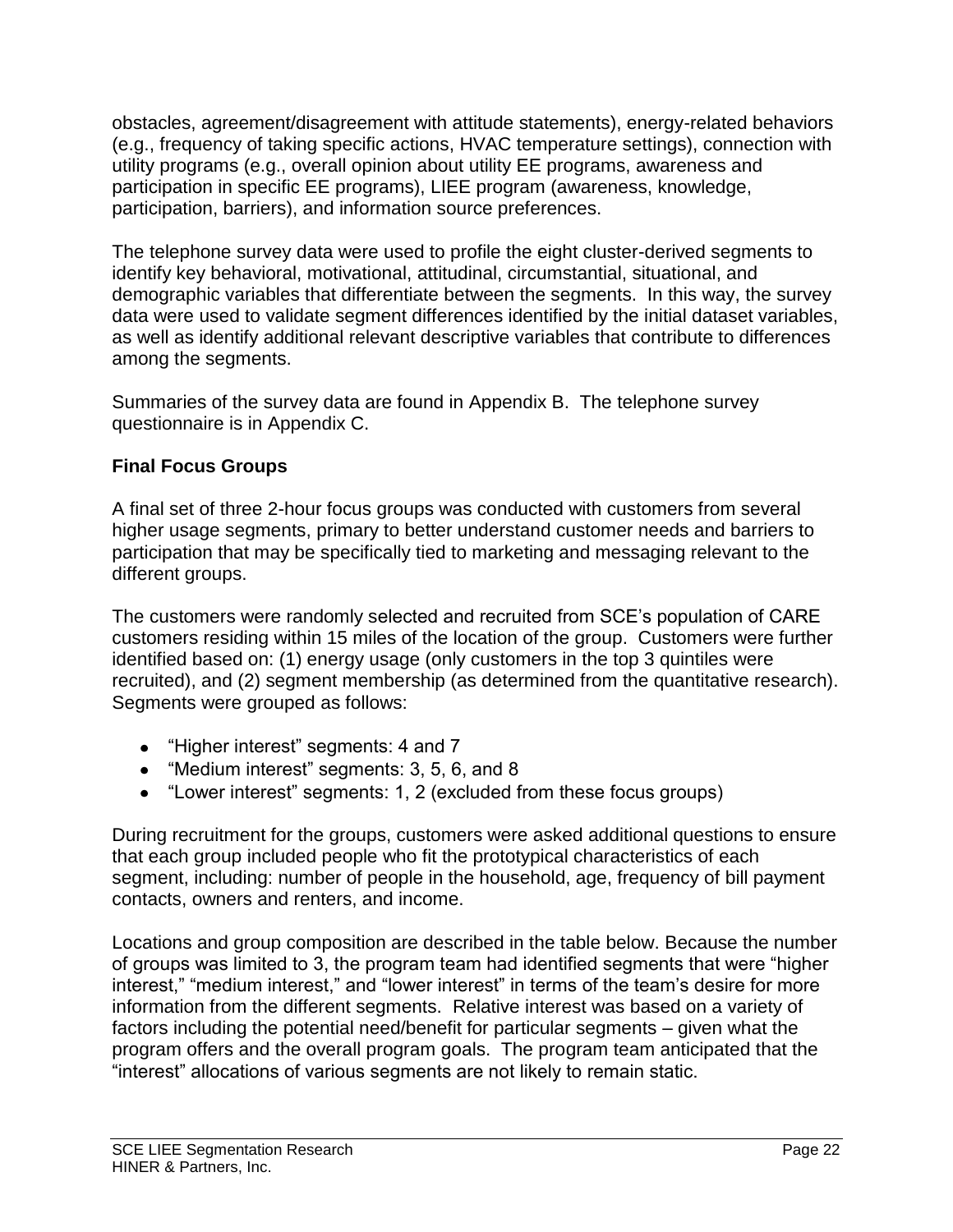obstacles, agreement/disagreement with attitude statements), energy-related behaviors (e.g., frequency of taking specific actions, HVAC temperature settings), connection with utility programs (e.g., overall opinion about utility EE programs, awareness and participation in specific EE programs), LIEE program (awareness, knowledge, participation, barriers), and information source preferences.

The telephone survey data were used to profile the eight cluster-derived segments to identify key behavioral, motivational, attitudinal, circumstantial, situational, and demographic variables that differentiate between the segments. In this way, the survey data were used to validate segment differences identified by the initial dataset variables, as well as identify additional relevant descriptive variables that contribute to differences among the segments.

Summaries of the survey data are found in Appendix B. The telephone survey questionnaire is in Appendix C.

**Final Focus Groups**

A final set of three 2-hour focus groups was conducted with customers from several higher usage segments, primary to better understand customer needs and barriers to participation that may be specifically tied to marketing and messaging relevant to the different groups.

The customers were randomly selected and recruited from SCE's population of CARE customers residing within 15 miles of the location of the group. Customers were further identified based on: (1) energy usage (only customers in the top 3 quintiles were recruited), and (2) segment membership (as determined from the quantitative research). Segments were grouped as follows:

- "Higher interest" segments: 4 and 7
- "Medium interest" segments: 3, 5, 6, and 8
- "Lower interest" segments: 1, 2 (excluded from these focus groups)

During recruitment for the groups, customers were asked additional questions to ensure that each group included people who fit the prototypical characteristics of each segment, including: number of people in the household, age, frequency of bill payment contacts, owners and renters, and income.

Locations and group composition are described in the table below. Because the number of groups was limited to 3, the program team had identified segments that were "higher interest," "medium interest," and "lower interest" in terms of the team's desire for more information from the different segments. Relative interest was based on a variety of factors including the potential need/benefit for particular segments – given what the program offers and the overall program goals. The program team anticipated that the "interest" allocations of various segments are not likely to remain static.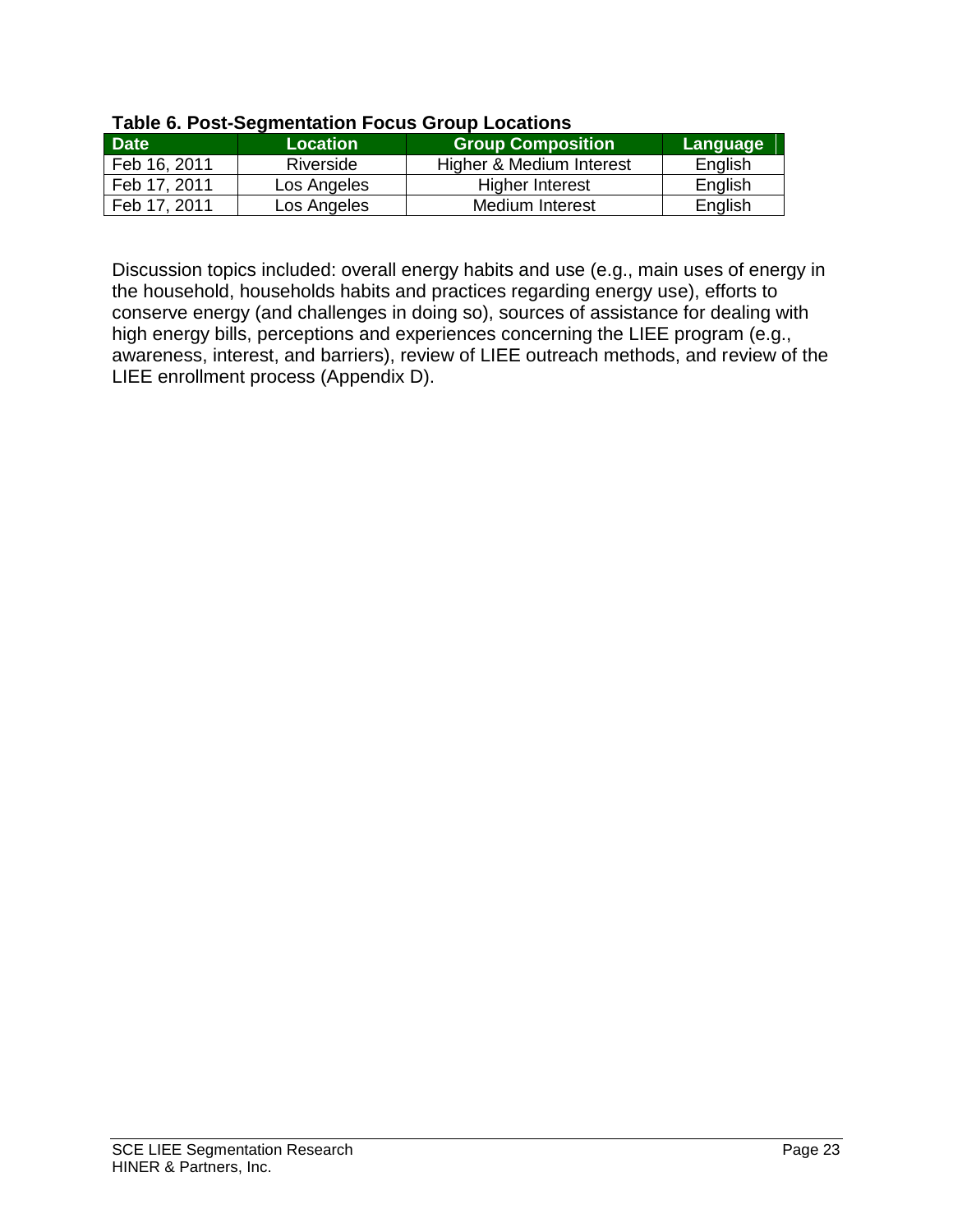**Table 6. Post-Segmentation Focus Group Locations**

| Date | Location | Group Composition | Language |
|---|---|---|---|
| Feb 16, 2011 | Riverside | Higher & Medium Interest | English |
| Feb 17, 2011 | Los Angeles | Higher Interest | English |
| Feb 17, 2011 | Los Angeles | Medium Interest | English |

Discussion topics included: overall energy habits and use (e.g., main uses of energy in the household, households habits and practices regarding energy use), efforts to conserve energy (and challenges in doing so), sources of assistance for dealing with high energy bills, perceptions and experiences concerning the LIEE program (e.g., awareness, interest, and barriers), review of LIEE outreach methods, and review of the LIEE enrollment process (Appendix D).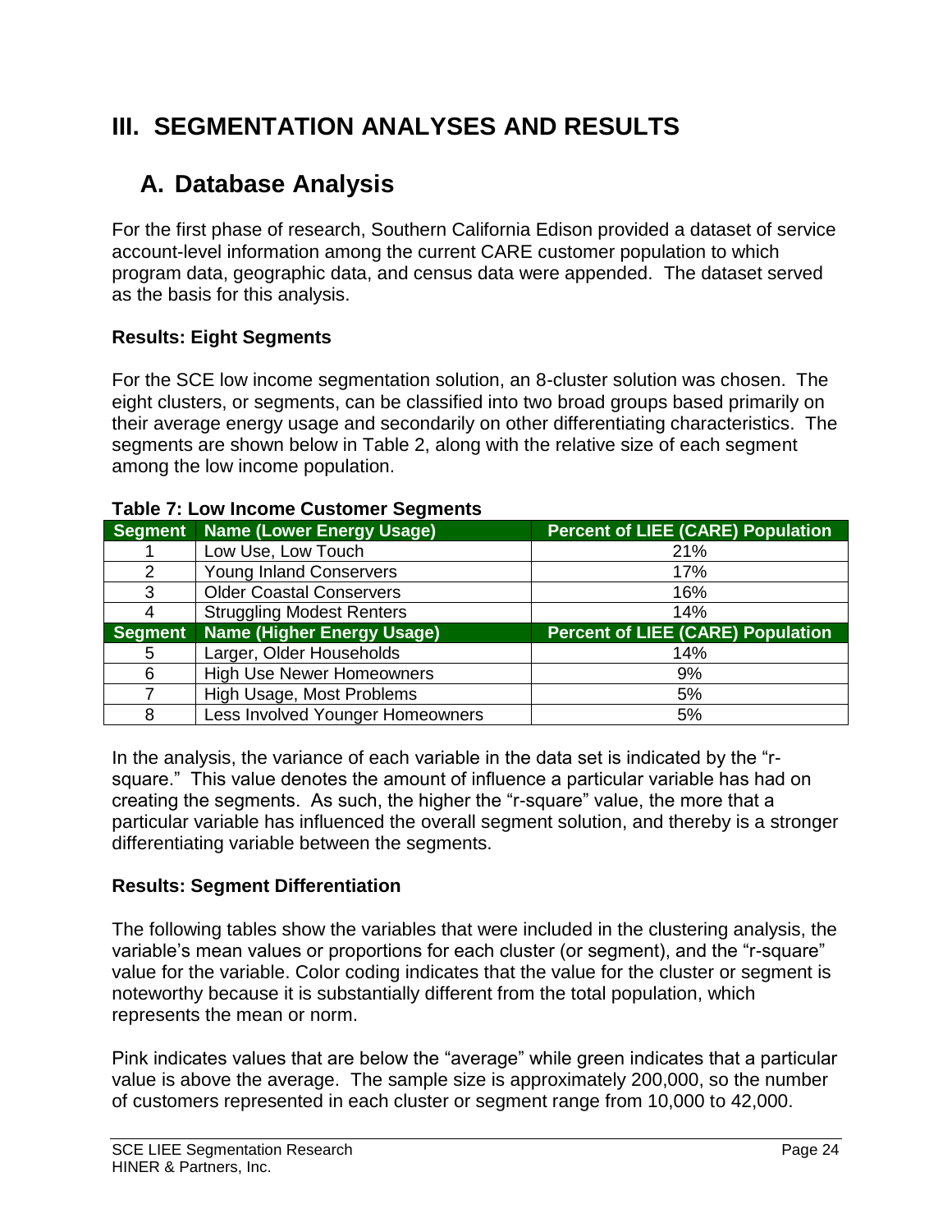# III. SEGMENTATION ANALYSES AND RESULTS

## A. Database Analysis

For the first phase of research, Southern California Edison provided a dataset of service account-level information among the current CARE customer population to which program data, geographic data, and census data were appended. The dataset served as the basis for this analysis.

### Results: Eight Segments

For the SCE low income segmentation solution, an 8-cluster solution was chosen. The eight clusters, or segments, can be classified into two broad groups based primarily on their average energy usage and secondarily on other differentiating characteristics. The segments are shown below in Table 2, along with the relative size of each segment among the low income population.

**Table 7: Low Income Customer Segments**

| Segment | Name (Lower Energy Usage) | Percent of LIEE (CARE) Population |
|---|---|---|
| 1 | Low Use, Low Touch | 21% |
| 2 | Young Inland Conservers | 17% |
| 3 | Older Coastal Conservers | 16% |
| 4 | Struggling Modest Renters | 14% |
| **Segment** | **Name (Higher Energy Usage)** | **Percent of LIEE (CARE) Population** |
| 5 | Larger, Older Households | 14% |
| 6 | High Use Newer Homeowners | 9% |
| 7 | High Usage, Most Problems | 5% |
| 8 | Less Involved Younger Homeowners | 5% |

In the analysis, the variance of each variable in the data set is indicated by the "r-square." This value denotes the amount of influence a particular variable has had on creating the segments. As such, the higher the "r-square" value, the more that a particular variable has influenced the overall segment solution, and thereby is a stronger differentiating variable between the segments.

### Results: Segment Differentiation

The following tables show the variables that were included in the clustering analysis, the variable's mean values or proportions for each cluster (or segment), and the "r-square" value for the variable. Color coding indicates that the value for the cluster or segment is noteworthy because it is substantially different from the total population, which represents the mean or norm.

Pink indicates values that are below the "average" while green indicates that a particular value is above the average. The sample size is approximately 200,000, so the number of customers represented in each cluster or segment range from 10,000 to 42,000.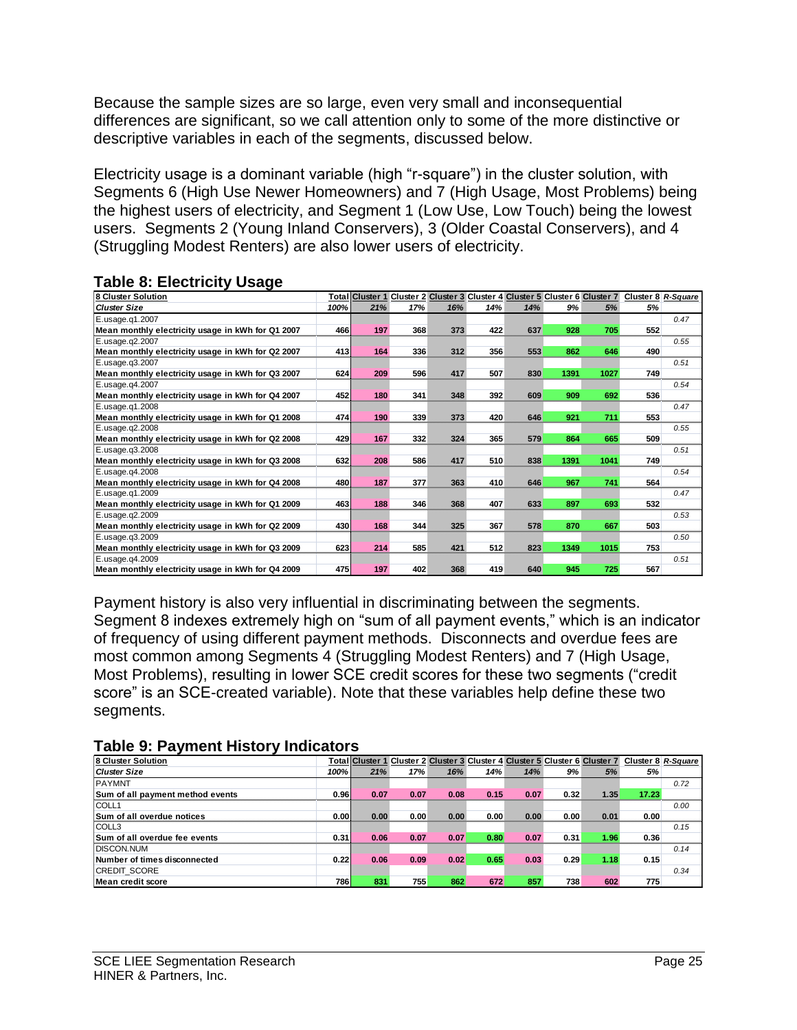Because the sample sizes are so large, even very small and inconsequential differences are significant, so we call attention only to some of the more distinctive or descriptive variables in each of the segments, discussed below.

Electricity usage is a dominant variable (high "r-square") in the cluster solution, with Segments 6 (High Use Newer Homeowners) and 7 (High Usage, Most Problems) being the highest users of electricity, and Segment 1 (Low Use, Low Touch) being the lowest users. Segments 2 (Young Inland Conservers), 3 (Older Coastal Conservers), and 4 (Struggling Modest Renters) are also lower users of electricity.

### Table 8: Electricity Usage

| 8 Cluster Solution | Total | Cluster 1 | Cluster 2 | Cluster 3 | Cluster 4 | Cluster 5 | Cluster 6 | Cluster 7 | Cluster 8 | *R-Square* |
|---|---|---|---|---|---|---|---|---|---|---|
| *Cluster Size* | *100%* | *21%* | *17%* | *16%* | *14%* | *14%* | *9%* | *5%* | *5%* | |
| E.usage.q1.2007 | | | | | | | | | | *0.47* |
| Mean monthly electricity usage in kWh for Q1 2007 | 466 | 197 | 368 | 373 | 422 | 637 | 928 | 705 | 552 | |
| E.usage.q2.2007 | | | | | | | | | | *0.55* |
| Mean monthly electricity usage in kWh for Q2 2007 | 413 | 164 | 336 | 312 | 356 | 553 | 862 | 646 | 490 | |
| E.usage.q3.2007 | | | | | | | | | | *0.51* |
| Mean monthly electricity usage in kWh for Q3 2007 | 624 | 209 | 596 | 417 | 507 | 830 | 1391 | 1027 | 749 | |
| E.usage.q4.2007 | | | | | | | | | | *0.54* |
| Mean monthly electricity usage in kWh for Q4 2007 | 452 | 180 | 341 | 348 | 392 | 609 | 909 | 692 | 536 | |
| E.usage.q1.2008 | | | | | | | | | | *0.47* |
| Mean monthly electricity usage in kWh for Q1 2008 | 474 | 190 | 339 | 373 | 420 | 646 | 921 | 711 | 553 | |
| E.usage.q2.2008 | | | | | | | | | | *0.55* |
| Mean monthly electricity usage in kWh for Q2 2008 | 429 | 167 | 332 | 324 | 365 | 579 | 864 | 665 | 509 | |
| E.usage.q3.2008 | | | | | | | | | | *0.51* |
| Mean monthly electricity usage in kWh for Q3 2008 | 632 | 208 | 586 | 417 | 510 | 838 | 1391 | 1041 | 749 | |
| E.usage.q4.2008 | | | | | | | | | | *0.54* |
| Mean monthly electricity usage in kWh for Q4 2008 | 480 | 187 | 377 | 363 | 410 | 646 | 967 | 741 | 564 | |
| E.usage.q1.2009 | | | | | | | | | | *0.47* |
| Mean monthly electricity usage in kWh for Q1 2009 | 463 | 188 | 346 | 368 | 407 | 633 | 897 | 693 | 532 | |
| E.usage.q2.2009 | | | | | | | | | | *0.53* |
| Mean monthly electricity usage in kWh for Q2 2009 | 430 | 168 | 344 | 325 | 367 | 578 | 870 | 667 | 503 | |
| E.usage.q3.2009 | | | | | | | | | | *0.50* |
| Mean monthly electricity usage in kWh for Q3 2009 | 623 | 214 | 585 | 421 | 512 | 823 | 1349 | 1015 | 753 | |
| E.usage.q4.2009 | | | | | | | | | | *0.51* |
| Mean monthly electricity usage in kWh for Q4 2009 | 475 | 197 | 402 | 368 | 419 | 640 | 945 | 725 | 567 | |

Payment history is also very influential in discriminating between the segments. Segment 8 indexes extremely high on "sum of all payment events," which is an indicator of frequency of using different payment methods. Disconnects and overdue fees are most common among Segments 4 (Struggling Modest Renters) and 7 (High Usage, Most Problems), resulting in lower SCE credit scores for these two segments ("credit score" is an SCE-created variable). Note that these variables help define these two segments.

### Table 9: Payment History Indicators

| 8 Cluster Solution | Total | Cluster 1 | Cluster 2 | Cluster 3 | Cluster 4 | Cluster 5 | Cluster 6 | Cluster 7 | Cluster 8 | *R-Square* |
|---|---|---|---|---|---|---|---|---|---|---|
| *Cluster Size* | *100%* | *21%* | *17%* | *16%* | *14%* | *14%* | *9%* | *5%* | *5%* | |
| PAYMNT | | | | | | | | | | *0.72* |
| Sum of all payment method events | 0.96 | 0.07 | 0.07 | 0.08 | 0.15 | 0.07 | 0.32 | 1.35 | 17.23 | |
| COLL1 | | | | | | | | | | *0.00* |
| Sum of all overdue notices | 0.00 | 0.00 | 0.00 | 0.00 | 0.00 | 0.00 | 0.00 | 0.01 | 0.00 | |
| COLL3 | | | | | | | | | | *0.15* |
| Sum of all overdue fee events | 0.31 | 0.06 | 0.07 | 0.07 | 0.80 | 0.07 | 0.31 | 1.96 | 0.36 | |
| DISCON.NUM | | | | | | | | | | *0.14* |
| Number of times disconnected | 0.22 | 0.06 | 0.09 | 0.02 | 0.65 | 0.03 | 0.29 | 1.18 | 0.15 | |
| CREDIT_SCORE | | | | | | | | | | *0.34* |
| Mean credit score | 786 | 831 | 755 | 862 | 672 | 857 | 738 | 602 | 775 | |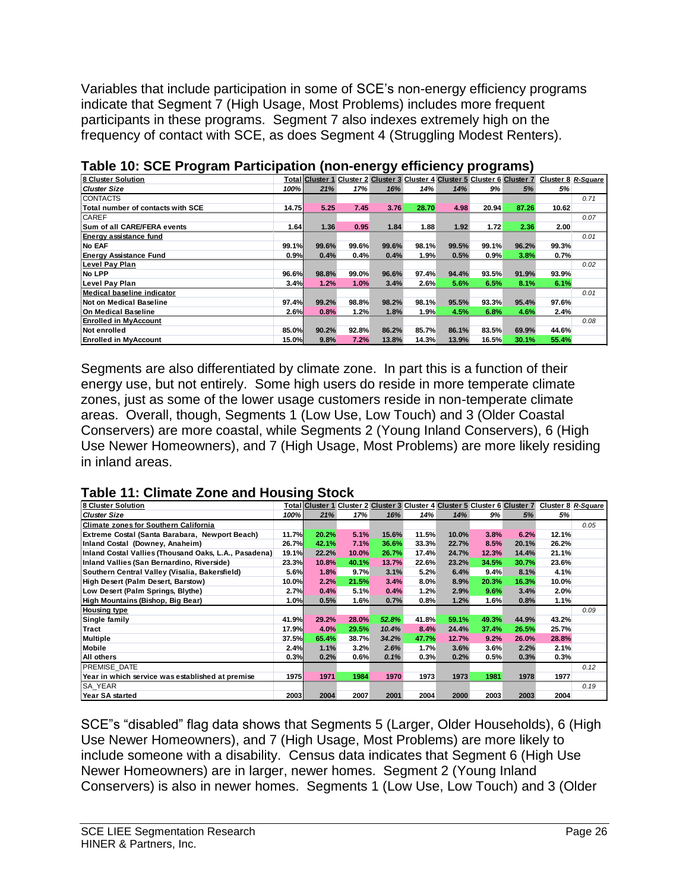Variables that include participation in some of SCE's non-energy efficiency programs indicate that Segment 7 (High Usage, Most Problems) includes more frequent participants in these programs. Segment 7 also indexes extremely high on the frequency of contact with SCE, as does Segment 4 (Struggling Modest Renters).

### Table 10: SCE Program Participation (non-energy efficiency programs)

| 8 Cluster Solution | Total | Cluster 1 | Cluster 2 | Cluster 3 | Cluster 4 | Cluster 5 | Cluster 6 | Cluster 7 | Cluster 8 | *R-Square* |
|---|---|---|---|---|---|---|---|---|---|---|
| *Cluster Size* | *100%* | *21%* | *17%* | *16%* | *14%* | *14%* | *9%* | *5%* | *5%* | |
| CONTACTS | | | | | | | | | | *0.71* |
| **Total number of contacts with SCE** | **14.75** | **5.25** | **7.45** | **3.76** | **28.70** | **4.98** | **20.94** | **87.26** | **10.62** | |
| CAREF | | | | | | | | | | *0.07* |
| **Sum of all CARE/FERA events** | **1.64** | **1.36** | **0.95** | **1.84** | **1.88** | **1.92** | **1.72** | **2.36** | **2.00** | |
| **Energy assistance fund** | | | | | | | | | | *0.01* |
| **No EAF** | **99.1%** | **99.6%** | **99.6%** | **99.6%** | **98.1%** | **99.5%** | **99.1%** | **96.2%** | **99.3%** | |
| **Energy Assistance Fund** | **0.9%** | **0.4%** | **0.4%** | **0.4%** | **1.9%** | **0.5%** | **0.9%** | **3.8%** | **0.7%** | |
| **Level Pay Plan** | | | | | | | | | | *0.02* |
| **No LPP** | **96.6%** | **98.8%** | **99.0%** | **96.6%** | **97.4%** | **94.4%** | **93.5%** | **91.9%** | **93.9%** | |
| **Level Pay Plan** | **3.4%** | **1.2%** | **1.0%** | **3.4%** | **2.6%** | **5.6%** | **6.5%** | **8.1%** | **6.1%** | |
| **Medical baseline indicator** | | | | | | | | | | *0.01* |
| **Not on Medical Baseline** | **97.4%** | **99.2%** | **98.8%** | **98.2%** | **98.1%** | **95.5%** | **93.3%** | **95.4%** | **97.6%** | |
| **On Medical Baseline** | **2.6%** | **0.8%** | **1.2%** | **1.8%** | **1.9%** | **4.5%** | **6.8%** | **4.6%** | **2.4%** | |
| **Enrolled in MyAccount** | | | | | | | | | | *0.08* |
| **Not enrolled** | **85.0%** | **90.2%** | **92.8%** | **86.2%** | **85.7%** | **86.1%** | **83.5%** | **69.9%** | **44.6%** | |
| **Enrolled in MyAccount** | **15.0%** | **9.8%** | **7.2%** | **13.8%** | **14.3%** | **13.9%** | **16.5%** | **30.1%** | **55.4%** | |

Segments are also differentiated by climate zone. In part this is a function of their energy use, but not entirely. Some high users do reside in more temperate climate zones, just as some of the lower usage customers reside in non-temperate climate areas. Overall, though, Segments 1 (Low Use, Low Touch) and 3 (Older Coastal Conservers) are more coastal, while Segments 2 (Young Inland Conservers), 6 (High Use Newer Homeowners), and 7 (High Usage, Most Problems) are more likely residing in inland areas.

### Table 11: Climate Zone and Housing Stock

| 8 Cluster Solution | Total | Cluster 1 | Cluster 2 | Cluster 3 | Cluster 4 | Cluster 5 | Cluster 6 | Cluster 7 | Cluster 8 | *R-Square* |
|---|---|---|---|---|---|---|---|---|---|---|
| *Cluster Size* | *100%* | *21%* | *17%* | *16%* | *14%* | *14%* | *9%* | *5%* | *5%* | |
| **Climate zones for Southern California** | | | | | | | | | | *0.05* |
| **Extreme Costal (Santa Barabara, Newport Beach)** | **11.7%** | **20.2%** | **5.1%** | **15.6%** | **11.5%** | **10.0%** | **3.8%** | **6.2%** | **12.1%** | |
| **Inland Costal (Downey, Anaheim)** | **26.7%** | **42.1%** | **7.1%** | **36.6%** | **33.3%** | **22.7%** | **8.5%** | **20.1%** | **26.2%** | |
| **Inland Costal Vallies (Thousand Oaks, L.A., Pasadena)** | **19.1%** | **22.2%** | **10.0%** | **26.7%** | **17.4%** | **24.7%** | **12.3%** | **14.4%** | **21.1%** | |
| **Inland Vallies (San Bernardino, Riverside)** | **23.3%** | **10.8%** | **40.1%** | **13.7%** | **22.6%** | **23.2%** | **34.5%** | **30.7%** | **23.6%** | |
| **Southern Central Valley (Visalia, Bakersfield)** | **5.6%** | **1.8%** | **9.7%** | **3.1%** | **5.2%** | **6.4%** | **9.4%** | **8.1%** | **4.1%** | |
| **High Desert (Palm Desert, Barstow)** | **10.0%** | **2.2%** | **21.5%** | **3.4%** | **8.0%** | **8.9%** | **20.3%** | **16.3%** | **10.0%** | |
| **Low Desert (Palm Springs, Blythe)** | **2.7%** | **0.4%** | **5.1%** | **0.4%** | **1.2%** | **2.9%** | **9.6%** | **3.4%** | **2.0%** | |
| **High Mountains (Bishop, Big Bear)** | **1.0%** | **0.5%** | **1.6%** | **0.7%** | **0.8%** | **1.2%** | **1.6%** | **0.8%** | **1.1%** | |
| **Housing type** | | | | | | | | | | *0.09* |
| **Single family** | **41.9%** | **29.2%** | **28.0%** | ***52.8%*** | **41.8%** | **59.1%** | **49.3%** | **44.9%** | **43.2%** | |
| **Tract** | **17.9%** | **4.0%** | **29.5%** | ***10.4%*** | **8.4%** | **24.4%** | **37.4%** | **26.5%** | **25.7%** | |
| **Multiple** | **37.5%** | **65.4%** | **38.7%** | ***34.2%*** | **47.7%** | **12.7%** | **9.2%** | **26.0%** | **28.8%** | |
| **Mobile** | **2.4%** | **1.1%** | **3.2%** | ***2.6%*** | **1.7%** | **3.6%** | **3.6%** | **2.2%** | **2.1%** | |
| **All others** | **0.3%** | **0.2%** | **0.6%** | ***0.1%*** | **0.3%** | **0.2%** | **0.5%** | **0.3%** | **0.3%** | |
| PREMISE_DATE | | | | | | | | | | *0.12* |
| **Year in which service was established at premise** | **1975** | **1971** | **1984** | **1970** | **1973** | **1973** | **1981** | **1978** | **1977** | |
| SA_YEAR | | | | | | | | | | *0.19* |
| **Year SA started** | **2003** | **2004** | **2007** | **2001** | **2004** | **2000** | **2003** | **2003** | **2004** | |

SCE"s "disabled" flag data shows that Segments 5 (Larger, Older Households), 6 (High Use Newer Homeowners), and 7 (High Usage, Most Problems) are more likely to include someone with a disability. Census data indicates that Segment 6 (High Use Newer Homeowners) are in larger, newer homes. Segment 2 (Young Inland Conservers) is also in newer homes. Segments 1 (Low Use, Low Touch) and 3 (Older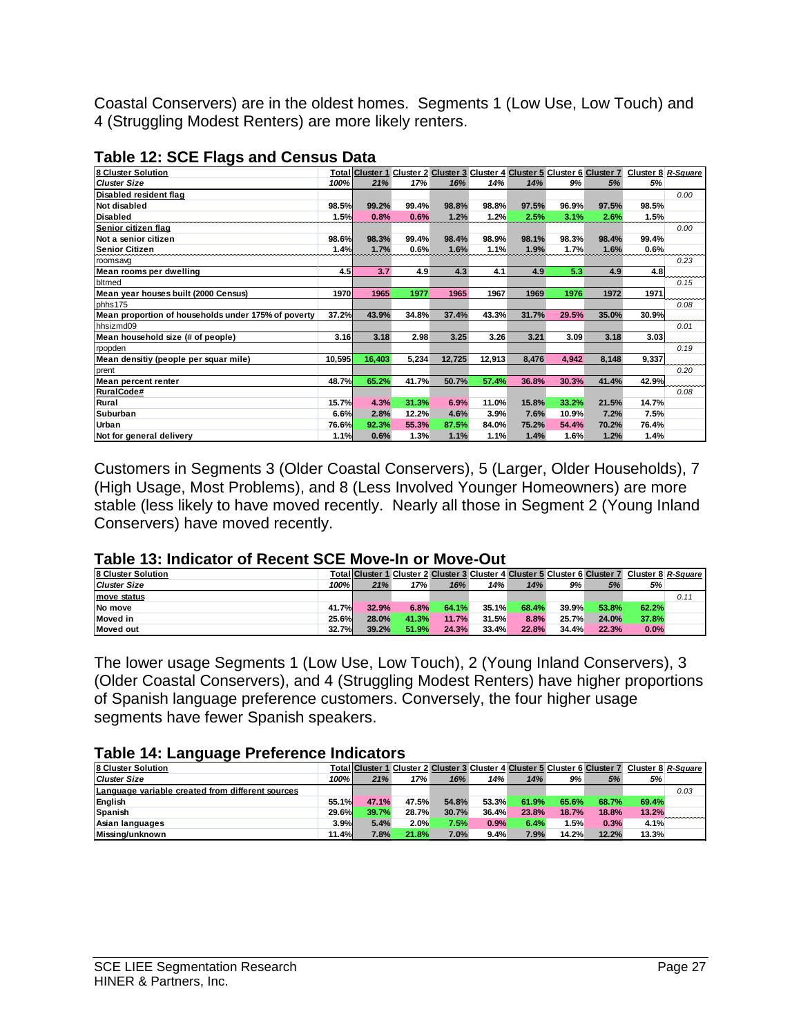Coastal Conservers) are in the oldest homes. Segments 1 (Low Use, Low Touch) and 4 (Struggling Modest Renters) are more likely renters.

## Table 12: SCE Flags and Census Data

| 8 Cluster Solution | Total | Cluster 1 | Cluster 2 | Cluster 3 | Cluster 4 | Cluster 5 | Cluster 6 | Cluster 7 | Cluster 8 | R-Square |
|---|---|---|---|---|---|---|---|---|---|---|
| *Cluster Size* | *100%* | *21%* | *17%* | *16%* | *14%* | *14%* | *9%* | *5%* | *5%* | |
| **Disabled resident flag** | | | | | | | | | | *0.00* |
| **Not disabled** | 98.5% | 99.2% | 99.4% | 98.8% | 98.8% | 97.5% | 96.9% | 97.5% | 98.5% | |
| **Disabled** | 1.5% | 0.8% | 0.6% | 1.2% | 1.2% | 2.5% | 3.1% | 2.6% | 1.5% | |
| **Senior citizen flag** | | | | | | | | | | *0.00* |
| **Not a senior citizen** | 98.6% | 98.3% | 99.4% | 98.4% | 98.9% | 98.1% | 98.3% | 98.4% | 99.4% | |
| **Senior Citizen** | 1.4% | 1.7% | 0.6% | 1.6% | 1.1% | 1.9% | 1.7% | 1.6% | 0.6% | |
| roomsavg | | | | | | | | | | *0.23* |
| **Mean rooms per dwelling** | 4.5 | 3.7 | 4.9 | 4.3 | 4.1 | 4.9 | 5.3 | 4.9 | 4.8 | |
| bltmed | | | | | | | | | | *0.15* |
| **Mean year houses built (2000 Census)** | 1970 | 1965 | 1977 | 1965 | 1967 | 1969 | 1976 | 1972 | 1971 | |
| phhs175 | | | | | | | | | | *0.08* |
| **Mean proportion of households under 175% of poverty** | 37.2% | 43.9% | 34.8% | 37.4% | 43.3% | 31.7% | 29.5% | 35.0% | 30.9% | |
| hhsizmd09 | | | | | | | | | | *0.01* |
| **Mean household size (# of people)** | 3.16 | 3.18 | 2.98 | 3.25 | 3.26 | 3.21 | 3.09 | 3.18 | 3.03 | |
| rpopden | | | | | | | | | | *0.19* |
| **Mean densitiy (people per squar mile)** | 10,595 | 16,403 | 5,234 | 12,725 | 12,913 | 8,476 | 4,942 | 8,148 | 9,337 | |
| prent | | | | | | | | | | *0.20* |
| **Mean percent renter** | 48.7% | 65.2% | 41.7% | 50.7% | 57.4% | 36.8% | 30.3% | 41.4% | 42.9% | |
| **RuralCode#** | | | | | | | | | | *0.08* |
| **Rural** | 15.7% | 4.3% | 31.3% | 6.9% | 11.0% | 15.8% | 33.2% | 21.5% | 14.7% | |
| **Suburban** | 6.6% | 2.8% | 12.2% | 4.6% | 3.9% | 7.6% | 10.9% | 7.2% | 7.5% | |
| **Urban** | 76.6% | 92.3% | 55.3% | 87.5% | 84.0% | 75.2% | 54.4% | 70.2% | 76.4% | |
| **Not for general delivery** | 1.1% | 0.6% | 1.3% | 1.1% | 1.1% | 1.4% | 1.6% | 1.2% | 1.4% | |

Customers in Segments 3 (Older Coastal Conservers), 5 (Larger, Older Households), 7 (High Usage, Most Problems), and 8 (Less Involved Younger Homeowners) are more stable (less likely to have moved recently. Nearly all those in Segment 2 (Young Inland Conservers) have moved recently.

## Table 13: Indicator of Recent SCE Move-In or Move-Out

| 8 Cluster Solution | Total | Cluster 1 | Cluster 2 | Cluster 3 | Cluster 4 | Cluster 5 | Cluster 6 | Cluster 7 | Cluster 8 | R-Square |
|---|---|---|---|---|---|---|---|---|---|---|
| *Cluster Size* | *100%* | *21%* | *17%* | *16%* | *14%* | *14%* | *9%* | *5%* | *5%* | |
| **move status** | | | | | | | | | | *0.11* |
| **No move** | 41.7% | 32.9% | 6.8% | 64.1% | 35.1% | 68.4% | 39.9% | 53.8% | 62.2% | |
| **Moved in** | 25.6% | 28.0% | 41.3% | 11.7% | 31.5% | 8.8% | 25.7% | 24.0% | 37.8% | |
| **Moved out** | 32.7% | 39.2% | 51.9% | 24.3% | 33.4% | 22.8% | 34.4% | 22.3% | 0.0% | |

The lower usage Segments 1 (Low Use, Low Touch), 2 (Young Inland Conservers), 3 (Older Coastal Conservers), and 4 (Struggling Modest Renters) have higher proportions of Spanish language preference customers. Conversely, the four higher usage segments have fewer Spanish speakers.

## Table 14: Language Preference Indicators

| 8 Cluster Solution | Total | Cluster 1 | Cluster 2 | Cluster 3 | Cluster 4 | Cluster 5 | Cluster 6 | Cluster 7 | Cluster 8 | R-Square |
|---|---|---|---|---|---|---|---|---|---|---|
| *Cluster Size* | *100%* | *21%* | *17%* | *16%* | *14%* | *14%* | *9%* | *5%* | *5%* | |
| **Language variable created from different sources** | | | | | | | | | | *0.03* |
| **English** | 55.1% | 47.1% | 47.5% | 54.8% | 53.3% | 61.9% | 65.6% | 68.7% | 69.4% | |
| **Spanish** | 29.6% | 39.7% | 28.7% | 30.7% | 36.4% | 23.8% | 18.7% | 18.8% | 13.2% | |
| **Asian languages** | 3.9% | 5.4% | 2.0% | 7.5% | 0.9% | 6.4% | 1.5% | 0.3% | 4.1% | |
| **Missing/unknown** | 11.4% | 7.8% | 21.8% | 7.0% | 9.4% | 7.9% | 14.2% | 12.2% | 13.3% | |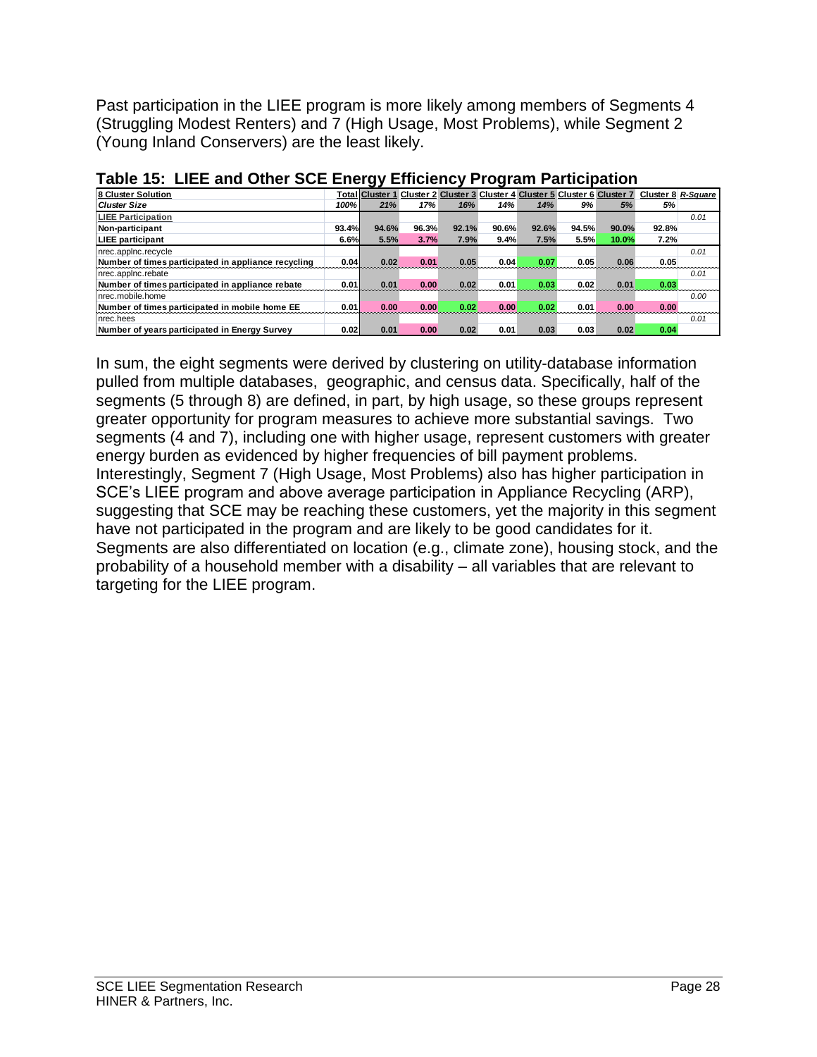Past participation in the LIEE program is more likely among members of Segments 4 (Struggling Modest Renters) and 7 (High Usage, Most Problems), while Segment 2 (Young Inland Conservers) are the least likely.

**Table 15: LIEE and Other SCE Energy Efficiency Program Participation**

| 8 Cluster Solution | Total | Cluster 1 | Cluster 2 | Cluster 3 | Cluster 4 | Cluster 5 | Cluster 6 | Cluster 7 | Cluster 8 | *R-Square* |
|---|---|---|---|---|---|---|---|---|---|---|
| *Cluster Size* | *100%* | *21%* | *17%* | *16%* | *14%* | *14%* | *9%* | *5%* | *5%* | |
| LIEE Participation | | | | | | | | | | *0.01* |
| **Non-participant** | **93.4%** | **94.6%** | **96.3%** | **92.1%** | **90.6%** | **92.6%** | **94.5%** | **90.0%** | **92.8%** | |
| **LIEE participant** | **6.6%** | **5.5%** | **3.7%** | **7.9%** | **9.4%** | **7.5%** | **5.5%** | **10.0%** | **7.2%** | |
| nrec.applnc.recycle | | | | | | | | | | *0.01* |
| **Number of times participated in appliance recycling** | **0.04** | **0.02** | **0.01** | **0.05** | **0.04** | **0.07** | **0.05** | **0.06** | **0.05** | |
| nrec.applnc.rebate | | | | | | | | | | *0.01* |
| **Number of times participated in appliance rebate** | **0.01** | **0.01** | **0.00** | **0.02** | **0.01** | **0.03** | **0.02** | **0.01** | **0.03** | |
| nrec.mobile.home | | | | | | | | | | *0.00* |
| **Number of times participated in mobile home EE** | **0.01** | **0.00** | **0.00** | **0.02** | **0.00** | **0.02** | **0.01** | **0.00** | **0.00** | |
| nrec.hees | | | | | | | | | | *0.01* |
| **Number of years participated in Energy Survey** | **0.02** | **0.01** | **0.00** | **0.02** | **0.01** | **0.03** | **0.03** | **0.02** | **0.04** | |

In sum, the eight segments were derived by clustering on utility-database information pulled from multiple databases, geographic, and census data. Specifically, half of the segments (5 through 8) are defined, in part, by high usage, so these groups represent greater opportunity for program measures to achieve more substantial savings. Two segments (4 and 7), including one with higher usage, represent customers with greater energy burden as evidenced by higher frequencies of bill payment problems. Interestingly, Segment 7 (High Usage, Most Problems) also has higher participation in SCE's LIEE program and above average participation in Appliance Recycling (ARP), suggesting that SCE may be reaching these customers, yet the majority in this segment have not participated in the program and are likely to be good candidates for it. Segments are also differentiated on location (e.g., climate zone), housing stock, and the probability of a household member with a disability – all variables that are relevant to targeting for the LIEE program.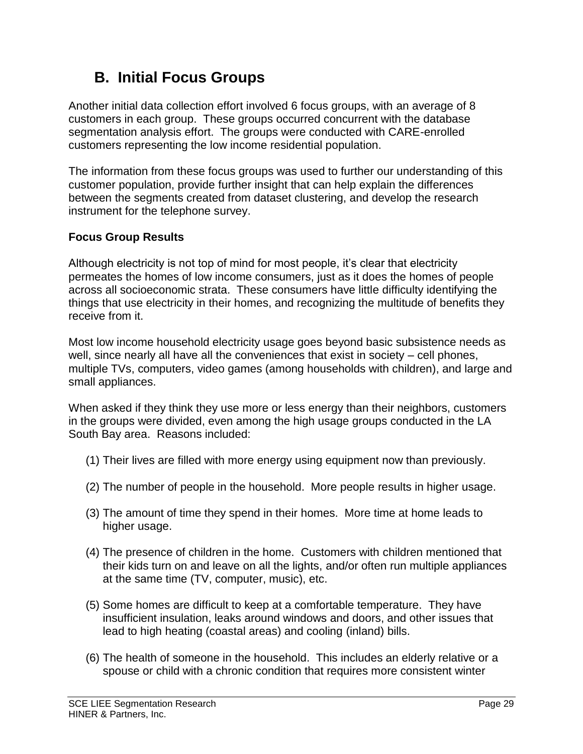## B. Initial Focus Groups

Another initial data collection effort involved 6 focus groups, with an average of 8 customers in each group. These groups occurred concurrent with the database segmentation analysis effort. The groups were conducted with CARE-enrolled customers representing the low income residential population.

The information from these focus groups was used to further our understanding of this customer population, provide further insight that can help explain the differences between the segments created from dataset clustering, and develop the research instrument for the telephone survey.

**Focus Group Results**

Although electricity is not top of mind for most people, it's clear that electricity permeates the homes of low income consumers, just as it does the homes of people across all socioeconomic strata. These consumers have little difficulty identifying the things that use electricity in their homes, and recognizing the multitude of benefits they receive from it.

Most low income household electricity usage goes beyond basic subsistence needs as well, since nearly all have all the conveniences that exist in society – cell phones, multiple TVs, computers, video games (among households with children), and large and small appliances.

When asked if they think they use more or less energy than their neighbors, customers in the groups were divided, even among the high usage groups conducted in the LA South Bay area. Reasons included:

(1) Their lives are filled with more energy using equipment now than previously.

(2) The number of people in the household. More people results in higher usage.

(3) The amount of time they spend in their homes. More time at home leads to higher usage.

(4) The presence of children in the home. Customers with children mentioned that their kids turn on and leave on all the lights, and/or often run multiple appliances at the same time (TV, computer, music), etc.

(5) Some homes are difficult to keep at a comfortable temperature. They have insufficient insulation, leaks around windows and doors, and other issues that lead to high heating (coastal areas) and cooling (inland) bills.

(6) The health of someone in the household. This includes an elderly relative or a spouse or child with a chronic condition that requires more consistent winter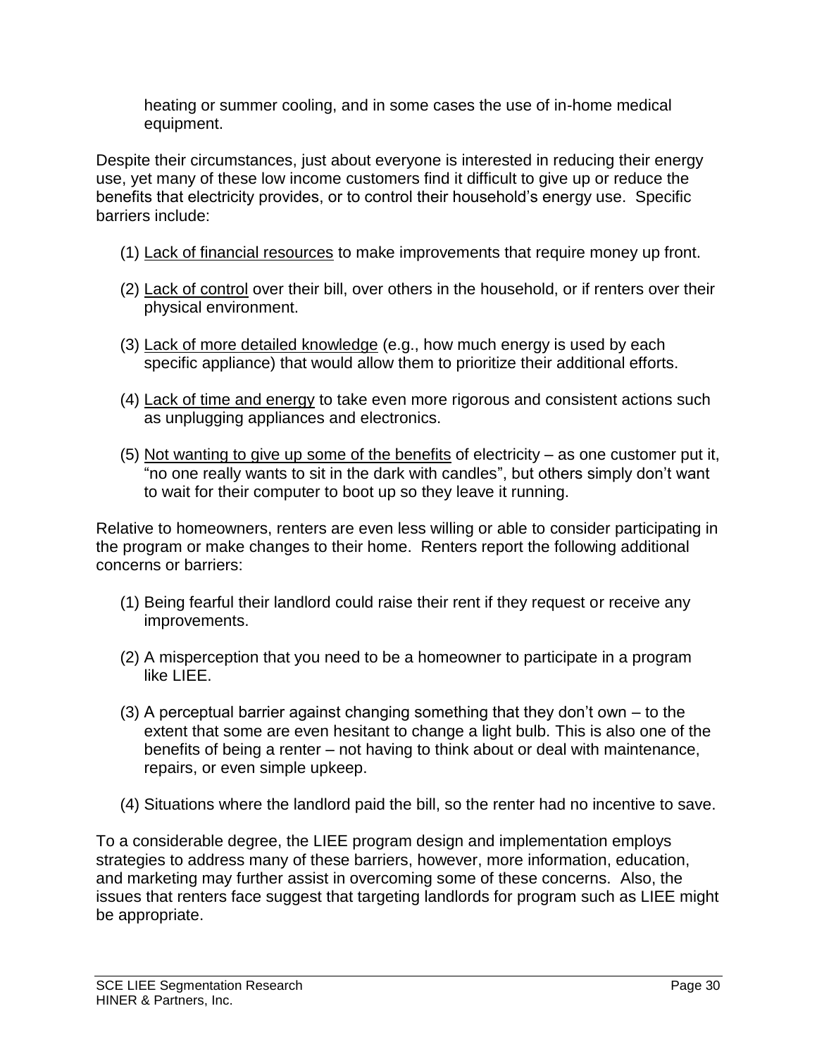heating or summer cooling, and in some cases the use of in-home medical equipment.

Despite their circumstances, just about everyone is interested in reducing their energy use, yet many of these low income customers find it difficult to give up or reduce the benefits that electricity provides, or to control their household's energy use. Specific barriers include:

(1) <u>Lack of financial resources</u> to make improvements that require money up front.

(2) <u>Lack of control</u> over their bill, over others in the household, or if renters over their physical environment.

(3) <u>Lack of more detailed knowledge</u> (e.g., how much energy is used by each specific appliance) that would allow them to prioritize their additional efforts.

(4) <u>Lack of time and energy</u> to take even more rigorous and consistent actions such as unplugging appliances and electronics.

(5) <u>Not wanting to give up some of the benefits</u> of electricity – as one customer put it, "no one really wants to sit in the dark with candles", but others simply don't want to wait for their computer to boot up so they leave it running.

Relative to homeowners, renters are even less willing or able to consider participating in the program or make changes to their home. Renters report the following additional concerns or barriers:

(1) Being fearful their landlord could raise their rent if they request or receive any improvements.

(2) A misperception that you need to be a homeowner to participate in a program like LIEE.

(3) A perceptual barrier against changing something that they don't own – to the extent that some are even hesitant to change a light bulb. This is also one of the benefits of being a renter – not having to think about or deal with maintenance, repairs, or even simple upkeep.

(4) Situations where the landlord paid the bill, so the renter had no incentive to save.

To a considerable degree, the LIEE program design and implementation employs strategies to address many of these barriers, however, more information, education, and marketing may further assist in overcoming some of these concerns. Also, the issues that renters face suggest that targeting landlords for program such as LIEE might be appropriate.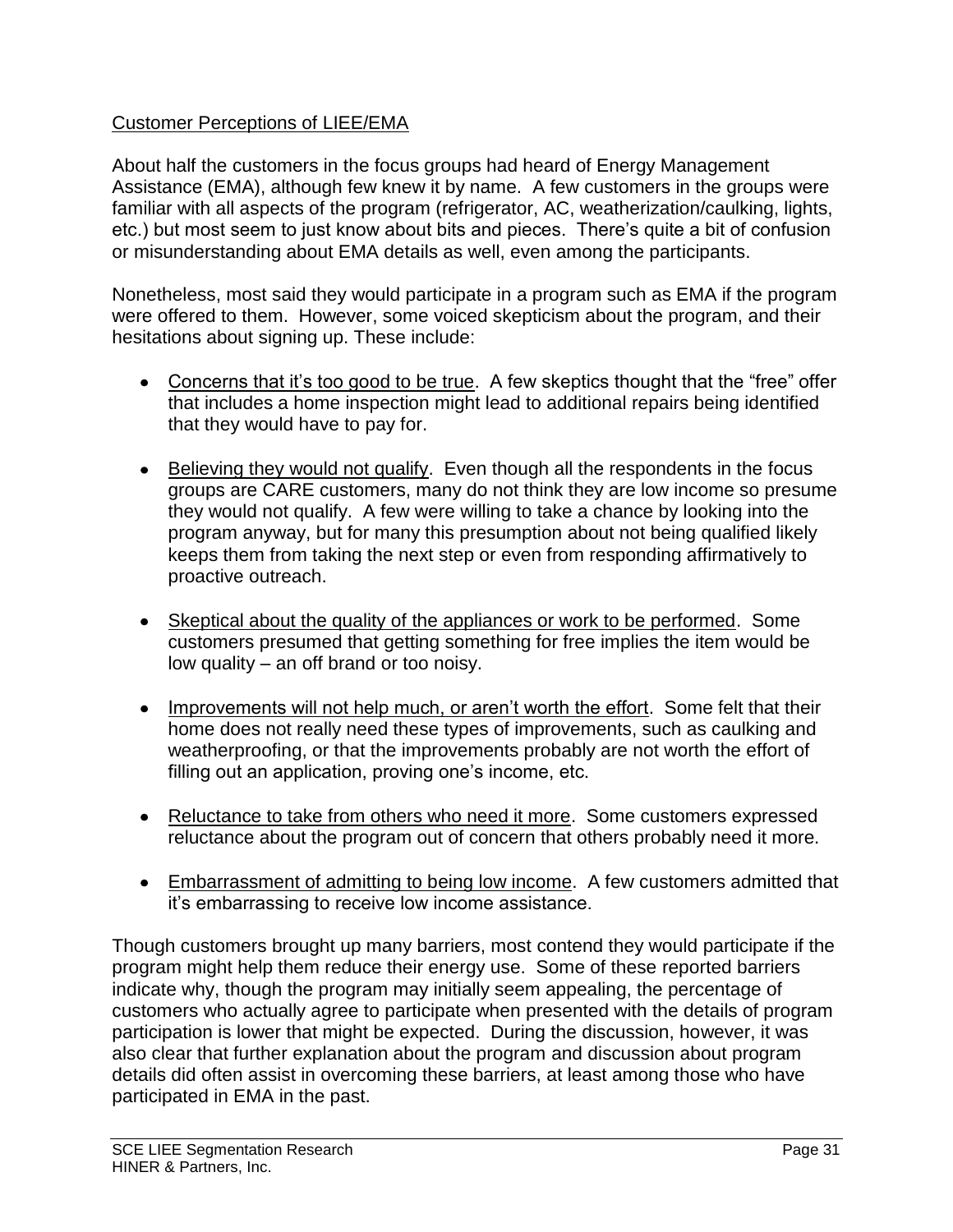<u>Customer Perceptions of LIEE/EMA</u>

About half the customers in the focus groups had heard of Energy Management Assistance (EMA), although few knew it by name. A few customers in the groups were familiar with all aspects of the program (refrigerator, AC, weatherization/caulking, lights, etc.) but most seem to just know about bits and pieces. There's quite a bit of confusion or misunderstanding about EMA details as well, even among the participants.

Nonetheless, most said they would participate in a program such as EMA if the program were offered to them. However, some voiced skepticism about the program, and their hesitations about signing up. These include:

- <u>Concerns that it's too good to be true</u>. A few skeptics thought that the "free" offer that includes a home inspection might lead to additional repairs being identified that they would have to pay for.
- <u>Believing they would not qualify</u>. Even though all the respondents in the focus groups are CARE customers, many do not think they are low income so presume they would not qualify. A few were willing to take a chance by looking into the program anyway, but for many this presumption about not being qualified likely keeps them from taking the next step or even from responding affirmatively to proactive outreach.
- <u>Skeptical about the quality of the appliances or work to be performed</u>. Some customers presumed that getting something for free implies the item would be low quality – an off brand or too noisy.
- <u>Improvements will not help much, or aren't worth the effort</u>. Some felt that their home does not really need these types of improvements, such as caulking and weatherproofing, or that the improvements probably are not worth the effort of filling out an application, proving one's income, etc.
- <u>Reluctance to take from others who need it more</u>. Some customers expressed reluctance about the program out of concern that others probably need it more.
- <u>Embarrassment of admitting to being low income</u>. A few customers admitted that it's embarrassing to receive low income assistance.

Though customers brought up many barriers, most contend they would participate if the program might help them reduce their energy use. Some of these reported barriers indicate why, though the program may initially seem appealing, the percentage of customers who actually agree to participate when presented with the details of program participation is lower that might be expected. During the discussion, however, it was also clear that further explanation about the program and discussion about program details did often assist in overcoming these barriers, at least among those who have participated in EMA in the past.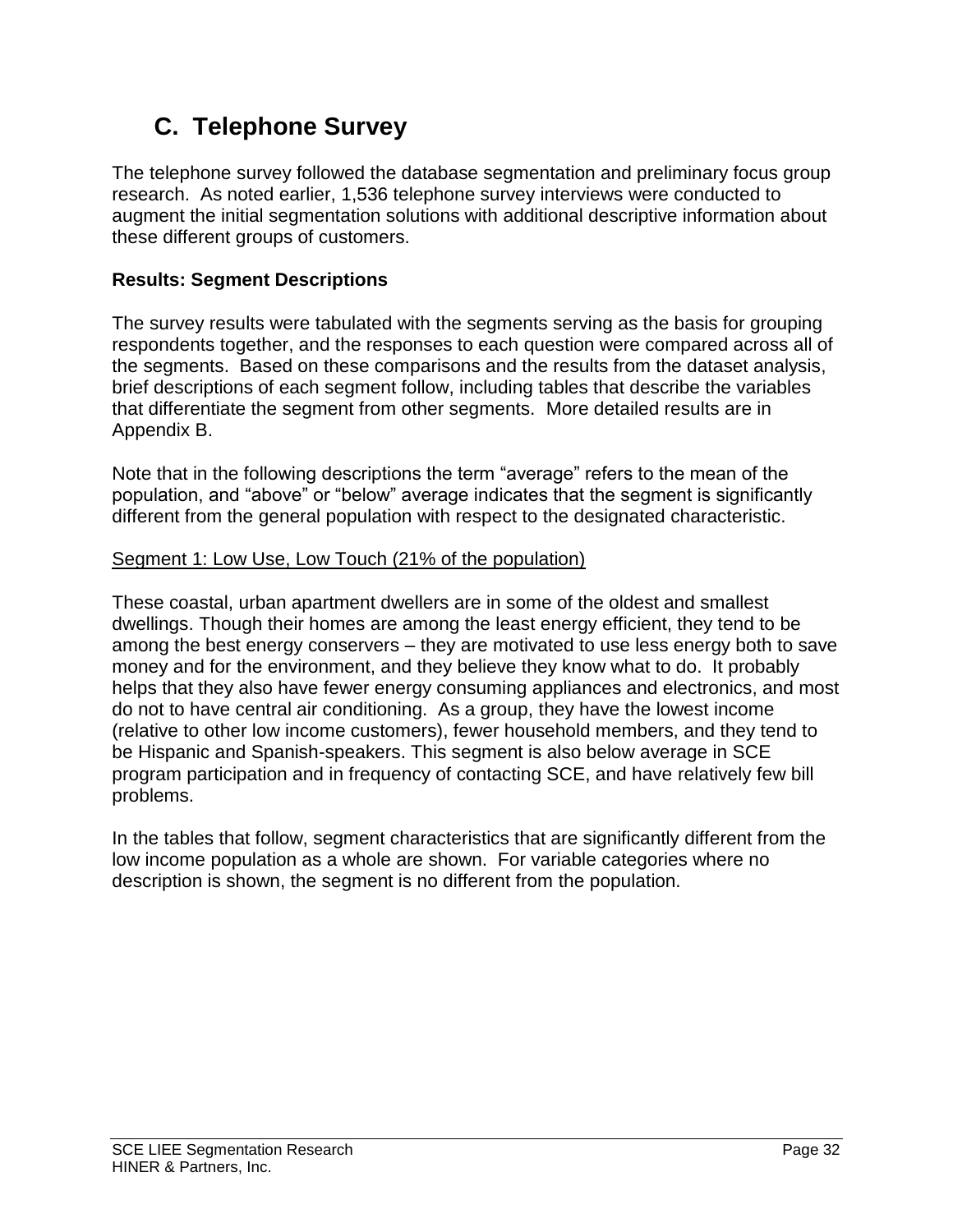## C. Telephone Survey

The telephone survey followed the database segmentation and preliminary focus group research. As noted earlier, 1,536 telephone survey interviews were conducted to augment the initial segmentation solutions with additional descriptive information about these different groups of customers.

**Results: Segment Descriptions**

The survey results were tabulated with the segments serving as the basis for grouping respondents together, and the responses to each question were compared across all of the segments. Based on these comparisons and the results from the dataset analysis, brief descriptions of each segment follow, including tables that describe the variables that differentiate the segment from other segments. More detailed results are in Appendix B.

Note that in the following descriptions the term "average" refers to the mean of the population, and "above" or "below" average indicates that the segment is significantly different from the general population with respect to the designated characteristic.

<u>Segment 1: Low Use, Low Touch (21% of the population)</u>

These coastal, urban apartment dwellers are in some of the oldest and smallest dwellings. Though their homes are among the least energy efficient, they tend to be among the best energy conservers – they are motivated to use less energy both to save money and for the environment, and they believe they know what to do. It probably helps that they also have fewer energy consuming appliances and electronics, and most do not to have central air conditioning. As a group, they have the lowest income (relative to other low income customers), fewer household members, and they tend to be Hispanic and Spanish-speakers. This segment is also below average in SCE program participation and in frequency of contacting SCE, and have relatively few bill problems.

In the tables that follow, segment characteristics that are significantly different from the low income population as a whole are shown. For variable categories where no description is shown, the segment is no different from the population.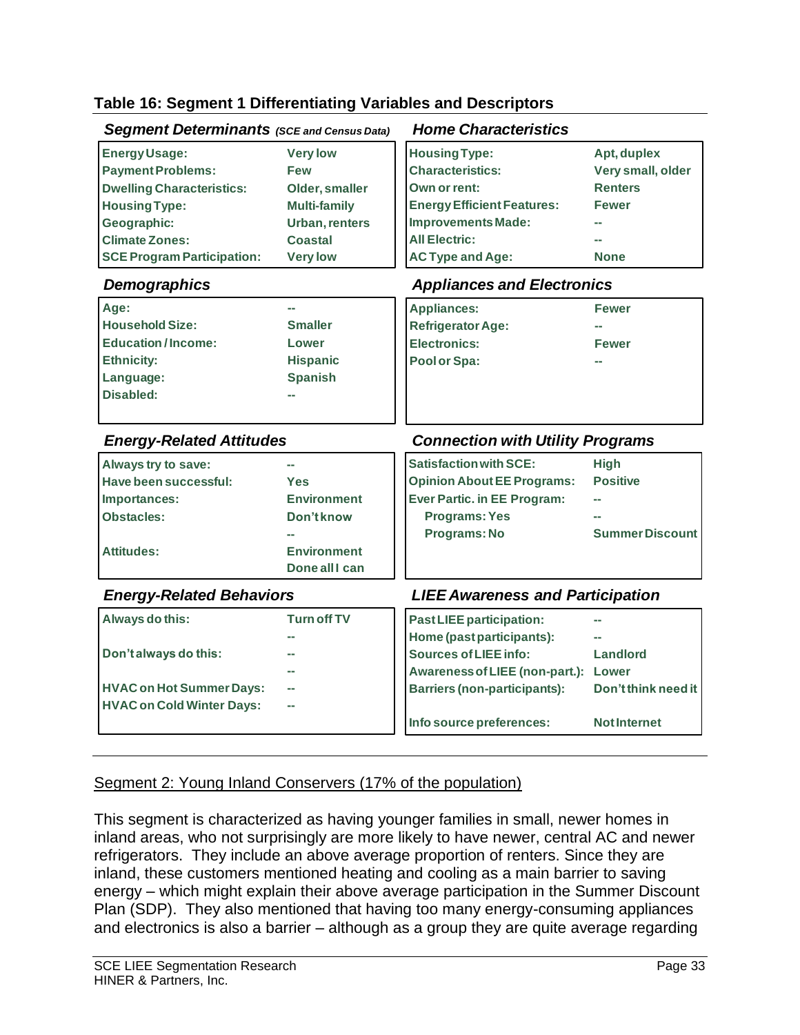**Table 16: Segment 1 Differentiating Variables and Descriptors**

***Segment Determinants** (SCE and Census Data)*

| | |
|---|---|
| Energy Usage: | Very low |
| Payment Problems: | Few |
| Dwelling Characteristics: | Older, smaller |
| Housing Type: | Multi-family |
| Geographic: | Urban, renters |
| Climate Zones: | Coastal |
| SCE Program Participation: | Very low |

***Home Characteristics***

| | |
|---|---|
| Housing Type: | Apt, duplex |
| Characteristics: | Very small, older |
| Own or rent: | Renters |
| Energy Efficient Features: | Fewer |
| Improvements Made: | -- |
| All Electric: | -- |
| AC Type and Age: | None |

***Demographics***

| | |
|---|---|
| Age: | -- |
| Household Size: | Smaller |
| Education / Income: | Lower |
| Ethnicity: | Hispanic |
| Language: | Spanish |
| Disabled: | -- |

***Appliances and Electronics***

| | |
|---|---|
| Appliances: | Fewer |
| Refrigerator Age: | -- |
| Electronics: | Fewer |
| Pool or Spa: | -- |

***Energy-Related Attitudes***

| | |
|---|---|
| Always try to save: | -- |
| Have been successful: | Yes |
| Importances: | Environment |
| Obstacles: | Don't know |
| | -- |
| Attitudes: | Environment |
| | Done all I can |

***Connection with Utility Programs***

| | |
|---|---|
| Satisfaction with SCE: | High |
| Opinion About EE Programs: | Positive |
| Ever Partic. in EE Program: | -- |
| Programs: Yes | -- |
| Programs: No | Summer Discount |

***Energy-Related Behaviors***

| | |
|---|---|
| Always do this: | Turn off TV |
| | -- |
| Don't always do this: | -- |
| | -- |
| HVAC on Hot Summer Days: | -- |
| HVAC on Cold Winter Days: | -- |

***LIEE Awareness and Participation***

| | |
|---|---|
| Past LIEE participation: | -- |
| Home (past participants): | -- |
| Sources of LIEE info: | Landlord |
| Awareness of LIEE (non-part.): | Lower |
| Barriers (non-participants): | Don't think need it |
| Info source preferences: | Not Internet |

<u>Segment 2: Young Inland Conservers (17% of the population)</u>

This segment is characterized as having younger families in small, newer homes in inland areas, who not surprisingly are more likely to have newer, central AC and newer refrigerators. They include an above average proportion of renters. Since they are inland, these customers mentioned heating and cooling as a main barrier to saving energy – which might explain their above average participation in the Summer Discount Plan (SDP). They also mentioned that having too many energy-consuming appliances and electronics is also a barrier – although as a group they are quite average regarding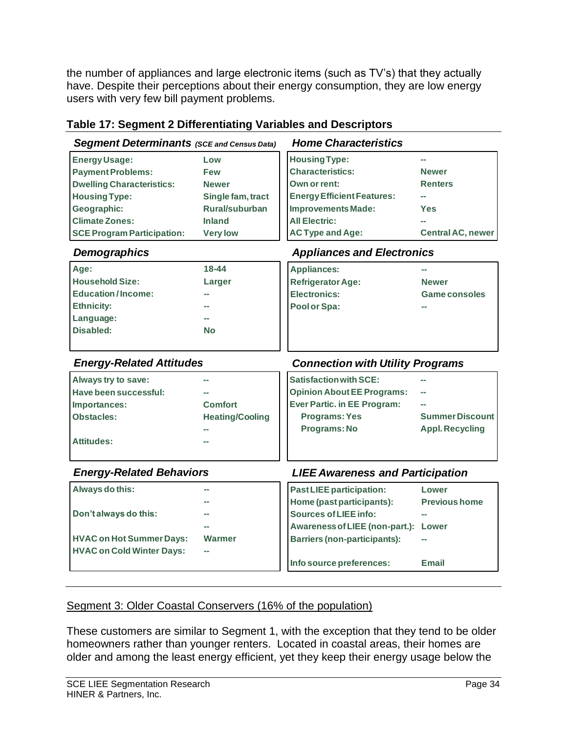the number of appliances and large electronic items (such as TV's) that they actually have. Despite their perceptions about their energy consumption, they are low energy users with very few bill payment problems.

**Table 17: Segment 2 Differentiating Variables and Descriptors**

***Segment Determinants*** *(SCE and Census Data)*

| | |
|---|---|
| **Energy Usage:** | **Low** |
| **Payment Problems:** | **Few** |
| **Dwelling Characteristics:** | **Newer** |
| **Housing Type:** | **Single fam, tract** |
| **Geographic:** | **Rural/suburban** |
| **Climate Zones:** | **Inland** |
| **SCE Program Participation:** | **Very low** |

***Home Characteristics***

| | |
|---|---|
| **Housing Type:** | -- |
| **Characteristics:** | **Newer** |
| **Own or rent:** | **Renters** |
| **Energy Efficient Features:** | -- |
| **Improvements Made:** | **Yes** |
| **All Electric:** | -- |
| **AC Type and Age:** | **Central AC, newer** |

***Demographics***

| | |
|---|---|
| **Age:** | **18-44** |
| **Household Size:** | **Larger** |
| **Education / Income:** | -- |
| **Ethnicity:** | -- |
| **Language:** | -- |
| **Disabled:** | **No** |

***Appliances and Electronics***

| | |
|---|---|
| **Appliances:** | -- |
| **Refrigerator Age:** | **Newer** |
| **Electronics:** | **Game consoles** |
| **Pool or Spa:** | -- |

***Energy-Related Attitudes***

| | |
|---|---|
| **Always try to save:** | -- |
| **Have been successful:** | -- |
| **Importances:** | **Comfort** |
| **Obstacles:** | **Heating/Cooling** |
| | -- |
| **Attitudes:** | -- |

***Connection with Utility Programs***

| | |
|---|---|
| **Satisfaction with SCE:** | -- |
| **Opinion About EE Programs:** | -- |
| **Ever Partic. in EE Program:** | -- |
| **Programs: Yes** | **Summer Discount** |
| **Programs: No** | **Appl. Recycling** |

***Energy-Related Behaviors***

| | |
|---|---|
| **Always do this:** | -- |
| | -- |
| **Don't always do this:** | -- |
| | -- |
| **HVAC on Hot Summer Days:** | **Warmer** |
| **HVAC on Cold Winter Days:** | -- |

***LIEE Awareness and Participation***

| | |
|---|---|
| **Past LIEE participation:** | **Lower** |
| **Home (past participants):** | **Previous home** |
| **Sources of LIEE info:** | -- |
| **Awareness of LIEE (non-part.):** | **Lower** |
| **Barriers (non-participants):** | -- |
| **Info source preferences:** | **Email** |

Segment 3: Older Coastal Conservers (16% of the population)

These customers are similar to Segment 1, with the exception that they tend to be older homeowners rather than younger renters. Located in coastal areas, their homes are older and among the least energy efficient, yet they keep their energy usage below the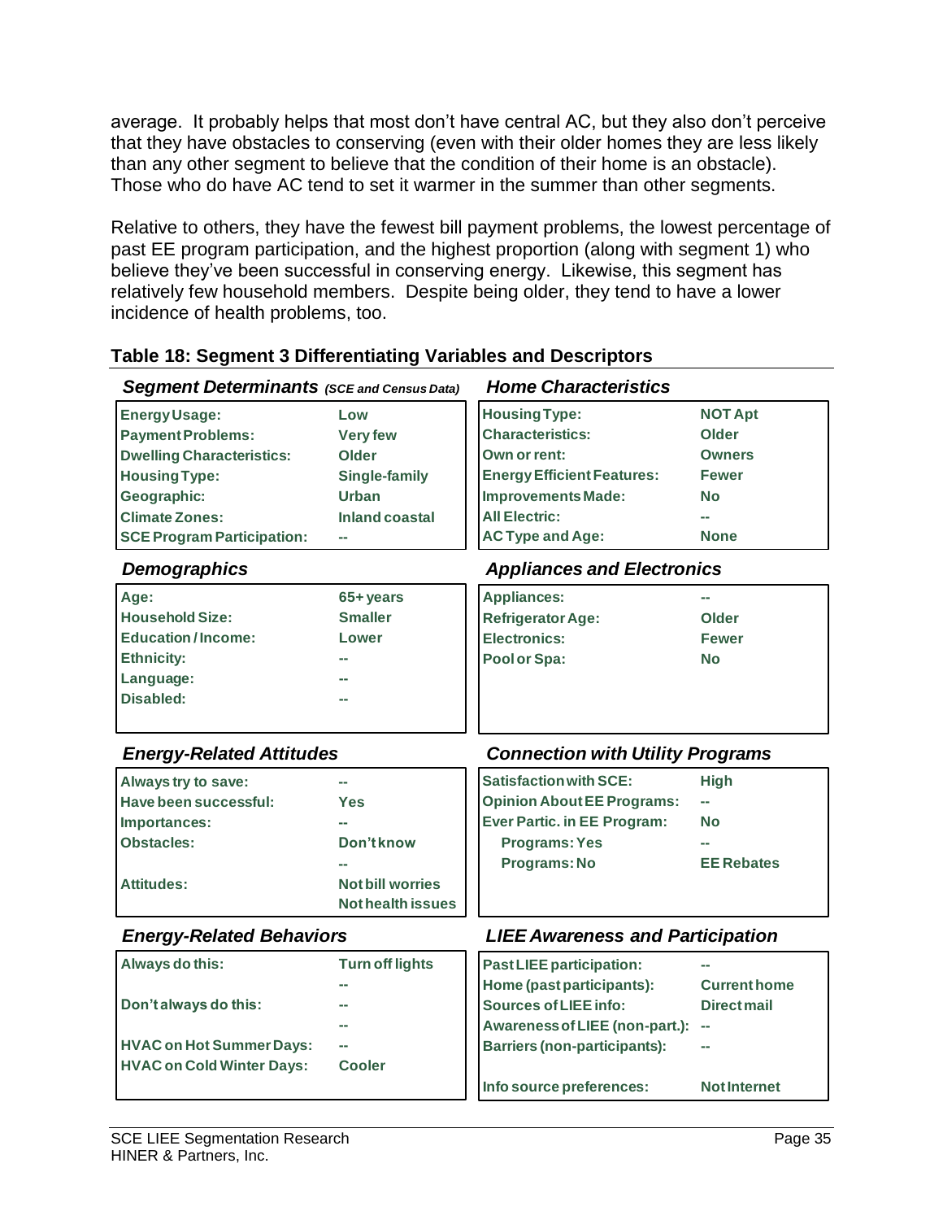average. It probably helps that most don't have central AC, but they also don't perceive that they have obstacles to conserving (even with their older homes they are less likely than any other segment to believe that the condition of their home is an obstacle). Those who do have AC tend to set it warmer in the summer than other segments.

Relative to others, they have the fewest bill payment problems, the lowest percentage of past EE program participation, and the highest proportion (along with segment 1) who believe they've been successful in conserving energy. Likewise, this segment has relatively few household members. Despite being older, they tend to have a lower incidence of health problems, too.

**Table 18: Segment 3 Differentiating Variables and Descriptors**

***Segment Determinants*** *(SCE and Census Data)*

| | |
|---|---|
| **Energy Usage:** | **Low** |
| **Payment Problems:** | **Very few** |
| **Dwelling Characteristics:** | **Older** |
| **Housing Type:** | **Single-family** |
| **Geographic:** | **Urban** |
| **Climate Zones:** | **Inland coastal** |
| **SCE Program Participation:** | -- |

***Home Characteristics***

| | |
|---|---|
| **Housing Type:** | **NOT Apt** |
| **Characteristics:** | **Older** |
| **Own or rent:** | **Owners** |
| **Energy Efficient Features:** | **Fewer** |
| **Improvements Made:** | **No** |
| **All Electric:** | -- |
| **AC Type and Age:** | **None** |

***Demographics***

| | |
|---|---|
| **Age:** | **65+ years** |
| **Household Size:** | **Smaller** |
| **Education / Income:** | **Lower** |
| **Ethnicity:** | -- |
| **Language:** | -- |
| **Disabled:** | -- |

***Appliances and Electronics***

| | |
|---|---|
| **Appliances:** | -- |
| **Refrigerator Age:** | **Older** |
| **Electronics:** | **Fewer** |
| **Pool or Spa:** | **No** |

***Energy-Related Attitudes***

| | |
|---|---|
| **Always try to save:** | -- |
| **Have been successful:** | **Yes** |
| **Importances:** | -- |
| **Obstacles:** | **Don't know** |
| | -- |
| **Attitudes:** | **Not bill worries** |
| | **Not health issues** |

***Connection with Utility Programs***

| | |
|---|---|
| **Satisfaction with SCE:** | **High** |
| **Opinion About EE Programs:** | -- |
| **Ever Partic. in EE Program:** | **No** |
| **Programs: Yes** | -- |
| **Programs: No** | **EE Rebates** |

***Energy-Related Behaviors***

| | |
|---|---|
| **Always do this:** | **Turn off lights** |
| | -- |
| **Don't always do this:** | -- |
| | -- |
| **HVAC on Hot Summer Days:** | -- |
| **HVAC on Cold Winter Days:** | **Cooler** |

***LIEE Awareness and Participation***

| | |
|---|---|
| **Past LIEE participation:** | -- |
| **Home (past participants):** | **Current home** |
| **Sources of LIEE info:** | **Direct mail** |
| **Awareness of LIEE (non-part.):** | -- |
| **Barriers (non-participants):** | -- |
| **Info source preferences:** | **Not Internet** |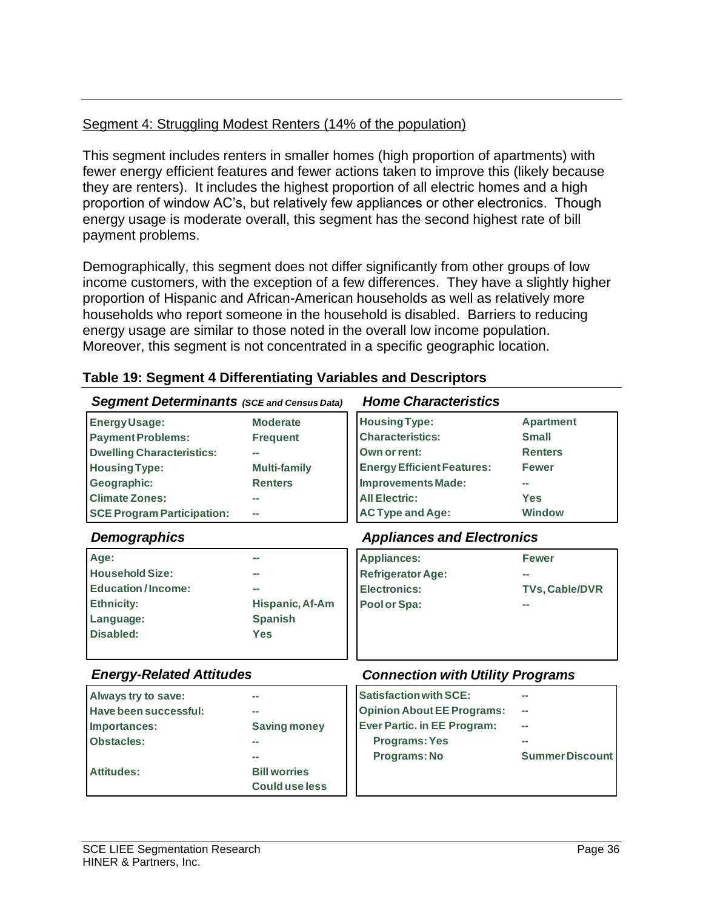Segment 4: Struggling Modest Renters (14% of the population)

This segment includes renters in smaller homes (high proportion of apartments) with fewer energy efficient features and fewer actions taken to improve this (likely because they are renters). It includes the highest proportion of all electric homes and a high proportion of window AC's, but relatively few appliances or other electronics. Though energy usage is moderate overall, this segment has the second highest rate of bill payment problems.

Demographically, this segment does not differ significantly from other groups of low income customers, with the exception of a few differences. They have a slightly higher proportion of Hispanic and African-American households as well as relatively more households who report someone in the household is disabled. Barriers to reducing energy usage are similar to those noted in the overall low income population. Moreover, this segment is not concentrated in a specific geographic location.

**Table 19: Segment 4 Differentiating Variables and Descriptors**

***Segment Determinants** (SCE and Census Data)*

| | |
|---|---|
| **Energy Usage:** | **Moderate** |
| **Payment Problems:** | **Frequent** |
| **Dwelling Characteristics:** | -- |
| **Housing Type:** | **Multi-family** |
| **Geographic:** | **Renters** |
| **Climate Zones:** | -- |
| **SCE Program Participation:** | -- |

***Home Characteristics***

| | |
|---|---|
| **Housing Type:** | **Apartment** |
| **Characteristics:** | **Small** |
| **Own or rent:** | **Renters** |
| **Energy Efficient Features:** | **Fewer** |
| **Improvements Made:** | -- |
| **All Electric:** | **Yes** |
| **AC Type and Age:** | **Window** |

***Demographics***

| | |
|---|---|
| **Age:** | -- |
| **Household Size:** | -- |
| **Education / Income:** | -- |
| **Ethnicity:** | **Hispanic, Af-Am** |
| **Language:** | **Spanish** |
| **Disabled:** | **Yes** |

***Appliances and Electronics***

| | |
|---|---|
| **Appliances:** | **Fewer** |
| **Refrigerator Age:** | -- |
| **Electronics:** | **TVs, Cable/DVR** |
| **Pool or Spa:** | -- |

***Energy-Related Attitudes***

| | |
|---|---|
| **Always try to save:** | -- |
| **Have been successful:** | -- |
| **Importances:** | **Saving money** |
| **Obstacles:** | -- |
| | -- |
| **Attitudes:** | **Bill worries**<br>**Could use less** |

***Connection with Utility Programs***

| | |
|---|---|
| **Satisfaction with SCE:** | -- |
| **Opinion About EE Programs:** | -- |
| **Ever Partic. in EE Program:** | -- |
| **Programs: Yes** | -- |
| **Programs: No** | **Summer Discount** |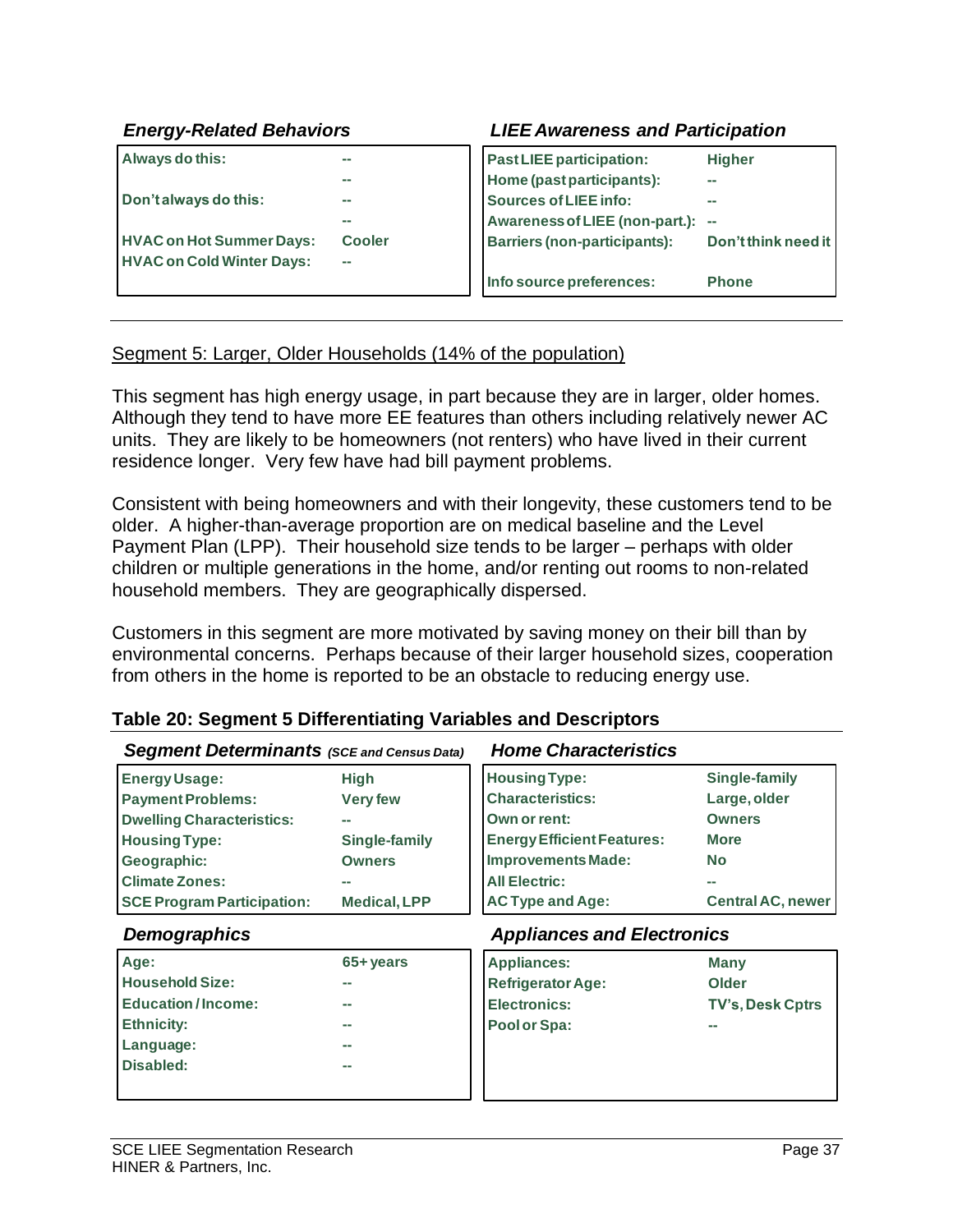| *Energy-Related Behaviors* | |
|---|---|
| **Always do this:** | -- |
| | -- |
| **Don't always do this:** | -- |
| | -- |
| **HVAC on Hot Summer Days:** | **Cooler** |
| **HVAC on Cold Winter Days:** | -- |

| *LIEE Awareness and Participation* | |
|---|---|
| **Past LIEE participation:** | **Higher** |
| **Home (past participants):** | -- |
| **Sources of LIEE info:** | -- |
| **Awareness of LIEE (non-part.):** | -- |
| **Barriers (non-participants):** | **Don't think need it** |
| **Info source preferences:** | **Phone** |

---

Segment 5: Larger, Older Households (14% of the population)

This segment has high energy usage, in part because they are in larger, older homes. Although they tend to have more EE features than others including relatively newer AC units. They are likely to be homeowners (not renters) who have lived in their current residence longer. Very few have had bill payment problems.

Consistent with being homeowners and with their longevity, these customers tend to be older. A higher-than-average proportion are on medical baseline and the Level Payment Plan (LPP). Their household size tends to be larger – perhaps with older children or multiple generations in the home, and/or renting out rooms to non-related household members. They are geographically dispersed.

Customers in this segment are more motivated by saving money on their bill than by environmental concerns. Perhaps because of their larger household sizes, cooperation from others in the home is reported to be an obstacle to reducing energy use.

**Table 20: Segment 5 Differentiating Variables and Descriptors**

| *Segment Determinants (SCE and Census Data)* | |
|---|---|
| **Energy Usage:** | **High** |
| **Payment Problems:** | **Very few** |
| **Dwelling Characteristics:** | -- |
| **Housing Type:** | **Single-family** |
| **Geographic:** | **Owners** |
| **Climate Zones:** | -- |
| **SCE Program Participation:** | **Medical, LPP** |

| *Home Characteristics* | |
|---|---|
| **Housing Type:** | **Single-family** |
| **Characteristics:** | **Large, older** |
| **Own or rent:** | **Owners** |
| **Energy Efficient Features:** | **More** |
| **Improvements Made:** | **No** |
| **All Electric:** | -- |
| **AC Type and Age:** | **Central AC, newer** |

| *Demographics* | |
|---|---|
| **Age:** | **65+ years** |
| **Household Size:** | -- |
| **Education / Income:** | -- |
| **Ethnicity:** | -- |
| **Language:** | -- |
| **Disabled:** | -- |

| *Appliances and Electronics* | |
|---|---|
| **Appliances:** | **Many** |
| **Refrigerator Age:** | **Older** |
| **Electronics:** | **TV's, Desk Cptrs** |
| **Pool or Spa:** | -- |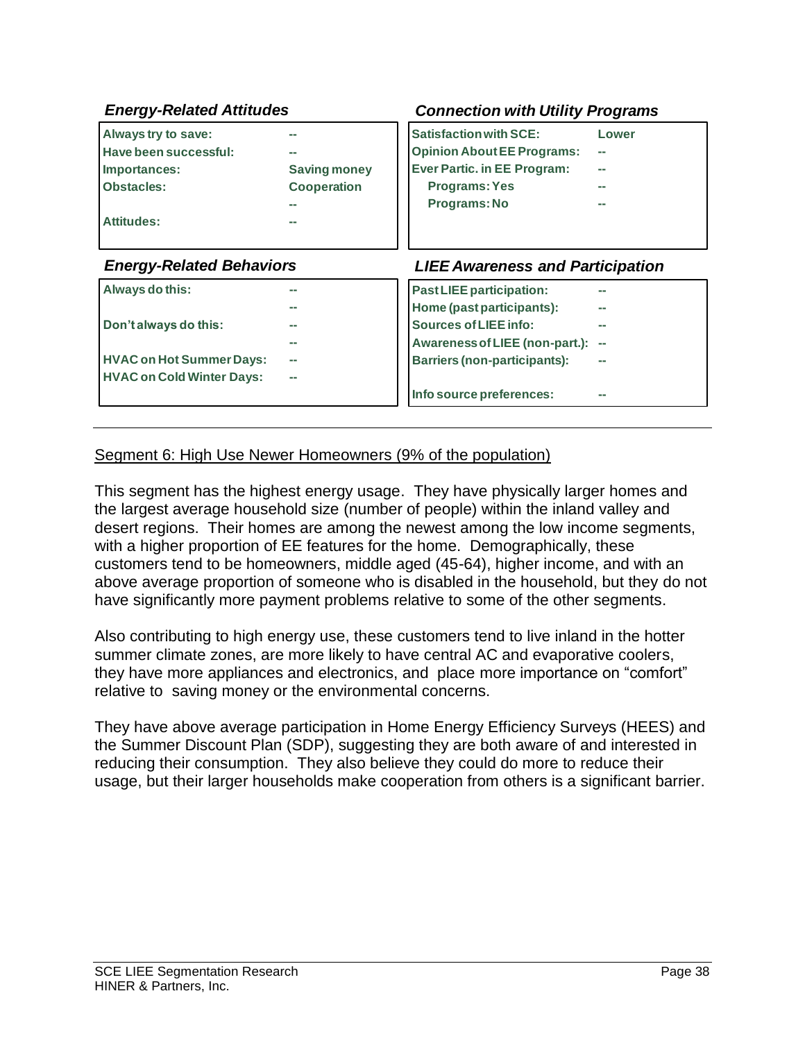### *Energy-Related Attitudes*

| | |
|---|---|
| **Always try to save:** | -- |
| **Have been successful:** | -- |
| **Importances:** | Saving money |
| **Obstacles:** | Cooperation |
| | -- |
| **Attitudes:** | -- |

### *Connection with Utility Programs*

| | |
|---|---|
| **Satisfaction with SCE:** | Lower |
| **Opinion About EE Programs:** | -- |
| **Ever Partic. in EE Program:** | -- |
| **Programs: Yes** | -- |
| **Programs: No** | -- |

### *Energy-Related Behaviors*

| | |
|---|---|
| **Always do this:** | -- |
| | -- |
| **Don't always do this:** | -- |
| | -- |
| **HVAC on Hot Summer Days:** | -- |
| **HVAC on Cold Winter Days:** | -- |

### *LIEE Awareness and Participation*

| | |
|---|---|
| **Past LIEE participation:** | -- |
| **Home (past participants):** | -- |
| **Sources of LIEE info:** | -- |
| **Awareness of LIEE (non-part.):** | -- |
| **Barriers (non-participants):** | -- |
| **Info source preferences:** | -- |

---

Segment 6: High Use Newer Homeowners (9% of the population)

This segment has the highest energy usage. They have physically larger homes and the largest average household size (number of people) within the inland valley and desert regions. Their homes are among the newest among the low income segments, with a higher proportion of EE features for the home. Demographically, these customers tend to be homeowners, middle aged (45-64), higher income, and with an above average proportion of someone who is disabled in the household, but they do not have significantly more payment problems relative to some of the other segments.

Also contributing to high energy use, these customers tend to live inland in the hotter summer climate zones, are more likely to have central AC and evaporative coolers, they have more appliances and electronics, and place more importance on "comfort" relative to saving money or the environmental concerns.

They have above average participation in Home Energy Efficiency Surveys (HEES) and the Summer Discount Plan (SDP), suggesting they are both aware of and interested in reducing their consumption. They also believe they could do more to reduce their usage, but their larger households make cooperation from others is a significant barrier.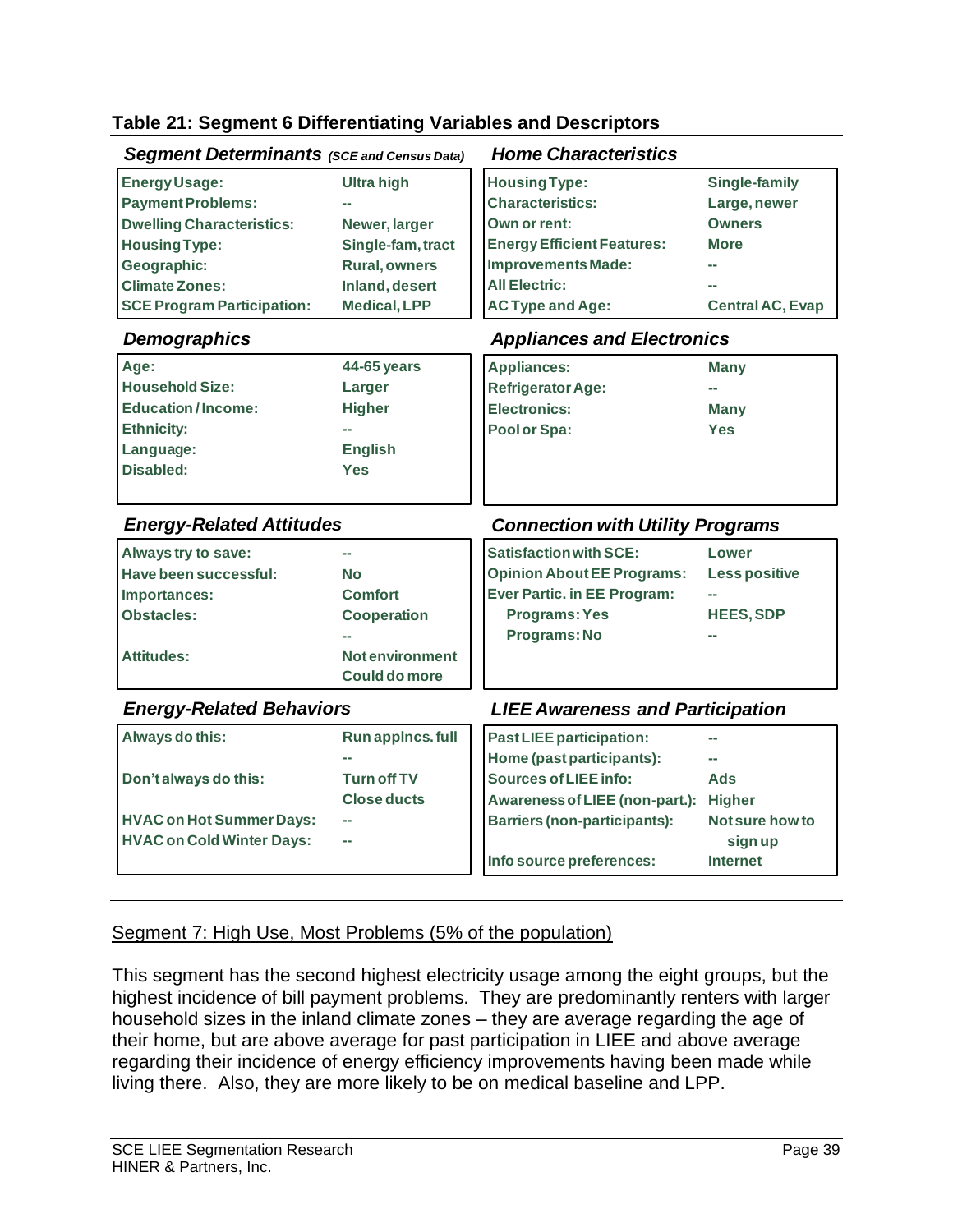**Table 21: Segment 6 Differentiating Variables and Descriptors**

***Segment Determinants** (SCE and Census Data)*

| | |
|---|---|
| **Energy Usage:** | **Ultra high** |
| **Payment Problems:** | **--** |
| **Dwelling Characteristics:** | **Newer, larger** |
| **Housing Type:** | **Single-fam, tract** |
| **Geographic:** | **Rural, owners** |
| **Climate Zones:** | **Inland, desert** |
| **SCE Program Participation:** | **Medical, LPP** |

***Home Characteristics***

| | |
|---|---|
| **Housing Type:** | **Single-family** |
| **Characteristics:** | **Large, newer** |
| **Own or rent:** | **Owners** |
| **Energy Efficient Features:** | **More** |
| **Improvements Made:** | **--** |
| **All Electric:** | **--** |
| **AC Type and Age:** | **Central AC, Evap** |

***Demographics***

| | |
|---|---|
| **Age:** | **44-65 years** |
| **Household Size:** | **Larger** |
| **Education / Income:** | **Higher** |
| **Ethnicity:** | **--** |
| **Language:** | **English** |
| **Disabled:** | **Yes** |

***Appliances and Electronics***

| | |
|---|---|
| **Appliances:** | **Many** |
| **Refrigerator Age:** | **--** |
| **Electronics:** | **Many** |
| **Pool or Spa:** | **Yes** |

***Energy-Related Attitudes***

| | |
|---|---|
| **Always try to save:** | **--** |
| **Have been successful:** | **No** |
| **Importances:** | **Comfort** |
| **Obstacles:** | **Cooperation** |
| | **--** |
| **Attitudes:** | **Not environment** |
| | **Could do more** |

***Connection with Utility Programs***

| | |
|---|---|
| **Satisfaction with SCE:** | **Lower** |
| **Opinion About EE Programs:** | **Less positive** |
| **Ever Partic. in EE Program:** | **--** |
| **Programs: Yes** | **HEES, SDP** |
| **Programs: No** | **--** |

***Energy-Related Behaviors***

| | |
|---|---|
| **Always do this:** | **Run applncs. full** |
| | **--** |
| **Don't always do this:** | **Turn off TV** |
| | **Close ducts** |
| **HVAC on Hot Summer Days:** | **--** |
| **HVAC on Cold Winter Days:** | **--** |

***LIEE Awareness and Participation***

| | |
|---|---|
| **Past LIEE participation:** | **--** |
| **Home (past participants):** | **--** |
| **Sources of LIEE info:** | **Ads** |
| **Awareness of LIEE (non-part.):** | **Higher** |
| **Barriers (non-participants):** | **Not sure how to sign up** |
| **Info source preferences:** | **Internet** |

Segment 7: High Use, Most Problems (5% of the population)

This segment has the second highest electricity usage among the eight groups, but the highest incidence of bill payment problems. They are predominantly renters with larger household sizes in the inland climate zones – they are average regarding the age of their home, but are above average for past participation in LIEE and above average regarding their incidence of energy efficiency improvements having been made while living there. Also, they are more likely to be on medical baseline and LPP.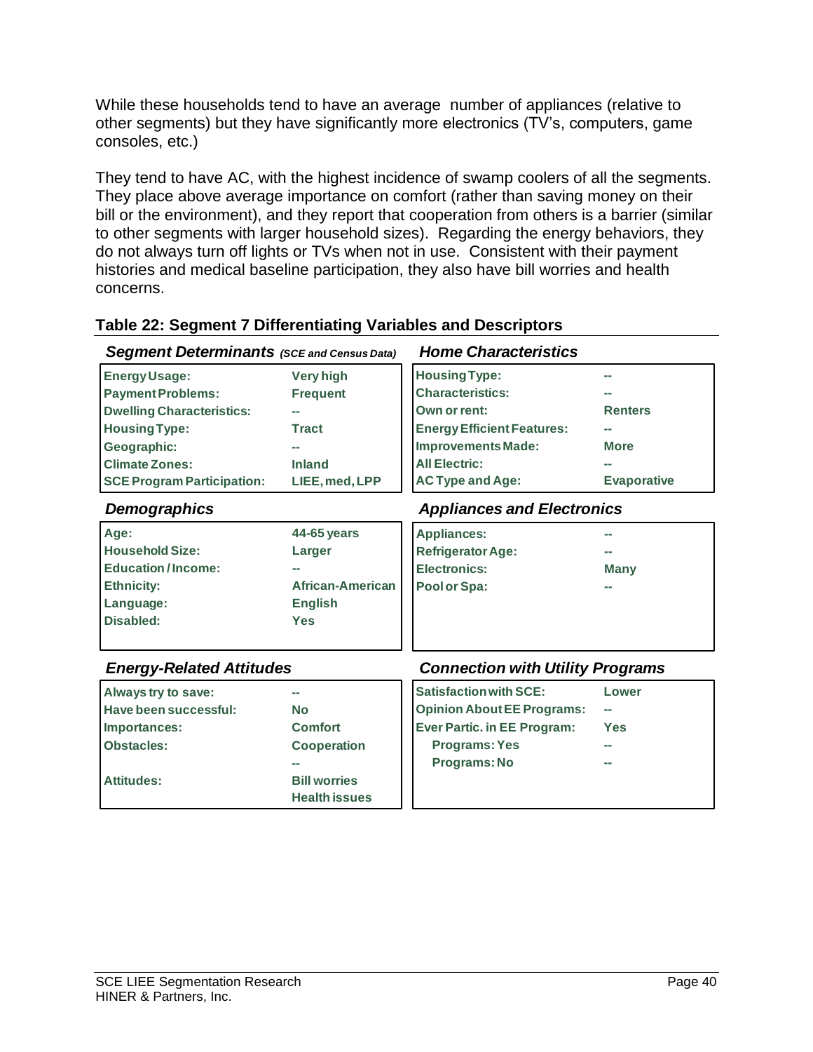While these households tend to have an average number of appliances (relative to other segments) but they have significantly more electronics (TV's, computers, game consoles, etc.)

They tend to have AC, with the highest incidence of swamp coolers of all the segments. They place above average importance on comfort (rather than saving money on their bill or the environment), and they report that cooperation from others is a barrier (similar to other segments with larger household sizes). Regarding the energy behaviors, they do not always turn off lights or TVs when not in use. Consistent with their payment histories and medical baseline participation, they also have bill worries and health concerns.

**Table 22: Segment 7 Differentiating Variables and Descriptors**

| ***Segment Determinants*** *(SCE and Census Data)* | | ***Home Characteristics*** | |
|---|---|---|---|
| Energy Usage: | Very high | Housing Type: | -- |
| Payment Problems: | Frequent | Characteristics: | -- |
| Dwelling Characteristics: | -- | Own or rent: | Renters |
| Housing Type: | Tract | Energy Efficient Features: | -- |
| Geographic: | -- | Improvements Made: | More |
| Climate Zones: | Inland | All Electric: | -- |
| SCE Program Participation: | LIEE, med, LPP | AC Type and Age: | Evaporative |
| ***Demographics*** | | ***Appliances and Electronics*** | |
| Age: | 44-65 years | Appliances: | -- |
| Household Size: | Larger | Refrigerator Age: | -- |
| Education / Income: | -- | Electronics: | Many |
| Ethnicity: | African-American | Pool or Spa: | -- |
| Language: | English | | |
| Disabled: | Yes | | |
| ***Energy-Related Attitudes*** | | ***Connection with Utility Programs*** | |
| Always try to save: | -- | Satisfaction with SCE: | Lower |
| Have been successful: | No | Opinion About EE Programs: | -- |
| Importances: | Comfort | Ever Partic. in EE Program: | Yes |
| Obstacles: | Cooperation | Programs: Yes | -- |
| | -- | Programs: No | -- |
| Attitudes: | Bill worries<br>Health issues | | |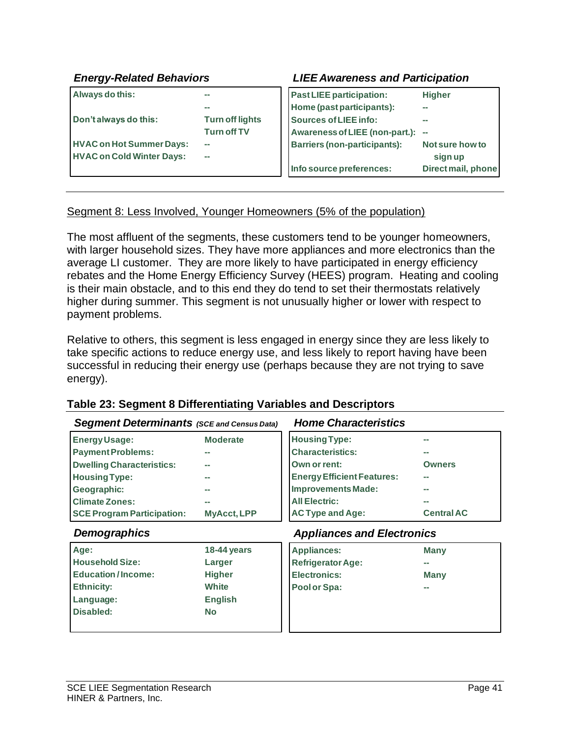*Energy-Related Behaviors*

| | |
|---|---|
| **Always do this:** | -- |
| | -- |
| **Don't always do this:** | **Turn off lights** |
| | **Turn off TV** |
| **HVAC on Hot Summer Days:** | -- |
| **HVAC on Cold Winter Days:** | -- |

*LIEE Awareness and Participation*

| | |
|---|---|
| **Past LIEE participation:** | **Higher** |
| **Home (past participants):** | -- |
| **Sources of LIEE info:** | -- |
| **Awareness of LIEE (non-part.):** | -- |
| **Barriers (non-participants):** | **Not sure how to sign up** |
| **Info source preferences:** | **Direct mail, phone** |

---

Segment 8: Less Involved, Younger Homeowners (5% of the population)

The most affluent of the segments, these customers tend to be younger homeowners, with larger household sizes. They have more appliances and more electronics than the average LI customer. They are more likely to have participated in energy efficiency rebates and the Home Energy Efficiency Survey (HEES) program. Heating and cooling is their main obstacle, and to this end they do tend to set their thermostats relatively higher during summer. This segment is not unusually higher or lower with respect to payment problems.

Relative to others, this segment is less engaged in energy since they are less likely to take specific actions to reduce energy use, and less likely to report having have been successful in reducing their energy use (perhaps because they are not trying to save energy).

**Table 23: Segment 8 Differentiating Variables and Descriptors**

*Segment Determinants (SCE and Census Data)*

| | |
|---|---|
| **Energy Usage:** | **Moderate** |
| **Payment Problems:** | -- |
| **Dwelling Characteristics:** | -- |
| **Housing Type:** | -- |
| **Geographic:** | -- |
| **Climate Zones:** | -- |
| **SCE Program Participation:** | **MyAcct, LPP** |

*Home Characteristics*

| | |
|---|---|
| **Housing Type:** | -- |
| **Characteristics:** | -- |
| **Own or rent:** | **Owners** |
| **Energy Efficient Features:** | -- |
| **Improvements Made:** | -- |
| **All Electric:** | -- |
| **AC Type and Age:** | **Central AC** |

*Demographics*

| | |
|---|---|
| **Age:** | **18-44 years** |
| **Household Size:** | **Larger** |
| **Education / Income:** | **Higher** |
| **Ethnicity:** | **White** |
| **Language:** | **English** |
| **Disabled:** | **No** |

*Appliances and Electronics*

| | |
|---|---|
| **Appliances:** | **Many** |
| **Refrigerator Age:** | -- |
| **Electronics:** | **Many** |
| **Pool or Spa:** | -- |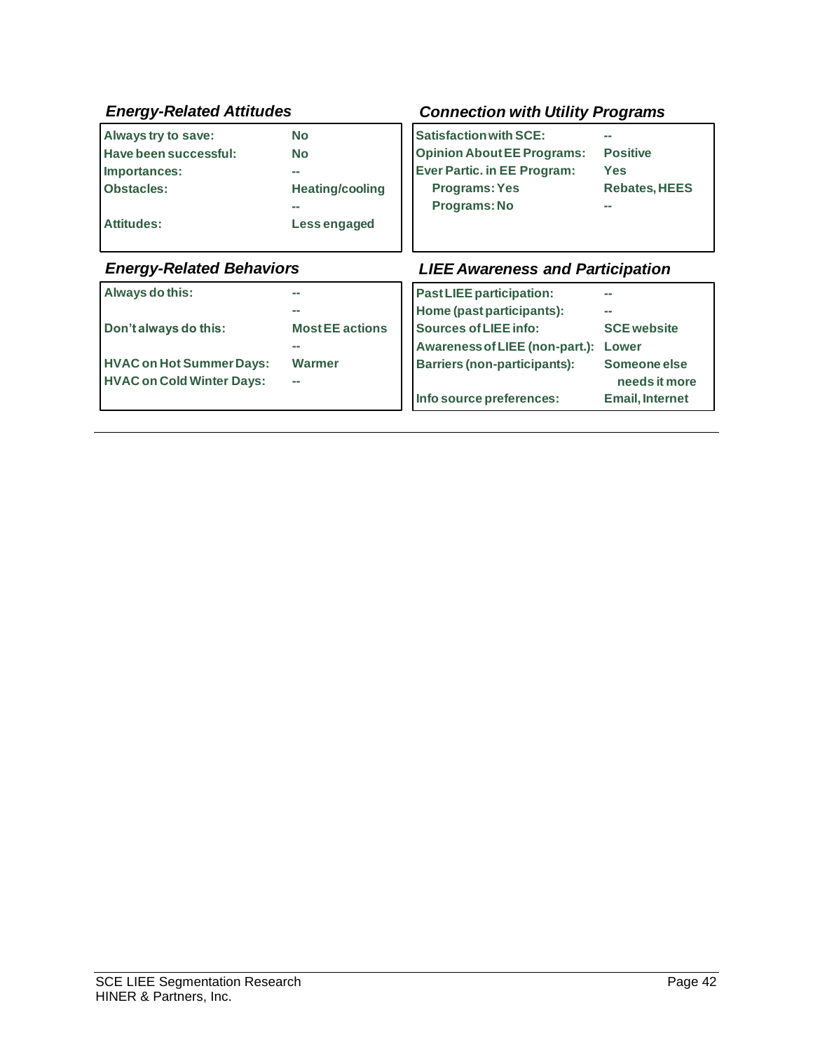### *Energy-Related Attitudes*

| | |
|---|---|
| **Always try to save:** | **No** |
| **Have been successful:** | **No** |
| **Importances:** | **--** |
| **Obstacles:** | **Heating/cooling** |
| | **--** |
| **Attitudes:** | **Less engaged** |

### *Connection with Utility Programs*

| | |
|---|---|
| **Satisfaction with SCE:** | **--** |
| **Opinion About EE Programs:** | **Positive** |
| **Ever Partic. in EE Program:** | **Yes** |
| **Programs: Yes** | **Rebates, HEES** |
| **Programs: No** | **--** |

### *Energy-Related Behaviors*

| | |
|---|---|
| **Always do this:** | **--** |
| | **--** |
| **Don't always do this:** | **Most EE actions** |
| | **--** |
| **HVAC on Hot Summer Days:** | **Warmer** |
| **HVAC on Cold Winter Days:** | **--** |

### *LIEE Awareness and Participation*

| | |
|---|---|
| **Past LIEE participation:** | **--** |
| **Home (past participants):** | **--** |
| **Sources of LIEE info:** | **SCE website** |
| **Awareness of LIEE (non-part.):** | **Lower** |
| **Barriers (non-participants):** | **Someone else needs it more** |
| **Info source preferences:** | **Email, Internet** |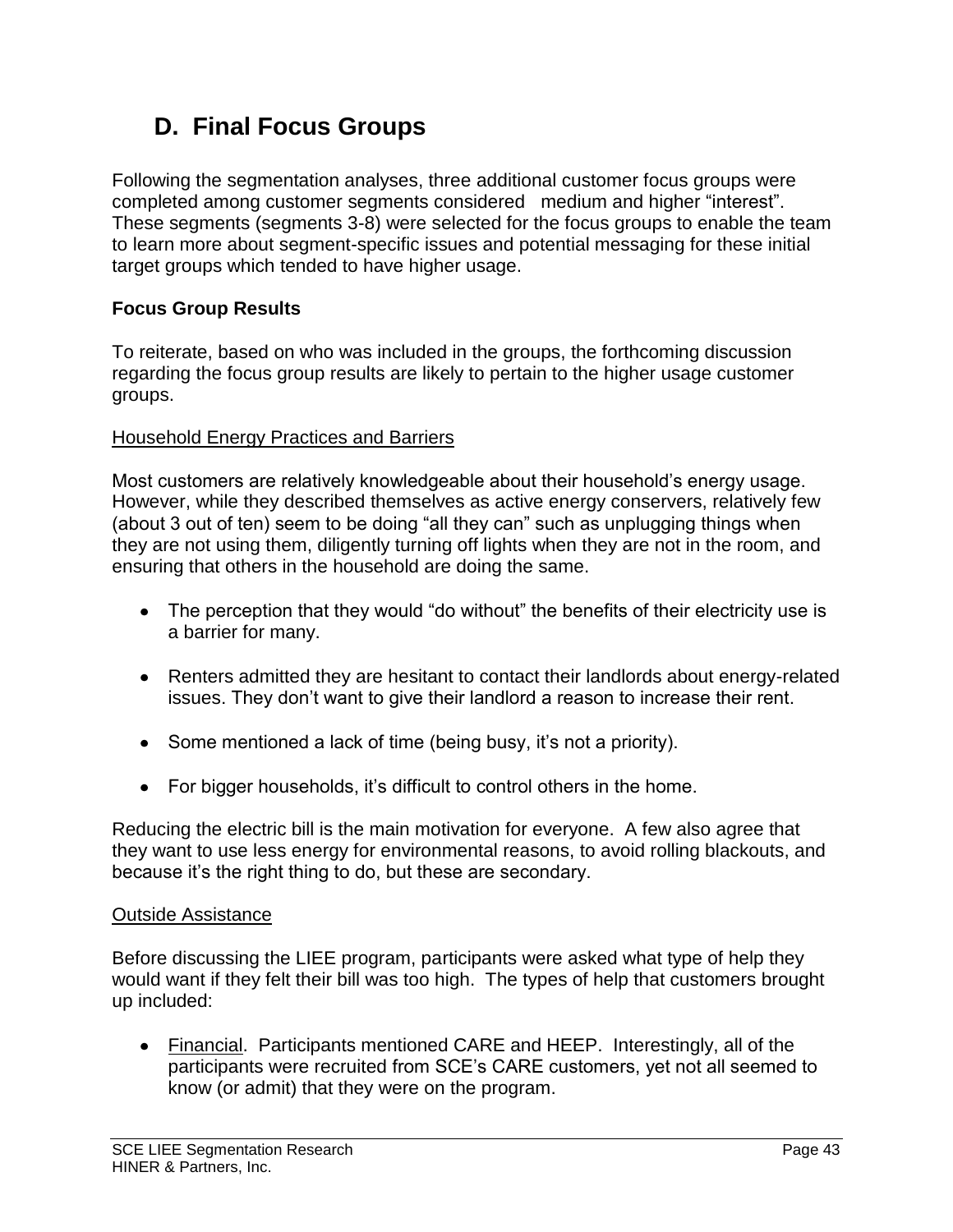## D. Final Focus Groups

Following the segmentation analyses, three additional customer focus groups were completed among customer segments considered medium and higher "interest". These segments (segments 3-8) were selected for the focus groups to enable the team to learn more about segment-specific issues and potential messaging for these initial target groups which tended to have higher usage.

**Focus Group Results**

To reiterate, based on who was included in the groups, the forthcoming discussion regarding the focus group results are likely to pertain to the higher usage customer groups.

Household Energy Practices and Barriers

Most customers are relatively knowledgeable about their household's energy usage. However, while they described themselves as active energy conservers, relatively few (about 3 out of ten) seem to be doing "all they can" such as unplugging things when they are not using them, diligently turning off lights when they are not in the room, and ensuring that others in the household are doing the same.

- The perception that they would "do without" the benefits of their electricity use is a barrier for many.
- Renters admitted they are hesitant to contact their landlords about energy-related issues. They don't want to give their landlord a reason to increase their rent.
- Some mentioned a lack of time (being busy, it's not a priority).
- For bigger households, it's difficult to control others in the home.

Reducing the electric bill is the main motivation for everyone. A few also agree that they want to use less energy for environmental reasons, to avoid rolling blackouts, and because it's the right thing to do, but these are secondary.

Outside Assistance

Before discussing the LIEE program, participants were asked what type of help they would want if they felt their bill was too high. The types of help that customers brought up included:

- Financial. Participants mentioned CARE and HEEP. Interestingly, all of the participants were recruited from SCE's CARE customers, yet not all seemed to know (or admit) that they were on the program.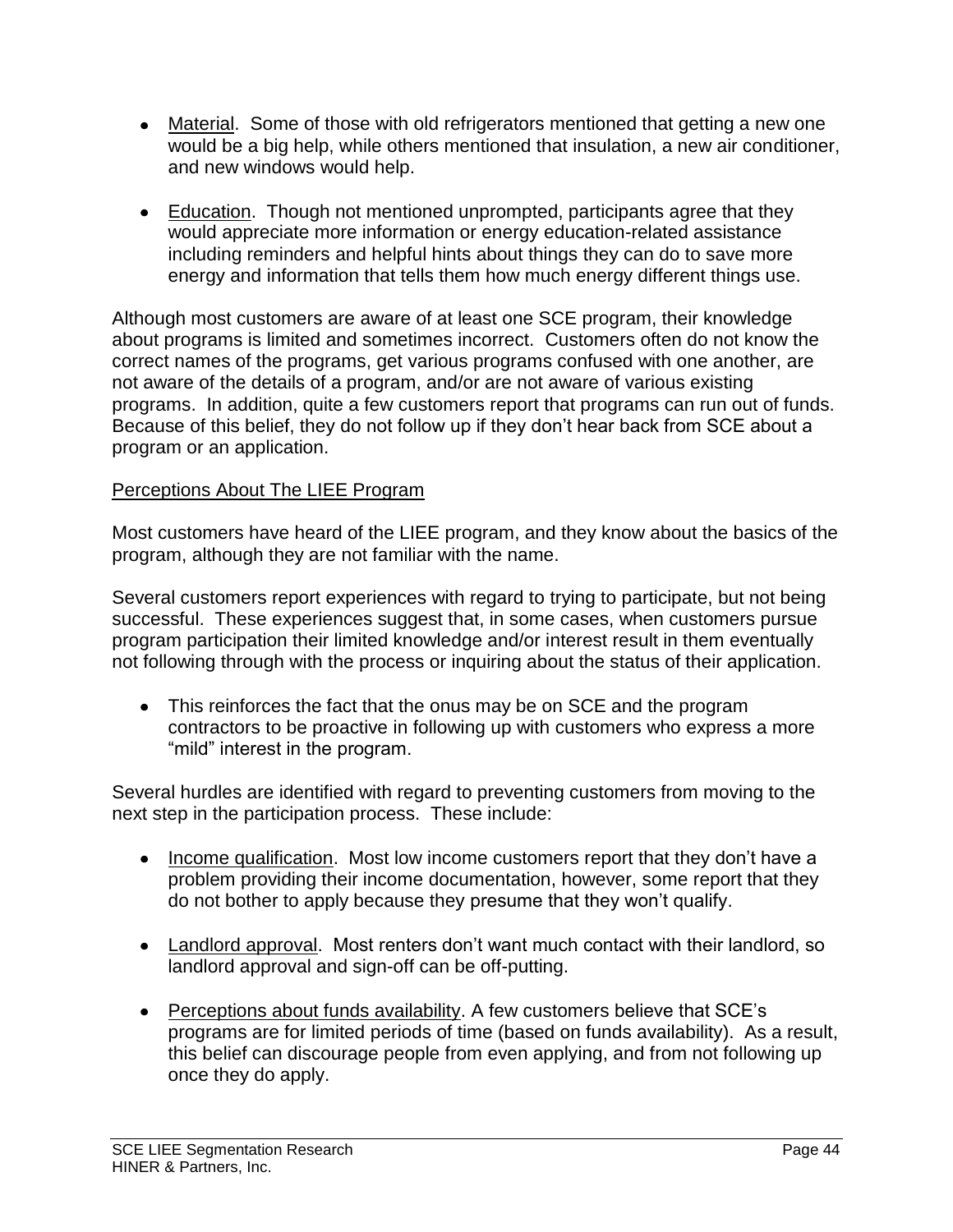- Material. Some of those with old refrigerators mentioned that getting a new one would be a big help, while others mentioned that insulation, a new air conditioner, and new windows would help.

- Education. Though not mentioned unprompted, participants agree that they would appreciate more information or energy education-related assistance including reminders and helpful hints about things they can do to save more energy and information that tells them how much energy different things use.

Although most customers are aware of at least one SCE program, their knowledge about programs is limited and sometimes incorrect. Customers often do not know the correct names of the programs, get various programs confused with one another, are not aware of the details of a program, and/or are not aware of various existing programs. In addition, quite a few customers report that programs can run out of funds. Because of this belief, they do not follow up if they don't hear back from SCE about a program or an application.

Perceptions About The LIEE Program

Most customers have heard of the LIEE program, and they know about the basics of the program, although they are not familiar with the name.

Several customers report experiences with regard to trying to participate, but not being successful. These experiences suggest that, in some cases, when customers pursue program participation their limited knowledge and/or interest result in them eventually not following through with the process or inquiring about the status of their application.

- This reinforces the fact that the onus may be on SCE and the program contractors to be proactive in following up with customers who express a more "mild" interest in the program.

Several hurdles are identified with regard to preventing customers from moving to the next step in the participation process. These include:

- Income qualification. Most low income customers report that they don't have a problem providing their income documentation, however, some report that they do not bother to apply because they presume that they won't qualify.

- Landlord approval. Most renters don't want much contact with their landlord, so landlord approval and sign-off can be off-putting.

- Perceptions about funds availability. A few customers believe that SCE's programs are for limited periods of time (based on funds availability). As a result, this belief can discourage people from even applying, and from not following up once they do apply.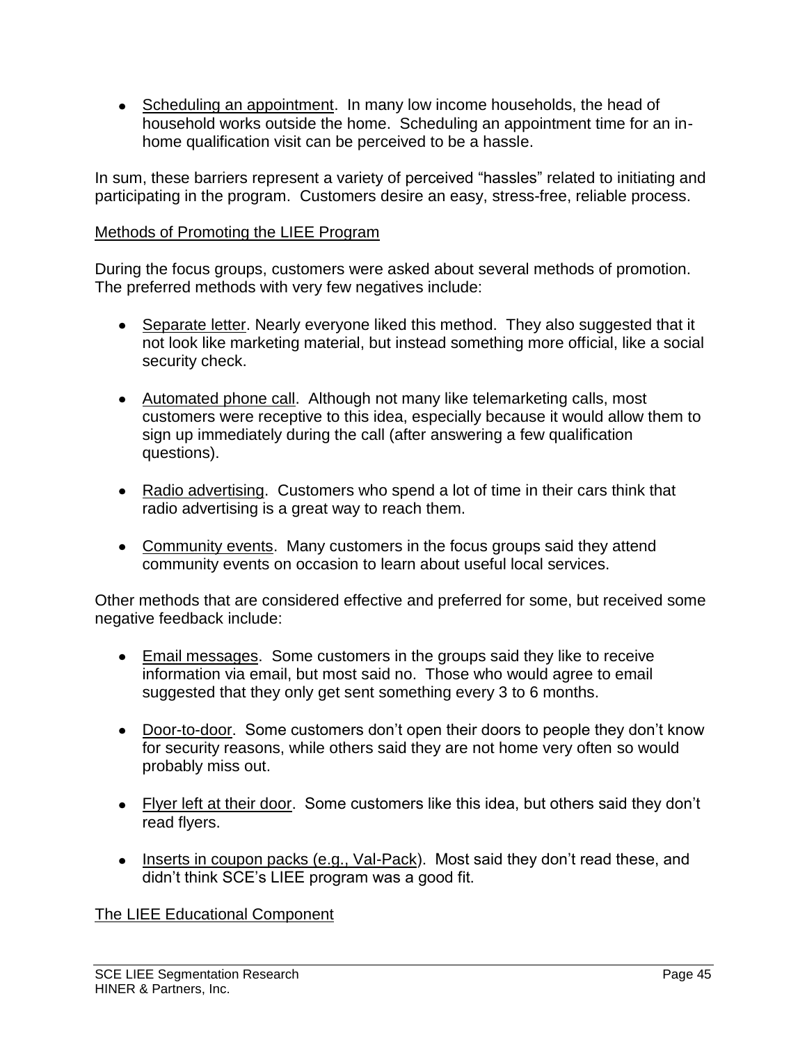- Scheduling an appointment. In many low income households, the head of household works outside the home. Scheduling an appointment time for an in-home qualification visit can be perceived to be a hassle.

In sum, these barriers represent a variety of perceived "hassles" related to initiating and participating in the program. Customers desire an easy, stress-free, reliable process.

Methods of Promoting the LIEE Program

During the focus groups, customers were asked about several methods of promotion. The preferred methods with very few negatives include:

- Separate letter. Nearly everyone liked this method. They also suggested that it not look like marketing material, but instead something more official, like a social security check.

- Automated phone call. Although not many like telemarketing calls, most customers were receptive to this idea, especially because it would allow them to sign up immediately during the call (after answering a few qualification questions).

- Radio advertising. Customers who spend a lot of time in their cars think that radio advertising is a great way to reach them.

- Community events. Many customers in the focus groups said they attend community events on occasion to learn about useful local services.

Other methods that are considered effective and preferred for some, but received some negative feedback include:

- Email messages. Some customers in the groups said they like to receive information via email, but most said no. Those who would agree to email suggested that they only get sent something every 3 to 6 months.

- Door-to-door. Some customers don't open their doors to people they don't know for security reasons, while others said they are not home very often so would probably miss out.

- Flyer left at their door. Some customers like this idea, but others said they don't read flyers.

- Inserts in coupon packs (e.g., Val-Pack). Most said they don't read these, and didn't think SCE's LIEE program was a good fit.

The LIEE Educational Component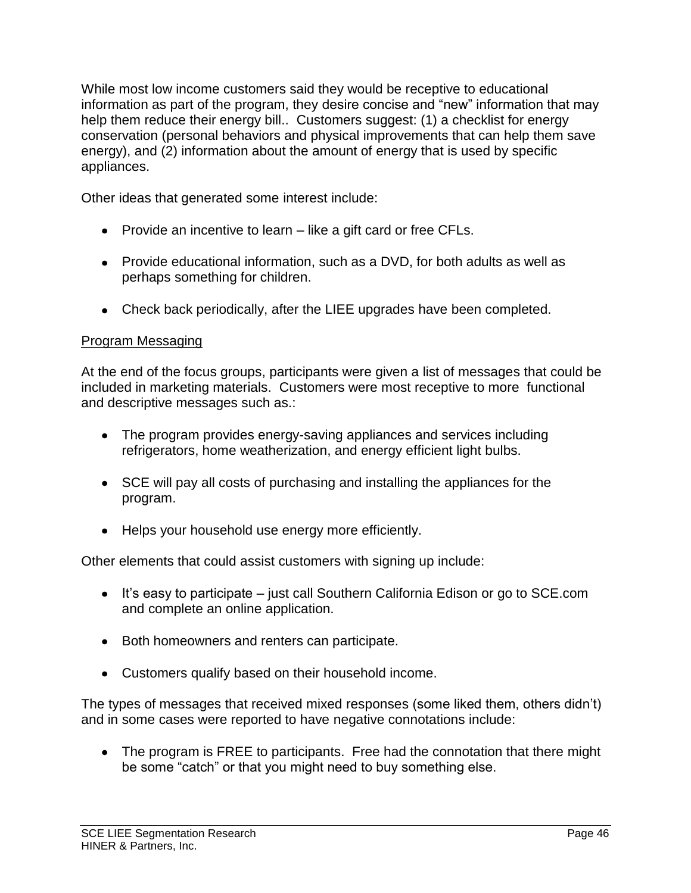While most low income customers said they would be receptive to educational information as part of the program, they desire concise and "new" information that may help them reduce their energy bill.. Customers suggest: (1) a checklist for energy conservation (personal behaviors and physical improvements that can help them save energy), and (2) information about the amount of energy that is used by specific appliances.

Other ideas that generated some interest include:

- Provide an incentive to learn – like a gift card or free CFLs.
- Provide educational information, such as a DVD, for both adults as well as perhaps something for children.
- Check back periodically, after the LIEE upgrades have been completed.

<u>Program Messaging</u>

At the end of the focus groups, participants were given a list of messages that could be included in marketing materials. Customers were most receptive to more functional and descriptive messages such as.:

- The program provides energy-saving appliances and services including refrigerators, home weatherization, and energy efficient light bulbs.
- SCE will pay all costs of purchasing and installing the appliances for the program.
- Helps your household use energy more efficiently.

Other elements that could assist customers with signing up include:

- It's easy to participate – just call Southern California Edison or go to SCE.com and complete an online application.
- Both homeowners and renters can participate.
- Customers qualify based on their household income.

The types of messages that received mixed responses (some liked them, others didn't) and in some cases were reported to have negative connotations include:

- The program is FREE to participants. Free had the connotation that there might be some "catch" or that you might need to buy something else.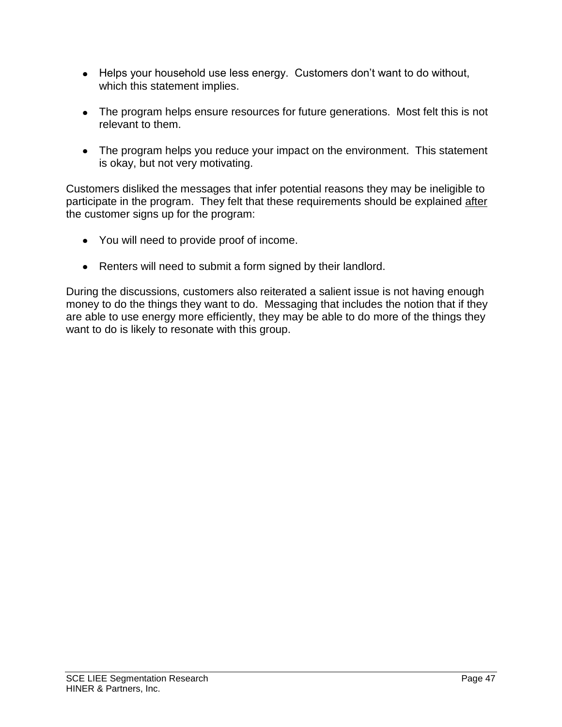- Helps your household use less energy. Customers don't want to do without, which this statement implies.

- The program helps ensure resources for future generations. Most felt this is not relevant to them.

- The program helps you reduce your impact on the environment. This statement is okay, but not very motivating.

Customers disliked the messages that infer potential reasons they may be ineligible to participate in the program. They felt that these requirements should be explained <u>after</u> the customer signs up for the program:

- You will need to provide proof of income.

- Renters will need to submit a form signed by their landlord.

During the discussions, customers also reiterated a salient issue is not having enough money to do the things they want to do. Messaging that includes the notion that if they are able to use energy more efficiently, they may be able to do more of the things they want to do is likely to resonate with this group.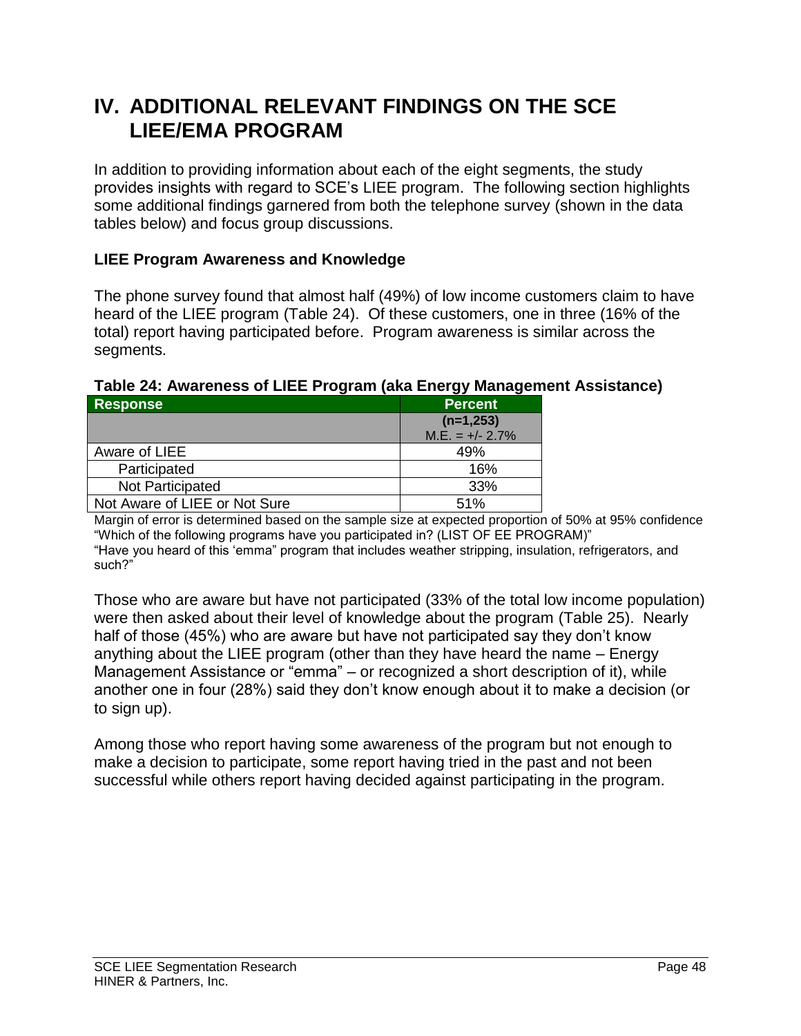# IV. ADDITIONAL RELEVANT FINDINGS ON THE SCE LIEE/EMA PROGRAM

In addition to providing information about each of the eight segments, the study provides insights with regard to SCE's LIEE program. The following section highlights some additional findings garnered from both the telephone survey (shown in the data tables below) and focus group discussions.

### LIEE Program Awareness and Knowledge

The phone survey found that almost half (49%) of low income customers claim to have heard of the LIEE program (Table 24). Of these customers, one in three (16% of the total) report having participated before. Program awareness is similar across the segments.

**Table 24: Awareness of LIEE Program (aka Energy Management Assistance)**

| Response | Percent |
|---|---|
| | **(n=1,253)** M.E. = +/- 2.7% |
| Aware of LIEE | 49% |
| Participated | 16% |
| Not Participated | 33% |
| Not Aware of LIEE or Not Sure | 51% |

Margin of error is determined based on the sample size at expected proportion of 50% at 95% confidence
"Which of the following programs have you participated in? (LIST OF EE PROGRAM)"
"Have you heard of this 'emma" program that includes weather stripping, insulation, refrigerators, and such?"

Those who are aware but have not participated (33% of the total low income population) were then asked about their level of knowledge about the program (Table 25). Nearly half of those (45%) who are aware but have not participated say they don't know anything about the LIEE program (other than they have heard the name – Energy Management Assistance or "emma" – or recognized a short description of it), while another one in four (28%) said they don't know enough about it to make a decision (or to sign up).

Among those who report having some awareness of the program but not enough to make a decision to participate, some report having tried in the past and not been successful while others report having decided against participating in the program.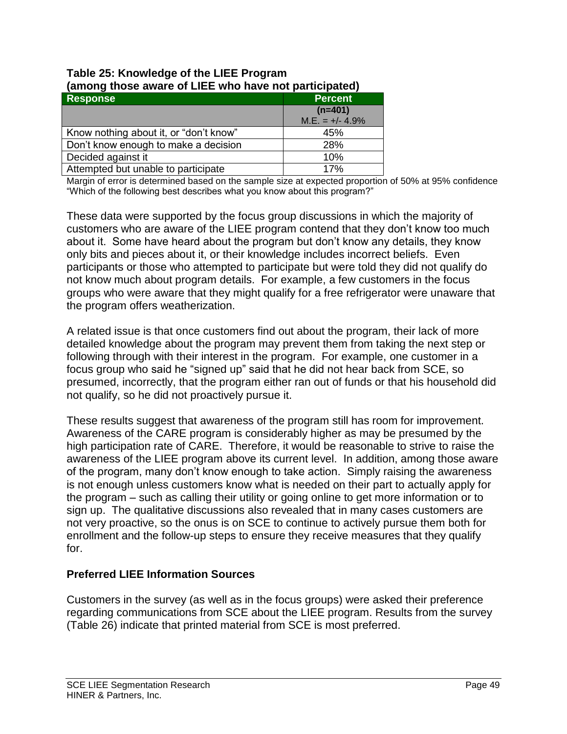**Table 25: Knowledge of the LIEE Program (among those aware of LIEE who have not participated)**

| Response | Percent |
|---|---|
| | **(n=401)** M.E. = +/- 4.9% |
| Know nothing about it, or "don't know" | 45% |
| Don't know enough to make a decision | 28% |
| Decided against it | 10% |
| Attempted but unable to participate | 17% |

Margin of error is determined based on the sample size at expected proportion of 50% at 95% confidence
"Which of the following best describes what you know about this program?"

These data were supported by the focus group discussions in which the majority of customers who are aware of the LIEE program contend that they don't know too much about it. Some have heard about the program but don't know any details, they know only bits and pieces about it, or their knowledge includes incorrect beliefs. Even participants or those who attempted to participate but were told they did not qualify do not know much about program details. For example, a few customers in the focus groups who were aware that they might qualify for a free refrigerator were unaware that the program offers weatherization.

A related issue is that once customers find out about the program, their lack of more detailed knowledge about the program may prevent them from taking the next step or following through with their interest in the program. For example, one customer in a focus group who said he "signed up" said that he did not hear back from SCE, so presumed, incorrectly, that the program either ran out of funds or that his household did not qualify, so he did not proactively pursue it.

These results suggest that awareness of the program still has room for improvement. Awareness of the CARE program is considerably higher as may be presumed by the high participation rate of CARE. Therefore, it would be reasonable to strive to raise the awareness of the LIEE program above its current level. In addition, among those aware of the program, many don't know enough to take action. Simply raising the awareness is not enough unless customers know what is needed on their part to actually apply for the program – such as calling their utility or going online to get more information or to sign up. The qualitative discussions also revealed that in many cases customers are not very proactive, so the onus is on SCE to continue to actively pursue them both for enrollment and the follow-up steps to ensure they receive measures that they qualify for.

### Preferred LIEE Information Sources

Customers in the survey (as well as in the focus groups) were asked their preference regarding communications from SCE about the LIEE program. Results from the survey (Table 26) indicate that printed material from SCE is most preferred.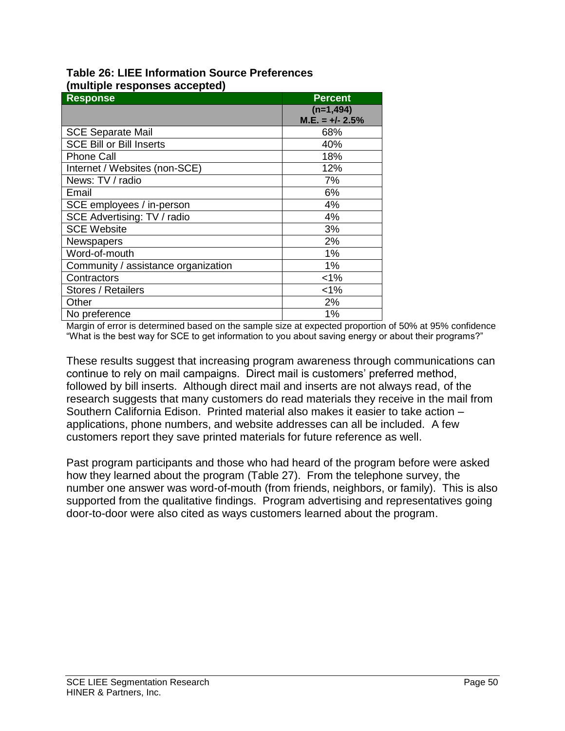**Table 26: LIEE Information Source Preferences (multiple responses accepted)**

| Response | Percent |
|---|---|
| | (n=1,494) M.E. = +/- 2.5% |
| SCE Separate Mail | 68% |
| SCE Bill or Bill Inserts | 40% |
| Phone Call | 18% |
| Internet / Websites (non-SCE) | 12% |
| News: TV / radio | 7% |
| Email | 6% |
| SCE employees / in-person | 4% |
| SCE Advertising: TV / radio | 4% |
| SCE Website | 3% |
| Newspapers | 2% |
| Word-of-mouth | 1% |
| Community / assistance organization | 1% |
| Contractors | <1% |
| Stores / Retailers | <1% |
| Other | 2% |
| No preference | 1% |

Margin of error is determined based on the sample size at expected proportion of 50% at 95% confidence
"What is the best way for SCE to get information to you about saving energy or about their programs?"

These results suggest that increasing program awareness through communications can continue to rely on mail campaigns. Direct mail is customers' preferred method, followed by bill inserts. Although direct mail and inserts are not always read, of the research suggests that many customers do read materials they receive in the mail from Southern California Edison. Printed material also makes it easier to take action – applications, phone numbers, and website addresses can all be included. A few customers report they save printed materials for future reference as well.

Past program participants and those who had heard of the program before were asked how they learned about the program (Table 27). From the telephone survey, the number one answer was word-of-mouth (from friends, neighbors, or family). This is also supported from the qualitative findings. Program advertising and representatives going door-to-door were also cited as ways customers learned about the program.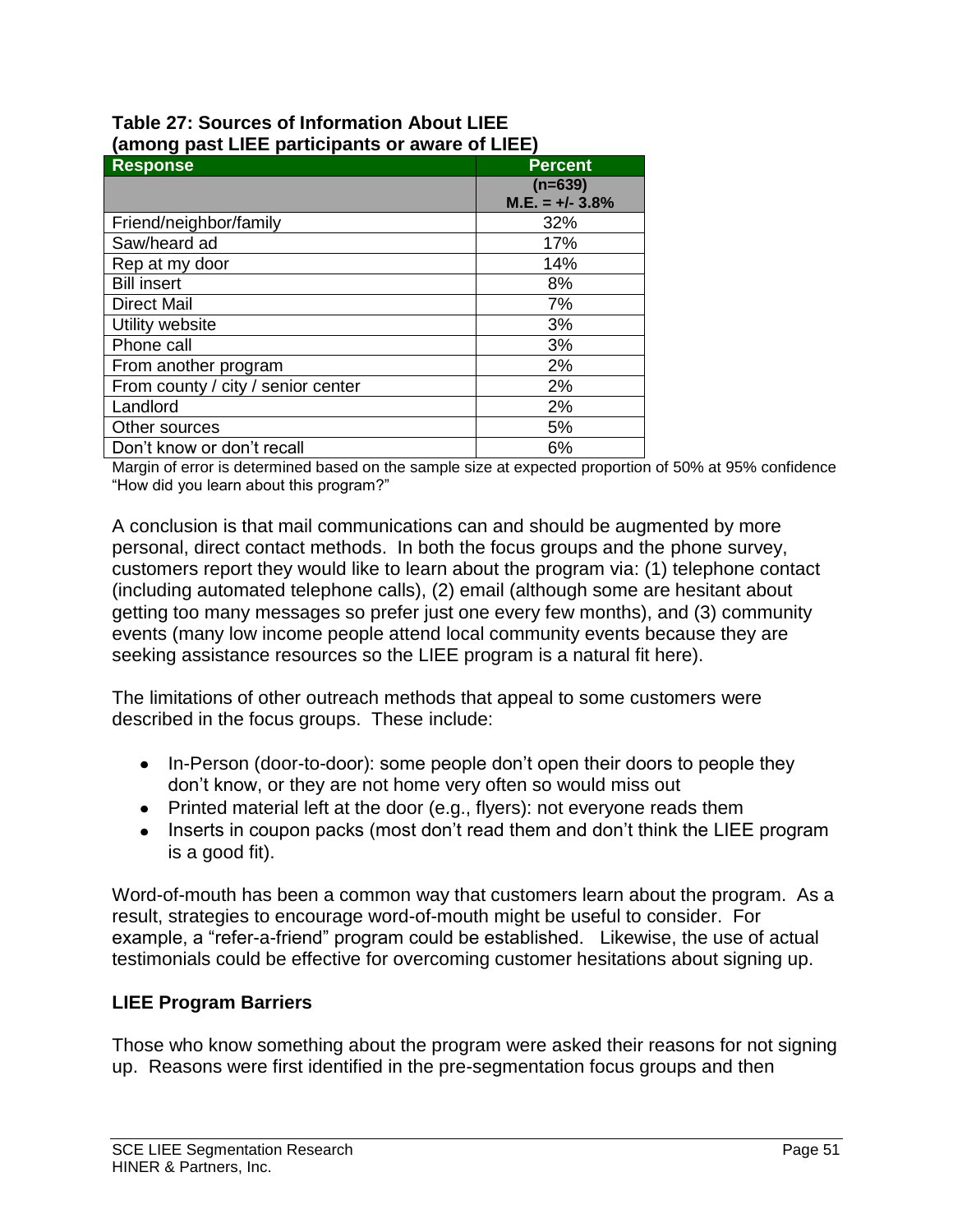**Table 27: Sources of Information About LIEE (among past LIEE participants or aware of LIEE)**

| Response | Percent |
|---|---|
| | (n=639) M.E. = +/- 3.8% |
| Friend/neighbor/family | 32% |
| Saw/heard ad | 17% |
| Rep at my door | 14% |
| Bill insert | 8% |
| Direct Mail | 7% |
| Utility website | 3% |
| Phone call | 3% |
| From another program | 2% |
| From county / city / senior center | 2% |
| Landlord | 2% |
| Other sources | 5% |
| Don't know or don't recall | 6% |

Margin of error is determined based on the sample size at expected proportion of 50% at 95% confidence
"How did you learn about this program?"

A conclusion is that mail communications can and should be augmented by more personal, direct contact methods. In both the focus groups and the phone survey, customers report they would like to learn about the program via: (1) telephone contact (including automated telephone calls), (2) email (although some are hesitant about getting too many messages so prefer just one every few months), and (3) community events (many low income people attend local community events because they are seeking assistance resources so the LIEE program is a natural fit here).

The limitations of other outreach methods that appeal to some customers were described in the focus groups. These include:

- In-Person (door-to-door): some people don't open their doors to people they don't know, or they are not home very often so would miss out
- Printed material left at the door (e.g., flyers): not everyone reads them
- Inserts in coupon packs (most don't read them and don't think the LIEE program is a good fit).

Word-of-mouth has been a common way that customers learn about the program. As a result, strategies to encourage word-of-mouth might be useful to consider. For example, a "refer-a-friend" program could be established. Likewise, the use of actual testimonials could be effective for overcoming customer hesitations about signing up.

### LIEE Program Barriers

Those who know something about the program were asked their reasons for not signing up. Reasons were first identified in the pre-segmentation focus groups and then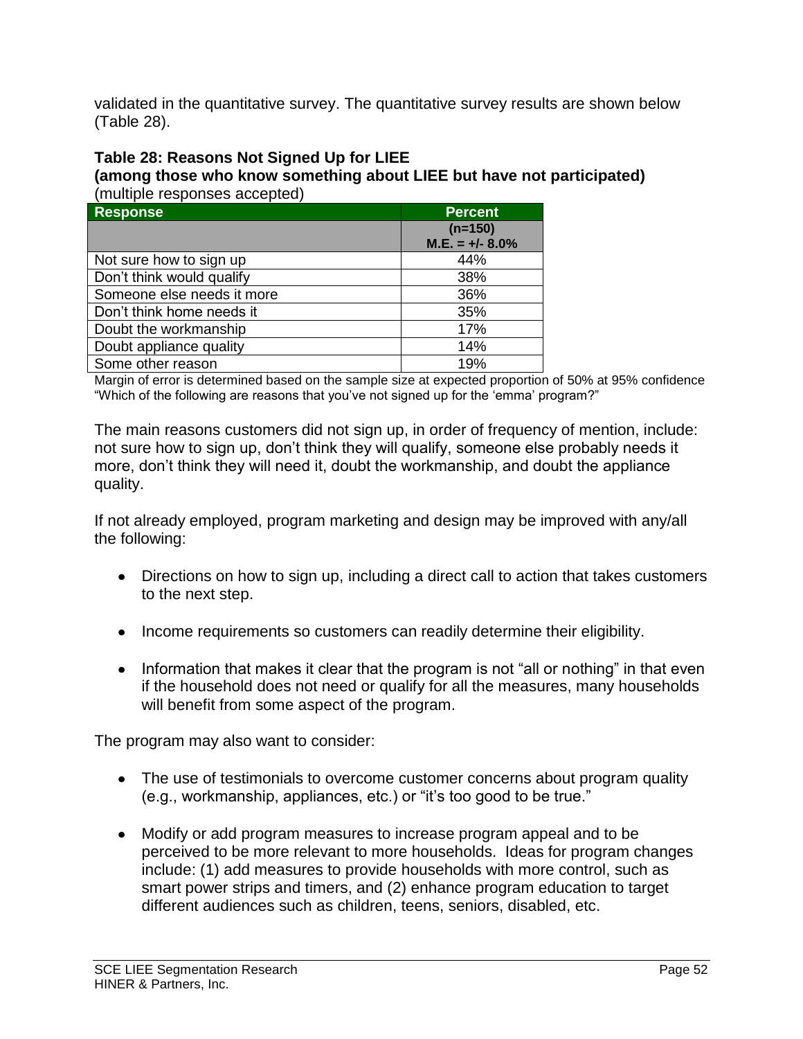validated in the quantitative survey. The quantitative survey results are shown below (Table 28).

**Table 28: Reasons Not Signed Up for LIEE**
**(among those who know something about LIEE but have not participated)**
(multiple responses accepted)

| Response | Percent |
|---|---|
| | **(n=150)** **M.E. = +/- 8.0%** |
| Not sure how to sign up | 44% |
| Don't think would qualify | 38% |
| Someone else needs it more | 36% |
| Don't think home needs it | 35% |
| Doubt the workmanship | 17% |
| Doubt appliance quality | 14% |
| Some other reason | 19% |

Margin of error is determined based on the sample size at expected proportion of 50% at 95% confidence
"Which of the following are reasons that you've not signed up for the 'emma' program?"

The main reasons customers did not sign up, in order of frequency of mention, include: not sure how to sign up, don't think they will qualify, someone else probably needs it more, don't think they will need it, doubt the workmanship, and doubt the appliance quality.

If not already employed, program marketing and design may be improved with any/all the following:

- Directions on how to sign up, including a direct call to action that takes customers to the next step.
- Income requirements so customers can readily determine their eligibility.
- Information that makes it clear that the program is not "all or nothing" in that even if the household does not need or qualify for all the measures, many households will benefit from some aspect of the program.

The program may also want to consider:

- The use of testimonials to overcome customer concerns about program quality (e.g., workmanship, appliances, etc.) or "it's too good to be true."
- Modify or add program measures to increase program appeal and to be perceived to be more relevant to more households. Ideas for program changes include: (1) add measures to provide households with more control, such as smart power strips and timers, and (2) enhance program education to target different audiences such as children, teens, seniors, disabled, etc.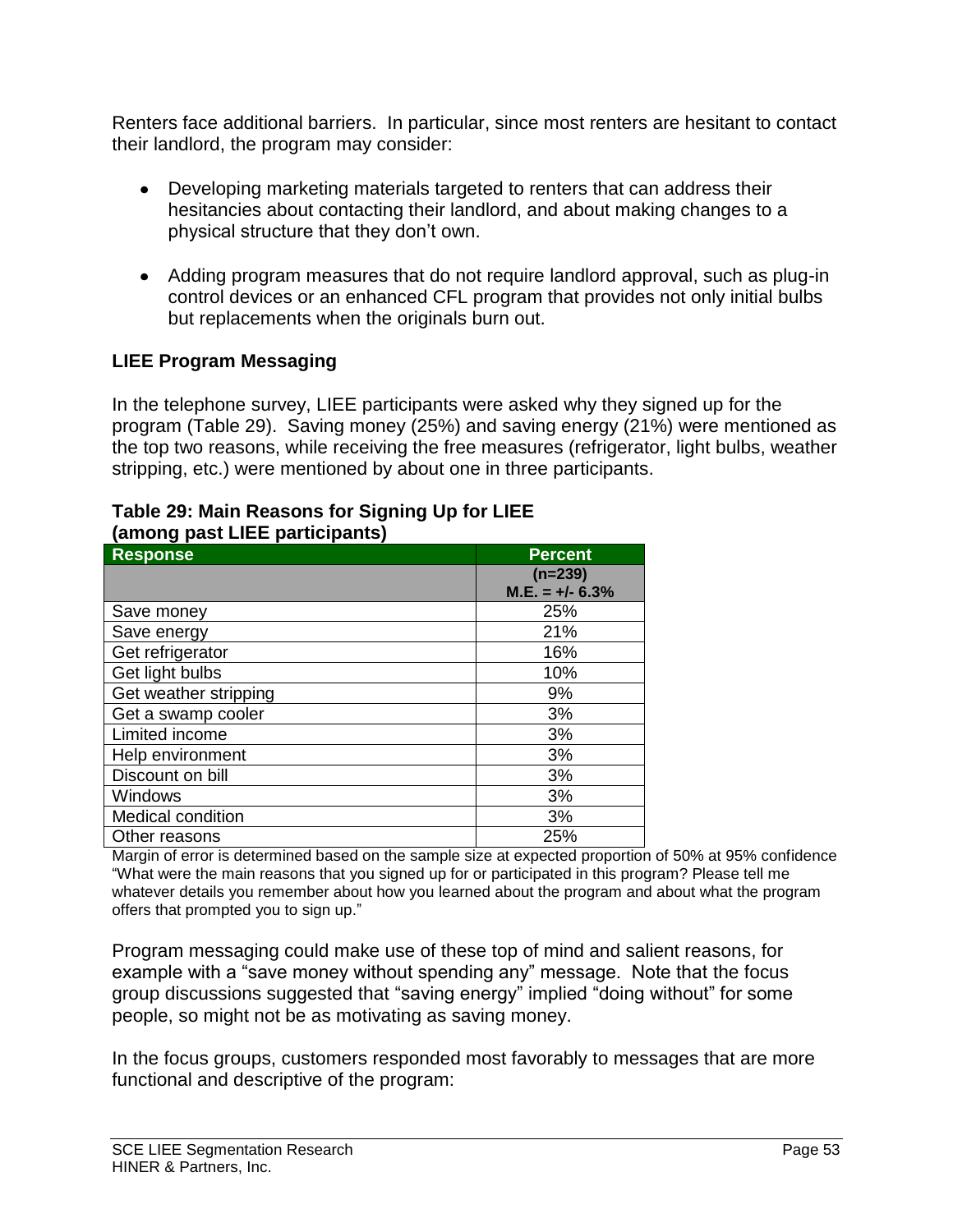Renters face additional barriers. In particular, since most renters are hesitant to contact their landlord, the program may consider:

- Developing marketing materials targeted to renters that can address their hesitancies about contacting their landlord, and about making changes to a physical structure that they don't own.
- Adding program measures that do not require landlord approval, such as plug-in control devices or an enhanced CFL program that provides not only initial bulbs but replacements when the originals burn out.

### LIEE Program Messaging

In the telephone survey, LIEE participants were asked why they signed up for the program (Table 29). Saving money (25%) and saving energy (21%) were mentioned as the top two reasons, while receiving the free measures (refrigerator, light bulbs, weather stripping, etc.) were mentioned by about one in three participants.

**Table 29: Main Reasons for Signing Up for LIEE (among past LIEE participants)**

| Response | Percent |
|---|---|
| | (n=239) M.E. = +/- 6.3% |
| Save money | 25% |
| Save energy | 21% |
| Get refrigerator | 16% |
| Get light bulbs | 10% |
| Get weather stripping | 9% |
| Get a swamp cooler | 3% |
| Limited income | 3% |
| Help environment | 3% |
| Discount on bill | 3% |
| Windows | 3% |
| Medical condition | 3% |
| Other reasons | 25% |

Margin of error is determined based on the sample size at expected proportion of 50% at 95% confidence
"What were the main reasons that you signed up for or participated in this program? Please tell me whatever details you remember about how you learned about the program and about what the program offers that prompted you to sign up."

Program messaging could make use of these top of mind and salient reasons, for example with a "save money without spending any" message. Note that the focus group discussions suggested that "saving energy" implied "doing without" for some people, so might not be as motivating as saving money.

In the focus groups, customers responded most favorably to messages that are more functional and descriptive of the program: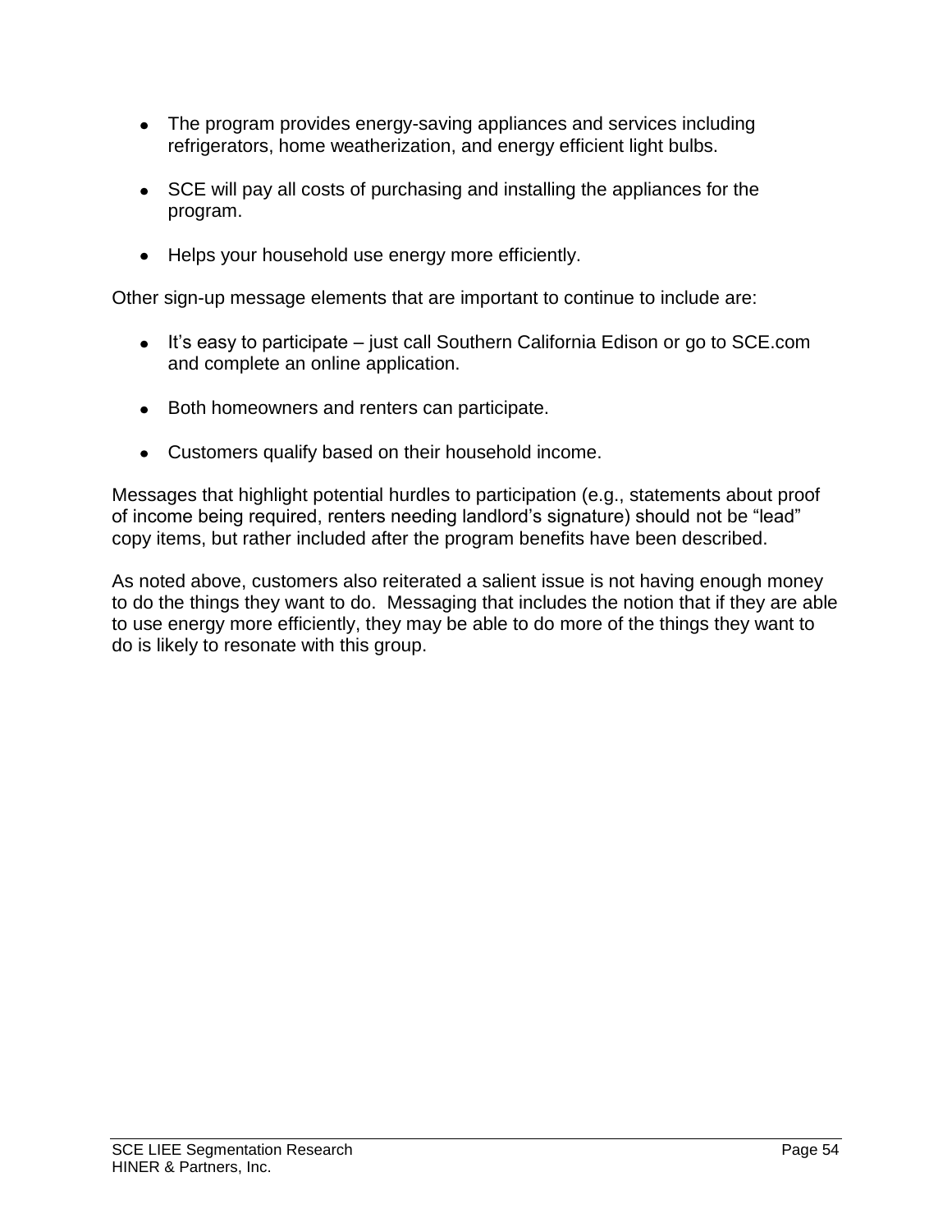- The program provides energy-saving appliances and services including refrigerators, home weatherization, and energy efficient light bulbs.

- SCE will pay all costs of purchasing and installing the appliances for the program.

- Helps your household use energy more efficiently.

Other sign-up message elements that are important to continue to include are:

- It's easy to participate – just call Southern California Edison or go to SCE.com and complete an online application.

- Both homeowners and renters can participate.

- Customers qualify based on their household income.

Messages that highlight potential hurdles to participation (e.g., statements about proof of income being required, renters needing landlord's signature) should not be "lead" copy items, but rather included after the program benefits have been described.

As noted above, customers also reiterated a salient issue is not having enough money to do the things they want to do. Messaging that includes the notion that if they are able to use energy more efficiently, they may be able to do more of the things they want to do is likely to resonate with this group.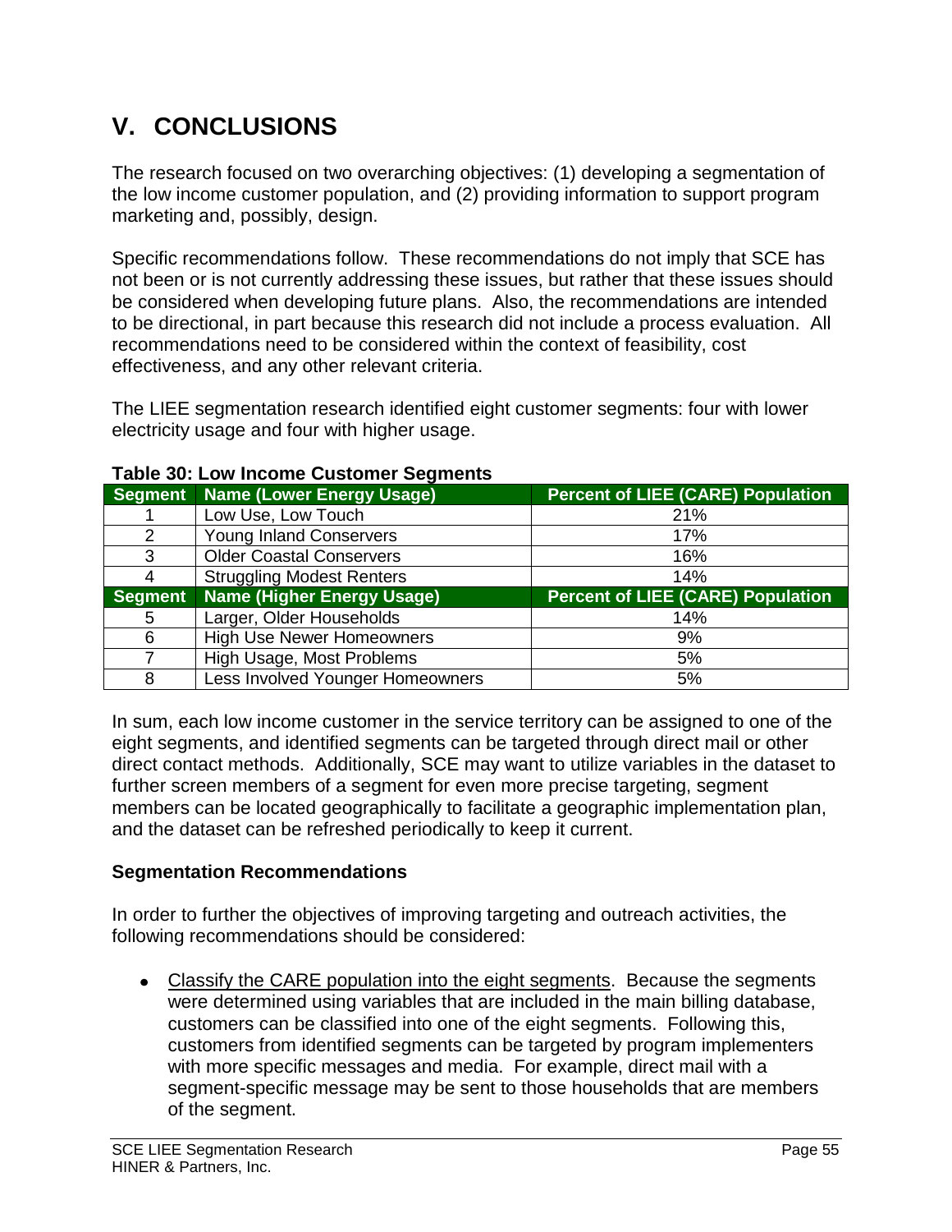# V. CONCLUSIONS

The research focused on two overarching objectives: (1) developing a segmentation of the low income customer population, and (2) providing information to support program marketing and, possibly, design.

Specific recommendations follow. These recommendations do not imply that SCE has not been or is not currently addressing these issues, but rather that these issues should be considered when developing future plans. Also, the recommendations are intended to be directional, in part because this research did not include a process evaluation. All recommendations need to be considered within the context of feasibility, cost effectiveness, and any other relevant criteria.

The LIEE segmentation research identified eight customer segments: four with lower electricity usage and four with higher usage.

**Table 30: Low Income Customer Segments**

| Segment | Name (Lower Energy Usage) | Percent of LIEE (CARE) Population |
|---|---|---|
| 1 | Low Use, Low Touch | 21% |
| 2 | Young Inland Conservers | 17% |
| 3 | Older Coastal Conservers | 16% |
| 4 | Struggling Modest Renters | 14% |
| **Segment** | **Name (Higher Energy Usage)** | **Percent of LIEE (CARE) Population** |
| 5 | Larger, Older Households | 14% |
| 6 | High Use Newer Homeowners | 9% |
| 7 | High Usage, Most Problems | 5% |
| 8 | Less Involved Younger Homeowners | 5% |

In sum, each low income customer in the service territory can be assigned to one of the eight segments, and identified segments can be targeted through direct mail or other direct contact methods. Additionally, SCE may want to utilize variables in the dataset to further screen members of a segment for even more precise targeting, segment members can be located geographically to facilitate a geographic implementation plan, and the dataset can be refreshed periodically to keep it current.

### Segmentation Recommendations

In order to further the objectives of improving targeting and outreach activities, the following recommendations should be considered:

- Classify the CARE population into the eight segments. Because the segments were determined using variables that are included in the main billing database, customers can be classified into one of the eight segments. Following this, customers from identified segments can be targeted by program implementers with more specific messages and media. For example, direct mail with a segment-specific message may be sent to those households that are members of the segment.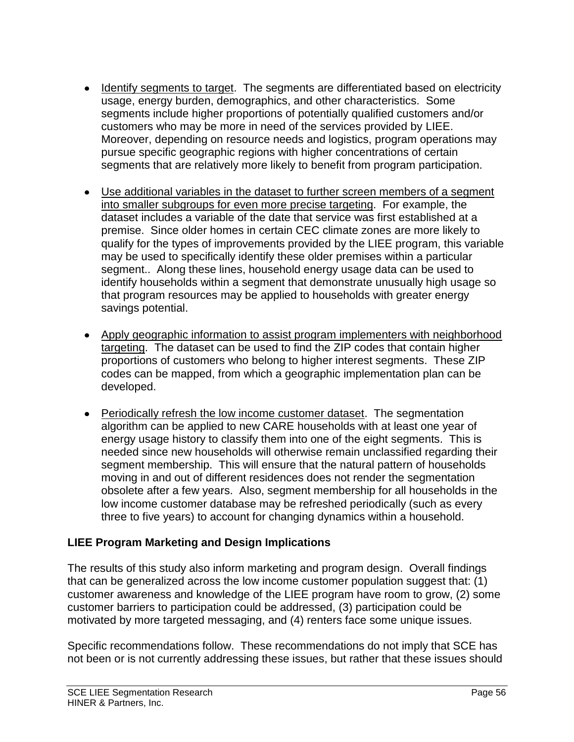- Identify segments to target. The segments are differentiated based on electricity usage, energy burden, demographics, and other characteristics. Some segments include higher proportions of potentially qualified customers and/or customers who may be more in need of the services provided by LIEE. Moreover, depending on resource needs and logistics, program operations may pursue specific geographic regions with higher concentrations of certain segments that are relatively more likely to benefit from program participation.

- Use additional variables in the dataset to further screen members of a segment into smaller subgroups for even more precise targeting. For example, the dataset includes a variable of the date that service was first established at a premise. Since older homes in certain CEC climate zones are more likely to qualify for the types of improvements provided by the LIEE program, this variable may be used to specifically identify these older premises within a particular segment.. Along these lines, household energy usage data can be used to identify households within a segment that demonstrate unusually high usage so that program resources may be applied to households with greater energy savings potential.

- Apply geographic information to assist program implementers with neighborhood targeting. The dataset can be used to find the ZIP codes that contain higher proportions of customers who belong to higher interest segments. These ZIP codes can be mapped, from which a geographic implementation plan can be developed.

- Periodically refresh the low income customer dataset. The segmentation algorithm can be applied to new CARE households with at least one year of energy usage history to classify them into one of the eight segments. This is needed since new households will otherwise remain unclassified regarding their segment membership. This will ensure that the natural pattern of households moving in and out of different residences does not render the segmentation obsolete after a few years. Also, segment membership for all households in the low income customer database may be refreshed periodically (such as every three to five years) to account for changing dynamics within a household.

### LIEE Program Marketing and Design Implications

The results of this study also inform marketing and program design. Overall findings that can be generalized across the low income customer population suggest that: (1) customer awareness and knowledge of the LIEE program have room to grow, (2) some customer barriers to participation could be addressed, (3) participation could be motivated by more targeted messaging, and (4) renters face some unique issues.

Specific recommendations follow. These recommendations do not imply that SCE has not been or is not currently addressing these issues, but rather that these issues should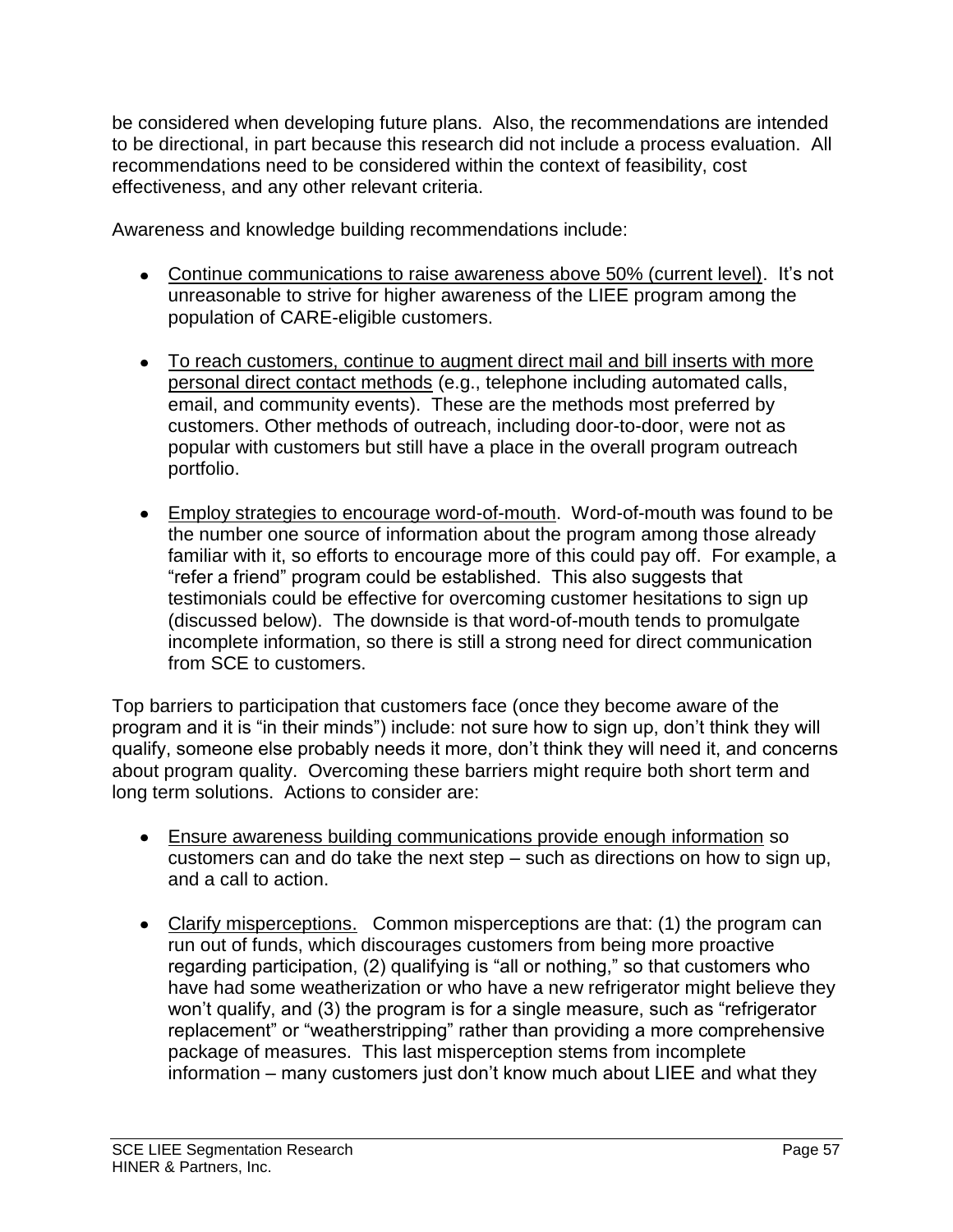be considered when developing future plans. Also, the recommendations are intended to be directional, in part because this research did not include a process evaluation. All recommendations need to be considered within the context of feasibility, cost effectiveness, and any other relevant criteria.

Awareness and knowledge building recommendations include:

- <u>Continue communications to raise awareness above 50% (current level)</u>. It's not unreasonable to strive for higher awareness of the LIEE program among the population of CARE-eligible customers.

- <u>To reach customers, continue to augment direct mail and bill inserts with more personal direct contact methods</u> (e.g., telephone including automated calls, email, and community events). These are the methods most preferred by customers. Other methods of outreach, including door-to-door, were not as popular with customers but still have a place in the overall program outreach portfolio.

- <u>Employ strategies to encourage word-of-mouth</u>. Word-of-mouth was found to be the number one source of information about the program among those already familiar with it, so efforts to encourage more of this could pay off. For example, a "refer a friend" program could be established. This also suggests that testimonials could be effective for overcoming customer hesitations to sign up (discussed below). The downside is that word-of-mouth tends to promulgate incomplete information, so there is still a strong need for direct communication from SCE to customers.

Top barriers to participation that customers face (once they become aware of the program and it is "in their minds") include: not sure how to sign up, don't think they will qualify, someone else probably needs it more, don't think they will need it, and concerns about program quality. Overcoming these barriers might require both short term and long term solutions. Actions to consider are:

- <u>Ensure awareness building communications provide enough information</u> so customers can and do take the next step – such as directions on how to sign up, and a call to action.

- <u>Clarify misperceptions.</u> Common misperceptions are that: (1) the program can run out of funds, which discourages customers from being more proactive regarding participation, (2) qualifying is "all or nothing," so that customers who have had some weatherization or who have a new refrigerator might believe they won't qualify, and (3) the program is for a single measure, such as "refrigerator replacement" or "weatherstripping" rather than providing a more comprehensive package of measures. This last misperception stems from incomplete information – many customers just don't know much about LIEE and what they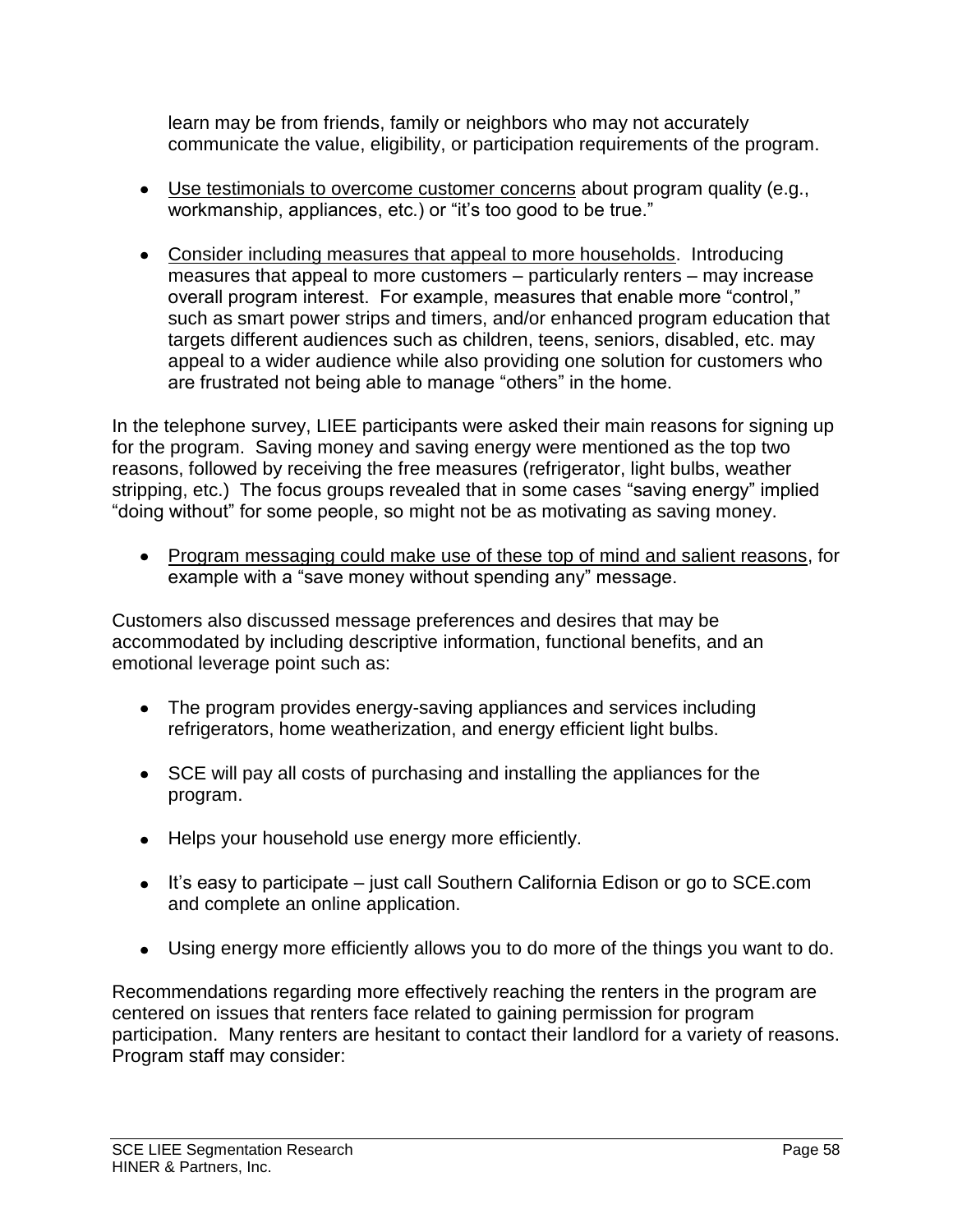learn may be from friends, family or neighbors who may not accurately communicate the value, eligibility, or participation requirements of the program.

- <u>Use testimonials to overcome customer concerns</u> about program quality (e.g., workmanship, appliances, etc.) or "it's too good to be true."

- <u>Consider including measures that appeal to more households</u>. Introducing measures that appeal to more customers – particularly renters – may increase overall program interest. For example, measures that enable more "control," such as smart power strips and timers, and/or enhanced program education that targets different audiences such as children, teens, seniors, disabled, etc. may appeal to a wider audience while also providing one solution for customers who are frustrated not being able to manage "others" in the home.

In the telephone survey, LIEE participants were asked their main reasons for signing up for the program. Saving money and saving energy were mentioned as the top two reasons, followed by receiving the free measures (refrigerator, light bulbs, weather stripping, etc.) The focus groups revealed that in some cases "saving energy" implied "doing without" for some people, so might not be as motivating as saving money.

- <u>Program messaging could make use of these top of mind and salient reasons</u>, for example with a "save money without spending any" message.

Customers also discussed message preferences and desires that may be accommodated by including descriptive information, functional benefits, and an emotional leverage point such as:

- The program provides energy-saving appliances and services including refrigerators, home weatherization, and energy efficient light bulbs.

- SCE will pay all costs of purchasing and installing the appliances for the program.

- Helps your household use energy more efficiently.

- It's easy to participate – just call Southern California Edison or go to SCE.com and complete an online application.

- Using energy more efficiently allows you to do more of the things you want to do.

Recommendations regarding more effectively reaching the renters in the program are centered on issues that renters face related to gaining permission for program participation. Many renters are hesitant to contact their landlord for a variety of reasons. Program staff may consider: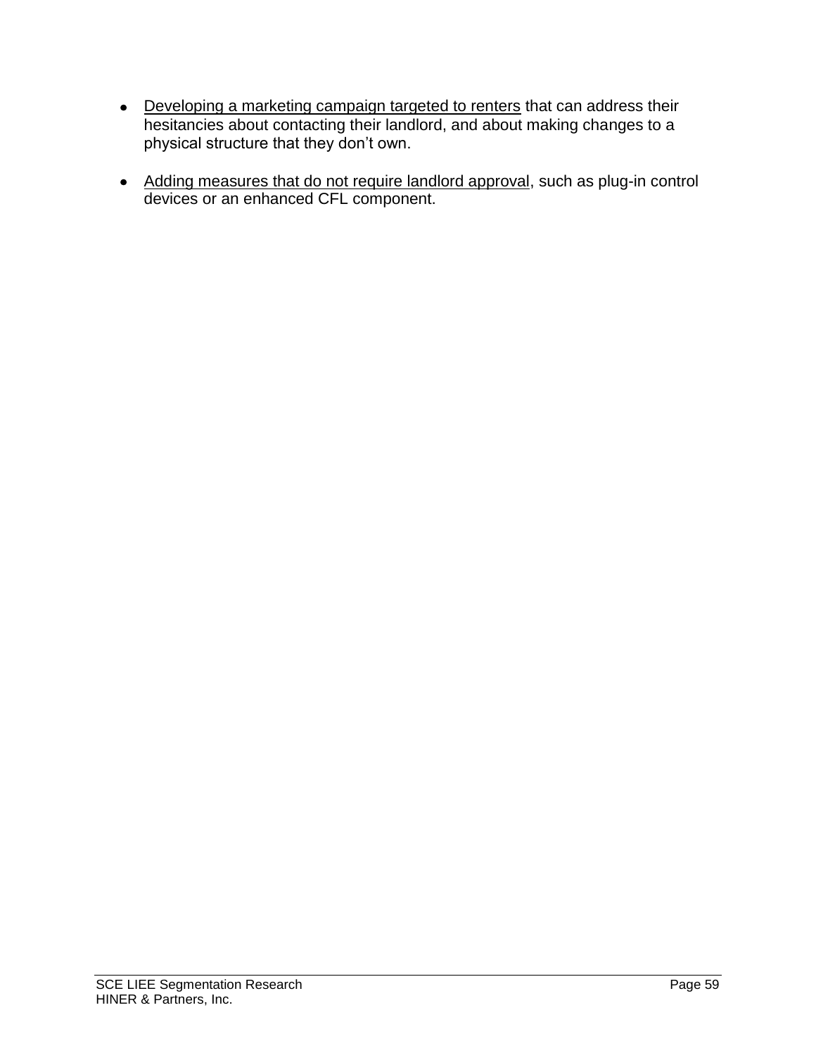- <u>Developing a marketing campaign targeted to renters</u> that can address their hesitancies about contacting their landlord, and about making changes to a physical structure that they don't own.

- <u>Adding measures that do not require landlord approval</u>, such as plug-in control devices or an enhanced CFL component.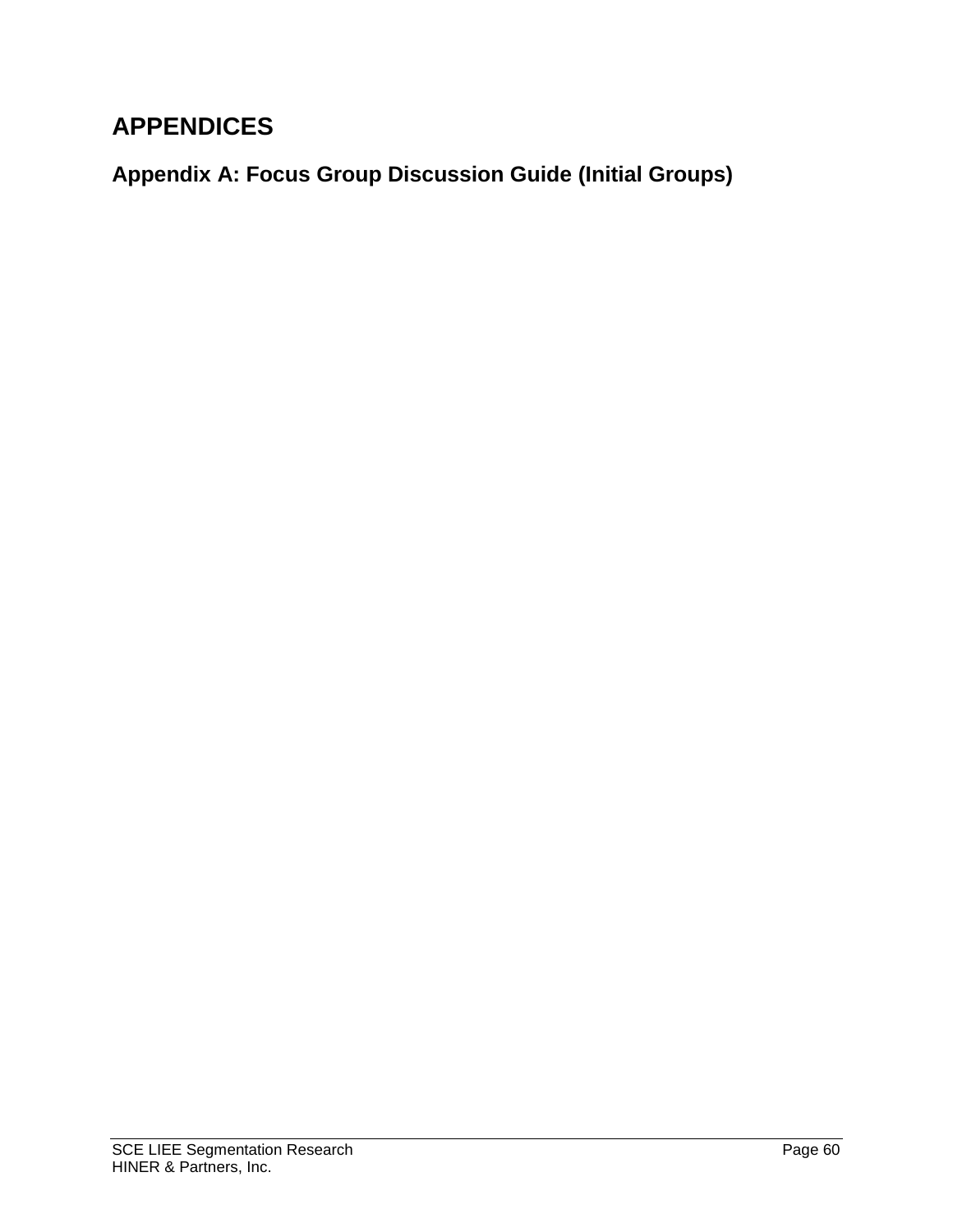# APPENDICES

## Appendix A: Focus Group Discussion Guide (Initial Groups)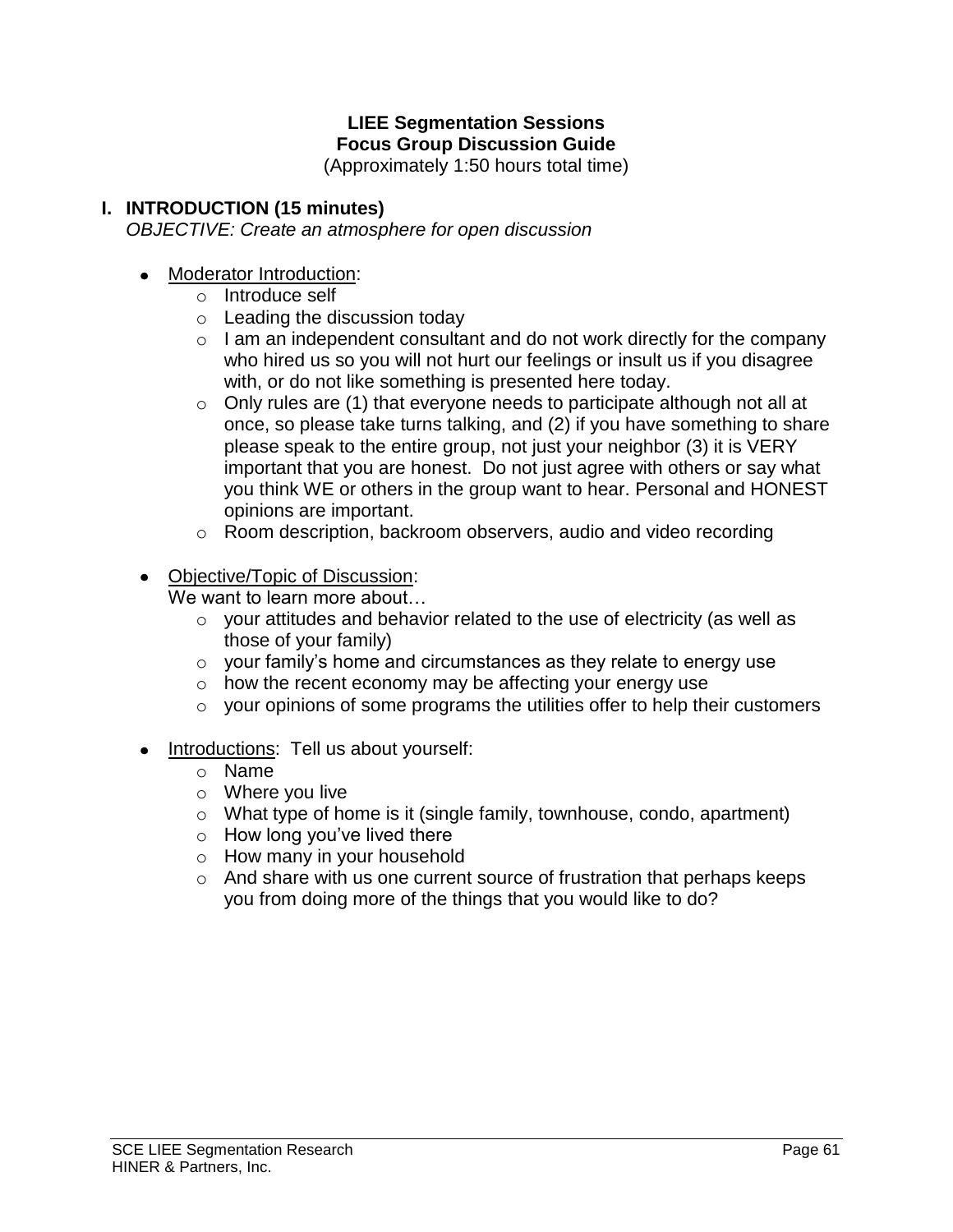**LIEE Segmentation Sessions**
**Focus Group Discussion Guide**
(Approximately 1:50 hours total time)

## I. INTRODUCTION (15 minutes)

*OBJECTIVE: Create an atmosphere for open discussion*

- Moderator Introduction:
  - Introduce self
  - Leading the discussion today
  - I am an independent consultant and do not work directly for the company who hired us so you will not hurt our feelings or insult us if you disagree with, or do not like something is presented here today.
  - Only rules are (1) that everyone needs to participate although not all at once, so please take turns talking, and (2) if you have something to share please speak to the entire group, not just your neighbor (3) it is VERY important that you are honest. Do not just agree with others or say what you think WE or others in the group want to hear. Personal and HONEST opinions are important.
  - Room description, backroom observers, audio and video recording

- Objective/Topic of Discussion:
  We want to learn more about…
  - your attitudes and behavior related to the use of electricity (as well as those of your family)
  - your family's home and circumstances as they relate to energy use
  - how the recent economy may be affecting your energy use
  - your opinions of some programs the utilities offer to help their customers

- Introductions: Tell us about yourself:
  - Name
  - Where you live
  - What type of home is it (single family, townhouse, condo, apartment)
  - How long you've lived there
  - How many in your household
  - And share with us one current source of frustration that perhaps keeps you from doing more of the things that you would like to do?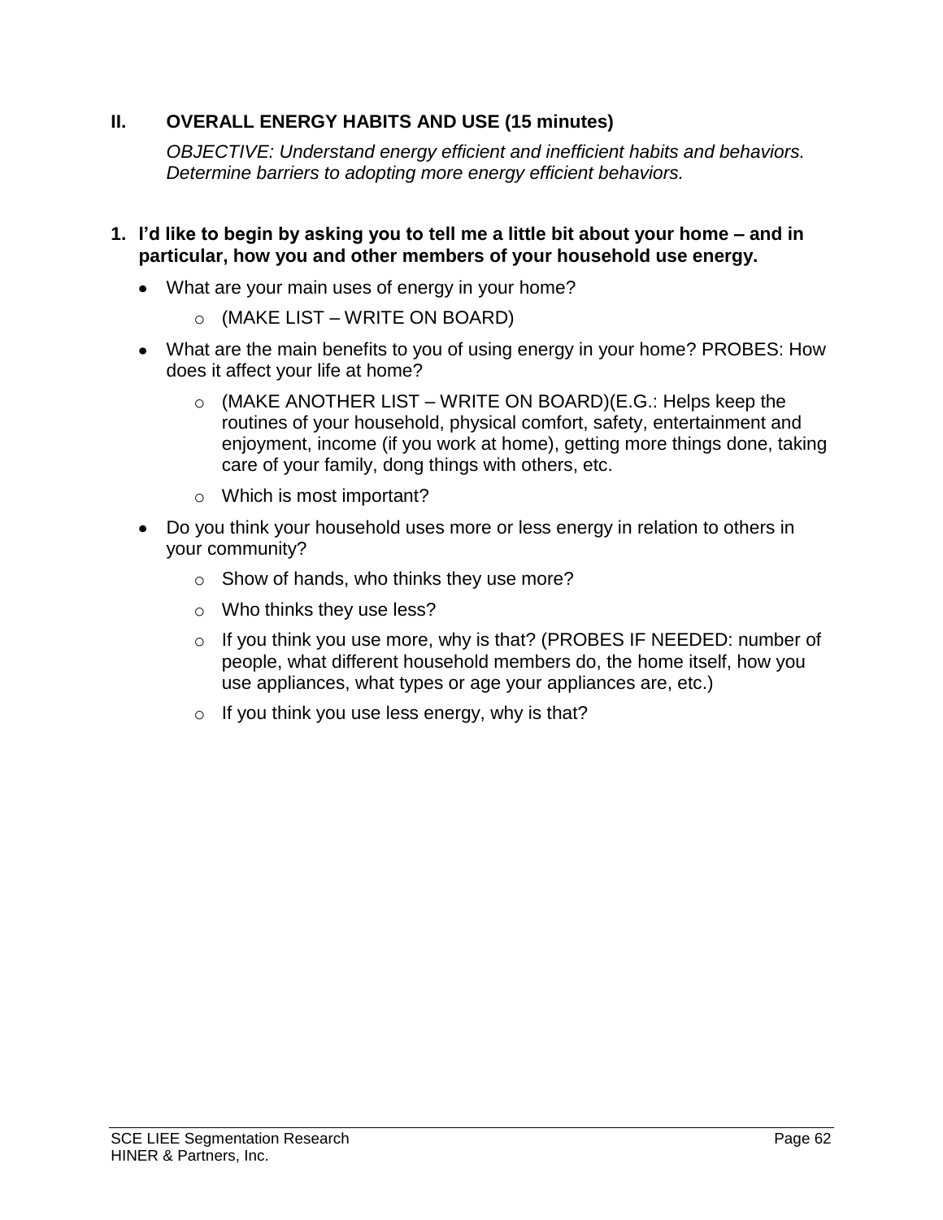## II. OVERALL ENERGY HABITS AND USE (15 minutes)

*OBJECTIVE: Understand energy efficient and inefficient habits and behaviors. Determine barriers to adopting more energy efficient behaviors.*

**1. I'd like to begin by asking you to tell me a little bit about your home – and in particular, how you and other members of your household use energy.**

- What are your main uses of energy in your home?
  - (MAKE LIST – WRITE ON BOARD)
- What are the main benefits to you of using energy in your home? PROBES: How does it affect your life at home?
  - (MAKE ANOTHER LIST – WRITE ON BOARD)(E.G.: Helps keep the routines of your household, physical comfort, safety, entertainment and enjoyment, income (if you work at home), getting more things done, taking care of your family, dong things with others, etc.
  - Which is most important?
- Do you think your household uses more or less energy in relation to others in your community?
  - Show of hands, who thinks they use more?
  - Who thinks they use less?
  - If you think you use more, why is that? (PROBES IF NEEDED: number of people, what different household members do, the home itself, how you use appliances, what types or age your appliances are, etc.)
  - If you think you use less energy, why is that?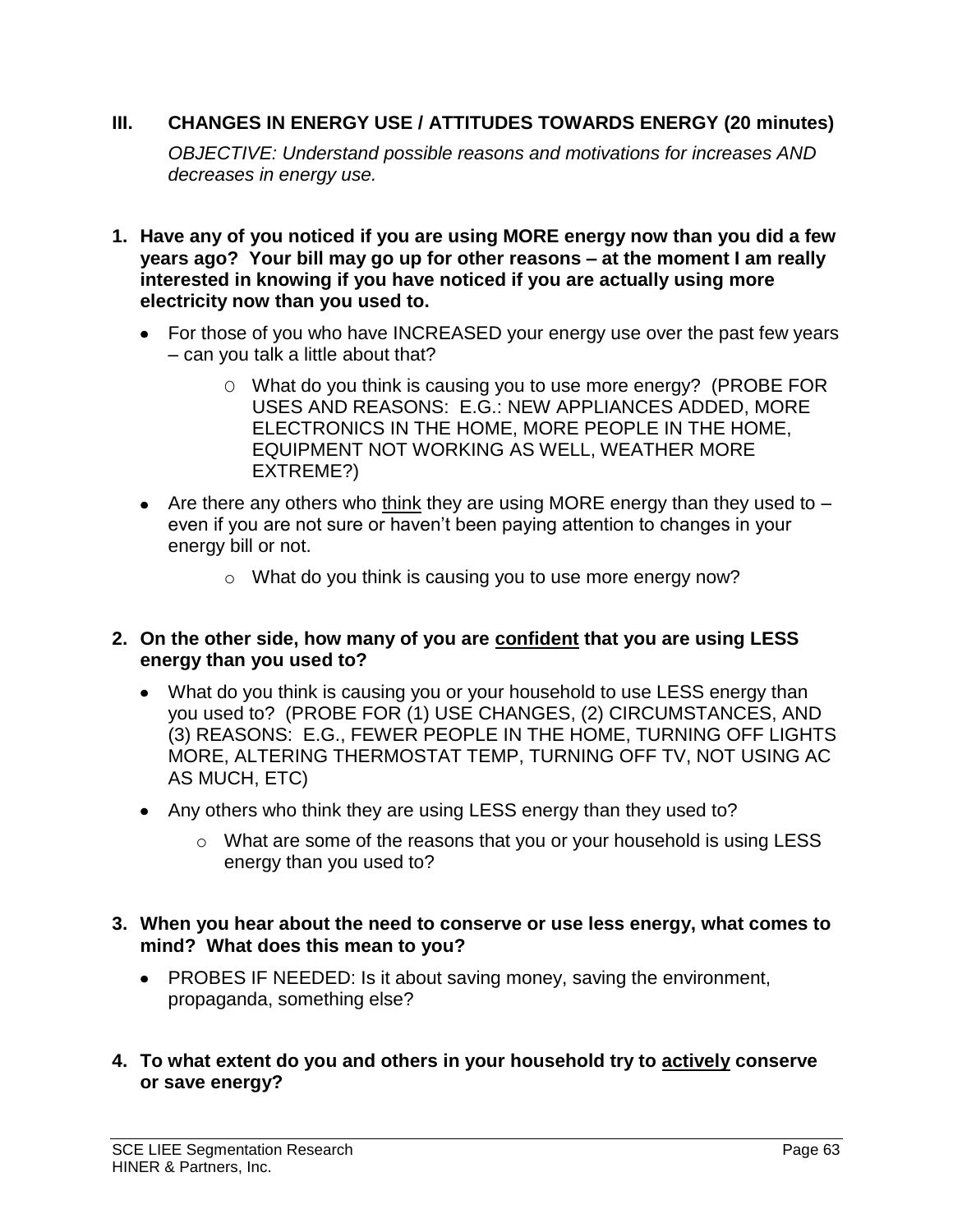## III. CHANGES IN ENERGY USE / ATTITUDES TOWARDS ENERGY (20 minutes)

*OBJECTIVE: Understand possible reasons and motivations for increases AND decreases in energy use.*

**1. Have any of you noticed if you are using MORE energy now than you did a few years ago? Your bill may go up for other reasons – at the moment I am really interested in knowing if you have noticed if you are actually using more electricity now than you used to.**

- For those of you who have INCREASED your energy use over the past few years – can you talk a little about that?
  - What do you think is causing you to use more energy? (PROBE FOR USES AND REASONS: E.G.: NEW APPLIANCES ADDED, MORE ELECTRONICS IN THE HOME, MORE PEOPLE IN THE HOME, EQUIPMENT NOT WORKING AS WELL, WEATHER MORE EXTREME?)
- Are there any others who <u>think</u> they are using MORE energy than they used to – even if you are not sure or haven't been paying attention to changes in your energy bill or not.
  - What do you think is causing you to use more energy now?

**2. On the other side, how many of you are <u>confident</u> that you are using LESS energy than you used to?**

- What do you think is causing you or your household to use LESS energy than you used to? (PROBE FOR (1) USE CHANGES, (2) CIRCUMSTANCES, AND (3) REASONS: E.G., FEWER PEOPLE IN THE HOME, TURNING OFF LIGHTS MORE, ALTERING THERMOSTAT TEMP, TURNING OFF TV, NOT USING AC AS MUCH, ETC)
- Any others who think they are using LESS energy than they used to?
  - What are some of the reasons that you or your household is using LESS energy than you used to?

**3. When you hear about the need to conserve or use less energy, what comes to mind? What does this mean to you?**

- PROBES IF NEEDED: Is it about saving money, saving the environment, propaganda, something else?

**4. To what extent do you and others in your household try to <u>actively</u> conserve or save energy?**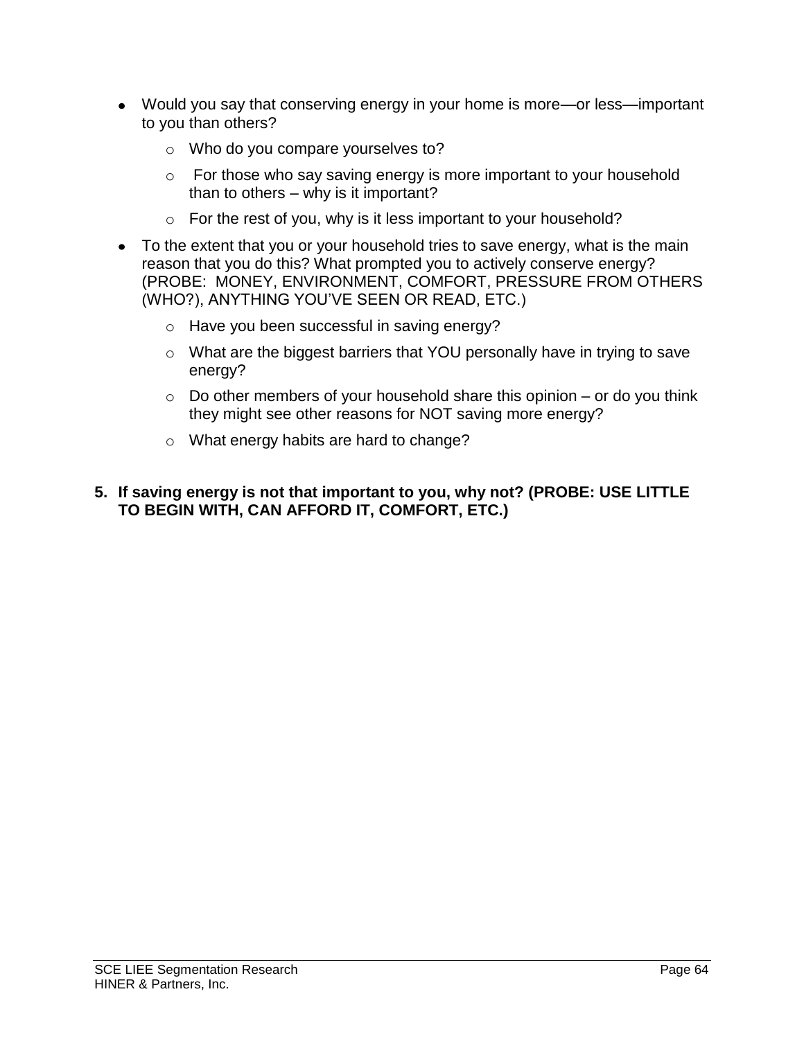- Would you say that conserving energy in your home is more—or less—important to you than others?
  - Who do you compare yourselves to?
  - For those who say saving energy is more important to your household than to others – why is it important?
  - For the rest of you, why is it less important to your household?
- To the extent that you or your household tries to save energy, what is the main reason that you do this? What prompted you to actively conserve energy? (PROBE: MONEY, ENVIRONMENT, COMFORT, PRESSURE FROM OTHERS (WHO?), ANYTHING YOU'VE SEEN OR READ, ETC.)
  - Have you been successful in saving energy?
  - What are the biggest barriers that YOU personally have in trying to save energy?
  - Do other members of your household share this opinion – or do you think they might see other reasons for NOT saving more energy?
  - What energy habits are hard to change?

5. **If saving energy is not that important to you, why not? (PROBE: USE LITTLE TO BEGIN WITH, CAN AFFORD IT, COMFORT, ETC.)**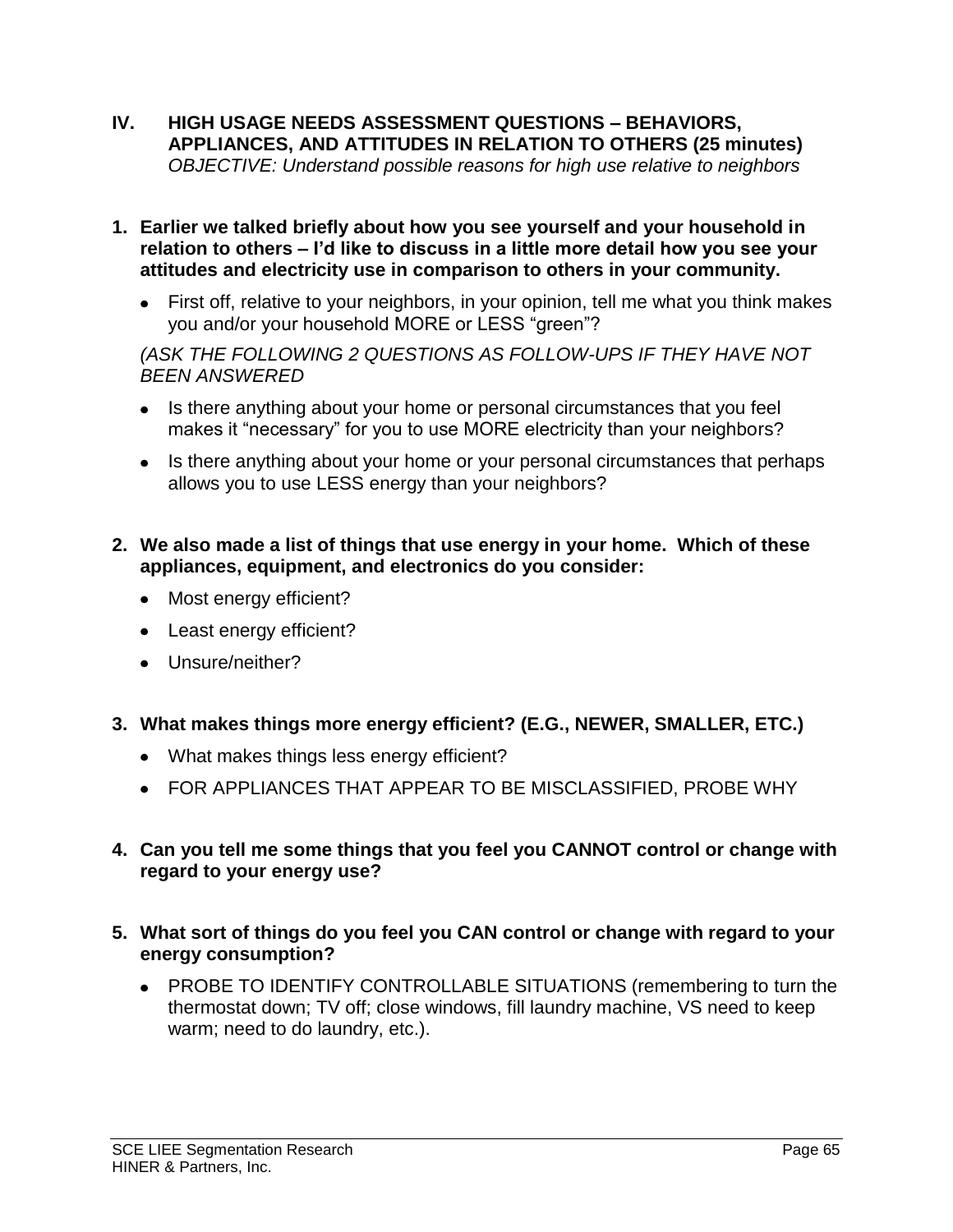## IV. HIGH USAGE NEEDS ASSESSMENT QUESTIONS – BEHAVIORS, APPLIANCES, AND ATTITUDES IN RELATION TO OTHERS (25 minutes)

*OBJECTIVE: Understand possible reasons for high use relative to neighbors*

**1. Earlier we talked briefly about how you see yourself and your household in relation to others – I'd like to discuss in a little more detail how you see your attitudes and electricity use in comparison to others in your community.**

- First off, relative to your neighbors, in your opinion, tell me what you think makes you and/or your household MORE or LESS "green"?

*(ASK THE FOLLOWING 2 QUESTIONS AS FOLLOW-UPS IF THEY HAVE NOT BEEN ANSWERED*

- Is there anything about your home or personal circumstances that you feel makes it "necessary" for you to use MORE electricity than your neighbors?
- Is there anything about your home or your personal circumstances that perhaps allows you to use LESS energy than your neighbors?

**2. We also made a list of things that use energy in your home. Which of these appliances, equipment, and electronics do you consider:**

- Most energy efficient?
- Least energy efficient?
- Unsure/neither?

**3. What makes things more energy efficient? (E.G., NEWER, SMALLER, ETC.)**

- What makes things less energy efficient?
- FOR APPLIANCES THAT APPEAR TO BE MISCLASSIFIED, PROBE WHY

**4. Can you tell me some things that you feel you CANNOT control or change with regard to your energy use?**

**5. What sort of things do you feel you CAN control or change with regard to your energy consumption?**

- PROBE TO IDENTIFY CONTROLLABLE SITUATIONS (remembering to turn the thermostat down; TV off; close windows, fill laundry machine, VS need to keep warm; need to do laundry, etc.).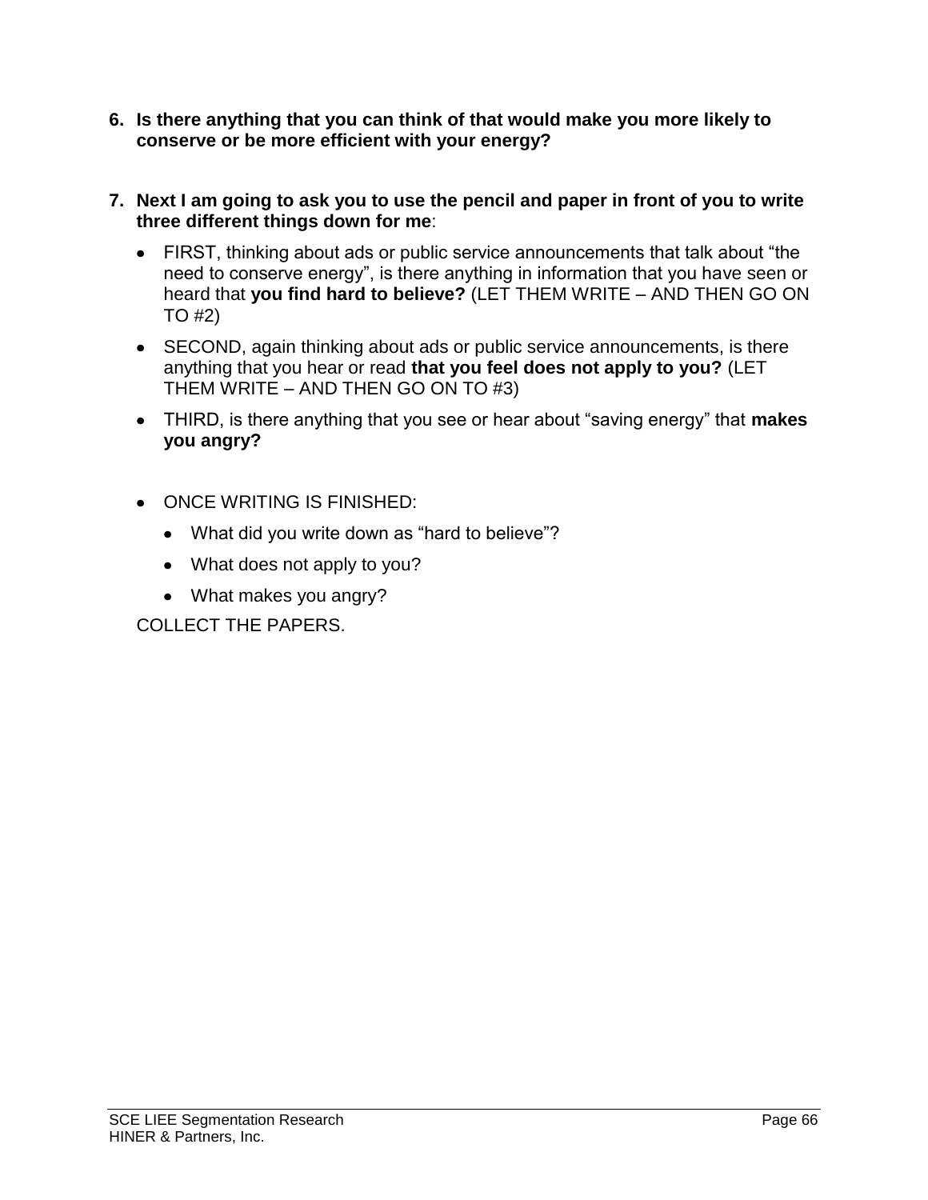6. **Is there anything that you can think of that would make you more likely to conserve or be more efficient with your energy?**

7. **Next I am going to ask you to use the pencil and paper in front of you to write three different things down for me**:

   - FIRST, thinking about ads or public service announcements that talk about "the need to conserve energy", is there anything in information that you have seen or heard that **you find hard to believe?** (LET THEM WRITE – AND THEN GO ON TO #2)
   - SECOND, again thinking about ads or public service announcements, is there anything that you hear or read **that you feel does not apply to you?** (LET THEM WRITE – AND THEN GO ON TO #3)
   - THIRD, is there anything that you see or hear about "saving energy" that **makes you angry?**

   - ONCE WRITING IS FINISHED:
     - What did you write down as "hard to believe"?
     - What does not apply to you?
     - What makes you angry?

   COLLECT THE PAPERS.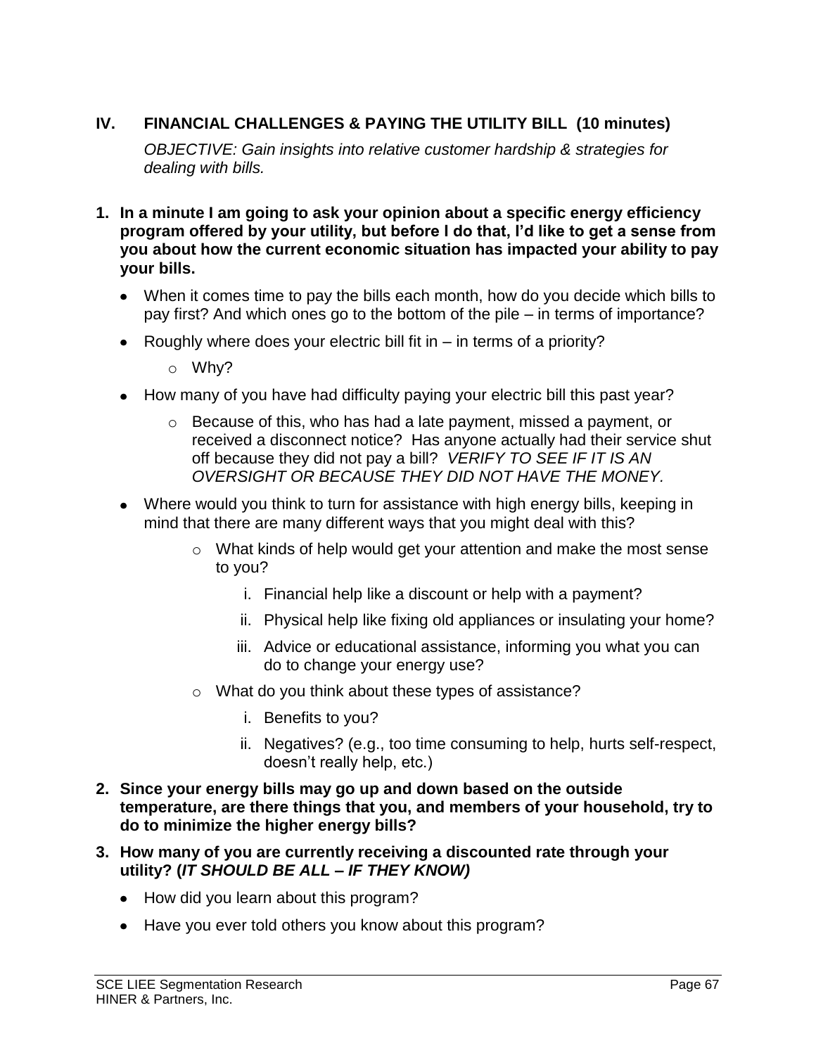## IV. FINANCIAL CHALLENGES & PAYING THE UTILITY BILL (10 minutes)

*OBJECTIVE: Gain insights into relative customer hardship & strategies for dealing with bills.*

**1. In a minute I am going to ask your opinion about a specific energy efficiency program offered by your utility, but before I do that, I'd like to get a sense from you about how the current economic situation has impacted your ability to pay your bills.**

- When it comes time to pay the bills each month, how do you decide which bills to pay first? And which ones go to the bottom of the pile – in terms of importance?
- Roughly where does your electric bill fit in – in terms of a priority?
  - Why?
- How many of you have had difficulty paying your electric bill this past year?
  - Because of this, who has had a late payment, missed a payment, or received a disconnect notice? Has anyone actually had their service shut off because they did not pay a bill? *VERIFY TO SEE IF IT IS AN OVERSIGHT OR BECAUSE THEY DID NOT HAVE THE MONEY.*
- Where would you think to turn for assistance with high energy bills, keeping in mind that there are many different ways that you might deal with this?
  - What kinds of help would get your attention and make the most sense to you?
    - i. Financial help like a discount or help with a payment?
    - ii. Physical help like fixing old appliances or insulating your home?
    - iii. Advice or educational assistance, informing you what you can do to change your energy use?
  - What do you think about these types of assistance?
    - i. Benefits to you?
    - ii. Negatives? (e.g., too time consuming to help, hurts self-respect, doesn't really help, etc.)

**2. Since your energy bills may go up and down based on the outside temperature, are there things that you, and members of your household, try to do to minimize the higher energy bills?**

**3. How many of you are currently receiving a discounted rate through your utility? (*IT SHOULD BE ALL – IF THEY KNOW)***

- How did you learn about this program?
- Have you ever told others you know about this program?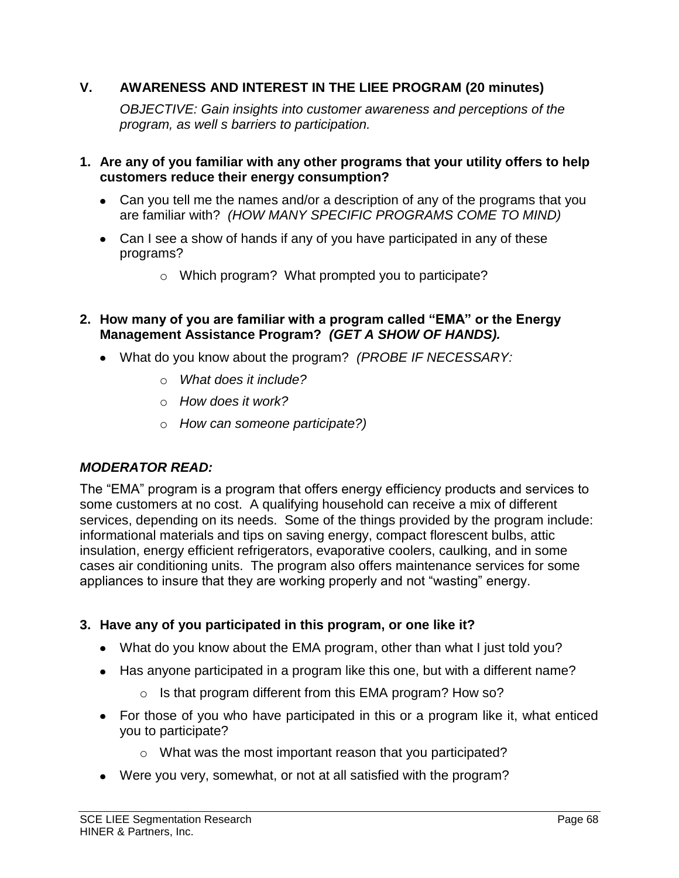## V. AWARENESS AND INTEREST IN THE LIEE PROGRAM (20 minutes)

*OBJECTIVE: Gain insights into customer awareness and perceptions of the program, as well s barriers to participation.*

**1. Are any of you familiar with any other programs that your utility offers to help customers reduce their energy consumption?**

- Can you tell me the names and/or a description of any of the programs that you are familiar with? *(HOW MANY SPECIFIC PROGRAMS COME TO MIND)*
- Can I see a show of hands if any of you have participated in any of these programs?
  - Which program? What prompted you to participate?

**2. How many of you are familiar with a program called "EMA" or the Energy Management Assistance Program? *(GET A SHOW OF HANDS).***

- What do you know about the program? *(PROBE IF NECESSARY:*
  - *What does it include?*
  - *How does it work?*
  - *How can someone participate?)*

***MODERATOR READ:***

The "EMA" program is a program that offers energy efficiency products and services to some customers at no cost. A qualifying household can receive a mix of different services, depending on its needs. Some of the things provided by the program include: informational materials and tips on saving energy, compact florescent bulbs, attic insulation, energy efficient refrigerators, evaporative coolers, caulking, and in some cases air conditioning units. The program also offers maintenance services for some appliances to insure that they are working properly and not "wasting" energy.

**3. Have any of you participated in this program, or one like it?**

- What do you know about the EMA program, other than what I just told you?
- Has anyone participated in a program like this one, but with a different name?
  - Is that program different from this EMA program? How so?
- For those of you who have participated in this or a program like it, what enticed you to participate?
  - What was the most important reason that you participated?
- Were you very, somewhat, or not at all satisfied with the program?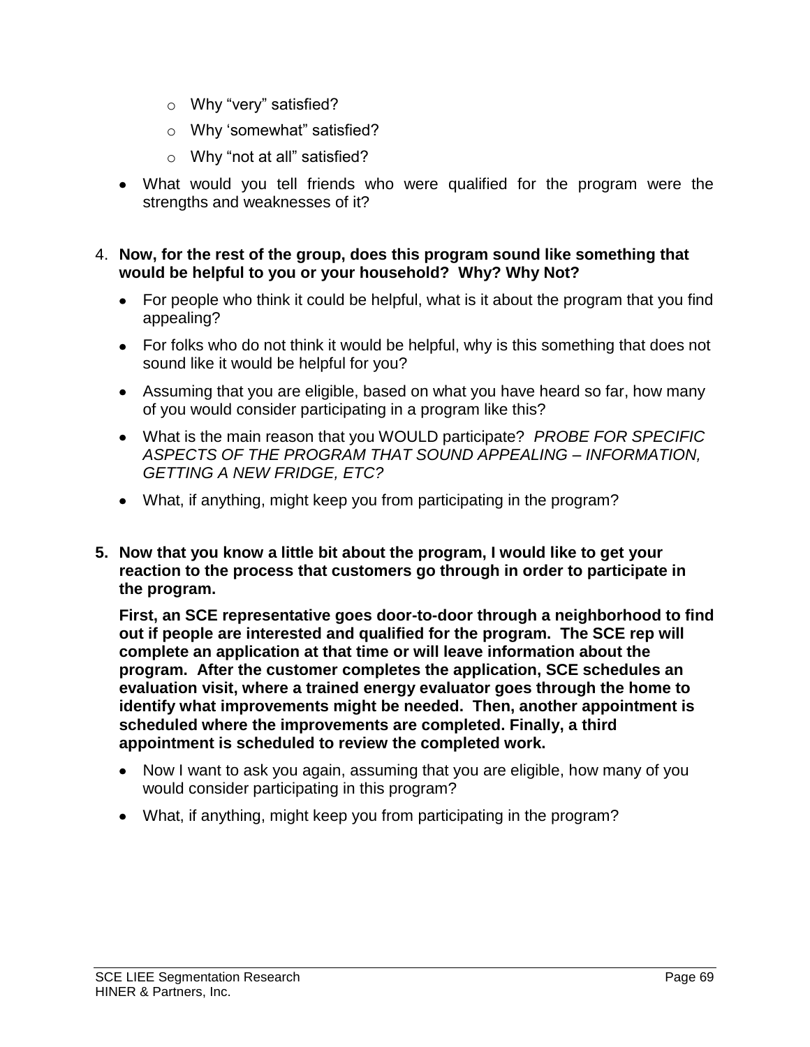- Why “very” satisfied?
  - Why ‘somewhat” satisfied?
  - Why “not at all” satisfied?
- What would you tell friends who were qualified for the program were the strengths and weaknesses of it?

4. **Now, for the rest of the group, does this program sound like something that would be helpful to you or your household? Why? Why Not?**
   - For people who think it could be helpful, what is it about the program that you find appealing?
   - For folks who do not think it would be helpful, why is this something that does not sound like it would be helpful for you?
   - Assuming that you are eligible, based on what you have heard so far, how many of you would consider participating in a program like this?
   - What is the main reason that you WOULD participate? *PROBE FOR SPECIFIC ASPECTS OF THE PROGRAM THAT SOUND APPEALING – INFORMATION, GETTING A NEW FRIDGE, ETC?*
   - What, if anything, might keep you from participating in the program?

5. **Now that you know a little bit about the program, I would like to get your reaction to the process that customers go through in order to participate in the program.**

   **First, an SCE representative goes door-to-door through a neighborhood to find out if people are interested and qualified for the program. The SCE rep will complete an application at that time or will leave information about the program. After the customer completes the application, SCE schedules an evaluation visit, where a trained energy evaluator goes through the home to identify what improvements might be needed. Then, another appointment is scheduled where the improvements are completed. Finally, a third appointment is scheduled to review the completed work.**

   - Now I want to ask you again, assuming that you are eligible, how many of you would consider participating in this program?
   - What, if anything, might keep you from participating in the program?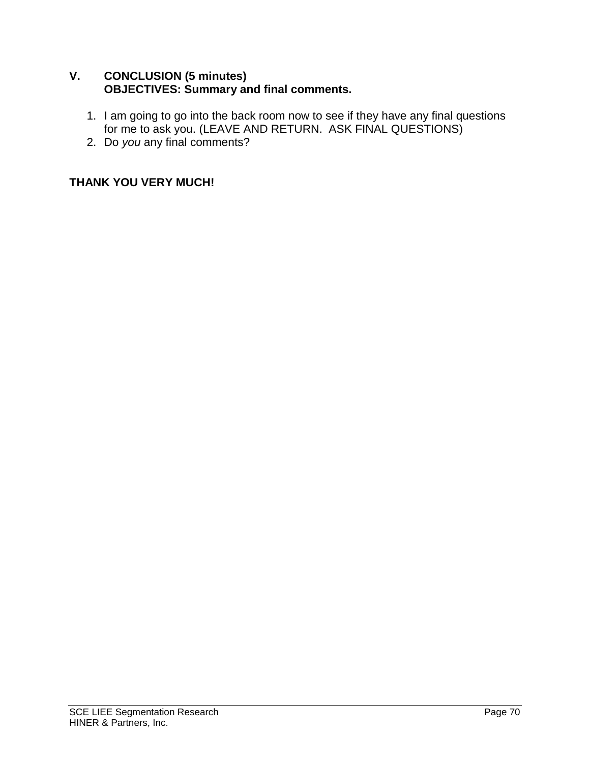## V. CONCLUSION (5 minutes)
**OBJECTIVES: Summary and final comments.**

1. I am going to go into the back room now to see if they have any final questions for me to ask you. (LEAVE AND RETURN. ASK FINAL QUESTIONS)
2. Do *you* any final comments?

**THANK YOU VERY MUCH!**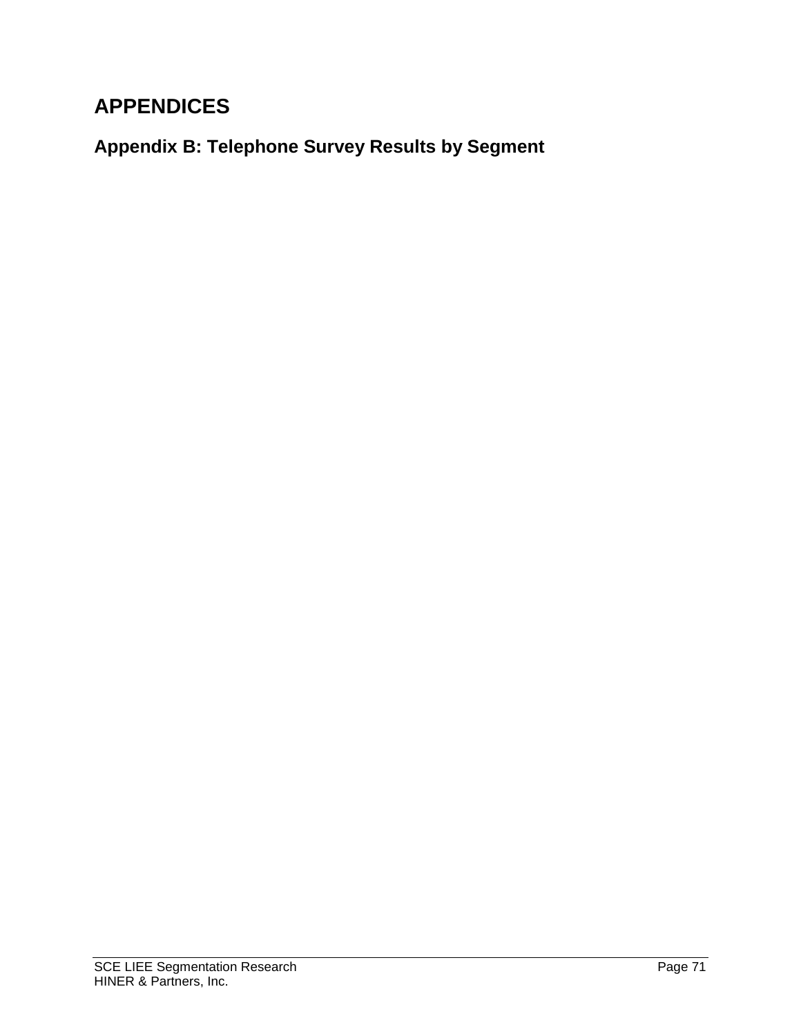# APPENDICES

## Appendix B: Telephone Survey Results by Segment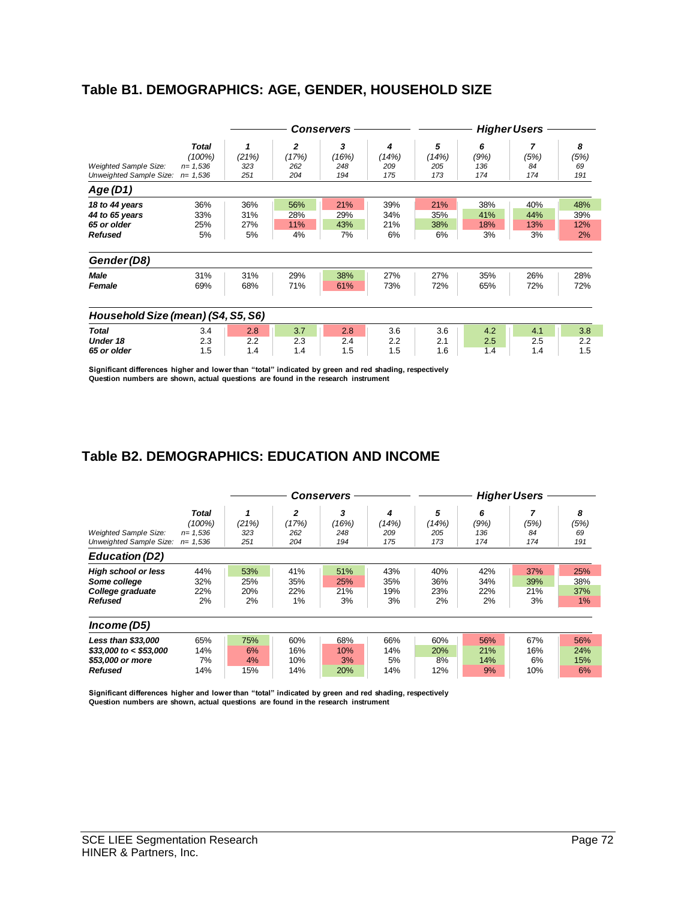## Table B1. DEMOGRAPHICS: AGE, GENDER, HOUSEHOLD SIZE

| | Total | Conservers | | | | Higher Users | | | |
|---|---|---|---|---|---|---|---|---|---|
| | **Total** (100%) | **1** (21%) | **2** (17%) | **3** (16%) | **4** (14%) | **5** (14%) | **6** (9%) | **7** (5%) | **8** (5%) |
| *Weighted Sample Size:* | *n= 1,536* | *323* | *262* | *248* | *209* | *205* | *136* | *84* | *69* |
| *Unweighted Sample Size:* | *n= 1,536* | *251* | *204* | *194* | *175* | *173* | *174* | *174* | *191* |
| ***Age (D1)*** | | | | | | | | | |
| ***18 to 44 years*** | 36% | 36% | 56% | 21% | 39% | 21% | 38% | 40% | 48% |
| ***44 to 65 years*** | 33% | 31% | 28% | 29% | 34% | 35% | 41% | 44% | 39% |
| ***65 or older*** | 25% | 27% | 11% | 43% | 21% | 38% | 18% | 13% | 12% |
| ***Refused*** | 5% | 5% | 4% | 7% | 6% | 6% | 3% | 3% | 2% |
| ***Gender (D8)*** | | | | | | | | | |
| ***Male*** | 31% | 31% | 29% | 38% | 27% | 27% | 35% | 26% | 28% |
| ***Female*** | 69% | 68% | 71% | 61% | 73% | 72% | 65% | 72% | 72% |
| ***Household Size (mean) (S4, S5, S6)*** | | | | | | | | | |
| ***Total*** | 3.4 | 2.8 | 3.7 | 2.8 | 3.6 | 3.6 | 4.2 | 4.1 | 3.8 |
| ***Under 18*** | 2.3 | 2.2 | 2.3 | 2.4 | 2.2 | 2.1 | 2.5 | 2.5 | 2.2 |
| ***65 or older*** | 1.5 | 1.4 | 1.4 | 1.5 | 1.5 | 1.6 | 1.4 | 1.4 | 1.5 |

**Significant differences higher and lower than "total" indicated by green and red shading, respectively**
**Question numbers are shown, actual questions are found in the research instrument**

## Table B2. DEMOGRAPHICS: EDUCATION AND INCOME

| | Total | Conservers | | | | Higher Users | | | |
|---|---|---|---|---|---|---|---|---|---|
| | **Total** (100%) | **1** (21%) | **2** (17%) | **3** (16%) | **4** (14%) | **5** (14%) | **6** (9%) | **7** (5%) | **8** (5%) |
| *Weighted Sample Size:* | *n= 1,536* | *323* | *262* | *248* | *209* | *205* | *136* | *84* | *69* |
| *Unweighted Sample Size:* | *n= 1,536* | *251* | *204* | *194* | *175* | *173* | *174* | *174* | *191* |
| ***Education (D2)*** | | | | | | | | | |
| ***High school or less*** | 44% | 53% | 41% | 51% | 43% | 40% | 42% | 37% | 25% |
| ***Some college*** | 32% | 25% | 35% | 25% | 35% | 36% | 34% | 39% | 38% |
| ***College graduate*** | 22% | 20% | 22% | 21% | 19% | 23% | 22% | 21% | 37% |
| ***Refused*** | 2% | 2% | 1% | 3% | 3% | 2% | 2% | 3% | 1% |
| ***Income (D5)*** | | | | | | | | | |
| ***Less than $33,000*** | 65% | 75% | 60% | 68% | 66% | 60% | 56% | 67% | 56% |
| ***$33,000 to < $53,000*** | 14% | 6% | 16% | 10% | 14% | 20% | 21% | 16% | 24% |
| ***$53,000 or more*** | 7% | 4% | 10% | 3% | 5% | 8% | 14% | 6% | 15% |
| ***Refused*** | 14% | 15% | 14% | 20% | 14% | 12% | 9% | 10% | 6% |

**Significant differences higher and lower than "total" indicated by green and red shading, respectively**
**Question numbers are shown, actual questions are found in the research instrument**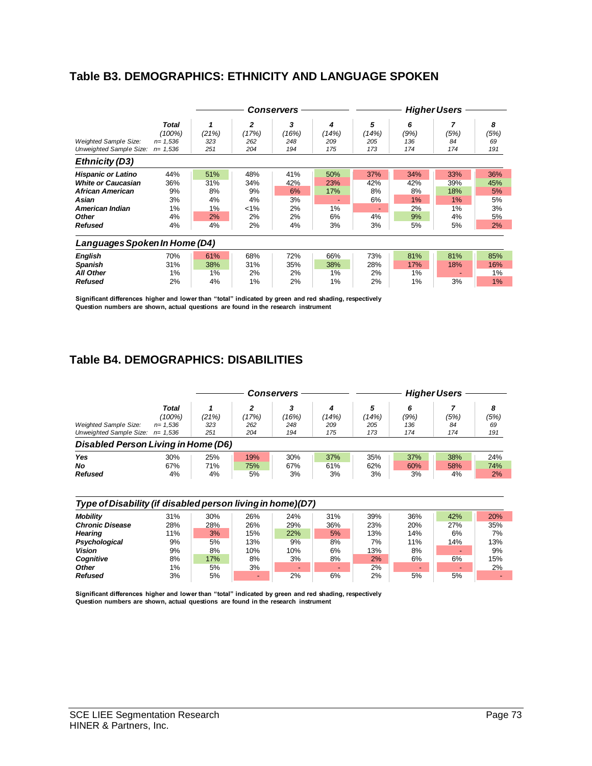## Table B3. DEMOGRAPHICS: ETHNICITY AND LANGUAGE SPOKEN

| | Total | Conservers | | | | Higher Users | | | |
|---|---|---|---|---|---|---|---|---|---|
| | | 1 | 2 | 3 | 4 | 5 | 6 | 7 | 8 |
| | (100%) | (21%) | (17%) | (16%) | (14%) | (14%) | (9%) | (5%) | (5%) |
| Weighted Sample Size: | n= 1,536 | 323 | 262 | 248 | 209 | 205 | 136 | 84 | 69 |
| Unweighted Sample Size: | n= 1,536 | 251 | 204 | 194 | 175 | 173 | 174 | 174 | 191 |
| ***Ethnicity (D3)*** | | | | | | | | | |
| **Hispanic or Latino** | 44% | 51% | 48% | 41% | 50% | 37% | 34% | 33% | 36% |
| **White or Caucasian** | 36% | 31% | 34% | 42% | 23% | 42% | 42% | 39% | 45% |
| **African American** | 9% | 8% | 9% | 6% | 17% | 8% | 8% | 18% | 5% |
| **Asian** | 3% | 4% | 4% | 3% | - | 6% | 1% | 1% | 5% |
| **American Indian** | 1% | 1% | <1% | 2% | 1% | - | 2% | 1% | 3% |
| **Other** | 4% | 2% | 2% | 2% | 6% | 4% | 9% | 4% | 5% |
| **Refused** | 4% | 4% | 2% | 4% | 3% | 3% | 5% | 5% | 2% |
| ***Languages Spoken In Home (D4)*** | | | | | | | | | |
| **English** | 70% | 61% | 68% | 72% | 66% | 73% | 81% | 81% | 85% |
| **Spanish** | 31% | 38% | 31% | 35% | 38% | 28% | 17% | 18% | 16% |
| **All Other** | 1% | 1% | 2% | 2% | 1% | 2% | 1% | - | 1% |
| **Refused** | 2% | 4% | 1% | 2% | 1% | 2% | 1% | 3% | 1% |

**Significant differences higher and lower than "total" indicated by green and red shading, respectively**
**Question numbers are shown, actual questions are found in the research instrument**

## Table B4. DEMOGRAPHICS: DISABILITIES

| | Total | Conservers | | | | Higher Users | | | |
|---|---|---|---|---|---|---|---|---|---|
| | | 1 | 2 | 3 | 4 | 5 | 6 | 7 | 8 |
| | (100%) | (21%) | (17%) | (16%) | (14%) | (14%) | (9%) | (5%) | (5%) |
| Weighted Sample Size: | n= 1,536 | 323 | 262 | 248 | 209 | 205 | 136 | 84 | 69 |
| Unweighted Sample Size: | n= 1,536 | 251 | 204 | 194 | 175 | 173 | 174 | 174 | 191 |
| ***Disabled Person Living in Home (D6)*** | | | | | | | | | |
| **Yes** | 30% | 25% | 19% | 30% | 37% | 35% | 37% | 38% | 24% |
| **No** | 67% | 71% | 75% | 67% | 61% | 62% | 60% | 58% | 74% |
| **Refused** | 4% | 4% | 5% | 3% | 3% | 3% | 3% | 4% | 2% |
| ***Type of Disability (if disabled person living in home)(D7)*** | | | | | | | | | |
| **Mobility** | 31% | 30% | 26% | 24% | 31% | 39% | 36% | 42% | 20% |
| **Chronic Disease** | 28% | 28% | 26% | 29% | 36% | 23% | 20% | 27% | 35% |
| **Hearing** | 11% | 3% | 15% | 22% | 5% | 13% | 14% | 6% | 7% |
| **Psychological** | 9% | 5% | 13% | 9% | 8% | 7% | 11% | 14% | 13% |
| **Vision** | 9% | 8% | 10% | 10% | 6% | 13% | 8% | - | 9% |
| **Cognitive** | 8% | 17% | 8% | 3% | 8% | 2% | 6% | 6% | 15% |
| **Other** | 1% | 5% | 3% | - | - | 2% | - | - | 2% |
| **Refused** | 3% | 5% | - | 2% | 6% | 2% | 5% | 5% | - |

**Significant differences higher and lower than "total" indicated by green and red shading, respectively**
**Question numbers are shown, actual questions are found in the research instrument**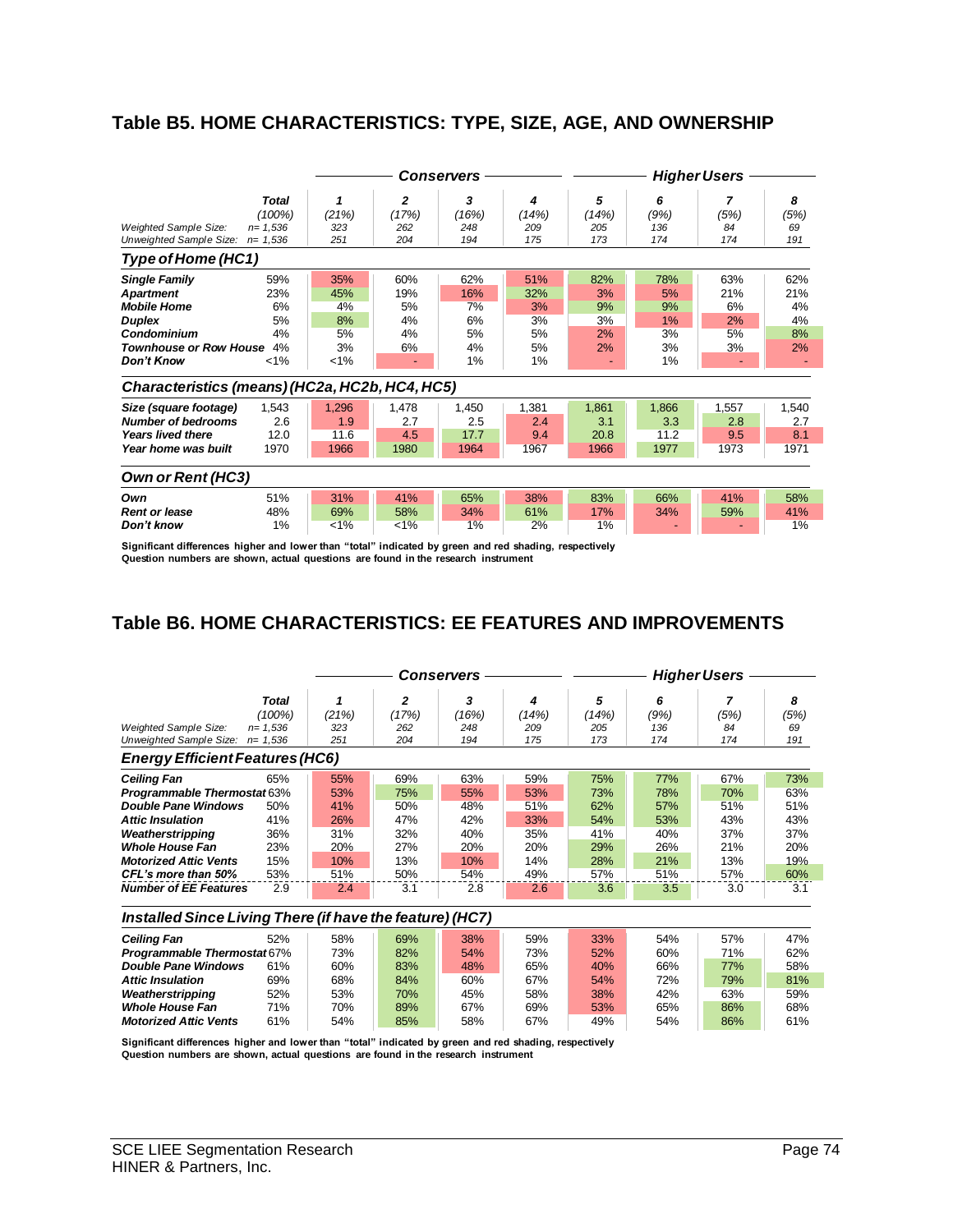## Table B5. HOME CHARACTERISTICS: TYPE, SIZE, AGE, AND OWNERSHIP

| | Total | Conservers | | | | Higher Users | | | |
|---|---|---|---|---|---|---|---|---|---|
| | **Total** (100%) | **1** (21%) | **2** (17%) | **3** (16%) | **4** (14%) | **5** (14%) | **6** (9%) | **7** (5%) | **8** (5%) |
| *Weighted Sample Size:* | n= 1,536 | 323 | 262 | 248 | 209 | 205 | 136 | 84 | 69 |
| *Unweighted Sample Size:* | n= 1,536 | 251 | 204 | 194 | 175 | 173 | 174 | 174 | 191 |
| ***Type of Home (HC1)*** | | | | | | | | | |
| ***Single Family*** | 59% | 35% | 60% | 62% | 51% | 82% | 78% | 63% | 62% |
| ***Apartment*** | 23% | 45% | 19% | 16% | 32% | 3% | 5% | 21% | 21% |
| ***Mobile Home*** | 6% | 4% | 5% | 7% | 3% | 9% | 9% | 6% | 4% |
| ***Duplex*** | 5% | 8% | 4% | 6% | 3% | 3% | 1% | 2% | 4% |
| ***Condominium*** | 4% | 5% | 4% | 5% | 5% | 2% | 3% | 5% | 8% |
| ***Townhouse or Row House*** | 4% | 3% | 6% | 4% | 5% | 2% | 3% | 3% | 2% |
| ***Don't Know*** | <1% | <1% | - | 1% | 1% | - | 1% | - | - |
| ***Characteristics (means) (HC2a, HC2b, HC4, HC5)*** | | | | | | | | | |
| ***Size (square footage)*** | 1,543 | 1,296 | 1,478 | 1,450 | 1,381 | 1,861 | 1,866 | 1,557 | 1,540 |
| ***Number of bedrooms*** | 2.6 | 1.9 | 2.7 | 2.5 | 2.4 | 3.1 | 3.3 | 2.8 | 2.7 |
| ***Years lived there*** | 12.0 | 11.6 | 4.5 | 17.7 | 9.4 | 20.8 | 11.2 | 9.5 | 8.1 |
| ***Year home was built*** | 1970 | 1966 | 1980 | 1964 | 1967 | 1966 | 1977 | 1973 | 1971 |
| ***Own or Rent (HC3)*** | | | | | | | | | |
| ***Own*** | 51% | 31% | 41% | 65% | 38% | 83% | 66% | 41% | 58% |
| ***Rent or lease*** | 48% | 69% | 58% | 34% | 61% | 17% | 34% | 59% | 41% |
| ***Don't know*** | 1% | <1% | <1% | 1% | 2% | 1% | - | - | 1% |

**Significant differences higher and lower than "total" indicated by green and red shading, respectively**
**Question numbers are shown, actual questions are found in the research instrument**

## Table B6. HOME CHARACTERISTICS: EE FEATURES AND IMPROVEMENTS

| | Total | Conservers | | | | Higher Users | | | |
|---|---|---|---|---|---|---|---|---|---|
| | **Total** (100%) | **1** (21%) | **2** (17%) | **3** (16%) | **4** (14%) | **5** (14%) | **6** (9%) | **7** (5%) | **8** (5%) |
| *Weighted Sample Size:* | n= 1,536 | 323 | 262 | 248 | 209 | 205 | 136 | 84 | 69 |
| *Unweighted Sample Size:* | n= 1,536 | 251 | 204 | 194 | 175 | 173 | 174 | 174 | 191 |
| ***Energy Efficient Features (HC6)*** | | | | | | | | | |
| ***Ceiling Fan*** | 65% | 55% | 69% | 63% | 59% | 75% | 77% | 67% | 73% |
| ***Programmable Thermostat*** | 63% | 53% | 75% | 55% | 53% | 73% | 78% | 70% | 63% |
| ***Double Pane Windows*** | 50% | 41% | 50% | 48% | 51% | 62% | 57% | 51% | 51% |
| ***Attic Insulation*** | 41% | 26% | 47% | 42% | 33% | 54% | 53% | 43% | 43% |
| ***Weatherstripping*** | 36% | 31% | 32% | 40% | 35% | 41% | 40% | 37% | 37% |
| ***Whole House Fan*** | 23% | 20% | 27% | 20% | 20% | 29% | 26% | 21% | 20% |
| ***Motorized Attic Vents*** | 15% | 10% | 13% | 10% | 14% | 28% | 21% | 13% | 19% |
| ***CFL's more than 50%*** | 53% | 51% | 50% | 54% | 49% | 57% | 51% | 57% | 60% |
| ***Number of EE Features*** | 2.9 | 2.4 | 3.1 | 2.8 | 2.6 | 3.6 | 3.5 | 3.0 | 3.1 |
| ***Installed Since Living There (if have the feature) (HC7)*** | | | | | | | | | |
| ***Ceiling Fan*** | 52% | 58% | 69% | 38% | 59% | 33% | 54% | 57% | 47% |
| ***Programmable Thermostat*** | 67% | 73% | 82% | 54% | 73% | 52% | 60% | 71% | 62% |
| ***Double Pane Windows*** | 61% | 60% | 83% | 48% | 65% | 40% | 66% | 77% | 58% |
| ***Attic Insulation*** | 69% | 68% | 84% | 60% | 67% | 54% | 72% | 79% | 81% |
| ***Weatherstripping*** | 52% | 53% | 70% | 45% | 58% | 38% | 42% | 63% | 59% |
| ***Whole House Fan*** | 71% | 70% | 89% | 67% | 69% | 53% | 65% | 86% | 68% |
| ***Motorized Attic Vents*** | 61% | 54% | 85% | 58% | 67% | 49% | 54% | 86% | 61% |

**Significant differences higher and lower than "total" indicated by green and red shading, respectively**
**Question numbers are shown, actual questions are found in the research instrument**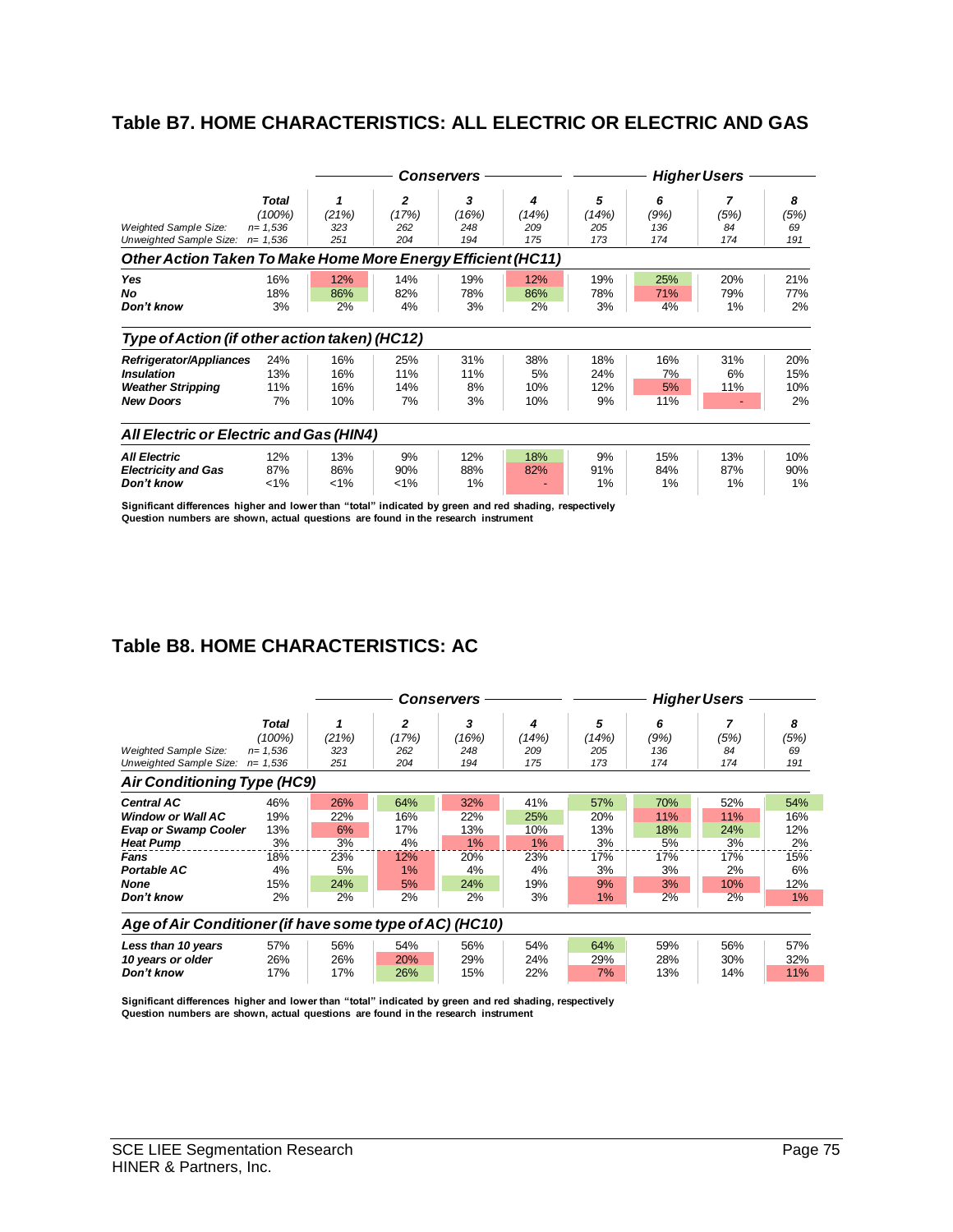## Table B7. HOME CHARACTERISTICS: ALL ELECTRIC OR ELECTRIC AND GAS

| | Total | Conservers | | | | Higher Users | | | |
|---|---|---|---|---|---|---|---|---|---|
| | **Total** (100%) | **1** (21%) | **2** (17%) | **3** (16%) | **4** (14%) | **5** (14%) | **6** (9%) | **7** (5%) | **8** (5%) |
| *Weighted Sample Size:* | n= 1,536 | 323 | 262 | 248 | 209 | 205 | 136 | 84 | 69 |
| *Unweighted Sample Size:* | n= 1,536 | 251 | 204 | 194 | 175 | 173 | 174 | 174 | 191 |
| ***Other Action Taken To Make Home More Energy Efficient (HC11)*** | | | | | | | | | |
| **Yes** | 16% | 12% | 14% | 19% | 12% | 19% | 25% | 20% | 21% |
| **No** | 18% | 86% | 82% | 78% | 86% | 78% | 71% | 79% | 77% |
| **Don't know** | 3% | 2% | 4% | 3% | 2% | 3% | 4% | 1% | 2% |
| ***Type of Action (if other action taken) (HC12)*** | | | | | | | | | |
| **Refrigerator/Appliances** | 24% | 16% | 25% | 31% | 38% | 18% | 16% | 31% | 20% |
| **Insulation** | 13% | 16% | 11% | 11% | 5% | 24% | 7% | 6% | 15% |
| **Weather Stripping** | 11% | 16% | 14% | 8% | 10% | 12% | 5% | 11% | 10% |
| **New Doors** | 7% | 10% | 7% | 3% | 10% | 9% | 11% | - | 2% |
| ***All Electric or Electric and Gas (HIN4)*** | | | | | | | | | |
| **All Electric** | 12% | 13% | 9% | 12% | 18% | 9% | 15% | 13% | 10% |
| **Electricity and Gas** | 87% | 86% | 90% | 88% | 82% | 91% | 84% | 87% | 90% |
| **Don't know** | <1% | <1% | <1% | 1% | - | 1% | 1% | 1% | 1% |

**Significant differences higher and lower than "total" indicated by green and red shading, respectively**
**Question numbers are shown, actual questions are found in the research instrument**

## Table B8. HOME CHARACTERISTICS: AC

| | Total | Conservers | | | | Higher Users | | | |
|---|---|---|---|---|---|---|---|---|---|
| | **Total** (100%) | **1** (21%) | **2** (17%) | **3** (16%) | **4** (14%) | **5** (14%) | **6** (9%) | **7** (5%) | **8** (5%) |
| *Weighted Sample Size:* | n= 1,536 | 323 | 262 | 248 | 209 | 205 | 136 | 84 | 69 |
| *Unweighted Sample Size:* | n= 1,536 | 251 | 204 | 194 | 175 | 173 | 174 | 174 | 191 |
| ***Air Conditioning Type (HC9)*** | | | | | | | | | |
| **Central AC** | 46% | 26% | 64% | 32% | 41% | 57% | 70% | 52% | 54% |
| **Window or Wall AC** | 19% | 22% | 16% | 22% | 25% | 20% | 11% | 11% | 16% |
| **Evap or Swamp Cooler** | 13% | 6% | 17% | 13% | 10% | 13% | 18% | 24% | 12% |
| **Heat Pump** | 3% | 3% | 4% | 1% | 1% | 3% | 5% | 3% | 2% |
| **Fans** | 18% | 23% | 12% | 20% | 23% | 17% | 17% | 17% | 15% |
| **Portable AC** | 4% | 5% | 1% | 4% | 4% | 3% | 3% | 2% | 6% |
| **None** | 15% | 24% | 5% | 24% | 19% | 9% | 3% | 10% | 12% |
| **Don't know** | 2% | 2% | 2% | 2% | 3% | 1% | 2% | 2% | 1% |
| ***Age of Air Conditioner (if have some type of AC) (HC10)*** | | | | | | | | | |
| **Less than 10 years** | 57% | 56% | 54% | 56% | 54% | 64% | 59% | 56% | 57% |
| **10 years or older** | 26% | 26% | 20% | 29% | 24% | 29% | 28% | 30% | 32% |
| **Don't know** | 17% | 17% | 26% | 15% | 22% | 7% | 13% | 14% | 11% |

**Significant differences higher and lower than "total" indicated by green and red shading, respectively**
**Question numbers are shown, actual questions are found in the research instrument**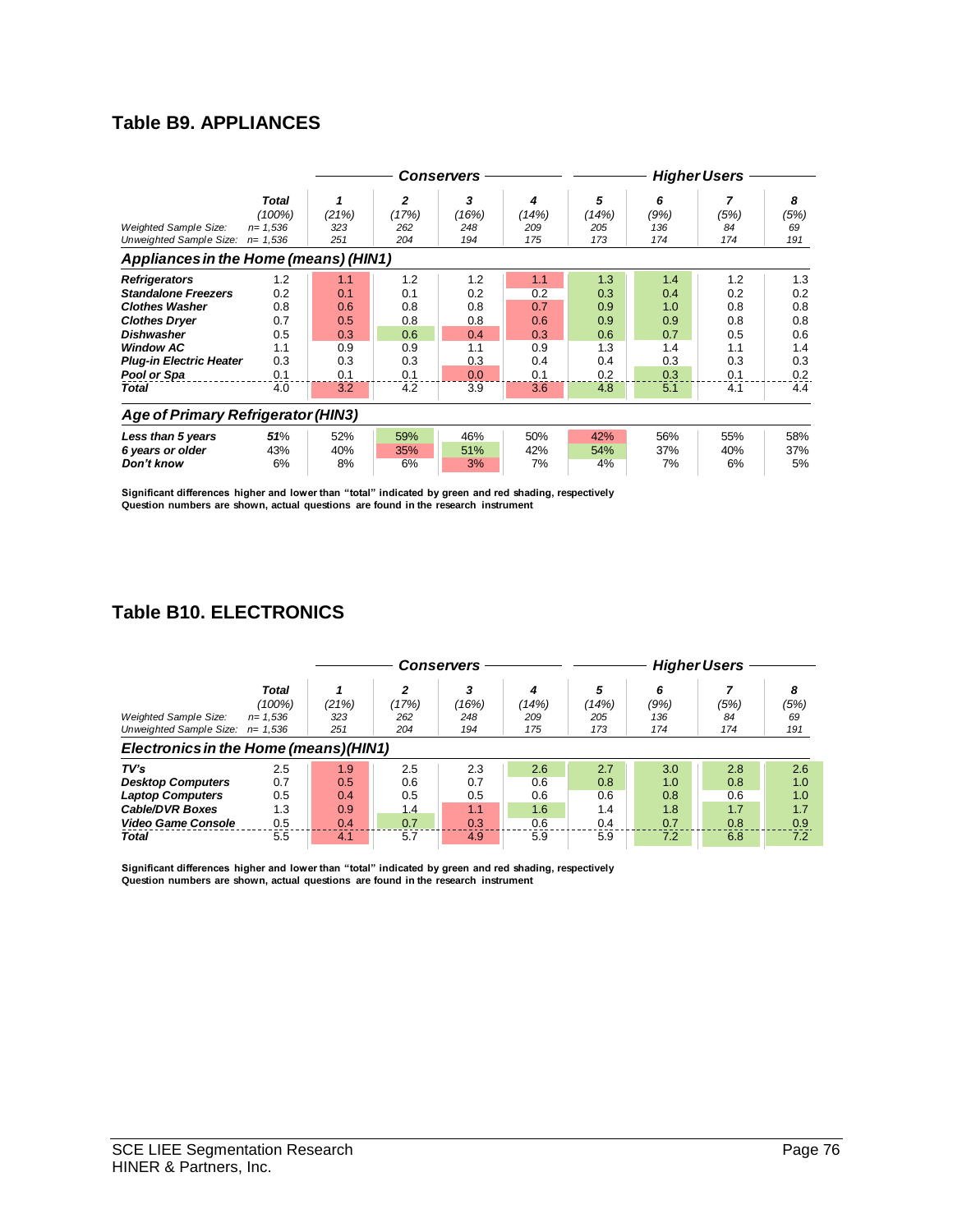## Table B9. APPLIANCES

| | Total | Conservers | | | | Higher Users | | | |
|---|---|---|---|---|---|---|---|---|---|
| | Total (100%) | 1 (21%) | 2 (17%) | 3 (16%) | 4 (14%) | 5 (14%) | 6 (9%) | 7 (5%) | 8 (5%) |
| Weighted Sample Size: | n= 1,536 | 323 | 262 | 248 | 209 | 205 | 136 | 84 | 69 |
| Unweighted Sample Size: | n= 1,536 | 251 | 204 | 194 | 175 | 173 | 174 | 174 | 191 |
| ***Appliances in the Home (means) (HIN1)*** | | | | | | | | | |
| ***Refrigerators*** | 1.2 | 1.1 | 1.2 | 1.2 | 1.1 | 1.3 | 1.4 | 1.2 | 1.3 |
| ***Standalone Freezers*** | 0.2 | 0.1 | 0.1 | 0.2 | 0.2 | 0.3 | 0.4 | 0.2 | 0.2 |
| ***Clothes Washer*** | 0.8 | 0.6 | 0.8 | 0.8 | 0.7 | 0.9 | 1.0 | 0.8 | 0.8 |
| ***Clothes Dryer*** | 0.7 | 0.5 | 0.8 | 0.8 | 0.6 | 0.9 | 0.9 | 0.8 | 0.8 |
| ***Dishwasher*** | 0.5 | 0.3 | 0.6 | 0.4 | 0.3 | 0.6 | 0.7 | 0.5 | 0.6 |
| ***Window AC*** | 1.1 | 0.9 | 0.9 | 1.1 | 0.9 | 1.3 | 1.4 | 1.1 | 1.4 |
| ***Plug-in Electric Heater*** | 0.3 | 0.3 | 0.3 | 0.3 | 0.4 | 0.4 | 0.3 | 0.3 | 0.3 |
| ***Pool or Spa*** | 0.1 | 0.1 | 0.1 | 0.0 | 0.1 | 0.2 | 0.3 | 0.1 | 0.2 |
| ***Total*** | 4.0 | 3.2 | 4.2 | 3.9 | 3.6 | 4.8 | 5.1 | 4.1 | 4.4 |
| ***Age of Primary Refrigerator (HIN3)*** | | | | | | | | | |
| ***Less than 5 years*** | **51**% | 52% | 59% | 46% | 50% | 42% | 56% | 55% | 58% |
| ***6 years or older*** | 43% | 40% | 35% | 51% | 42% | 54% | 37% | 40% | 37% |
| ***Don't know*** | 6% | 8% | 6% | 3% | 7% | 4% | 7% | 6% | 5% |

**Significant differences higher and lower than "total" indicated by green and red shading, respectively**
**Question numbers are shown, actual questions are found in the research instrument**

## Table B10. ELECTRONICS

| | Total | Conservers | | | | Higher Users | | | |
|---|---|---|---|---|---|---|---|---|---|
| | Total (100%) | 1 (21%) | 2 (17%) | 3 (16%) | 4 (14%) | 5 (14%) | 6 (9%) | 7 (5%) | 8 (5%) |
| Weighted Sample Size: | n= 1,536 | 323 | 262 | 248 | 209 | 205 | 136 | 84 | 69 |
| Unweighted Sample Size: | n= 1,536 | 251 | 204 | 194 | 175 | 173 | 174 | 174 | 191 |
| ***Electronics in the Home (means)(HIN1)*** | | | | | | | | | |
| ***TV's*** | 2.5 | 1.9 | 2.5 | 2.3 | 2.6 | 2.7 | 3.0 | 2.8 | 2.6 |
| ***Desktop Computers*** | 0.7 | 0.5 | 0.6 | 0.7 | 0.6 | 0.8 | 1.0 | 0.8 | 1.0 |
| ***Laptop Computers*** | 0.5 | 0.4 | 0.5 | 0.5 | 0.6 | 0.6 | 0.8 | 0.6 | 1.0 |
| ***Cable/DVR Boxes*** | 1.3 | 0.9 | 1.4 | 1.1 | 1.6 | 1.4 | 1.8 | 1.7 | 1.7 |
| ***Video Game Console*** | 0.5 | 0.4 | 0.7 | 0.3 | 0.6 | 0.4 | 0.7 | 0.8 | 0.9 |
| ***Total*** | 5.5 | 4.1 | 5.7 | 4.9 | 5.9 | 5.9 | 7.2 | 6.8 | 7.2 |

**Significant differences higher and lower than "total" indicated by green and red shading, respectively**
**Question numbers are shown, actual questions are found in the research instrument**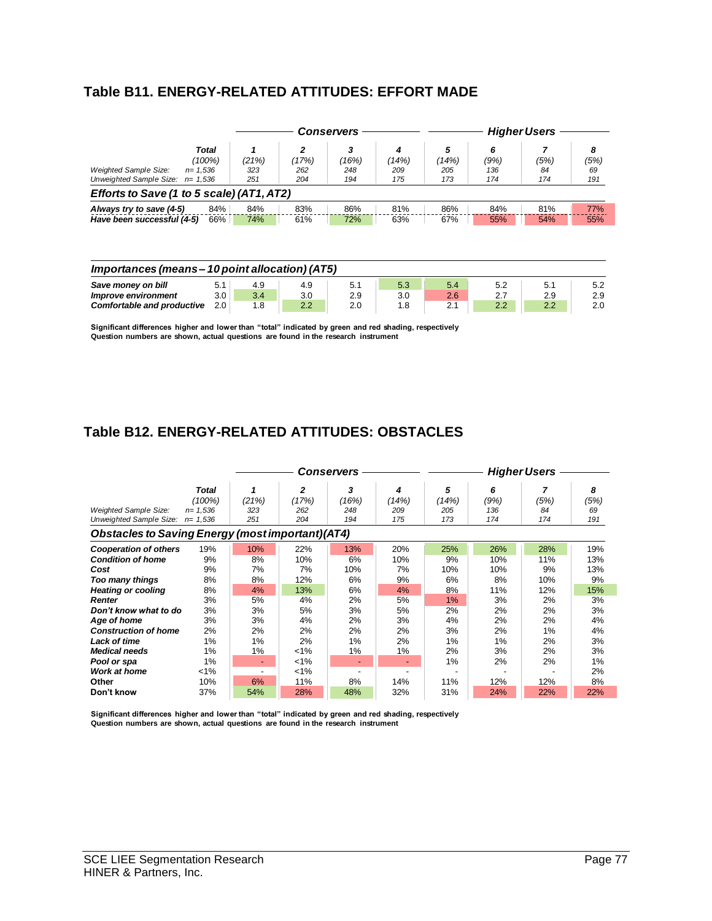## Table B11. ENERGY-RELATED ATTITUDES: EFFORT MADE

| | Total | Conservers | | | | Higher Users | | | |
|---|---|---|---|---|---|---|---|---|---|
| | Total (100%) | 1 (21%) | 2 (17%) | 3 (16%) | 4 (14%) | 5 (14%) | 6 (9%) | 7 (5%) | 8 (5%) |
| Weighted Sample Size: | n= 1,536 | 323 | 262 | 248 | 209 | 205 | 136 | 84 | 69 |
| Unweighted Sample Size: | n= 1,536 | 251 | 204 | 194 | 175 | 173 | 174 | 174 | 191 |
| ***Efforts to Save (1 to 5 scale) (AT1, AT2)*** | | | | | | | | | |
| ***Always try to save (4-5)*** | 84% | 84% | 83% | 86% | 81% | 86% | 84% | 81% | 77% |
| ***Have been successful (4-5)*** | 66% | 74% | 61% | 72% | 63% | 67% | 55% | 54% | 55% |

| | Total | 1 | 2 | 3 | 4 | 5 | 6 | 7 | 8 |
|---|---|---|---|---|---|---|---|---|---|
| ***Importances (means – 10 point allocation) (AT5)*** | | | | | | | | | |
| ***Save money on bill*** | 5.1 | 4.9 | 4.9 | 5.1 | 5.3 | 5.4 | 5.2 | 5.1 | 5.2 |
| ***Improve environment*** | 3.0 | 3.4 | 3.0 | 2.9 | 3.0 | 2.6 | 2.7 | 2.9 | 2.9 |
| ***Comfortable and productive*** | 2.0 | 1.8 | 2.2 | 2.0 | 1.8 | 2.1 | 2.2 | 2.2 | 2.0 |

**Significant differences higher and lower than "total" indicated by green and red shading, respectively**
**Question numbers are shown, actual questions are found in the research instrument**

## Table B12. ENERGY-RELATED ATTITUDES: OBSTACLES

| | Total | Conservers | | | | Higher Users | | | |
|---|---|---|---|---|---|---|---|---|---|
| | Total (100%) | 1 (21%) | 2 (17%) | 3 (16%) | 4 (14%) | 5 (14%) | 6 (9%) | 7 (5%) | 8 (5%) |
| Weighted Sample Size: | n= 1,536 | 323 | 262 | 248 | 209 | 205 | 136 | 84 | 69 |
| Unweighted Sample Size: | n= 1,536 | 251 | 204 | 194 | 175 | 173 | 174 | 174 | 191 |
| ***Obstacles to Saving Energy (most important) (AT4)*** | | | | | | | | | |
| ***Cooperation of others*** | 19% | 10% | 22% | 13% | 20% | 25% | 26% | 28% | 19% |
| ***Condition of home*** | 9% | 8% | 10% | 6% | 10% | 9% | 10% | 11% | 13% |
| ***Cost*** | 9% | 7% | 7% | 10% | 7% | 10% | 10% | 9% | 13% |
| ***Too many things*** | 8% | 8% | 12% | 6% | 9% | 6% | 8% | 10% | 9% |
| ***Heating or cooling*** | 8% | 4% | 13% | 6% | 4% | 8% | 11% | 12% | 15% |
| ***Renter*** | 3% | 5% | 4% | 2% | 5% | 1% | 3% | 2% | 3% |
| ***Don't know what to do*** | 3% | 3% | 5% | 3% | 5% | 2% | 2% | 2% | 3% |
| ***Age of home*** | 3% | 3% | 4% | 2% | 3% | 4% | 2% | 2% | 4% |
| ***Construction of home*** | 2% | 2% | 2% | 2% | 2% | 3% | 2% | 1% | 4% |
| ***Lack of time*** | 1% | 1% | 2% | 1% | 2% | 1% | 1% | 2% | 3% |
| ***Medical needs*** | 1% | 1% | <1% | 1% | 1% | 2% | 3% | 2% | 3% |
| ***Pool or spa*** | 1% | - | <1% | - | - | 1% | 2% | 2% | 1% |
| ***Work at home*** | <1% | - | <1% | - | - | - | - | - | 2% |
| **Other** | 10% | 6% | 11% | 8% | 14% | 11% | 12% | 12% | 8% |
| **Don't know** | 37% | 54% | 28% | 48% | 32% | 31% | 24% | 22% | 22% |

**Significant differences higher and lower than "total" indicated by green and red shading, respectively**
**Question numbers are shown, actual questions are found in the research instrument**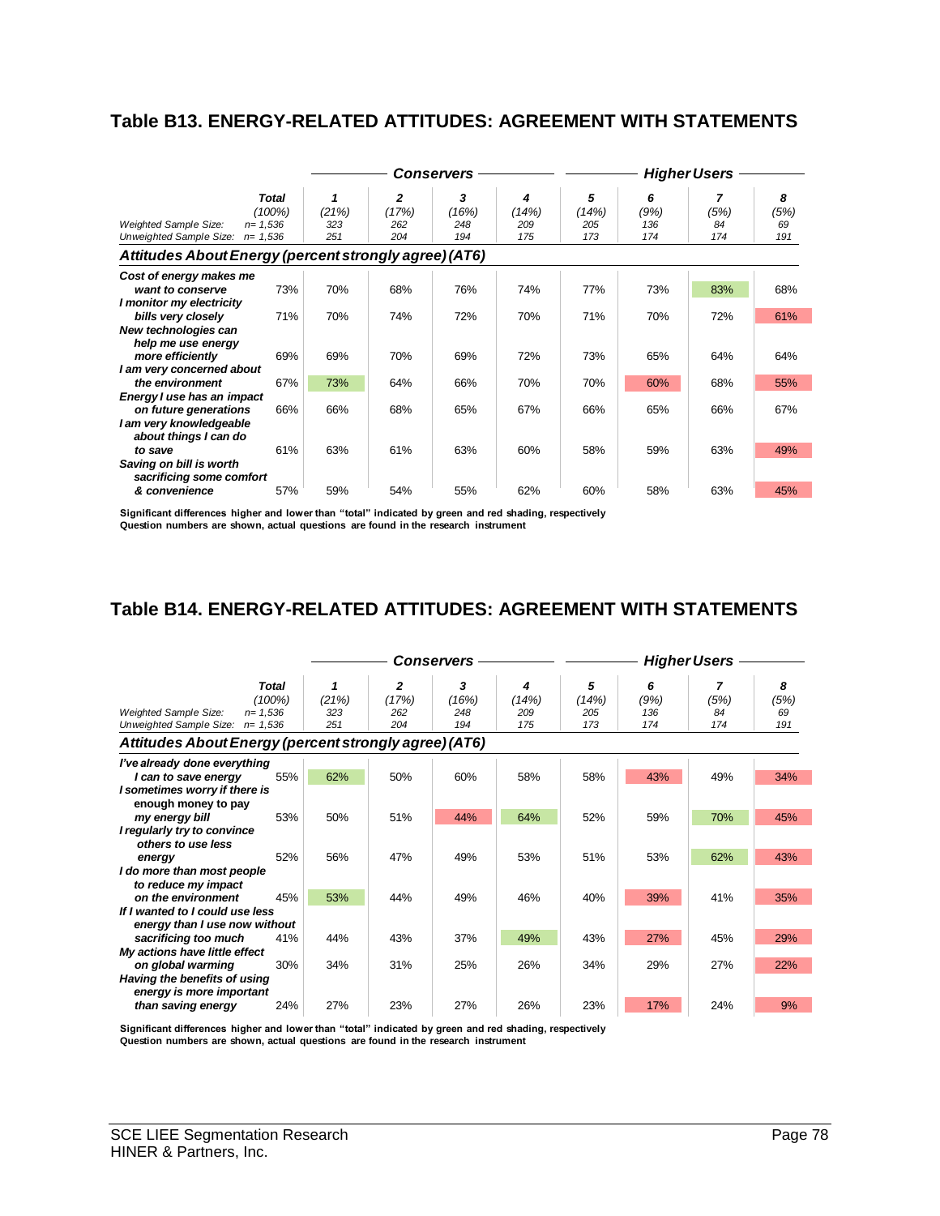## Table B13. ENERGY-RELATED ATTITUDES: AGREEMENT WITH STATEMENTS

| | Total | Conservers | | | | Higher Users | | | |
|---|---|---|---|---|---|---|---|---|---|
| | | 1 | 2 | 3 | 4 | 5 | 6 | 7 | 8 |
| | (100%) | (21%) | (17%) | (16%) | (14%) | (14%) | (9%) | (5%) | (5%) |
| Weighted Sample Size: | n= 1,536 | 323 | 262 | 248 | 209 | 205 | 136 | 84 | 69 |
| Unweighted Sample Size: | n= 1,536 | 251 | 204 | 194 | 175 | 173 | 174 | 174 | 191 |
| ***Attitudes About Energy (percent strongly agree) (AT6)*** | | | | | | | | | |
| Cost of energy makes me want to conserve | 73% | 70% | 68% | 76% | 74% | 77% | 73% | 83% | 68% |
| I monitor my electricity bills very closely | 71% | 70% | 74% | 72% | 70% | 71% | 70% | 72% | 61% |
| New technologies can help me use energy more efficiently | 69% | 69% | 70% | 69% | 72% | 73% | 65% | 64% | 64% |
| I am very concerned about the environment | 67% | 73% | 64% | 66% | 70% | 70% | 60% | 68% | 55% |
| Energy I use has an impact on future generations | 66% | 66% | 68% | 65% | 67% | 66% | 65% | 66% | 67% |
| I am very knowledgeable about things I can do to save | 61% | 63% | 61% | 63% | 60% | 58% | 59% | 63% | 49% |
| Saving on bill is worth sacrificing some comfort & convenience | 57% | 59% | 54% | 55% | 62% | 60% | 58% | 63% | 45% |

**Significant differences higher and lower than "total" indicated by green and red shading, respectively**
**Question numbers are shown, actual questions are found in the research instrument**

## Table B14. ENERGY-RELATED ATTITUDES: AGREEMENT WITH STATEMENTS

| | Total | Conservers | | | | Higher Users | | | |
|---|---|---|---|---|---|---|---|---|---|
| | | 1 | 2 | 3 | 4 | 5 | 6 | 7 | 8 |
| | (100%) | (21%) | (17%) | (16%) | (14%) | (14%) | (9%) | (5%) | (5%) |
| Weighted Sample Size: | n= 1,536 | 323 | 262 | 248 | 209 | 205 | 136 | 84 | 69 |
| Unweighted Sample Size: | n= 1,536 | 251 | 204 | 194 | 175 | 173 | 174 | 174 | 191 |
| ***Attitudes About Energy (percent strongly agree) (AT6)*** | | | | | | | | | |
| I've already done everything I can to save energy | 55% | 62% | 50% | 60% | 58% | 58% | 43% | 49% | 34% |
| I sometimes worry if there is enough money to pay my energy bill | 53% | 50% | 51% | 44% | 64% | 52% | 59% | 70% | 45% |
| I regularly try to convince others to use less energy | 52% | 56% | 47% | 49% | 53% | 51% | 53% | 62% | 43% |
| I do more than most people to reduce my impact on the environment | 45% | 53% | 44% | 49% | 46% | 40% | 39% | 41% | 35% |
| If I wanted to I could use less energy than I use now without sacrificing too much | 41% | 44% | 43% | 37% | 49% | 43% | 27% | 45% | 29% |
| My actions have little effect on global warming | 30% | 34% | 31% | 25% | 26% | 34% | 29% | 27% | 22% |
| Having the benefits of using energy is more important than saving energy | 24% | 27% | 23% | 27% | 26% | 23% | 17% | 24% | 9% |

**Significant differences higher and lower than "total" indicated by green and red shading, respectively**
**Question numbers are shown, actual questions are found in the research instrument**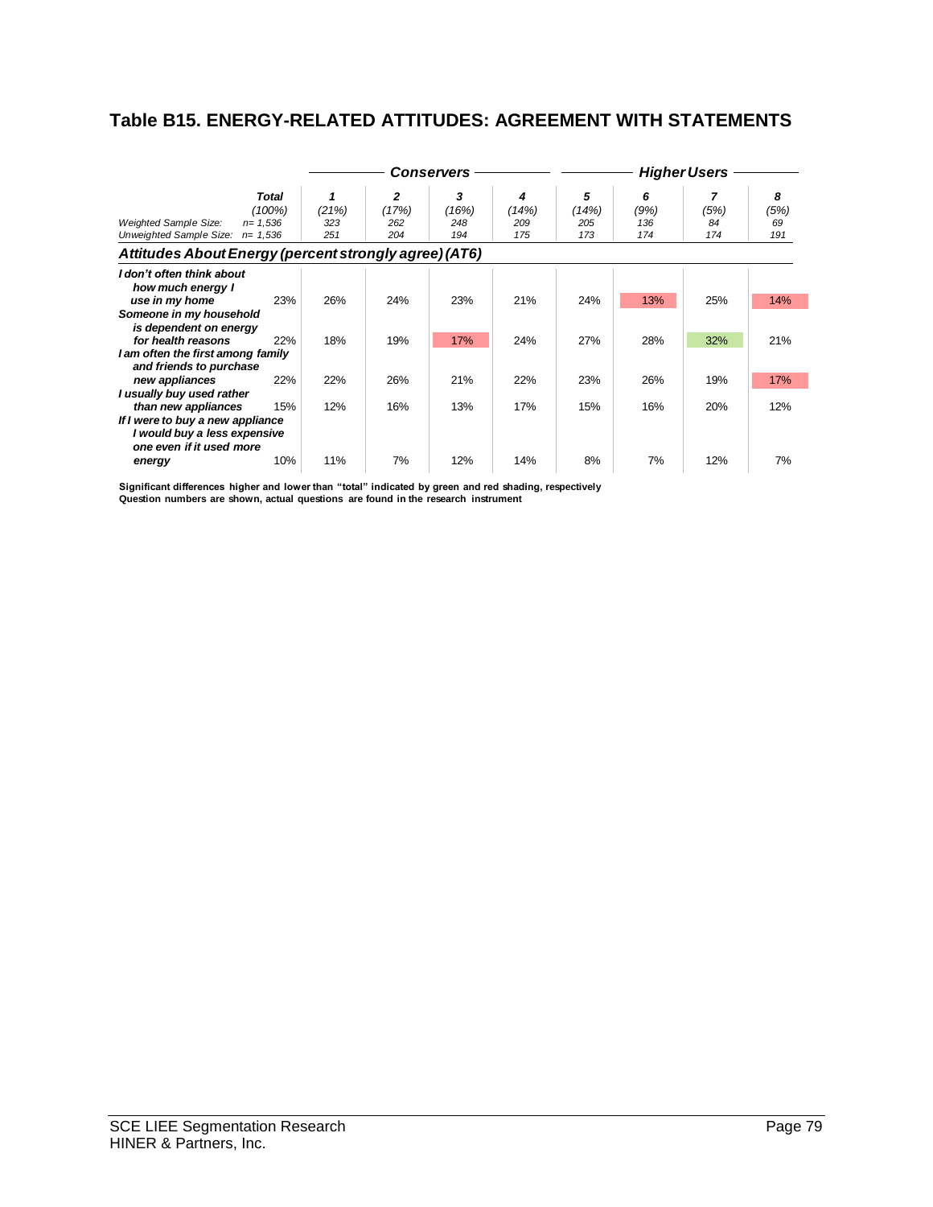## Table B15. ENERGY-RELATED ATTITUDES: AGREEMENT WITH STATEMENTS

| | Total | Conservers | | | | Higher Users | | | |
|---|---|---|---|---|---|---|---|---|---|
| | Total (100%) | 1 (21%) | 2 (17%) | 3 (16%) | 4 (14%) | 5 (14%) | 6 (9%) | 7 (5%) | 8 (5%) |
| Weighted Sample Size: | n= 1,536 | 323 | 262 | 248 | 209 | 205 | 136 | 84 | 69 |
| Unweighted Sample Size: | n= 1,536 | 251 | 204 | 194 | 175 | 173 | 174 | 174 | 191 |
| ***Attitudes About Energy (percent strongly agree) (AT6)*** | | | | | | | | | |
| ***I don't often think about how much energy I use in my home*** | 23% | 26% | 24% | 23% | 21% | 24% | 13% | 25% | 14% |
| ***Someone in my household is dependent on energy for health reasons*** | 22% | 18% | 19% | 17% | 24% | 27% | 28% | 32% | 21% |
| ***I am often the first among family and friends to purchase new appliances*** | 22% | 22% | 26% | 21% | 22% | 23% | 26% | 19% | 17% |
| ***I usually buy used rather than new appliances*** | 15% | 12% | 16% | 13% | 17% | 15% | 16% | 20% | 12% |
| ***If I were to buy a new appliance I would buy a less expensive one even if it used more energy*** | 10% | 11% | 7% | 12% | 14% | 8% | 7% | 12% | 7% |

**Significant differences higher and lower than "total" indicated by green and red shading, respectively**
**Question numbers are shown, actual questions are found in the research instrument**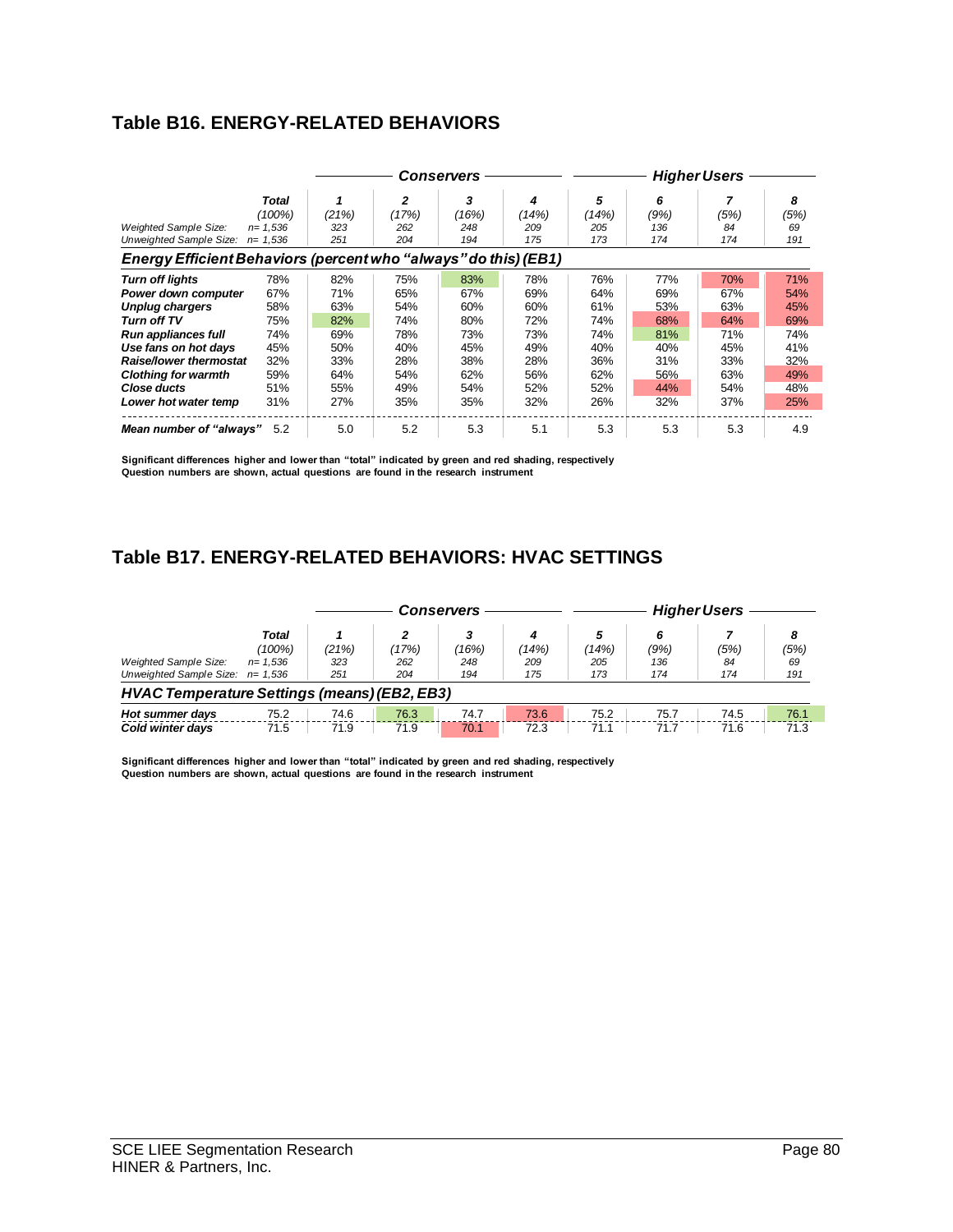## Table B16. ENERGY-RELATED BEHAVIORS

| | Total | Conservers | | | | Higher Users | | | |
|---|---|---|---|---|---|---|---|---|---|
| | | 1 | 2 | 3 | 4 | 5 | 6 | 7 | 8 |
| | (100%) | (21%) | (17%) | (16%) | (14%) | (14%) | (9%) | (5%) | (5%) |
| *Weighted Sample Size:* | n= 1,536 | 323 | 262 | 248 | 209 | 205 | 136 | 84 | 69 |
| *Unweighted Sample Size:* | n= 1,536 | 251 | 204 | 194 | 175 | 173 | 174 | 174 | 191 |
| ***Energy Efficient Behaviors (percent who "always" do this) (EB1)*** | | | | | | | | | |
| ***Turn off lights*** | 78% | 82% | 75% | 83% | 78% | 76% | 77% | 70% | 71% |
| ***Power down computer*** | 67% | 71% | 65% | 67% | 69% | 64% | 69% | 67% | 54% |
| ***Unplug chargers*** | 58% | 63% | 54% | 60% | 60% | 61% | 53% | 63% | 45% |
| ***Turn off TV*** | 75% | 82% | 74% | 80% | 72% | 74% | 68% | 64% | 69% |
| ***Run appliances full*** | 74% | 69% | 78% | 73% | 73% | 74% | 81% | 71% | 74% |
| ***Use fans on hot days*** | 45% | 50% | 40% | 45% | 49% | 40% | 40% | 45% | 41% |
| ***Raise/lower thermostat*** | 32% | 33% | 28% | 38% | 28% | 36% | 31% | 33% | 32% |
| ***Clothing for warmth*** | 59% | 64% | 54% | 62% | 56% | 62% | 56% | 63% | 49% |
| ***Close ducts*** | 51% | 55% | 49% | 54% | 52% | 52% | 44% | 54% | 48% |
| ***Lower hot water temp*** | 31% | 27% | 35% | 35% | 32% | 26% | 32% | 37% | 25% |
| ***Mean number of "always"*** | 5.2 | 5.0 | 5.2 | 5.3 | 5.1 | 5.3 | 5.3 | 5.3 | 4.9 |

**Significant differences higher and lower than "total" indicated by green and red shading, respectively**
**Question numbers are shown, actual questions are found in the research instrument**

## Table B17. ENERGY-RELATED BEHAVIORS: HVAC SETTINGS

| | Total | Conservers | | | | Higher Users | | | |
|---|---|---|---|---|---|---|---|---|---|
| | | 1 | 2 | 3 | 4 | 5 | 6 | 7 | 8 |
| | (100%) | (21%) | (17%) | (16%) | (14%) | (14%) | (9%) | (5%) | (5%) |
| *Weighted Sample Size:* | n= 1,536 | 323 | 262 | 248 | 209 | 205 | 136 | 84 | 69 |
| *Unweighted Sample Size:* | n= 1,536 | 251 | 204 | 194 | 175 | 173 | 174 | 174 | 191 |
| ***HVAC Temperature Settings (means) (EB2, EB3)*** | | | | | | | | | |
| ***Hot summer days*** | 75.2 | 74.6 | 76.3 | 74.7 | 73.6 | 75.2 | 75.7 | 74.5 | 76.1 |
| ***Cold winter days*** | 71.5 | 71.9 | 71.9 | 70.1 | 72.3 | 71.1 | 71.7 | 71.6 | 71.3 |

**Significant differences higher and lower than "total" indicated by green and red shading, respectively**
**Question numbers are shown, actual questions are found in the research instrument**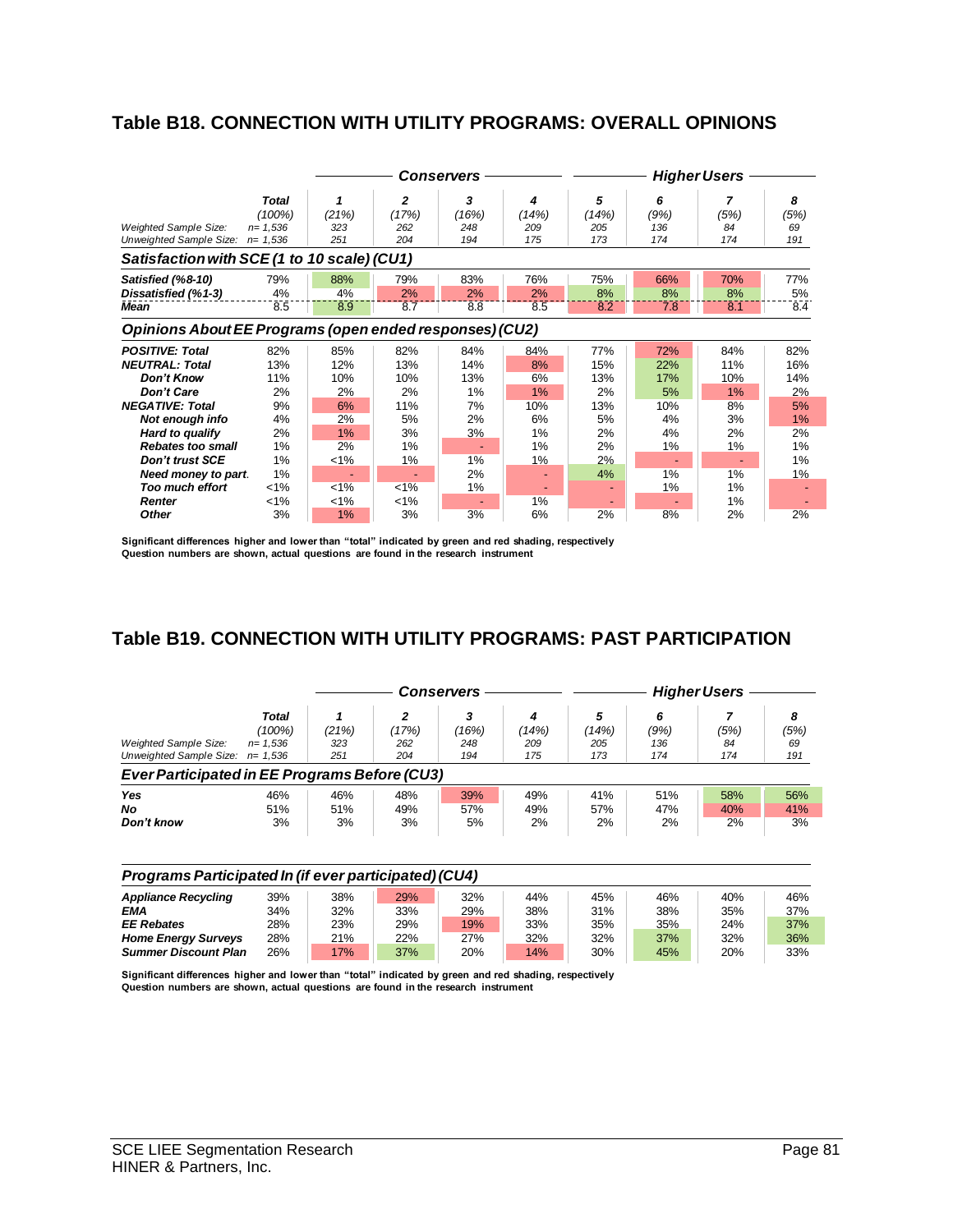## Table B18. CONNECTION WITH UTILITY PROGRAMS: OVERALL OPINIONS

| | Total | Conservers | | | | Higher Users | | | |
|---|---|---|---|---|---|---|---|---|---|
| | | 1 | 2 | 3 | 4 | 5 | 6 | 7 | 8 |
| | (100%) | (21%) | (17%) | (16%) | (14%) | (14%) | (9%) | (5%) | (5%) |
| *Weighted Sample Size:* | n= 1,536 | 323 | 262 | 248 | 209 | 205 | 136 | 84 | 69 |
| *Unweighted Sample Size:* | n= 1,536 | 251 | 204 | 194 | 175 | 173 | 174 | 174 | 191 |
| ***Satisfaction with SCE (1 to 10 scale) (CU1)*** | | | | | | | | | |
| ***Satisfied (%8-10)*** | 79% | 88% | 79% | 83% | 76% | 75% | 66% | 70% | 77% |
| ***Dissatisfied (%1-3)*** | 4% | 4% | 2% | 2% | 2% | 8% | 8% | 8% | 5% |
| ***Mean*** | 8.5 | 8.9 | 8.7 | 8.8 | 8.5 | 8.2 | 7.8 | 8.1 | 8.4 |
| ***Opinions About EE Programs (open ended responses) (CU2)*** | | | | | | | | | |
| ***POSITIVE: Total*** | 82% | 85% | 82% | 84% | 84% | 77% | 72% | 84% | 82% |
| ***NEUTRAL: Total*** | 13% | 12% | 13% | 14% | 8% | 15% | 22% | 11% | 16% |
| ***Don't Know*** | 11% | 10% | 10% | 13% | 6% | 13% | 17% | 10% | 14% |
| ***Don't Care*** | 2% | 2% | 2% | 1% | 1% | 2% | 5% | 1% | 2% |
| ***NEGATIVE: Total*** | 9% | 6% | 11% | 7% | 10% | 13% | 10% | 8% | 5% |
| ***Not enough info*** | 4% | 2% | 5% | 2% | 6% | 5% | 4% | 3% | 1% |
| ***Hard to qualify*** | 2% | 1% | 3% | 3% | 1% | 2% | 4% | 2% | 2% |
| ***Rebates too small*** | 1% | 2% | 1% | - | 1% | 2% | 1% | 1% | 1% |
| ***Don't trust SCE*** | 1% | <1% | 1% | 1% | 1% | 2% | - | - | 1% |
| ***Need money to part.*** | 1% | - | - | 2% | - | 4% | 1% | 1% | 1% |
| ***Too much effort*** | <1% | <1% | <1% | 1% | - | - | 1% | 1% | - |
| ***Renter*** | <1% | <1% | <1% | - | 1% | - | - | 1% | - |
| ***Other*** | 3% | 1% | 3% | 3% | 6% | 2% | 8% | 2% | 2% |

**Significant differences higher and lower than "total" indicated by green and red shading, respectively**
**Question numbers are shown, actual questions are found in the research instrument**

## Table B19. CONNECTION WITH UTILITY PROGRAMS: PAST PARTICIPATION

| | Total | Conservers | | | | Higher Users | | | |
|---|---|---|---|---|---|---|---|---|---|
| | | 1 | 2 | 3 | 4 | 5 | 6 | 7 | 8 |
| | (100%) | (21%) | (17%) | (16%) | (14%) | (14%) | (9%) | (5%) | (5%) |
| *Weighted Sample Size:* | n= 1,536 | 323 | 262 | 248 | 209 | 205 | 136 | 84 | 69 |
| *Unweighted Sample Size:* | n= 1,536 | 251 | 204 | 194 | 175 | 173 | 174 | 174 | 191 |
| ***Ever Participated in EE Programs Before (CU3)*** | | | | | | | | | |
| ***Yes*** | 46% | 46% | 48% | 39% | 49% | 41% | 51% | 58% | 56% |
| ***No*** | 51% | 51% | 49% | 57% | 49% | 57% | 47% | 40% | 41% |
| ***Don't know*** | 3% | 3% | 3% | 5% | 2% | 2% | 2% | 2% | 3% |
| ***Programs Participated In (if ever participated) (CU4)*** | | | | | | | | | |
| ***Appliance Recycling*** | 39% | 38% | 29% | 32% | 44% | 45% | 46% | 40% | 46% |
| ***EMA*** | 34% | 32% | 33% | 29% | 38% | 31% | 38% | 35% | 37% |
| ***EE Rebates*** | 28% | 23% | 29% | 19% | 33% | 35% | 35% | 24% | 37% |
| ***Home Energy Surveys*** | 28% | 21% | 22% | 27% | 32% | 32% | 37% | 32% | 36% |
| ***Summer Discount Plan*** | 26% | 17% | 37% | 20% | 14% | 30% | 45% | 20% | 33% |

**Significant differences higher and lower than "total" indicated by green and red shading, respectively**
**Question numbers are shown, actual questions are found in the research instrument**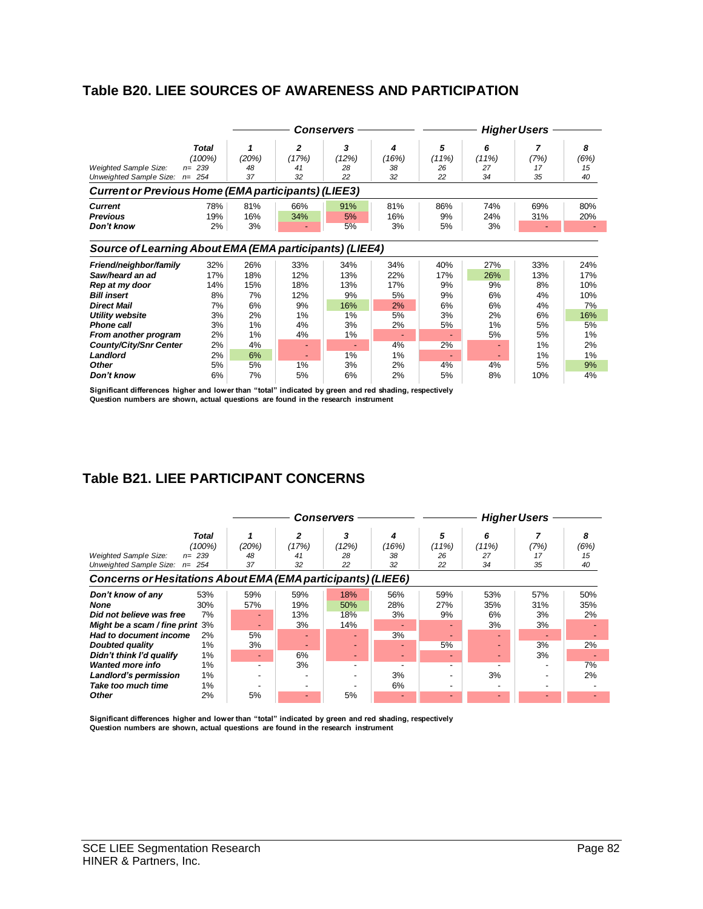## Table B20. LIEE SOURCES OF AWARENESS AND PARTICIPATION

| | Total | Conservers | | | | Higher Users | | | |
|---|---|---|---|---|---|---|---|---|---|
| | | 1 | 2 | 3 | 4 | 5 | 6 | 7 | 8 |
| | (100%) | (20%) | (17%) | (12%) | (16%) | (11%) | (11%) | (7%) | (6%) |
| Weighted Sample Size: | n= 239 | 48 | 41 | 28 | 38 | 26 | 27 | 17 | 15 |
| Unweighted Sample Size: | n= 254 | 37 | 32 | 22 | 32 | 22 | 34 | 35 | 40 |
| ***Current or Previous Home (EMA participants) (LIEE3)*** | | | | | | | | | |
| ***Current*** | 78% | 81% | 66% | 91% | 81% | 86% | 74% | 69% | 80% |
| ***Previous*** | 19% | 16% | 34% | 5% | 16% | 9% | 24% | 31% | 20% |
| ***Don't know*** | 2% | 3% | - | 5% | 3% | 5% | 3% | - | - |
| ***Source of Learning About EMA (EMA participants) (LIEE4)*** | | | | | | | | | |
| ***Friend/neighbor/family*** | 32% | 26% | 33% | 34% | 34% | 40% | 27% | 33% | 24% |
| ***Saw/heard an ad*** | 17% | 18% | 12% | 13% | 22% | 17% | 26% | 13% | 17% |
| ***Rep at my door*** | 14% | 15% | 18% | 13% | 17% | 9% | 9% | 8% | 10% |
| ***Bill insert*** | 8% | 7% | 12% | 9% | 5% | 9% | 6% | 4% | 10% |
| ***Direct Mail*** | 7% | 6% | 9% | 16% | 2% | 6% | 6% | 4% | 7% |
| ***Utility website*** | 3% | 2% | 1% | 1% | 5% | 3% | 2% | 6% | 16% |
| ***Phone call*** | 3% | 1% | 4% | 3% | 2% | 5% | 1% | 5% | 5% |
| ***From another program*** | 2% | 1% | 4% | 1% | - | - | 5% | 5% | 1% |
| ***County/City/Snr Center*** | 2% | 4% | - | - | 4% | 2% | - | 1% | 2% |
| ***Landlord*** | 2% | 6% | - | 1% | 1% | - | - | 1% | 1% |
| ***Other*** | 5% | 5% | 1% | 3% | 2% | 4% | 4% | 5% | 9% |
| ***Don't know*** | 6% | 7% | 5% | 6% | 2% | 5% | 8% | 10% | 4% |

**Significant differences higher and lower than "total" indicated by green and red shading, respectively**
**Question numbers are shown, actual questions are found in the research instrument**

## Table B21. LIEE PARTICIPANT CONCERNS

| | Total | Conservers | | | | Higher Users | | | |
|---|---|---|---|---|---|---|---|---|---|
| | | 1 | 2 | 3 | 4 | 5 | 6 | 7 | 8 |
| | (100%) | (20%) | (17%) | (12%) | (16%) | (11%) | (11%) | (7%) | (6%) |
| Weighted Sample Size: | n= 239 | 48 | 41 | 28 | 38 | 26 | 27 | 17 | 15 |
| Unweighted Sample Size: | n= 254 | 37 | 32 | 22 | 32 | 22 | 34 | 35 | 40 |
| ***Concerns or Hesitations About EMA (EMA participants) (LIEE6)*** | | | | | | | | | |
| ***Don't know of any*** | 53% | 59% | 59% | 18% | 56% | 59% | 53% | 57% | 50% |
| ***None*** | 30% | 57% | 19% | 50% | 28% | 27% | 35% | 31% | 35% |
| ***Did not believe was free*** | 7% | - | 13% | 18% | 3% | 9% | 6% | 3% | 2% |
| ***Might be a scam / fine print*** | 3% | - | 3% | 14% | - | - | 3% | 3% | - |
| ***Had to document income*** | 2% | 5% | - | - | 3% | - | - | - | - |
| ***Doubted quality*** | 1% | 3% | - | - | - | 5% | - | 3% | 2% |
| ***Didn't think I'd qualify*** | 1% | - | 6% | - | - | - | - | 3% | - |
| ***Wanted more info*** | 1% | - | 3% | - | - | - | - | - | 7% |
| ***Landlord's permission*** | 1% | - | - | - | 3% | - | 3% | - | 2% |
| ***Take too much time*** | 1% | - | - | - | 6% | - | - | - | - |
| ***Other*** | 2% | 5% | - | 5% | - | - | - | - | - |

**Significant differences higher and lower than "total" indicated by green and red shading, respectively**
**Question numbers are shown, actual questions are found in the research instrument**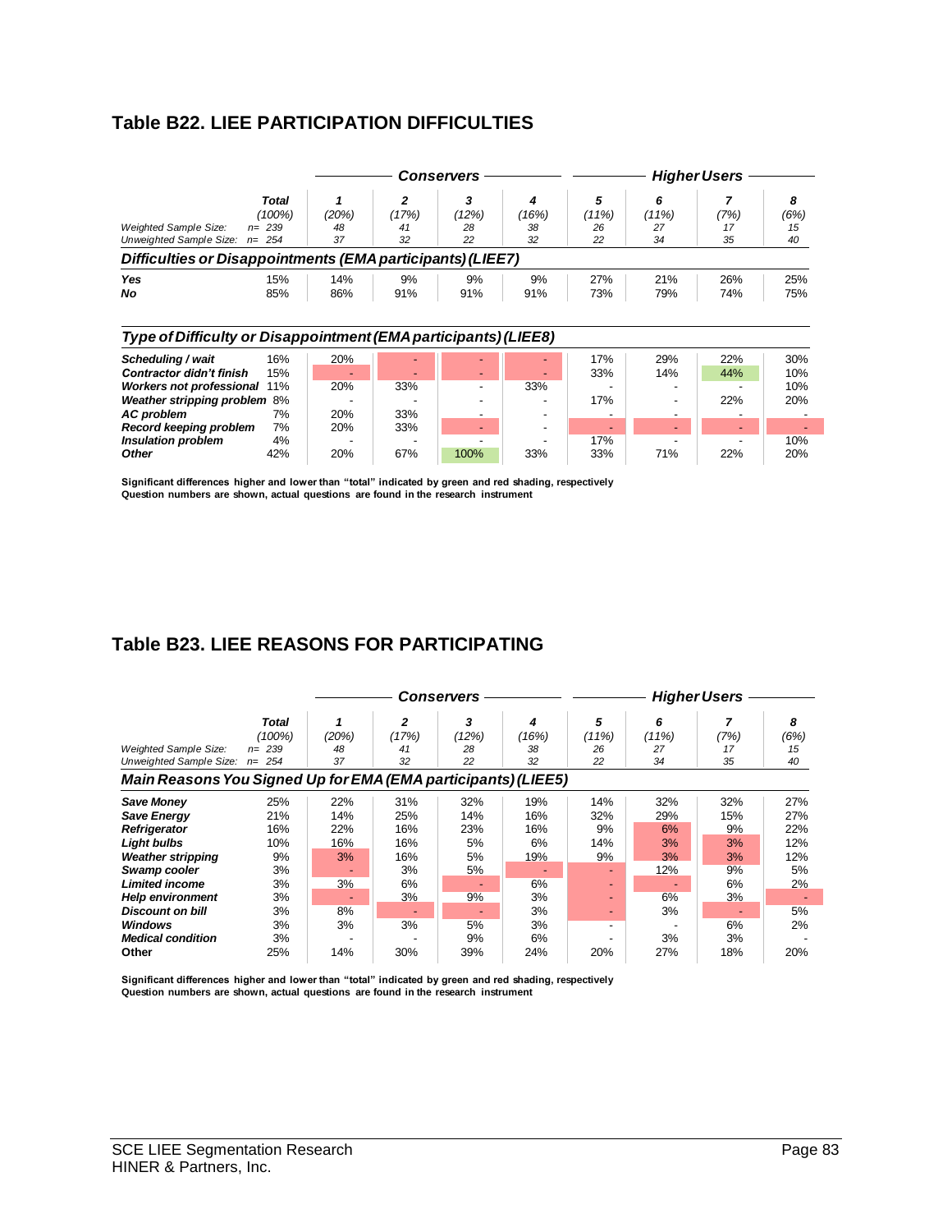## Table B22. LIEE PARTICIPATION DIFFICULTIES

| | Total | Conservers | | | | Higher Users | | | |
|---|---|---|---|---|---|---|---|---|---|
| | | 1 | 2 | 3 | 4 | 5 | 6 | 7 | 8 |
| | (100%) | (20%) | (17%) | (12%) | (16%) | (11%) | (11%) | (7%) | (6%) |
| *Weighted Sample Size:* | n= 239 | 48 | 41 | 28 | 38 | 26 | 27 | 17 | 15 |
| *Unweighted Sample Size:* | n= 254 | 37 | 32 | 22 | 32 | 22 | 34 | 35 | 40 |
| ***Difficulties or Disappointments (EMA participants) (LIEE7)*** | | | | | | | | | |
| **Yes** | 15% | 14% | 9% | 9% | 9% | 27% | 21% | 26% | 25% |
| **No** | 85% | 86% | 91% | 91% | 91% | 73% | 79% | 74% | 75% |
| ***Type of Difficulty or Disappointment (EMA participants) (LIEE8)*** | | | | | | | | | |
| **Scheduling / wait** | 16% | 20% | - | - | - | 17% | 29% | 22% | 30% |
| **Contractor didn't finish** | 15% | - | - | - | - | 33% | 14% | 44% | 10% |
| **Workers not professional** | 11% | 20% | 33% | - | 33% | - | - | - | 10% |
| **Weather stripping problem** | 8% | - | - | - | - | 17% | - | 22% | 20% |
| **AC problem** | 7% | 20% | 33% | - | - | - | - | - | - |
| **Record keeping problem** | 7% | 20% | 33% | - | - | - | - | - | - |
| **Insulation problem** | 4% | - | - | - | - | 17% | - | - | 10% |
| **Other** | 42% | 20% | 67% | 100% | 33% | 33% | 71% | 22% | 20% |

**Significant differences higher and lower than "total" indicated by green and red shading, respectively**
**Question numbers are shown, actual questions are found in the research instrument**

## Table B23. LIEE REASONS FOR PARTICIPATING

| | Total | Conservers | | | | Higher Users | | | |
|---|---|---|---|---|---|---|---|---|---|
| | | 1 | 2 | 3 | 4 | 5 | 6 | 7 | 8 |
| | (100%) | (20%) | (17%) | (12%) | (16%) | (11%) | (11%) | (7%) | (6%) |
| *Weighted Sample Size:* | n= 239 | 48 | 41 | 28 | 38 | 26 | 27 | 17 | 15 |
| *Unweighted Sample Size:* | n= 254 | 37 | 32 | 22 | 32 | 22 | 34 | 35 | 40 |
| ***Main Reasons You Signed Up for EMA (EMA participants) (LIEE5)*** | | | | | | | | | |
| **Save Money** | 25% | 22% | 31% | 32% | 19% | 14% | 32% | 32% | 27% |
| **Save Energy** | 21% | 14% | 25% | 14% | 16% | 32% | 29% | 15% | 27% |
| **Refrigerator** | 16% | 22% | 16% | 23% | 16% | 9% | 6% | 9% | 22% |
| **Light bulbs** | 10% | 16% | 16% | 5% | 6% | 14% | 3% | 3% | 12% |
| **Weather stripping** | 9% | 3% | 16% | 5% | 19% | 9% | 3% | 3% | 12% |
| **Swamp cooler** | 3% | - | 3% | 5% | - | - | 12% | 9% | 5% |
| **Limited income** | 3% | 3% | 6% | - | 6% | - | - | 6% | 2% |
| **Help environment** | 3% | - | 3% | 9% | 3% | - | 6% | 3% | - |
| **Discount on bill** | 3% | 8% | - | - | 3% | - | 3% | - | 5% |
| **Windows** | 3% | 3% | 3% | 5% | 3% | - | - | 6% | 2% |
| **Medical condition** | 3% | - | - | 9% | 6% | - | 3% | 3% | - |
| **Other** | 25% | 14% | 30% | 39% | 24% | 20% | 27% | 18% | 20% |

**Significant differences higher and lower than "total" indicated by green and red shading, respectively**
**Question numbers are shown, actual questions are found in the research instrument**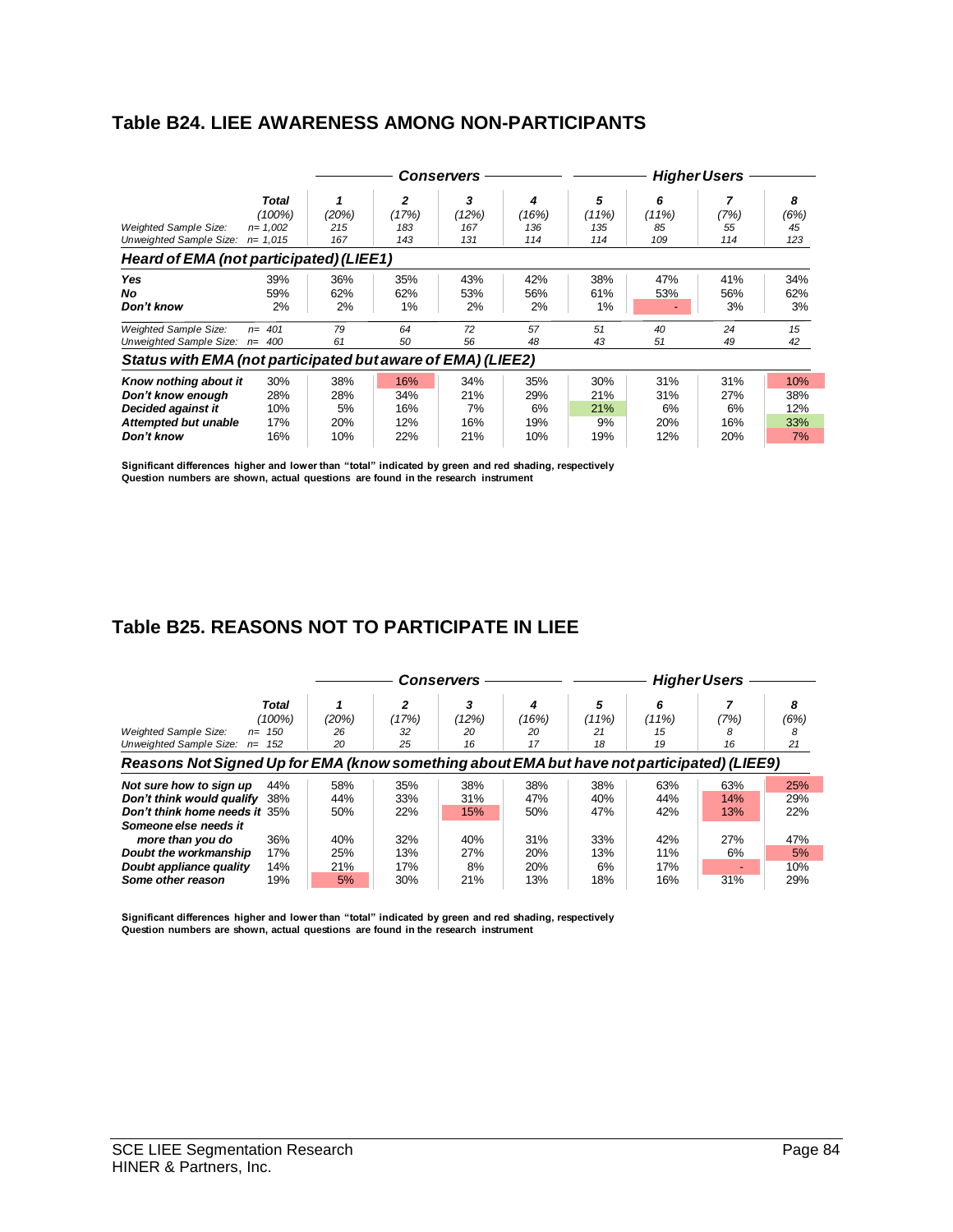## Table B24. LIEE AWARENESS AMONG NON-PARTICIPANTS

| | Total | Conservers | | | | Higher Users | | | |
|---|---|---|---|---|---|---|---|---|---|
| | Total (100%) | 1 (20%) | 2 (17%) | 3 (12%) | 4 (16%) | 5 (11%) | 6 (11%) | 7 (7%) | 8 (6%) |
| *Weighted Sample Size:* | n= 1,002 | 215 | 183 | 167 | 136 | 135 | 85 | 55 | 45 |
| *Unweighted Sample Size:* | n= 1,015 | 167 | 143 | 131 | 114 | 114 | 109 | 114 | 123 |
| ***Heard of EMA (not participated) (LIEE1)*** | | | | | | | | | |
| ***Yes*** | 39% | 36% | 35% | 43% | 42% | 38% | 47% | 41% | 34% |
| ***No*** | 59% | 62% | 62% | 53% | 56% | 61% | 53% | 56% | 62% |
| ***Don't know*** | 2% | 2% | 1% | 2% | 2% | 1% | - | 3% | 3% |
| *Weighted Sample Size:* | n= 401 | 79 | 64 | 72 | 57 | 51 | 40 | 24 | 15 |
| *Unweighted Sample Size:* | n= 400 | 61 | 50 | 56 | 48 | 43 | 51 | 49 | 42 |
| ***Status with EMA (not participated but aware of EMA) (LIEE2)*** | | | | | | | | | |
| ***Know nothing about it*** | 30% | 38% | 16% | 34% | 35% | 30% | 31% | 31% | 10% |
| ***Don't know enough*** | 28% | 28% | 34% | 21% | 29% | 21% | 31% | 27% | 38% |
| ***Decided against it*** | 10% | 5% | 16% | 7% | 6% | 21% | 6% | 6% | 12% |
| ***Attempted but unable*** | 17% | 20% | 12% | 16% | 19% | 9% | 20% | 16% | 33% |
| ***Don't know*** | 16% | 10% | 22% | 21% | 10% | 19% | 12% | 20% | 7% |

**Significant differences higher and lower than "total" indicated by green and red shading, respectively**
**Question numbers are shown, actual questions are found in the research instrument**

## Table B25. REASONS NOT TO PARTICIPATE IN LIEE

| | Total | Conservers | | | | Higher Users | | | |
|---|---|---|---|---|---|---|---|---|---|
| | Total (100%) | 1 (20%) | 2 (17%) | 3 (12%) | 4 (16%) | 5 (11%) | 6 (11%) | 7 (7%) | 8 (6%) |
| *Weighted Sample Size:* | n= 150 | 26 | 32 | 20 | 20 | 21 | 15 | 8 | 8 |
| *Unweighted Sample Size:* | n= 152 | 20 | 25 | 16 | 17 | 18 | 19 | 16 | 21 |
| ***Reasons Not Signed Up for EMA (know something about EMA but have not participated) (LIEE9)*** | | | | | | | | | |
| ***Not sure how to sign up*** | 44% | 58% | 35% | 38% | 38% | 38% | 63% | 63% | 25% |
| ***Don't think would qualify*** | 38% | 44% | 33% | 31% | 47% | 40% | 44% | 14% | 29% |
| ***Don't think home needs it*** | 35% | 50% | 22% | 15% | 50% | 47% | 42% | 13% | 22% |
| ***Someone else needs it more than you do*** | 36% | 40% | 32% | 40% | 31% | 33% | 42% | 27% | 47% |
| ***Doubt the workmanship*** | 17% | 25% | 13% | 27% | 20% | 13% | 11% | 6% | 5% |
| ***Doubt appliance quality*** | 14% | 21% | 17% | 8% | 20% | 6% | 17% | - | 10% |
| ***Some other reason*** | 19% | 5% | 30% | 21% | 13% | 18% | 16% | 31% | 29% |

**Significant differences higher and lower than "total" indicated by green and red shading, respectively**
**Question numbers are shown, actual questions are found in the research instrument**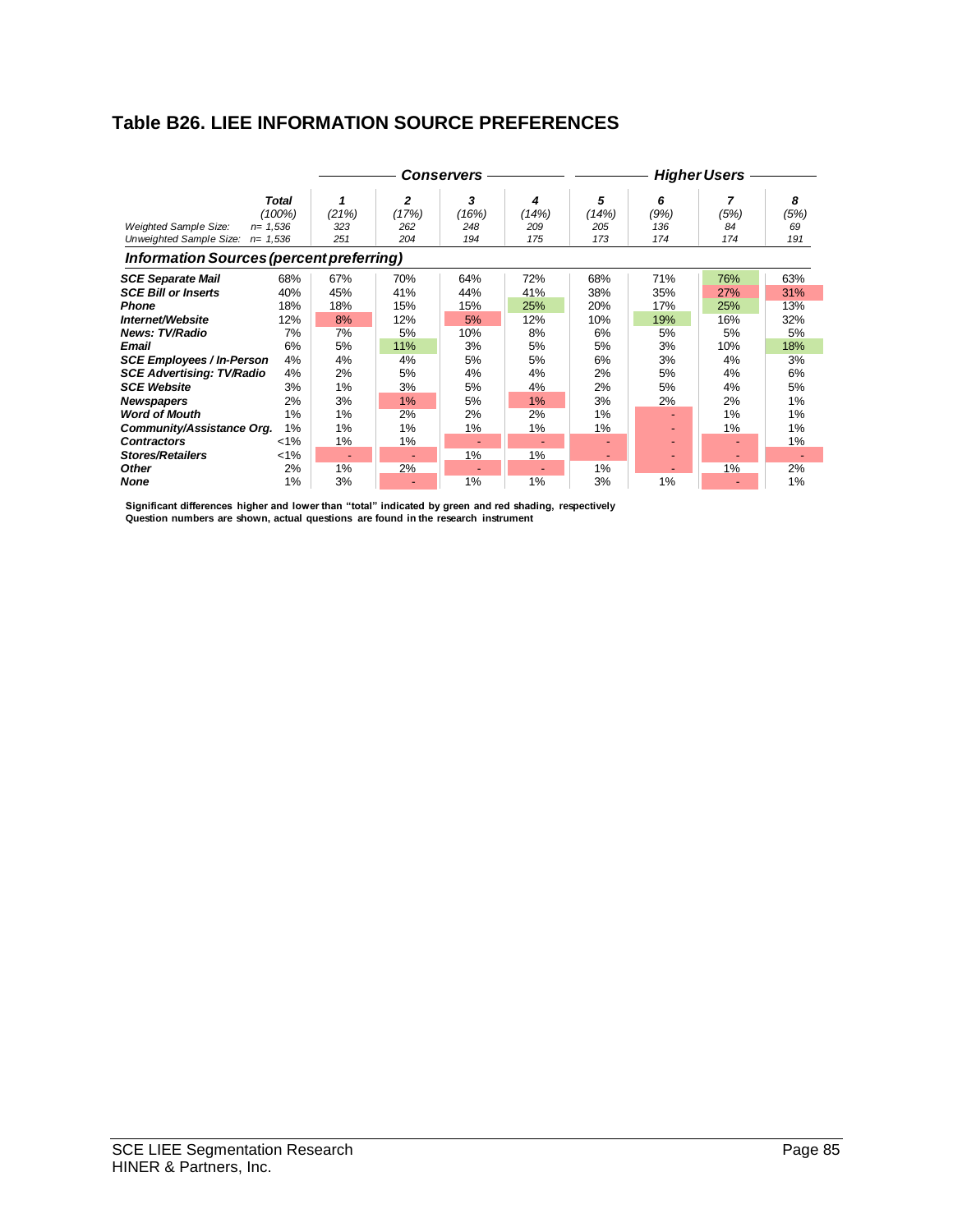## Table B26. LIEE INFORMATION SOURCE PREFERENCES

| | Total | Conservers | | | | Higher Users | | | |
|---|---|---|---|---|---|---|---|---|---|
| | Total (100%) | 1 (21%) | 2 (17%) | 3 (16%) | 4 (14%) | 5 (14%) | 6 (9%) | 7 (5%) | 8 (5%) |
| *Weighted Sample Size:* | *n= 1,536* | *323* | *262* | *248* | *209* | *205* | *136* | *84* | *69* |
| *Unweighted Sample Size:* | *n= 1,536* | *251* | *204* | *194* | *175* | *173* | *174* | *174* | *191* |
| ***Information Sources (percent preferring)*** | | | | | | | | | |
| ***SCE Separate Mail*** | 68% | 67% | 70% | 64% | 72% | 68% | 71% | 76% | 63% |
| ***SCE Bill or Inserts*** | 40% | 45% | 41% | 44% | 41% | 38% | 35% | 27% | 31% |
| ***Phone*** | 18% | 18% | 15% | 15% | 25% | 20% | 17% | 25% | 13% |
| ***Internet/Website*** | 12% | 8% | 12% | 5% | 12% | 10% | 19% | 16% | 32% |
| ***News: TV/Radio*** | 7% | 7% | 5% | 10% | 8% | 6% | 5% | 5% | 5% |
| ***Email*** | 6% | 5% | 11% | 3% | 5% | 5% | 3% | 10% | 18% |
| ***SCE Employees / In-Person*** | 4% | 4% | 4% | 5% | 5% | 6% | 3% | 4% | 3% |
| ***SCE Advertising: TV/Radio*** | 4% | 2% | 5% | 4% | 4% | 2% | 5% | 4% | 6% |
| ***SCE Website*** | 3% | 1% | 3% | 5% | 4% | 2% | 5% | 4% | 5% |
| ***Newspapers*** | 2% | 3% | 1% | 5% | 1% | 3% | 2% | 2% | 1% |
| ***Word of Mouth*** | 1% | 1% | 2% | 2% | 2% | 1% | - | 1% | 1% |
| ***Community/Assistance Org.*** | 1% | 1% | 1% | 1% | 1% | 1% | - | 1% | 1% |
| ***Contractors*** | <1% | 1% | 1% | - | - | - | - | - | 1% |
| ***Stores/Retailers*** | <1% | - | - | 1% | 1% | - | - | - | - |
| ***Other*** | 2% | 1% | 2% | - | - | 1% | - | 1% | 2% |
| ***None*** | 1% | 3% | - | 1% | 1% | 3% | 1% | - | 1% |

**Significant differences higher and lower than "total" indicated by green and red shading, respectively**
**Question numbers are shown, actual questions are found in the research instrument**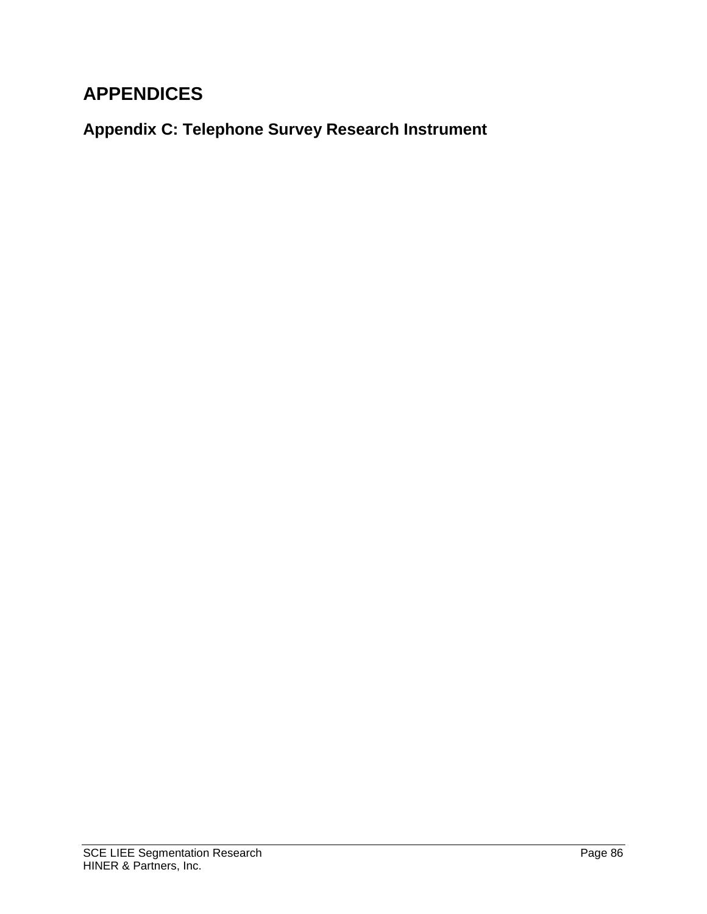# APPENDICES

## Appendix C: Telephone Survey Research Instrument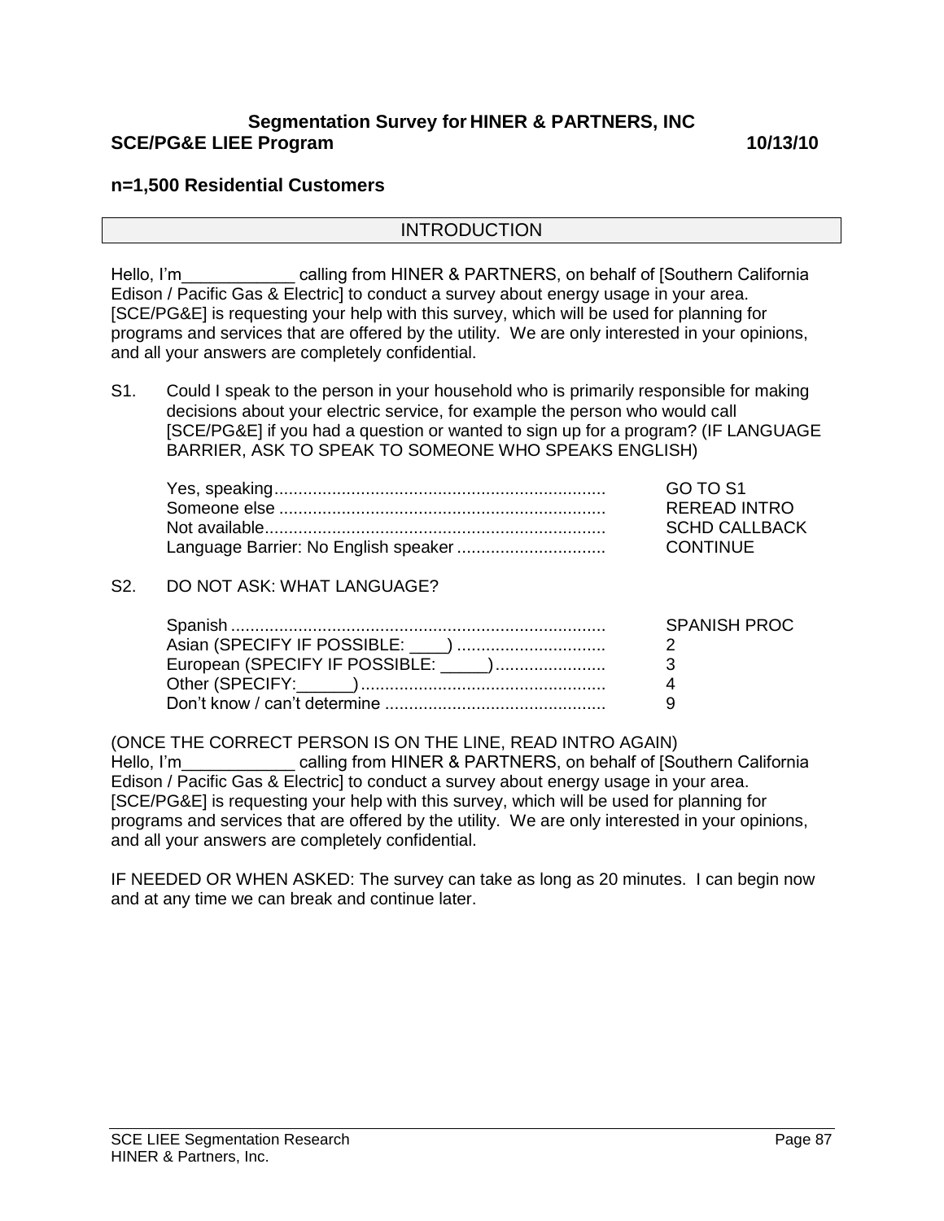**Segmentation Survey for HINER & PARTNERS, INC**

**SCE/PG&E LIEE Program 10/13/10**

**n=1,500 Residential Customers**

## INTRODUCTION

Hello, I'm____________ calling from HINER & PARTNERS, on behalf of [Southern California Edison / Pacific Gas & Electric] to conduct a survey about energy usage in your area. [SCE/PG&E] is requesting your help with this survey, which will be used for planning for programs and services that are offered by the utility. We are only interested in your opinions, and all your answers are completely confidential.

S1. Could I speak to the person in your household who is primarily responsible for making decisions about your electric service, for example the person who would call [SCE/PG&E] if you had a question or wanted to sign up for a program? (IF LANGUAGE BARRIER, ASK TO SPEAK TO SOMEONE WHO SPEAKS ENGLISH)

| | |
|---|---|
| Yes, speaking | GO TO S1 |
| Someone else | REREAD INTRO |
| Not available | SCHD CALLBACK |
| Language Barrier: No English speaker | CONTINUE |

S2. DO NOT ASK: WHAT LANGUAGE?

| | |
|---|---|
| Spanish | SPANISH PROC |
| Asian (SPECIFY IF POSSIBLE: ____) | 2 |
| European (SPECIFY IF POSSIBLE: _____) | 3 |
| Other (SPECIFY:______) | 4 |
| Don't know / can't determine | 9 |

(ONCE THE CORRECT PERSON IS ON THE LINE, READ INTRO AGAIN)
Hello, I'm____________ calling from HINER & PARTNERS, on behalf of [Southern California Edison / Pacific Gas & Electric] to conduct a survey about energy usage in your area. [SCE/PG&E] is requesting your help with this survey, which will be used for planning for programs and services that are offered by the utility. We are only interested in your opinions, and all your answers are completely confidential.

IF NEEDED OR WHEN ASKED: The survey can take as long as 20 minutes. I can begin now and at any time we can break and continue later.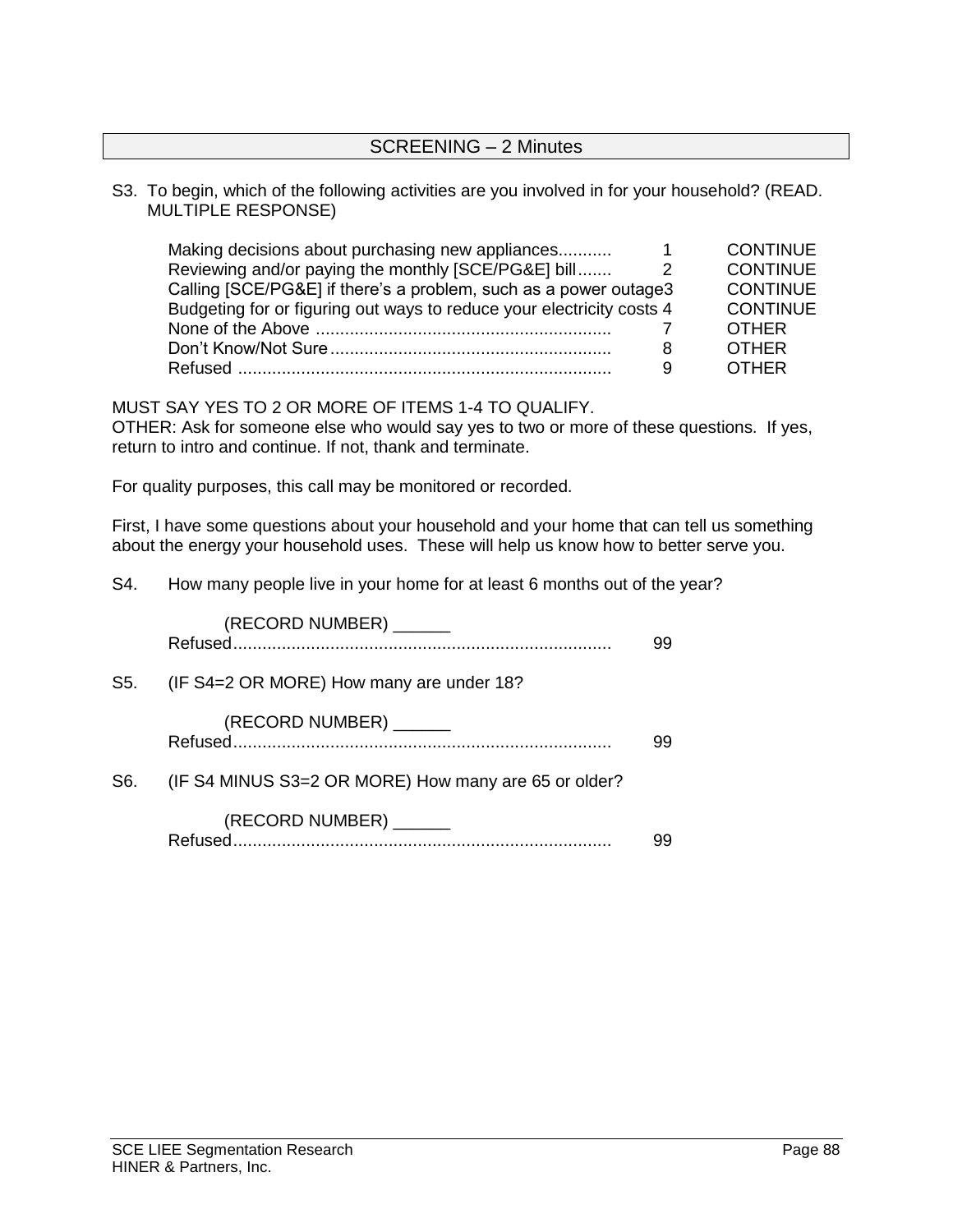## SCREENING – 2 Minutes

S3. To begin, which of the following activities are you involved in for your household? (READ. MULTIPLE RESPONSE)

| | | |
|---|---|---|
| Making decisions about purchasing new appliances........... | 1 | CONTINUE |
| Reviewing and/or paying the monthly [SCE/PG&E] bill....... | 2 | CONTINUE |
| Calling [SCE/PG&E] if there's a problem, such as a power outage | 3 | CONTINUE |
| Budgeting for or figuring out ways to reduce your electricity costs | 4 | CONTINUE |
| None of the Above ............................................................ | 7 | OTHER |
| Don't Know/Not Sure.......................................................... | 8 | OTHER |
| Refused ............................................................................ | 9 | OTHER |

MUST SAY YES TO 2 OR MORE OF ITEMS 1-4 TO QUALIFY.
OTHER: Ask for someone else who would say yes to two or more of these questions. If yes, return to intro and continue. If not, thank and terminate.

For quality purposes, this call may be monitored or recorded.

First, I have some questions about your household and your home that can tell us something about the energy your household uses. These will help us know how to better serve you.

S4. How many people live in your home for at least 6 months out of the year?

(RECORD NUMBER) ______
Refused............................................................................. 99

S5. (IF S4=2 OR MORE) How many are under 18?

(RECORD NUMBER) ______
Refused............................................................................. 99

S6. (IF S4 MINUS S3=2 OR MORE) How many are 65 or older?

(RECORD NUMBER) ______
Refused............................................................................. 99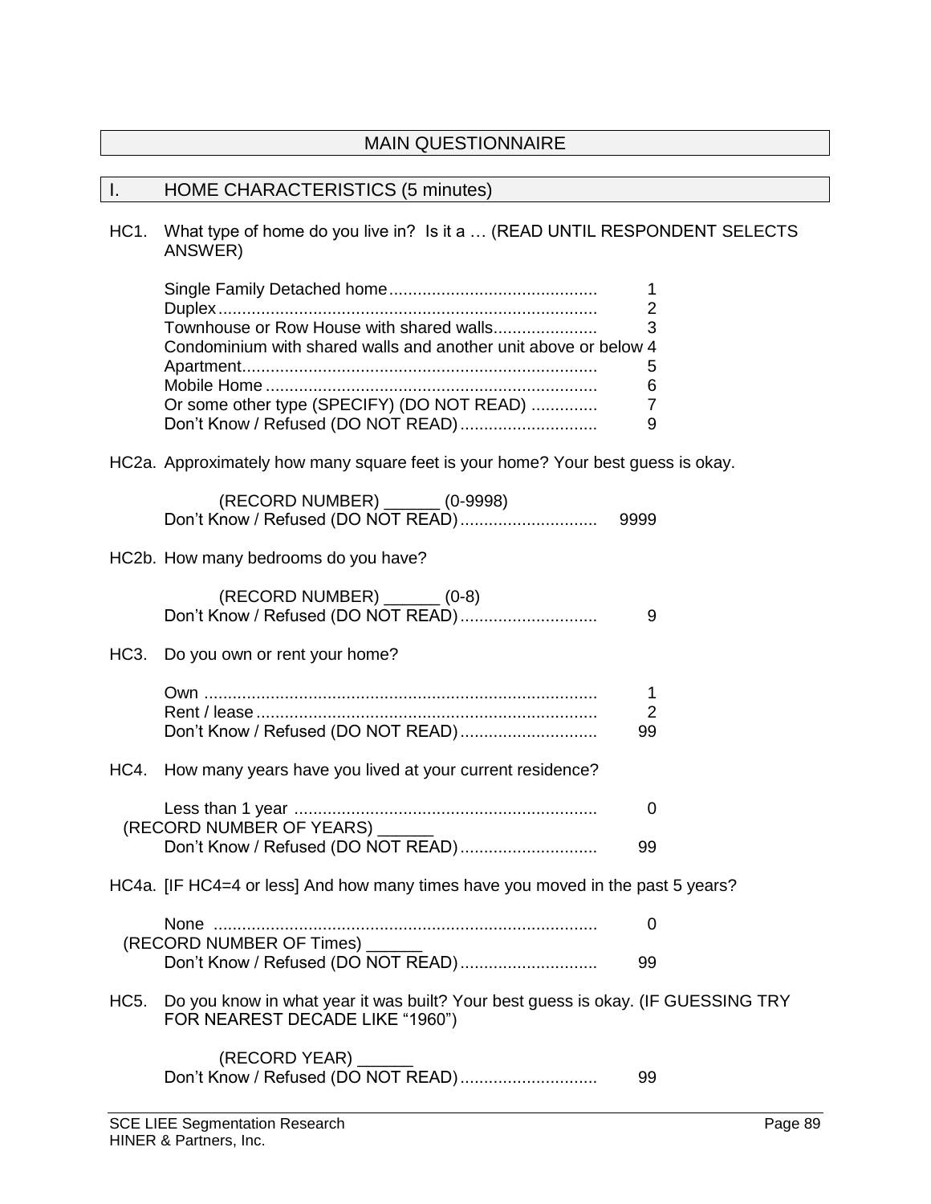# MAIN QUESTIONNAIRE

## I. HOME CHARACTERISTICS (5 minutes)

HC1. What type of home do you live in? Is it a … (READ UNTIL RESPONDENT SELECTS ANSWER)

| | |
|---|---|
| Single Family Detached home | 1 |
| Duplex | 2 |
| Townhouse or Row House with shared walls | 3 |
| Condominium with shared walls and another unit above or below | 4 |
| Apartment | 5 |
| Mobile Home | 6 |
| Or some other type (SPECIFY) (DO NOT READ) | 7 |
| Don't Know / Refused (DO NOT READ) | 9 |

HC2a. Approximately how many square feet is your home? Your best guess is okay.

(RECORD NUMBER) ______ (0-9998)
Don't Know / Refused (DO NOT READ) .......... 9999

HC2b. How many bedrooms do you have?

(RECORD NUMBER) ______ (0-8)
Don't Know / Refused (DO NOT READ) .......... 9

HC3. Do you own or rent your home?

| | |
|---|---|
| Own | 1 |
| Rent / lease | 2 |
| Don't Know / Refused (DO NOT READ) | 99 |

HC4. How many years have you lived at your current residence?

Less than 1 year .......... 0
(RECORD NUMBER OF YEARS) ______
Don't Know / Refused (DO NOT READ) .......... 99

HC4a. [IF HC4=4 or less] And how many times have you moved in the past 5 years?

None .......... 0
(RECORD NUMBER OF Times) ______
Don't Know / Refused (DO NOT READ) .......... 99

HC5. Do you know in what year it was built? Your best guess is okay. (IF GUESSING TRY FOR NEAREST DECADE LIKE "1960")

(RECORD YEAR) ______
Don't Know / Refused (DO NOT READ) .......... 99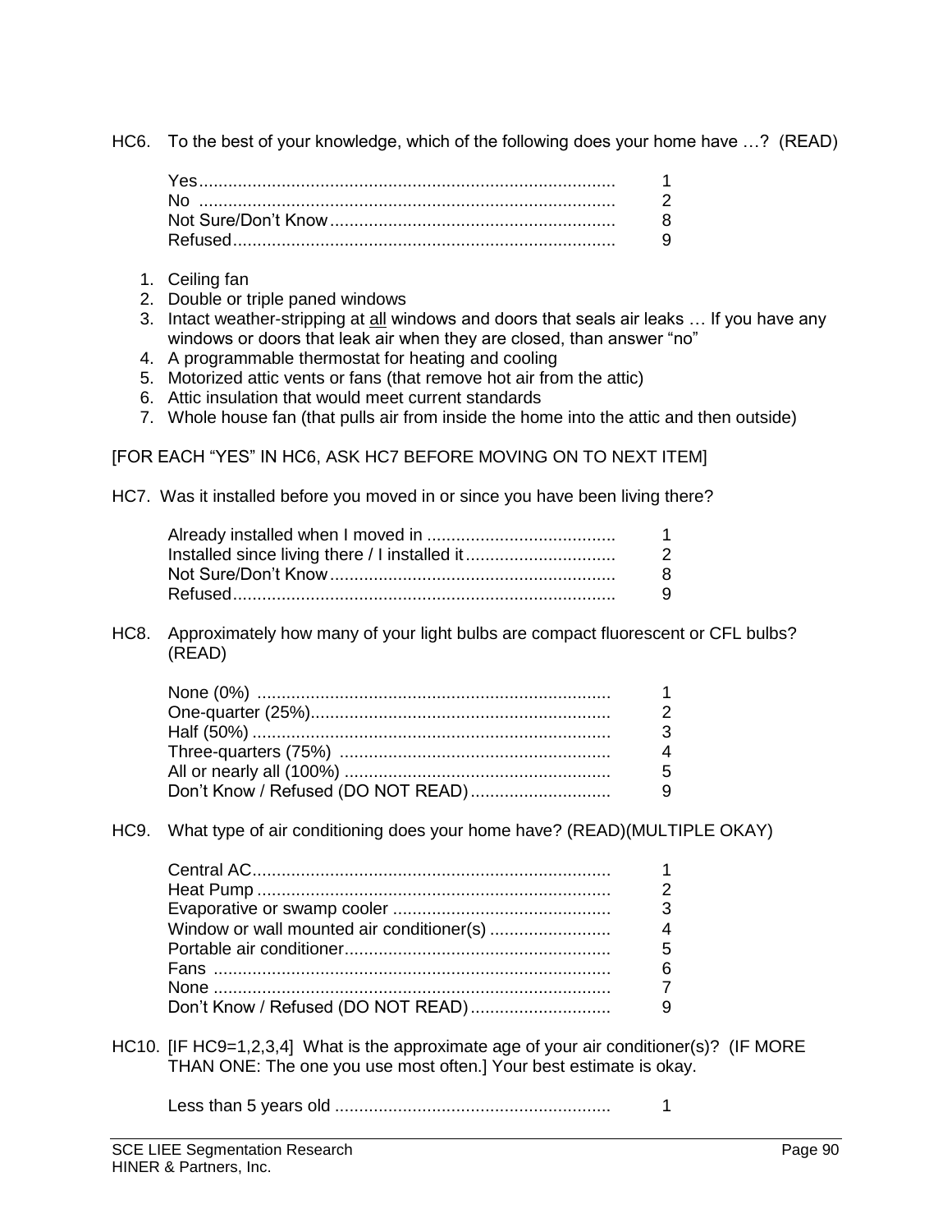HC6. To the best of your knowledge, which of the following does your home have …? (READ)

| | |
|---|---|
| Yes | 1 |
| No | 2 |
| Not Sure/Don't Know | 8 |
| Refused | 9 |

1. Ceiling fan
2. Double or triple paned windows
3. Intact weather-stripping at all windows and doors that seals air leaks … If you have any windows or doors that leak air when they are closed, than answer "no"
4. A programmable thermostat for heating and cooling
5. Motorized attic vents or fans (that remove hot air from the attic)
6. Attic insulation that would meet current standards
7. Whole house fan (that pulls air from inside the home into the attic and then outside)

[FOR EACH "YES" IN HC6, ASK HC7 BEFORE MOVING ON TO NEXT ITEM]

HC7. Was it installed before you moved in or since you have been living there?

| | |
|---|---|
| Already installed when I moved in | 1 |
| Installed since living there / I installed it | 2 |
| Not Sure/Don't Know | 8 |
| Refused | 9 |

HC8. Approximately how many of your light bulbs are compact fluorescent or CFL bulbs? (READ)

| | |
|---|---|
| None (0%) | 1 |
| One-quarter (25%) | 2 |
| Half (50%) | 3 |
| Three-quarters (75%) | 4 |
| All or nearly all (100%) | 5 |
| Don't Know / Refused (DO NOT READ) | 9 |

HC9. What type of air conditioning does your home have? (READ)(MULTIPLE OKAY)

| | |
|---|---|
| Central AC | 1 |
| Heat Pump | 2 |
| Evaporative or swamp cooler | 3 |
| Window or wall mounted air conditioner(s) | 4 |
| Portable air conditioner | 5 |
| Fans | 6 |
| None | 7 |
| Don't Know / Refused (DO NOT READ) | 9 |

HC10. [IF HC9=1,2,3,4] What is the approximate age of your air conditioner(s)? (IF MORE THAN ONE: The one you use most often.] Your best estimate is okay.

| | |
|---|---|
| Less than 5 years old | 1 |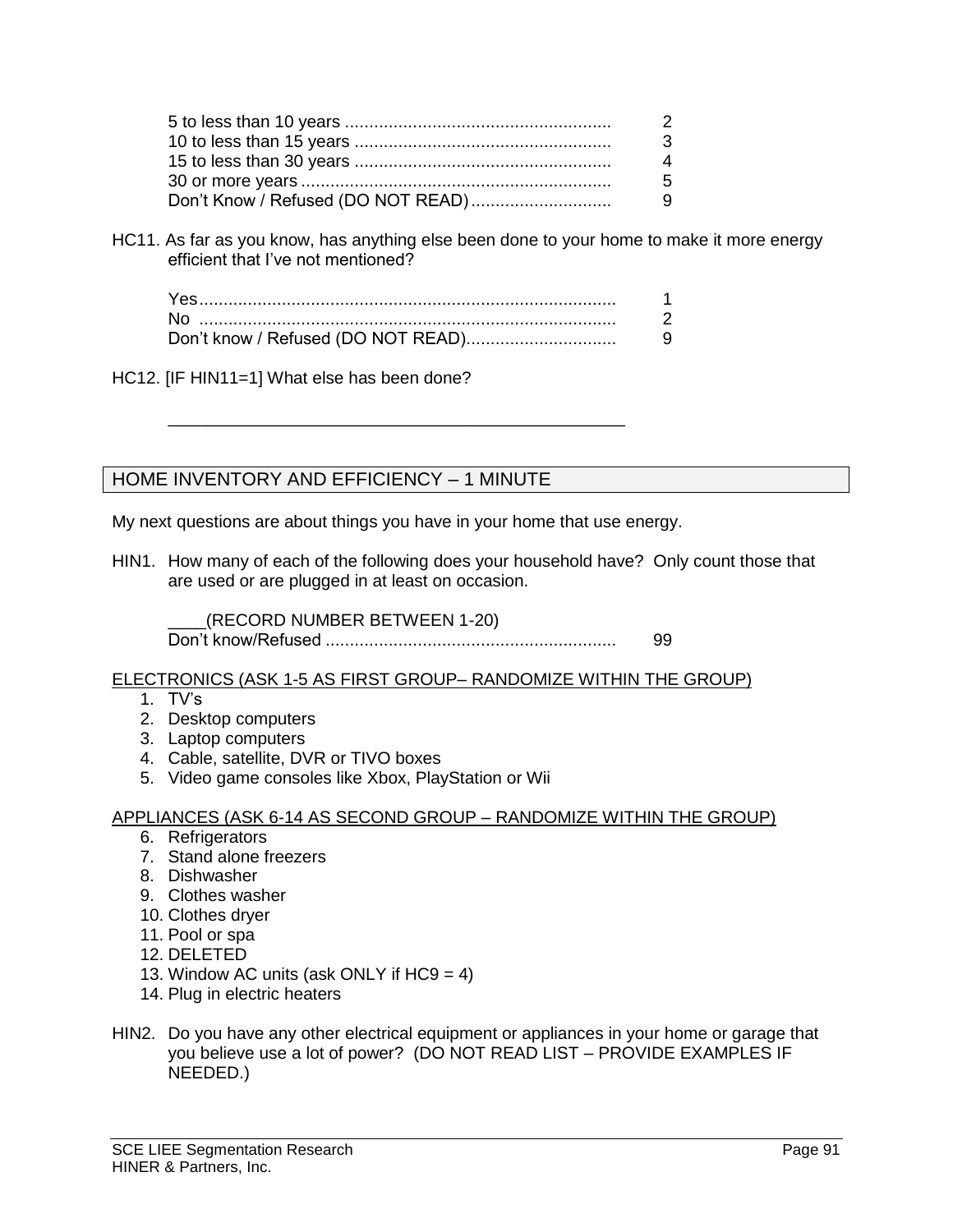| | |
|---|---|
| 5 to less than 10 years | 2 |
| 10 to less than 15 years | 3 |
| 15 to less than 30 years | 4 |
| 30 or more years | 5 |
| Don't Know / Refused (DO NOT READ) | 9 |

HC11. As far as you know, has anything else been done to your home to make it more energy efficient that I've not mentioned?

| | |
|---|---|
| Yes | 1 |
| No | 2 |
| Don't know / Refused (DO NOT READ) | 9 |

HC12. [IF HIN11=1] What else has been done?

_______________________________________________

## HOME INVENTORY AND EFFICIENCY – 1 MINUTE

My next questions are about things you have in your home that use energy.

HIN1. How many of each of the following does your household have? Only count those that are used or are plugged in at least on occasion.

____(RECORD NUMBER BETWEEN 1-20)
Don't know/Refused .......... 99

<u>ELECTRONICS (ASK 1-5 AS FIRST GROUP– RANDOMIZE WITHIN THE GROUP)</u>

1. TV's
2. Desktop computers
3. Laptop computers
4. Cable, satellite, DVR or TIVO boxes
5. Video game consoles like Xbox, PlayStation or Wii

<u>APPLIANCES (ASK 6-14 AS SECOND GROUP – RANDOMIZE WITHIN THE GROUP)</u>

6. Refrigerators
7. Stand alone freezers
8. Dishwasher
9. Clothes washer
10. Clothes dryer
11. Pool or spa
12. DELETED
13. Window AC units (ask ONLY if HC9 = 4)
14. Plug in electric heaters

HIN2. Do you have any other electrical equipment or appliances in your home or garage that you believe use a lot of power? (DO NOT READ LIST – PROVIDE EXAMPLES IF NEEDED.)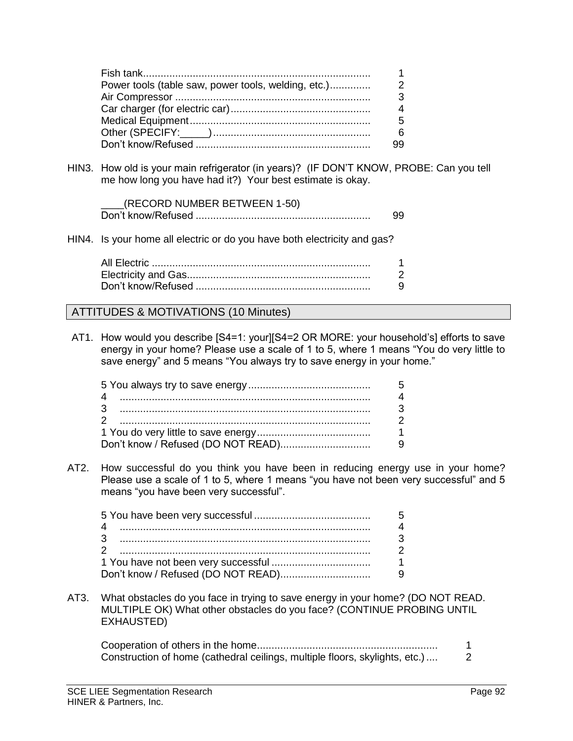| | |
|---|---|
| Fish tank | 1 |
| Power tools (table saw, power tools, welding, etc.) | 2 |
| Air Compressor | 3 |
| Car charger (for electric car) | 4 |
| Medical Equipment | 5 |
| Other (SPECIFY:_____) | 6 |
| Don't know/Refused | 99 |

HIN3. How old is your main refrigerator (in years)? (IF DON'T KNOW, PROBE: Can you tell me how long you have had it?) Your best estimate is okay.

| | |
|---|---|
| ____(RECORD NUMBER BETWEEN 1-50) | |
| Don't know/Refused | 99 |

HIN4. Is your home all electric or do you have both electricity and gas?

| | |
|---|---|
| All Electric | 1 |
| Electricity and Gas | 2 |
| Don't know/Refused | 9 |

## ATTITUDES & MOTIVATIONS (10 Minutes)

AT1. How would you describe [S4=1: your][S4=2 OR MORE: your household's] efforts to save energy in your home? Please use a scale of 1 to 5, where 1 means "You do very little to save energy" and 5 means "You always try to save energy in your home."

| | |
|---|---|
| 5 You always try to save energy | 5 |
| 4 | 4 |
| 3 | 3 |
| 2 | 2 |
| 1 You do very little to save energy | 1 |
| Don't know / Refused (DO NOT READ) | 9 |

AT2. How successful do you think you have been in reducing energy use in your home? Please use a scale of 1 to 5, where 1 means "you have not been very successful" and 5 means "you have been very successful".

| | |
|---|---|
| 5 You have been very successful | 5 |
| 4 | 4 |
| 3 | 3 |
| 2 | 2 |
| 1 You have not been very successful | 1 |
| Don't know / Refused (DO NOT READ) | 9 |

AT3. What obstacles do you face in trying to save energy in your home? (DO NOT READ. MULTIPLE OK) What other obstacles do you face? (CONTINUE PROBING UNTIL EXHAUSTED)

| | |
|---|---|
| Cooperation of others in the home | 1 |
| Construction of home (cathedral ceilings, multiple floors, skylights, etc.) | 2 |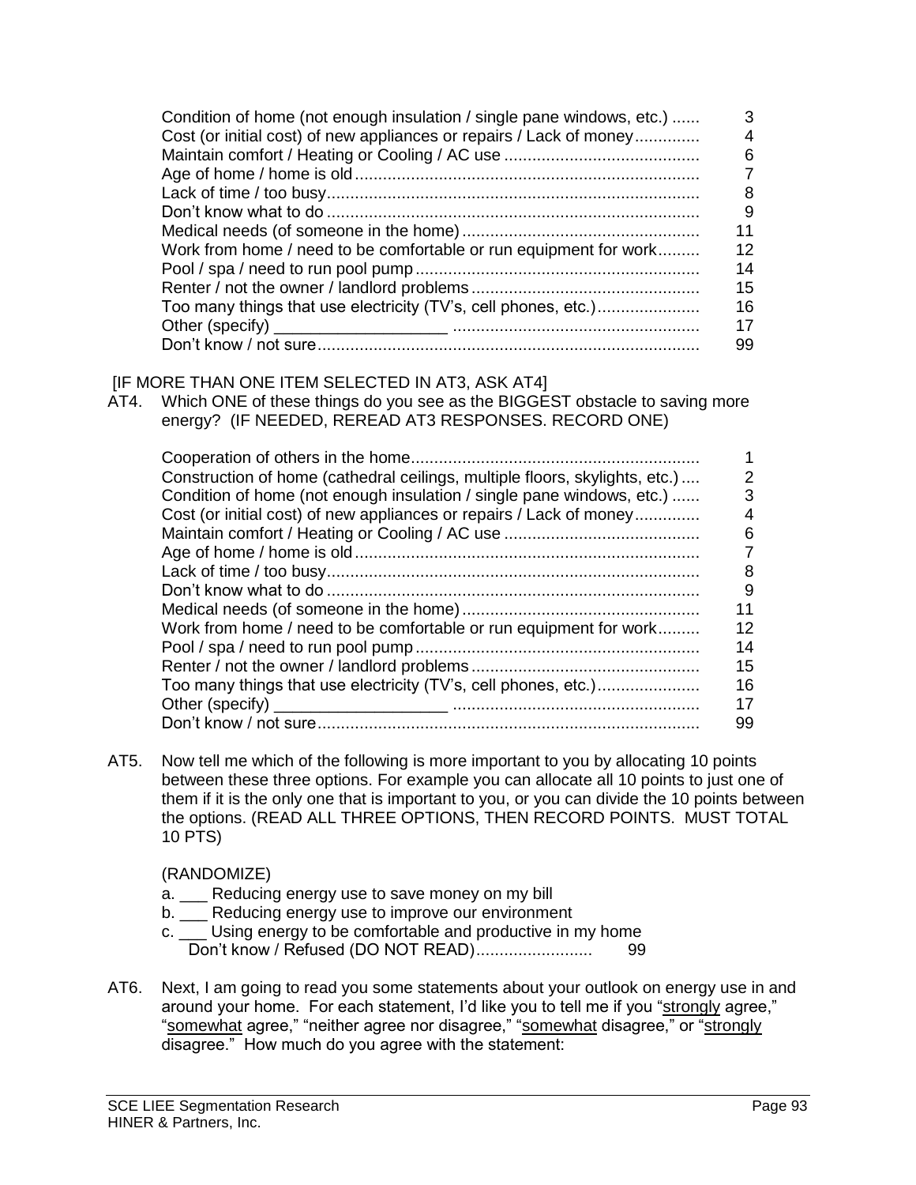| | |
|---|---|
| Condition of home (not enough insulation / single pane windows, etc.) | 3 |
| Cost (or initial cost) of new appliances or repairs / Lack of money | 4 |
| Maintain comfort / Heating or Cooling / AC use | 6 |
| Age of home / home is old | 7 |
| Lack of time / too busy | 8 |
| Don't know what to do | 9 |
| Medical needs (of someone in the home) | 11 |
| Work from home / need to be comfortable or run equipment for work | 12 |
| Pool / spa / need to run pool pump | 14 |
| Renter / not the owner / landlord problems | 15 |
| Too many things that use electricity (TV's, cell phones, etc.) | 16 |
| Other (specify) ___________________ | 17 |
| Don't know / not sure | 99 |

[IF MORE THAN ONE ITEM SELECTED IN AT3, ASK AT4]

AT4. Which ONE of these things do you see as the BIGGEST obstacle to saving more energy? (IF NEEDED, REREAD AT3 RESPONSES. RECORD ONE)

| | |
|---|---|
| Cooperation of others in the home | 1 |
| Construction of home (cathedral ceilings, multiple floors, skylights, etc.) | 2 |
| Condition of home (not enough insulation / single pane windows, etc.) | 3 |
| Cost (or initial cost) of new appliances or repairs / Lack of money | 4 |
| Maintain comfort / Heating or Cooling / AC use | 6 |
| Age of home / home is old | 7 |
| Lack of time / too busy | 8 |
| Don't know what to do | 9 |
| Medical needs (of someone in the home) | 11 |
| Work from home / need to be comfortable or run equipment for work | 12 |
| Pool / spa / need to run pool pump | 14 |
| Renter / not the owner / landlord problems | 15 |
| Too many things that use electricity (TV's, cell phones, etc.) | 16 |
| Other (specify) ___________________ | 17 |
| Don't know / not sure | 99 |

AT5. Now tell me which of the following is more important to you by allocating 10 points between these three options. For example you can allocate all 10 points to just one of them if it is the only one that is important to you, or you can divide the 10 points between the options. (READ ALL THREE OPTIONS, THEN RECORD POINTS. MUST TOTAL 10 PTS)

(RANDOMIZE)

a. ___ Reducing energy use to save money on my bill
b. ___ Reducing energy use to improve our environment
c. ___ Using energy to be comfortable and productive in my home
Don't know / Refused (DO NOT READ)......................... 99

AT6. Next, I am going to read you some statements about your outlook on energy use in and around your home. For each statement, I'd like you to tell me if you "strongly agree," "somewhat agree," "neither agree nor disagree," "somewhat disagree," or "strongly disagree." How much do you agree with the statement: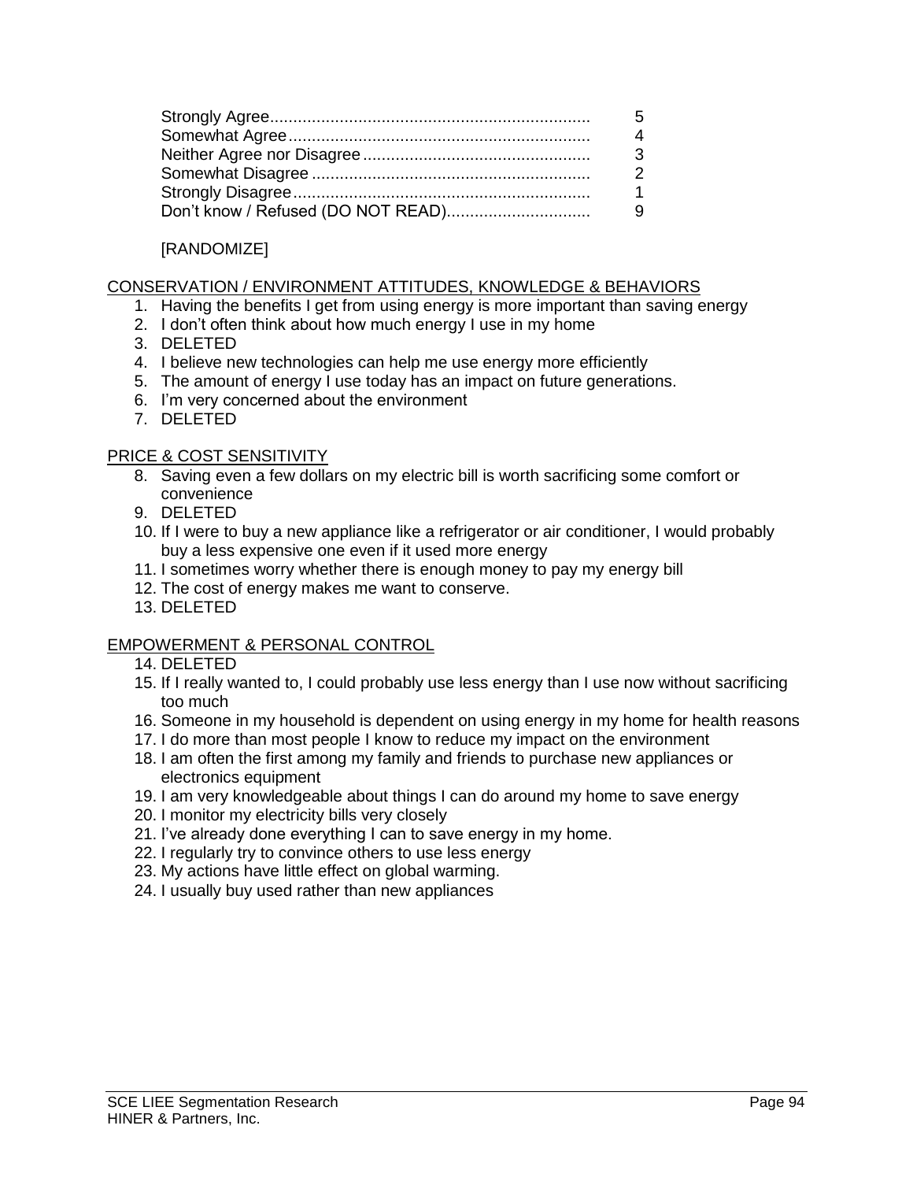| | |
|---|---|
| Strongly Agree | 5 |
| Somewhat Agree | 4 |
| Neither Agree nor Disagree | 3 |
| Somewhat Disagree | 2 |
| Strongly Disagree | 1 |
| Don't know / Refused (DO NOT READ) | 9 |

[RANDOMIZE]

<u>CONSERVATION / ENVIRONMENT ATTITUDES, KNOWLEDGE & BEHAVIORS</u>

1. Having the benefits I get from using energy is more important than saving energy
2. I don't often think about how much energy I use in my home
3. DELETED
4. I believe new technologies can help me use energy more efficiently
5. The amount of energy I use today has an impact on future generations.
6. I'm very concerned about the environment
7. DELETED

<u>PRICE & COST SENSITIVITY</u>

8. Saving even a few dollars on my electric bill is worth sacrificing some comfort or convenience
9. DELETED
10. If I were to buy a new appliance like a refrigerator or air conditioner, I would probably buy a less expensive one even if it used more energy
11. I sometimes worry whether there is enough money to pay my energy bill
12. The cost of energy makes me want to conserve.
13. DELETED

<u>EMPOWERMENT & PERSONAL CONTROL</u>

14. DELETED
15. If I really wanted to, I could probably use less energy than I use now without sacrificing too much
16. Someone in my household is dependent on using energy in my home for health reasons
17. I do more than most people I know to reduce my impact on the environment
18. I am often the first among my family and friends to purchase new appliances or electronics equipment
19. I am very knowledgeable about things I can do around my home to save energy
20. I monitor my electricity bills very closely
21. I've already done everything I can to save energy in my home.
22. I regularly try to convince others to use less energy
23. My actions have little effect on global warming.
24. I usually buy used rather than new appliances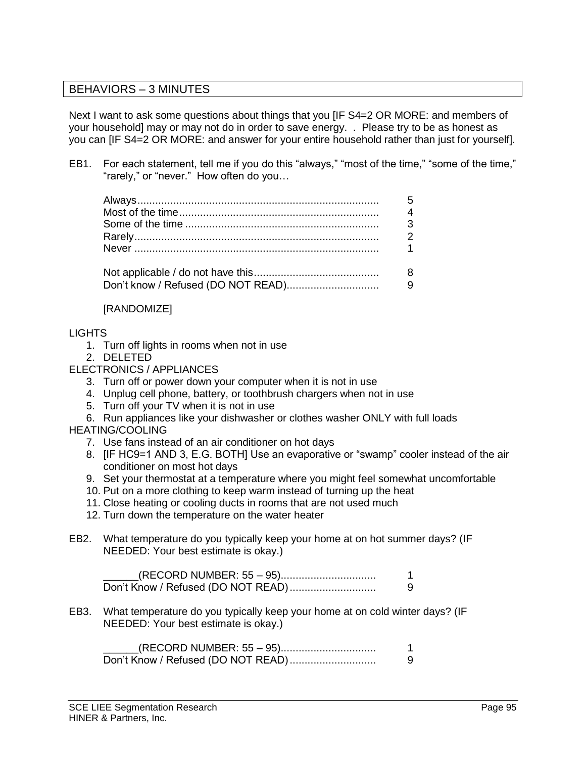## BEHAVIORS – 3 MINUTES

Next I want to ask some questions about things that you [IF S4=2 OR MORE: and members of your household] may or may not do in order to save energy. . Please try to be as honest as you can [IF S4=2 OR MORE: and answer for your entire household rather than just for yourself].

EB1. For each statement, tell me if you do this “always,” “most of the time,” “some of the time,” “rarely,” or “never.” How often do you…

| | |
|---|---|
| Always | 5 |
| Most of the time | 4 |
| Some of the time | 3 |
| Rarely | 2 |
| Never | 1 |
| Not applicable / do not have this | 8 |
| Don’t know / Refused (DO NOT READ) | 9 |

[RANDOMIZE]

LIGHTS

1. Turn off lights in rooms when not in use
2. DELETED

ELECTRONICS / APPLIANCES

3. Turn off or power down your computer when it is not in use
4. Unplug cell phone, battery, or toothbrush chargers when not in use
5. Turn off your TV when it is not in use
6. Run appliances like your dishwasher or clothes washer ONLY with full loads

HEATING/COOLING

7. Use fans instead of an air conditioner on hot days
8. [IF HC9=1 AND 3, E.G. BOTH] Use an evaporative or “swamp” cooler instead of the air conditioner on most hot days
9. Set your thermostat at a temperature where you might feel somewhat uncomfortable
10. Put on a more clothing to keep warm instead of turning up the heat
11. Close heating or cooling ducts in rooms that are not used much
12. Turn down the temperature on the water heater

EB2. What temperature do you typically keep your home at on hot summer days? (IF NEEDED: Your best estimate is okay.)

| | |
|---|---|
| ______(RECORD NUMBER: 55 – 95) | 1 |
| Don’t Know / Refused (DO NOT READ) | 9 |

EB3. What temperature do you typically keep your home at on cold winter days? (IF NEEDED: Your best estimate is okay.)

| | |
|---|---|
| ______(RECORD NUMBER: 55 – 95) | 1 |
| Don’t Know / Refused (DO NOT READ) | 9 |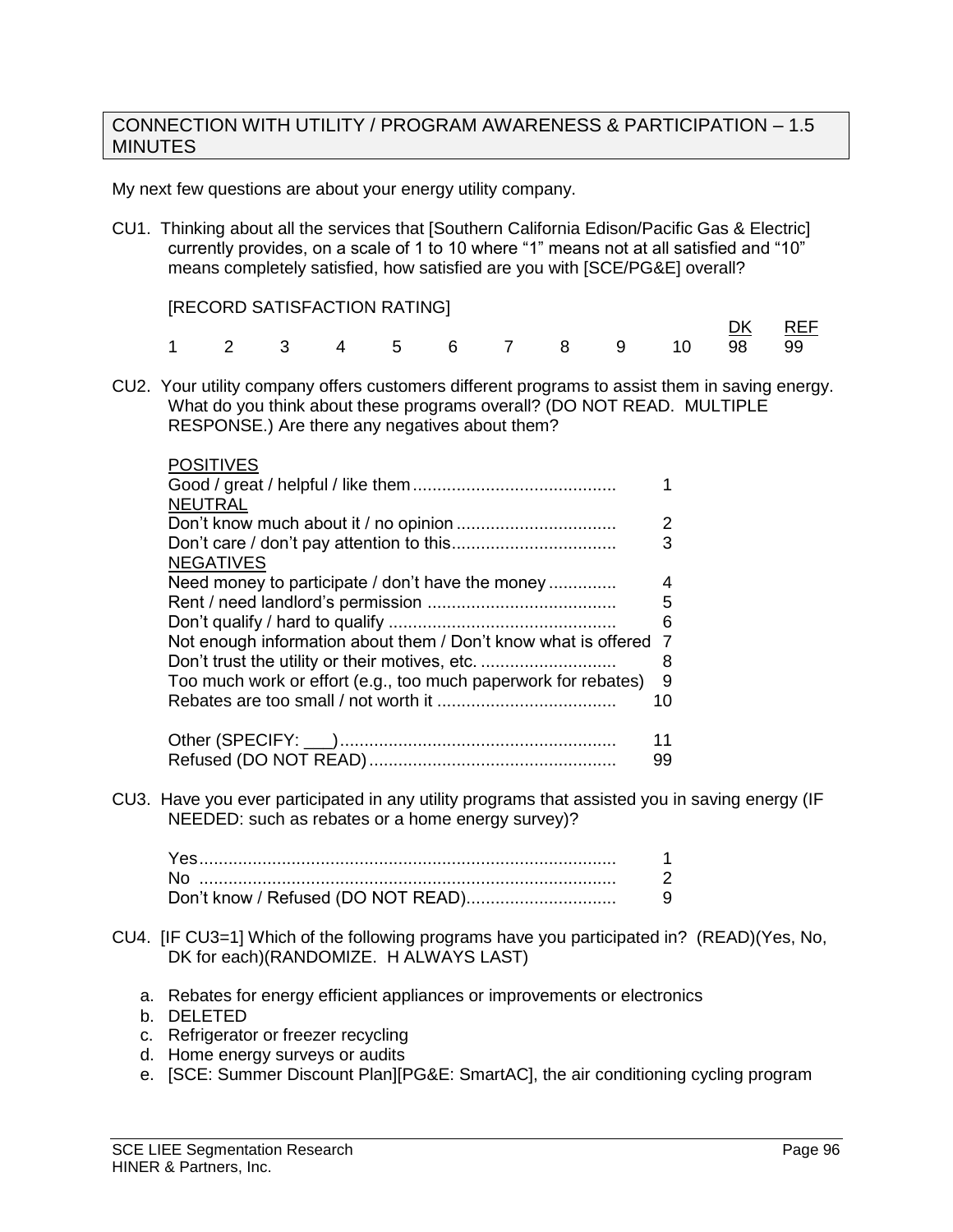## CONNECTION WITH UTILITY / PROGRAM AWARENESS & PARTICIPATION – 1.5 MINUTES

My next few questions are about your energy utility company.

CU1. Thinking about all the services that [Southern California Edison/Pacific Gas & Electric] currently provides, on a scale of 1 to 10 where "1" means not at all satisfied and "10" means completely satisfied, how satisfied are you with [SCE/PG&E] overall?

[RECORD SATISFACTION RATING]

| | | | | | | | | | | DK | REF |
|---|---|---|---|---|---|---|---|---|---|---|---|
| 1 | 2 | 3 | 4 | 5 | 6 | 7 | 8 | 9 | 10 | 98 | 99 |

CU2. Your utility company offers customers different programs to assist them in saving energy. What do you think about these programs overall? (DO NOT READ. MULTIPLE RESPONSE.) Are there any negatives about them?

| | |
|---|---|
| POSITIVES | |
| Good / great / helpful / like them | 1 |
| NEUTRAL | |
| Don't know much about it / no opinion | 2 |
| Don't care / don't pay attention to this | 3 |
| NEGATIVES | |
| Need money to participate / don't have the money | 4 |
| Rent / need landlord's permission | 5 |
| Don't qualify / hard to qualify | 6 |
| Not enough information about them / Don't know what is offered | 7 |
| Don't trust the utility or their motives, etc. | 8 |
| Too much work or effort (e.g., too much paperwork for rebates) | 9 |
| Rebates are too small / not worth it | 10 |
| Other (SPECIFY: ___) | 11 |
| Refused (DO NOT READ) | 99 |

CU3. Have you ever participated in any utility programs that assisted you in saving energy (IF NEEDED: such as rebates or a home energy survey)?

| | |
|---|---|
| Yes | 1 |
| No | 2 |
| Don't know / Refused (DO NOT READ) | 9 |

CU4. [IF CU3=1] Which of the following programs have you participated in? (READ)(Yes, No, DK for each)(RANDOMIZE. H ALWAYS LAST)

a. Rebates for energy efficient appliances or improvements or electronics
b. DELETED
c. Refrigerator or freezer recycling
d. Home energy surveys or audits
e. [SCE: Summer Discount Plan][PG&E: SmartAC], the air conditioning cycling program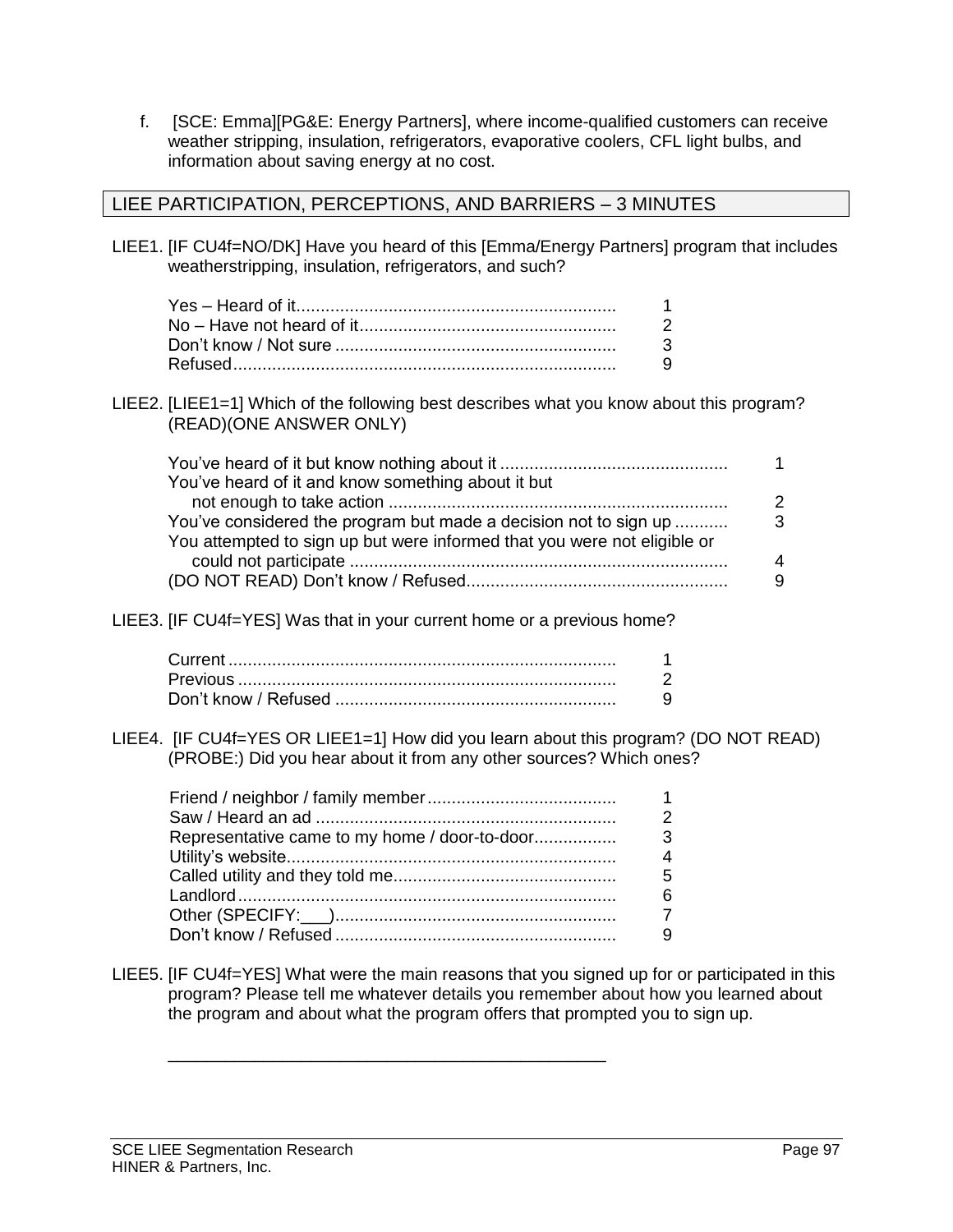f. [SCE: Emma][PG&E: Energy Partners], where income-qualified customers can receive weather stripping, insulation, refrigerators, evaporative coolers, CFL light bulbs, and information about saving energy at no cost.

## LIEE PARTICIPATION, PERCEPTIONS, AND BARRIERS – 3 MINUTES

LIEE1. [IF CU4f=NO/DK] Have you heard of this [Emma/Energy Partners] program that includes weatherstripping, insulation, refrigerators, and such?

| | |
|---|---|
| Yes – Heard of it | 1 |
| No – Have not heard of it | 2 |
| Don't know / Not sure | 3 |
| Refused | 9 |

LIEE2. [LIEE1=1] Which of the following best describes what you know about this program? (READ)(ONE ANSWER ONLY)

| | |
|---|---|
| You've heard of it but know nothing about it | 1 |
| You've heard of it and know something about it but not enough to take action | 2 |
| You've considered the program but made a decision not to sign up | 3 |
| You attempted to sign up but were informed that you were not eligible or could not participate | 4 |
| (DO NOT READ) Don't know / Refused | 9 |

LIEE3. [IF CU4f=YES] Was that in your current home or a previous home?

| | |
|---|---|
| Current | 1 |
| Previous | 2 |
| Don't know / Refused | 9 |

LIEE4. [IF CU4f=YES OR LIEE1=1] How did you learn about this program? (DO NOT READ) (PROBE:) Did you hear about it from any other sources? Which ones?

| | |
|---|---|
| Friend / neighbor / family member | 1 |
| Saw / Heard an ad | 2 |
| Representative came to my home / door-to-door | 3 |
| Utility's website | 4 |
| Called utility and they told me | 5 |
| Landlord | 6 |
| Other (SPECIFY:___) | 7 |
| Don't know / Refused | 9 |

LIEE5. [IF CU4f=YES] What were the main reasons that you signed up for or participated in this program? Please tell me whatever details you remember about how you learned about the program and about what the program offers that prompted you to sign up.

_____________________________________________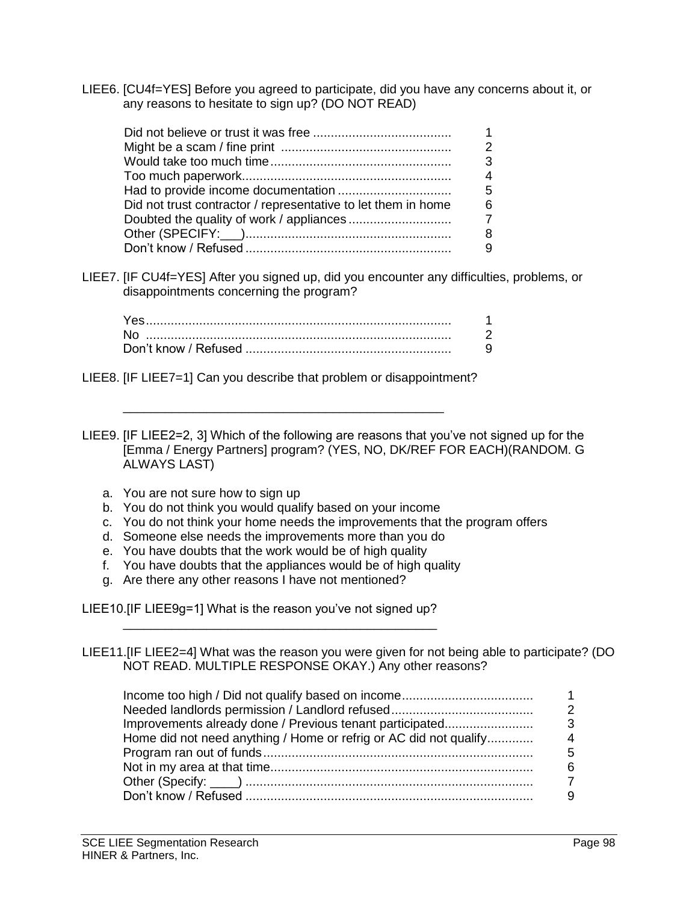LIEE6. [CU4f=YES] Before you agreed to participate, did you have any concerns about it, or any reasons to hesitate to sign up? (DO NOT READ)

| | |
|---|---|
| Did not believe or trust it was free | 1 |
| Might be a scam / fine print | 2 |
| Would take too much time | 3 |
| Too much paperwork | 4 |
| Had to provide income documentation | 5 |
| Did not trust contractor / representative to let them in home | 6 |
| Doubted the quality of work / appliances | 7 |
| Other (SPECIFY:___) | 8 |
| Don't know / Refused | 9 |

LIEE7. [IF CU4f=YES] After you signed up, did you encounter any difficulties, problems, or disappointments concerning the program?

| | |
|---|---|
| Yes | 1 |
| No | 2 |
| Don't know / Refused | 9 |

LIEE8. [IF LIEE7=1] Can you describe that problem or disappointment?

_______________________________________________

LIEE9. [IF LIEE2=2, 3] Which of the following are reasons that you've not signed up for the [Emma / Energy Partners] program? (YES, NO, DK/REF FOR EACH)(RANDOM. G ALWAYS LAST)

a. You are not sure how to sign up
b. You do not think you would qualify based on your income
c. You do not think your home needs the improvements that the program offers
d. Someone else needs the improvements more than you do
e. You have doubts that the work would be of high quality
f. You have doubts that the appliances would be of high quality
g. Are there any other reasons I have not mentioned?

LIEE10.[IF LIEE9g=1] What is the reason you've not signed up?

_______________________________________________

LIEE11.[IF LIEE2=4] What was the reason you were given for not being able to participate? (DO NOT READ. MULTIPLE RESPONSE OKAY.) Any other reasons?

| | |
|---|---|
| Income too high / Did not qualify based on income | 1 |
| Needed landlords permission / Landlord refused | 2 |
| Improvements already done / Previous tenant participated | 3 |
| Home did not need anything / Home or refrig or AC did not qualify | 4 |
| Program ran out of funds | 5 |
| Not in my area at that time | 6 |
| Other (Specify: ____) | 7 |
| Don't know / Refused | 9 |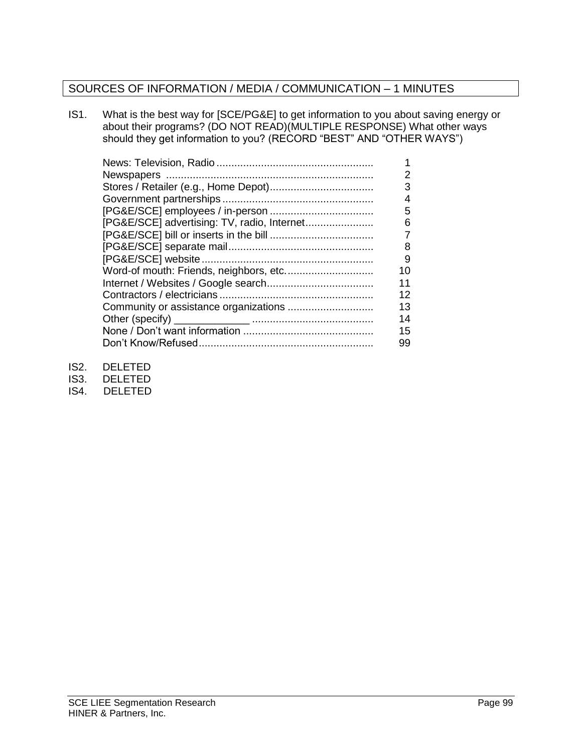## SOURCES OF INFORMATION / MEDIA / COMMUNICATION – 1 MINUTES

IS1. What is the best way for [SCE/PG&E] to get information to you about saving energy or about their programs? (DO NOT READ)(MULTIPLE RESPONSE) What other ways should they get information to you? (RECORD "BEST" AND "OTHER WAYS")

| | |
|---|---|
| News: Television, Radio | 1 |
| Newspapers | 2 |
| Stores / Retailer (e.g., Home Depot) | 3 |
| Government partnerships | 4 |
| [PG&E/SCE] employees / in-person | 5 |
| [PG&E/SCE] advertising: TV, radio, Internet | 6 |
| [PG&E/SCE] bill or inserts in the bill | 7 |
| [PG&E/SCE] separate mail | 8 |
| [PG&E/SCE] website | 9 |
| Word-of mouth: Friends, neighbors, etc. | 10 |
| Internet / Websites / Google search | 11 |
| Contractors / electricians | 12 |
| Community or assistance organizations | 13 |
| Other (specify) _____________ | 14 |
| None / Don't want information | 15 |
| Don't Know/Refused | 99 |

IS2. DELETED

IS3. DELETED

IS4. DELETED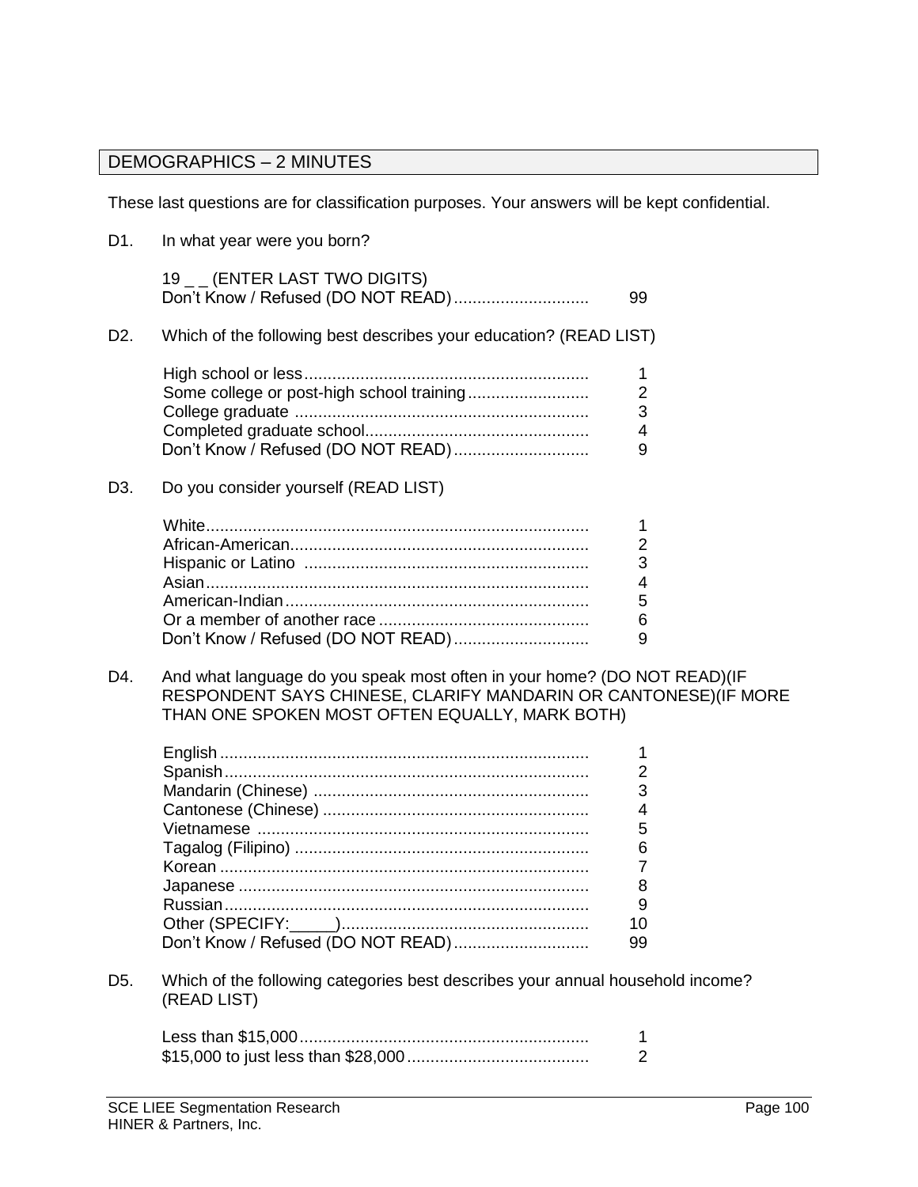## DEMOGRAPHICS – 2 MINUTES

These last questions are for classification purposes. Your answers will be kept confidential.

D1. In what year were you born?

| | |
|---|---|
| 19 _ _ (ENTER LAST TWO DIGITS) | |
| Don't Know / Refused (DO NOT READ) | 99 |

D2. Which of the following best describes your education? (READ LIST)

| | |
|---|---|
| High school or less | 1 |
| Some college or post-high school training | 2 |
| College graduate | 3 |
| Completed graduate school | 4 |
| Don't Know / Refused (DO NOT READ) | 9 |

D3. Do you consider yourself (READ LIST)

| | |
|---|---|
| White | 1 |
| African-American | 2 |
| Hispanic or Latino | 3 |
| Asian | 4 |
| American-Indian | 5 |
| Or a member of another race | 6 |
| Don't Know / Refused (DO NOT READ) | 9 |

D4. And what language do you speak most often in your home? (DO NOT READ)(IF RESPONDENT SAYS CHINESE, CLARIFY MANDARIN OR CANTONESE)(IF MORE THAN ONE SPOKEN MOST OFTEN EQUALLY, MARK BOTH)

| | |
|---|---|
| English | 1 |
| Spanish | 2 |
| Mandarin (Chinese) | 3 |
| Cantonese (Chinese) | 4 |
| Vietnamese | 5 |
| Tagalog (Filipino) | 6 |
| Korean | 7 |
| Japanese | 8 |
| Russian | 9 |
| Other (SPECIFY:_____) | 10 |
| Don't Know / Refused (DO NOT READ) | 99 |

D5. Which of the following categories best describes your annual household income? (READ LIST)

| | |
|---|---|
| Less than $15,000 | 1 |
| $15,000 to just less than $28,000 | 2 |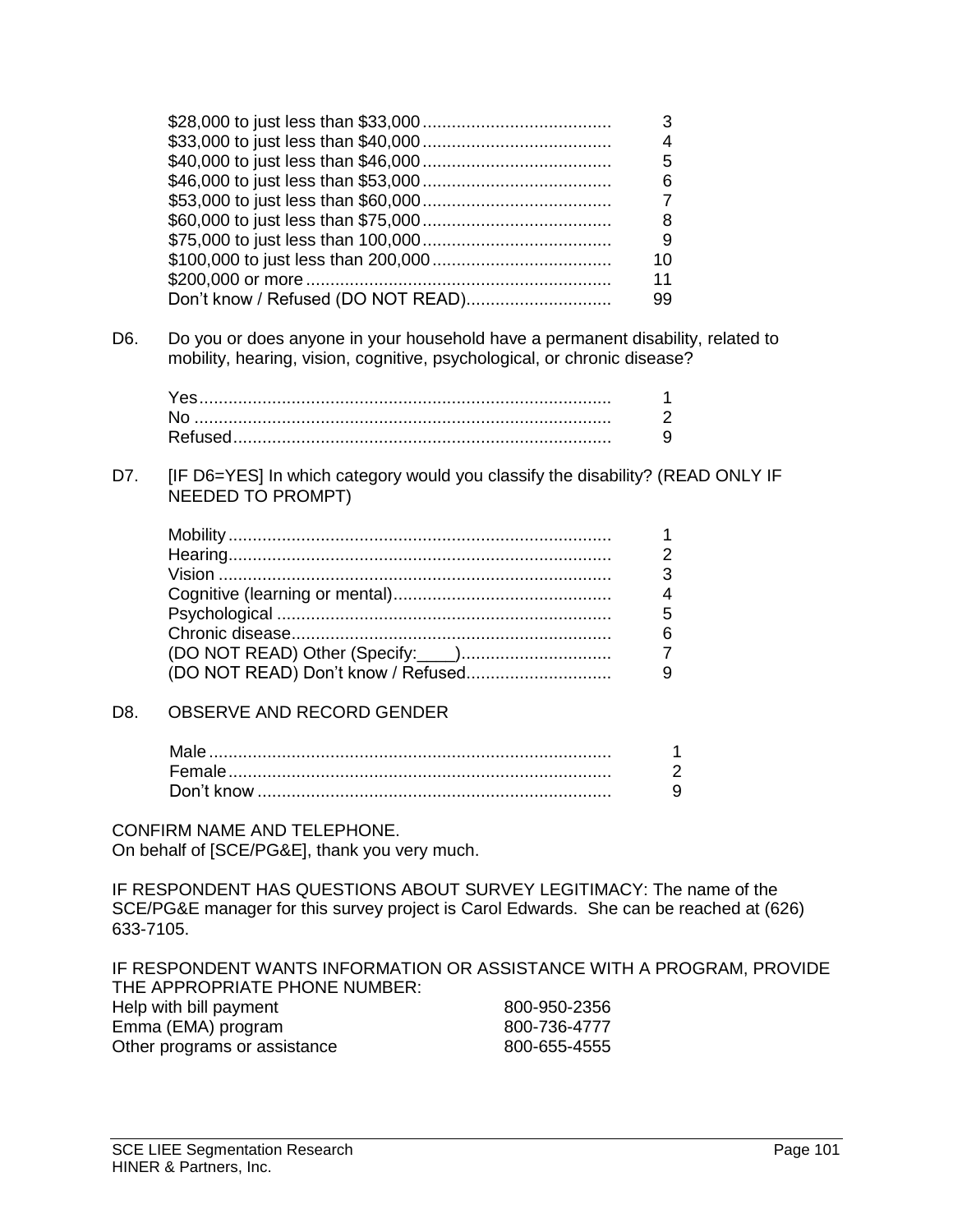| | |
|---|---|
| $28,000 to just less than $33,000 | 3 |
| $33,000 to just less than $40,000 | 4 |
| $40,000 to just less than $46,000 | 5 |
| $46,000 to just less than $53,000 | 6 |
| $53,000 to just less than $60,000 | 7 |
| $60,000 to just less than $75,000 | 8 |
| $75,000 to just less than 100,000 | 9 |
| $100,000 to just less than 200,000 | 10 |
| $200,000 or more | 11 |
| Don't know / Refused (DO NOT READ) | 99 |

D6. Do you or does anyone in your household have a permanent disability, related to mobility, hearing, vision, cognitive, psychological, or chronic disease?

| | |
|---|---|
| Yes | 1 |
| No | 2 |
| Refused | 9 |

D7. [IF D6=YES] In which category would you classify the disability? (READ ONLY IF NEEDED TO PROMPT)

| | |
|---|---|
| Mobility | 1 |
| Hearing | 2 |
| Vision | 3 |
| Cognitive (learning or mental) | 4 |
| Psychological | 5 |
| Chronic disease | 6 |
| (DO NOT READ) Other (Specify:____) | 7 |
| (DO NOT READ) Don't know / Refused | 9 |

D8. OBSERVE AND RECORD GENDER

| | |
|---|---|
| Male | 1 |
| Female | 2 |
| Don't know | 9 |

CONFIRM NAME AND TELEPHONE.
On behalf of [SCE/PG&E], thank you very much.

IF RESPONDENT HAS QUESTIONS ABOUT SURVEY LEGITIMACY: The name of the SCE/PG&E manager for this survey project is Carol Edwards. She can be reached at (626) 633-7105.

IF RESPONDENT WANTS INFORMATION OR ASSISTANCE WITH A PROGRAM, PROVIDE THE APPROPRIATE PHONE NUMBER:

| | |
|---|---|
| Help with bill payment | 800-950-2356 |
| Emma (EMA) program | 800-736-4777 |
| Other programs or assistance | 800-655-4555 |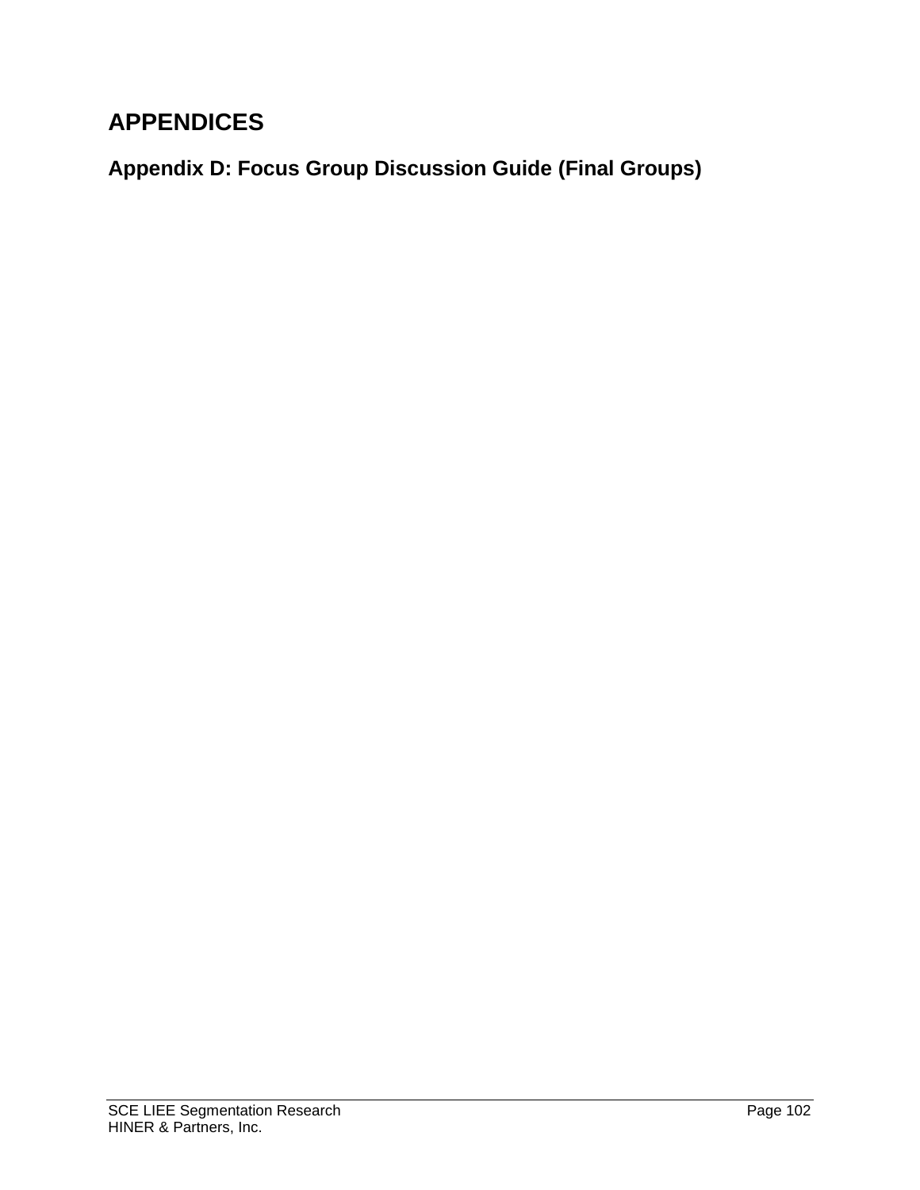# APPENDICES

## Appendix D: Focus Group Discussion Guide (Final Groups)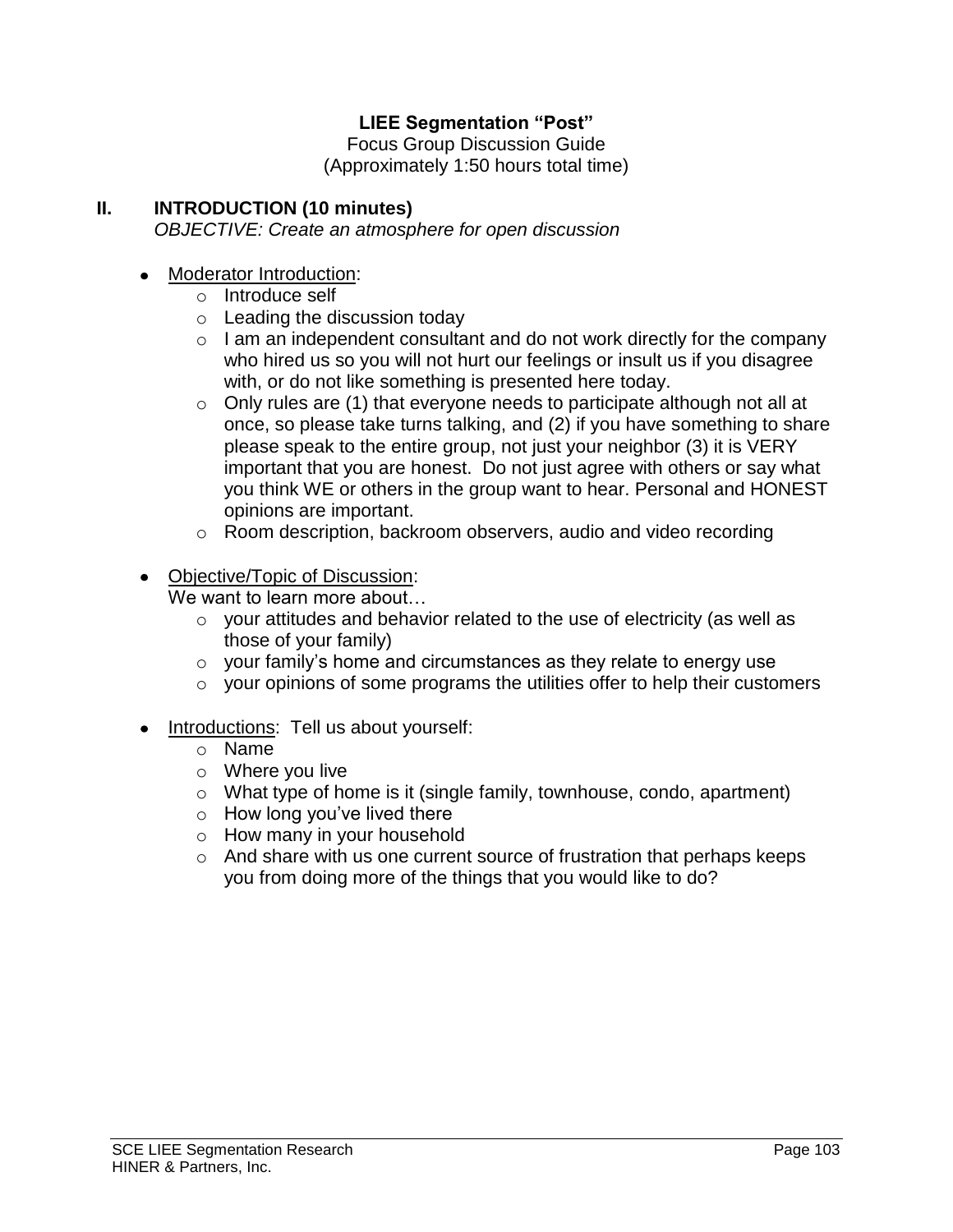**LIEE Segmentation "Post"**

Focus Group Discussion Guide
(Approximately 1:50 hours total time)

## II. INTRODUCTION (10 minutes)

*OBJECTIVE: Create an atmosphere for open discussion*

- Moderator Introduction:
  - Introduce self
  - Leading the discussion today
  - I am an independent consultant and do not work directly for the company who hired us so you will not hurt our feelings or insult us if you disagree with, or do not like something is presented here today.
  - Only rules are (1) that everyone needs to participate although not all at once, so please take turns talking, and (2) if you have something to share please speak to the entire group, not just your neighbor (3) it is VERY important that you are honest. Do not just agree with others or say what you think WE or others in the group want to hear. Personal and HONEST opinions are important.
  - Room description, backroom observers, audio and video recording

- Objective/Topic of Discussion:
  We want to learn more about…
  - your attitudes and behavior related to the use of electricity (as well as those of your family)
  - your family's home and circumstances as they relate to energy use
  - your opinions of some programs the utilities offer to help their customers

- Introductions: Tell us about yourself:
  - Name
  - Where you live
  - What type of home is it (single family, townhouse, condo, apartment)
  - How long you've lived there
  - How many in your household
  - And share with us one current source of frustration that perhaps keeps you from doing more of the things that you would like to do?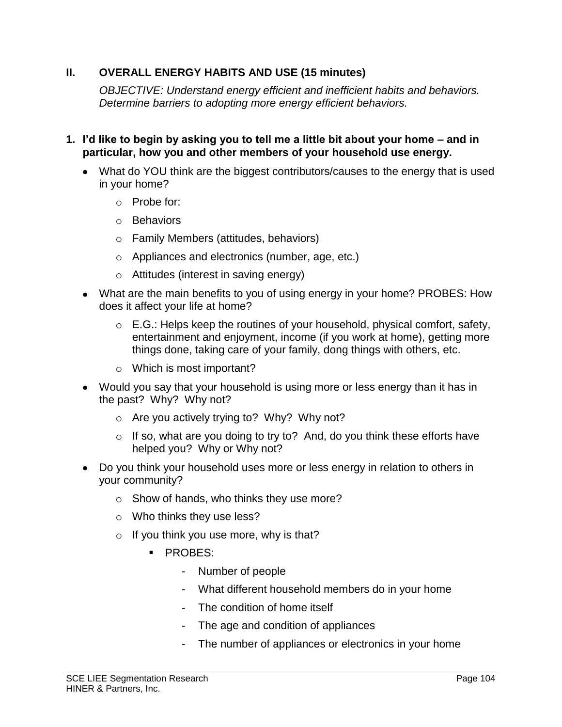## II. OVERALL ENERGY HABITS AND USE (15 minutes)

*OBJECTIVE: Understand energy efficient and inefficient habits and behaviors. Determine barriers to adopting more energy efficient behaviors.*

**1. I'd like to begin by asking you to tell me a little bit about your home – and in particular, how you and other members of your household use energy.**

- What do YOU think are the biggest contributors/causes to the energy that is used in your home?
  - Probe for:
  - Behaviors
  - Family Members (attitudes, behaviors)
  - Appliances and electronics (number, age, etc.)
  - Attitudes (interest in saving energy)
- What are the main benefits to you of using energy in your home? PROBES: How does it affect your life at home?
  - E.G.: Helps keep the routines of your household, physical comfort, safety, entertainment and enjoyment, income (if you work at home), getting more things done, taking care of your family, dong things with others, etc.
  - Which is most important?
- Would you say that your household is using more or less energy than it has in the past? Why? Why not?
  - Are you actively trying to? Why? Why not?
  - If so, what are you doing to try to? And, do you think these efforts have helped you? Why or Why not?
- Do you think your household uses more or less energy in relation to others in your community?
  - Show of hands, who thinks they use more?
  - Who thinks they use less?
  - If you think you use more, why is that?
    - PROBES:
      - Number of people
      - What different household members do in your home
      - The condition of home itself
      - The age and condition of appliances
      - The number of appliances or electronics in your home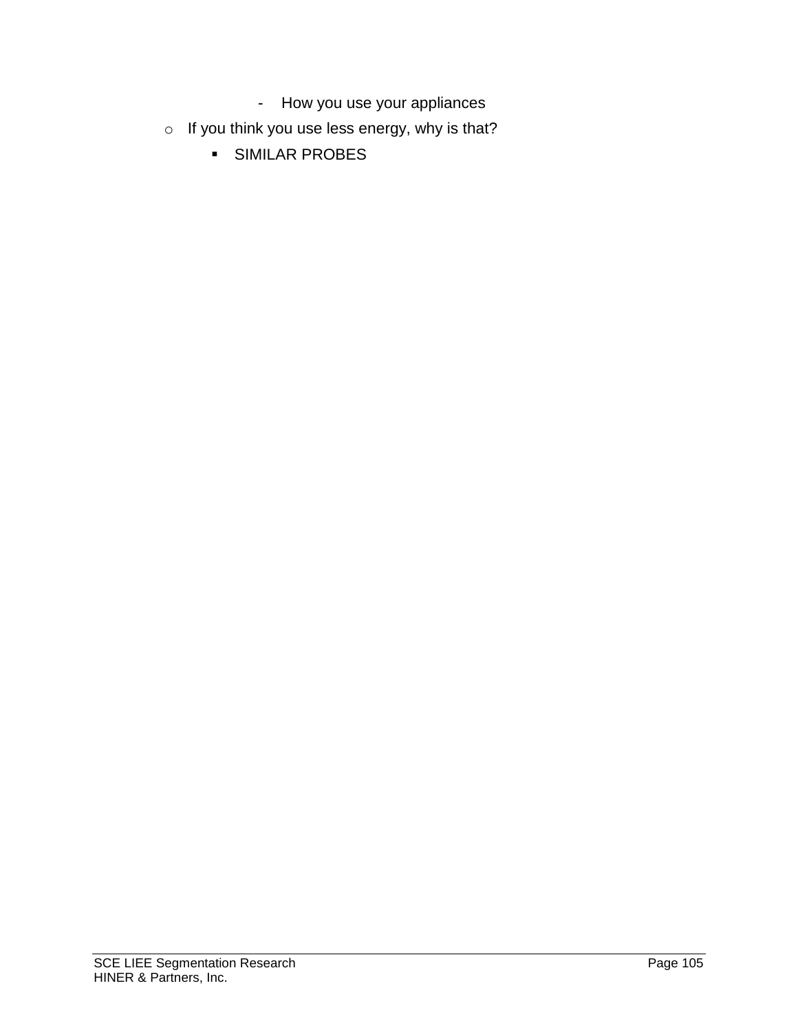- How you use your appliances
    - If you think you use less energy, why is that?
        - SIMILAR PROBES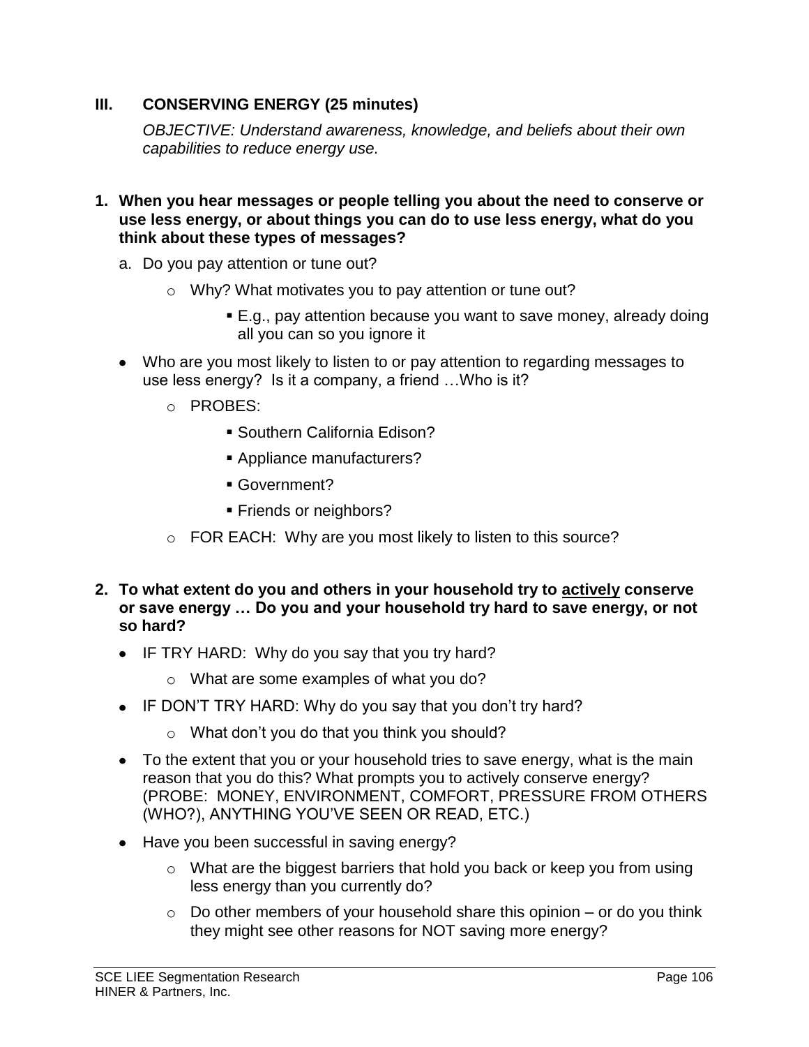## III. CONSERVING ENERGY (25 minutes)

*OBJECTIVE: Understand awareness, knowledge, and beliefs about their own capabilities to reduce energy use.*

**1. When you hear messages or people telling you about the need to conserve or use less energy, or about things you can do to use less energy, what do you think about these types of messages?**

a. Do you pay attention or tune out?
   - Why? What motivates you to pay attention or tune out?
     - E.g., pay attention because you want to save money, already doing all you can so you ignore it

- Who are you most likely to listen to or pay attention to regarding messages to use less energy? Is it a company, a friend …Who is it?
  - PROBES:
    - Southern California Edison?
    - Appliance manufacturers?
    - Government?
    - Friends or neighbors?
  - FOR EACH: Why are you most likely to listen to this source?

**2. To what extent do you and others in your household try to <u>actively</u> conserve or save energy … Do you and your household try hard to save energy, or not so hard?**

- IF TRY HARD: Why do you say that you try hard?
  - What are some examples of what you do?
- IF DON'T TRY HARD: Why do you say that you don't try hard?
  - What don't you do that you think you should?
- To the extent that you or your household tries to save energy, what is the main reason that you do this? What prompts you to actively conserve energy? (PROBE: MONEY, ENVIRONMENT, COMFORT, PRESSURE FROM OTHERS (WHO?), ANYTHING YOU'VE SEEN OR READ, ETC.)
- Have you been successful in saving energy?
  - What are the biggest barriers that hold you back or keep you from using less energy than you currently do?
  - Do other members of your household share this opinion – or do you think they might see other reasons for NOT saving more energy?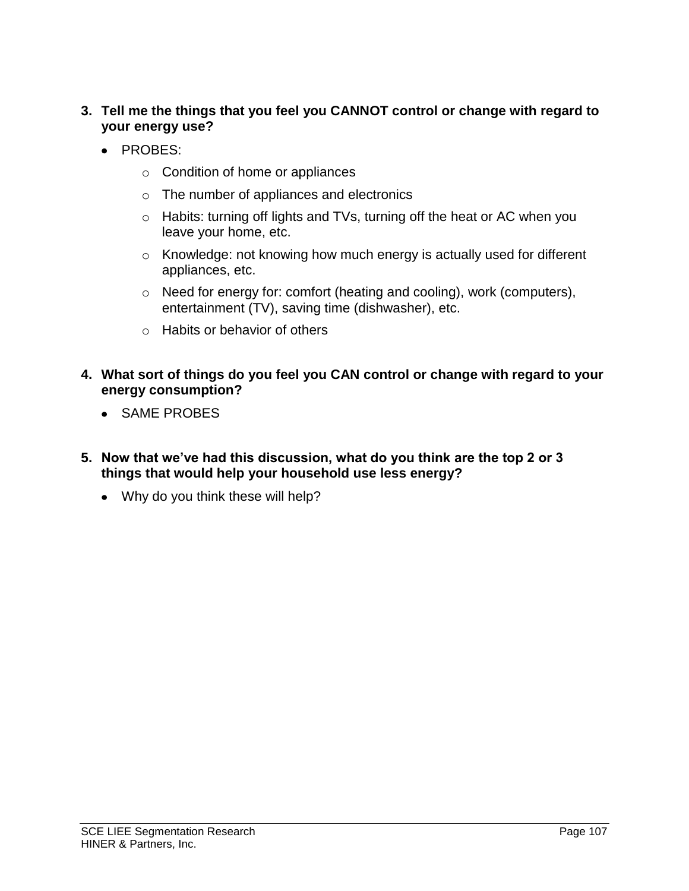3. **Tell me the things that you feel you CANNOT control or change with regard to your energy use?**
   - PROBES:
     - Condition of home or appliances
     - The number of appliances and electronics
     - Habits: turning off lights and TVs, turning off the heat or AC when you leave your home, etc.
     - Knowledge: not knowing how much energy is actually used for different appliances, etc.
     - Need for energy for: comfort (heating and cooling), work (computers), entertainment (TV), saving time (dishwasher), etc.
     - Habits or behavior of others

4. **What sort of things do you feel you CAN control or change with regard to your energy consumption?**
   - SAME PROBES

5. **Now that we've had this discussion, what do you think are the top 2 or 3 things that would help your household use less energy?**
   - Why do you think these will help?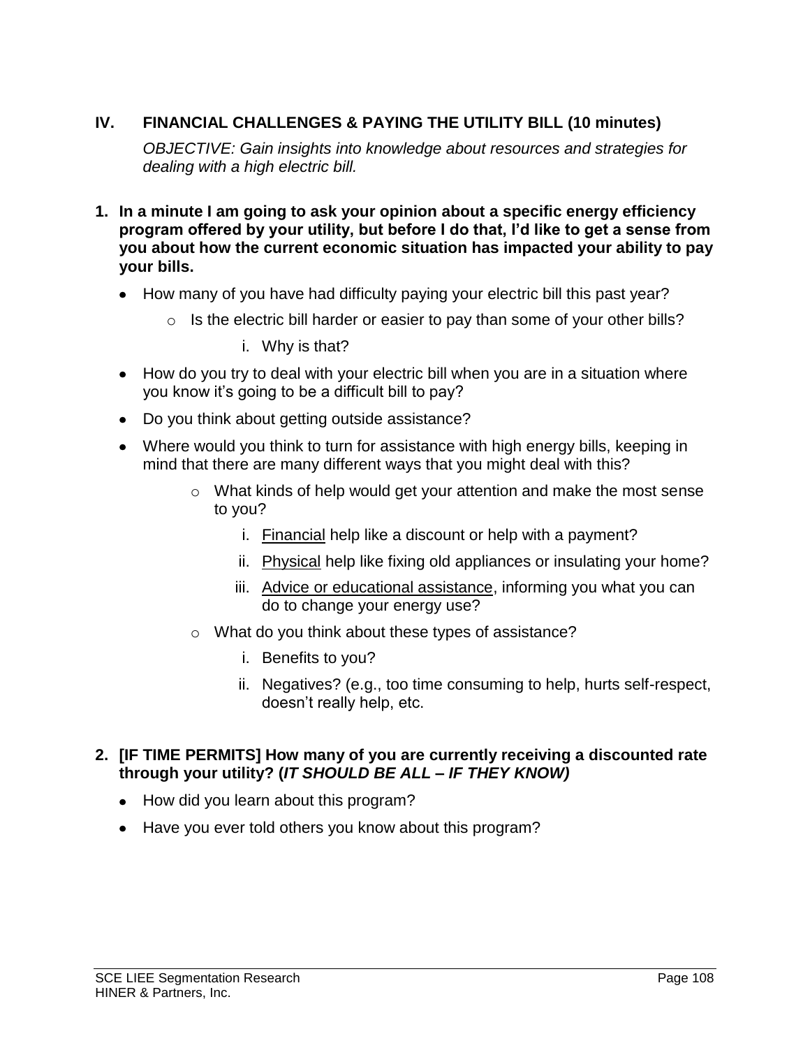## IV. FINANCIAL CHALLENGES & PAYING THE UTILITY BILL (10 minutes)

*OBJECTIVE: Gain insights into knowledge about resources and strategies for dealing with a high electric bill.*

**1. In a minute I am going to ask your opinion about a specific energy efficiency program offered by your utility, but before I do that, I'd like to get a sense from you about how the current economic situation has impacted your ability to pay your bills.**

- How many of you have had difficulty paying your electric bill this past year?
  - Is the electric bill harder or easier to pay than some of your other bills?
    - i. Why is that?
- How do you try to deal with your electric bill when you are in a situation where you know it's going to be a difficult bill to pay?
- Do you think about getting outside assistance?
- Where would you think to turn for assistance with high energy bills, keeping in mind that there are many different ways that you might deal with this?
  - What kinds of help would get your attention and make the most sense to you?
    - i. <u>Financial</u> help like a discount or help with a payment?
    - ii. <u>Physical</u> help like fixing old appliances or insulating your home?
    - iii. <u>Advice or educational assistance</u>, informing you what you can do to change your energy use?
  - What do you think about these types of assistance?
    - i. Benefits to you?
    - ii. Negatives? (e.g., too time consuming to help, hurts self-respect, doesn't really help, etc.

**2. [IF TIME PERMITS] How many of you are currently receiving a discounted rate through your utility? (*IT SHOULD BE ALL – IF THEY KNOW)***

- How did you learn about this program?
- Have you ever told others you know about this program?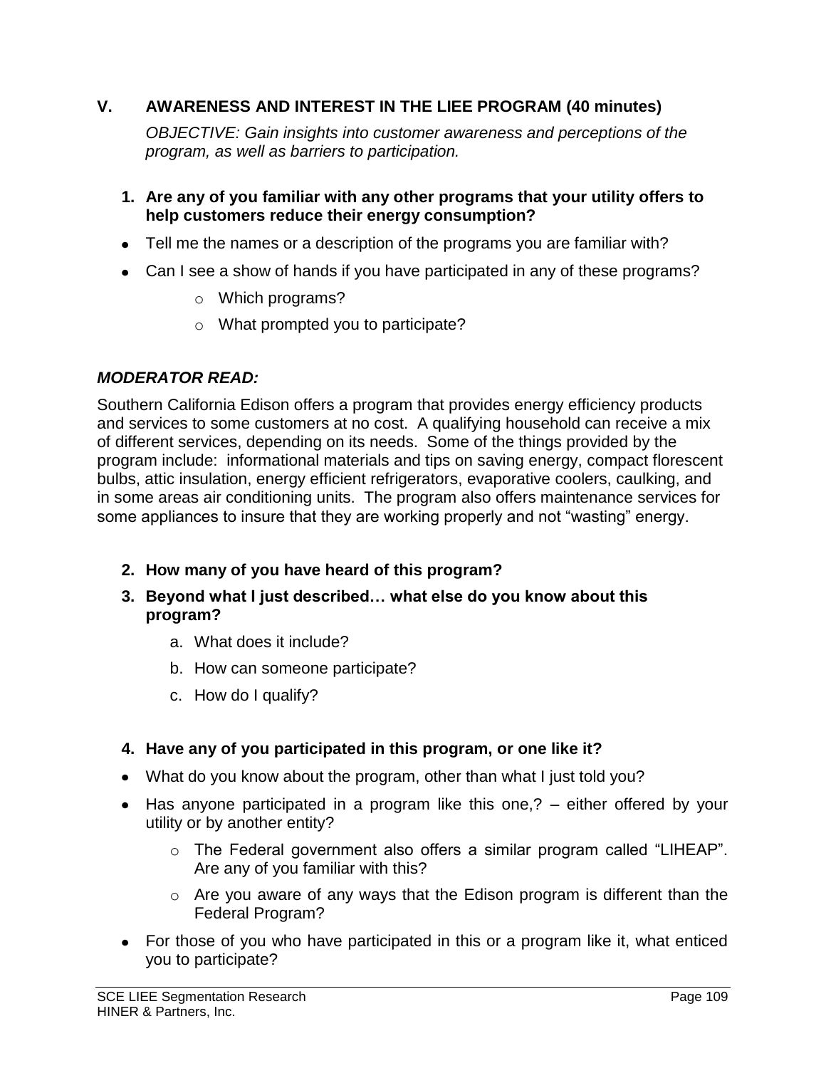## V. AWARENESS AND INTEREST IN THE LIEE PROGRAM (40 minutes)

*OBJECTIVE: Gain insights into customer awareness and perceptions of the program, as well as barriers to participation.*

1. **Are any of you familiar with any other programs that your utility offers to help customers reduce their energy consumption?**

- Tell me the names or a description of the programs you are familiar with?
- Can I see a show of hands if you have participated in any of these programs?
  - Which programs?
  - What prompted you to participate?

***MODERATOR READ:***

Southern California Edison offers a program that provides energy efficiency products and services to some customers at no cost. A qualifying household can receive a mix of different services, depending on its needs. Some of the things provided by the program include: informational materials and tips on saving energy, compact florescent bulbs, attic insulation, energy efficient refrigerators, evaporative coolers, caulking, and in some areas air conditioning units. The program also offers maintenance services for some appliances to insure that they are working properly and not "wasting" energy.

2. **How many of you have heard of this program?**
3. **Beyond what I just described… what else do you know about this program?**
   a. What does it include?
   b. How can someone participate?
   c. How do I qualify?

4. **Have any of you participated in this program, or one like it?**

- What do you know about the program, other than what I just told you?
- Has anyone participated in a program like this one,? – either offered by your utility or by another entity?
  - The Federal government also offers a similar program called "LIHEAP". Are any of you familiar with this?
  - Are you aware of any ways that the Edison program is different than the Federal Program?
- For those of you who have participated in this or a program like it, what enticed you to participate?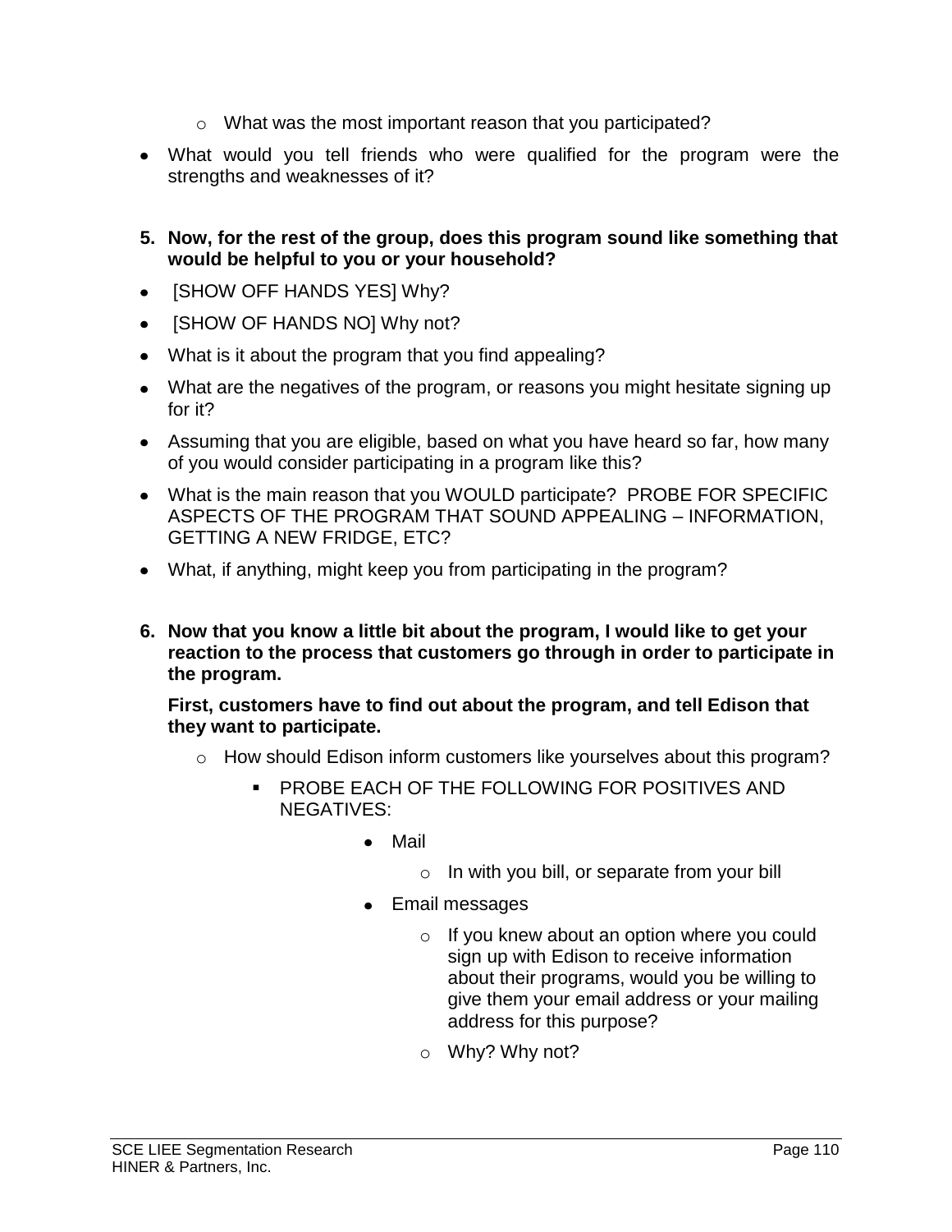- What was the most important reason that you participated?

- What would you tell friends who were qualified for the program were the strengths and weaknesses of it?

**5. Now, for the rest of the group, does this program sound like something that would be helpful to you or your household?**

- [SHOW OFF HANDS YES] Why?
- [SHOW OF HANDS NO] Why not?
- What is it about the program that you find appealing?
- What are the negatives of the program, or reasons you might hesitate signing up for it?
- Assuming that you are eligible, based on what you have heard so far, how many of you would consider participating in a program like this?
- What is the main reason that you WOULD participate? PROBE FOR SPECIFIC ASPECTS OF THE PROGRAM THAT SOUND APPEALING – INFORMATION, GETTING A NEW FRIDGE, ETC?
- What, if anything, might keep you from participating in the program?

**6. Now that you know a little bit about the program, I would like to get your reaction to the process that customers go through in order to participate in the program.**

**First, customers have to find out about the program, and tell Edison that they want to participate.**

- How should Edison inform customers like yourselves about this program?
  - PROBE EACH OF THE FOLLOWING FOR POSITIVES AND NEGATIVES:
    - Mail
      - In with you bill, or separate from your bill
    - Email messages
      - If you knew about an option where you could sign up with Edison to receive information about their programs, would you be willing to give them your email address or your mailing address for this purpose?
      - Why? Why not?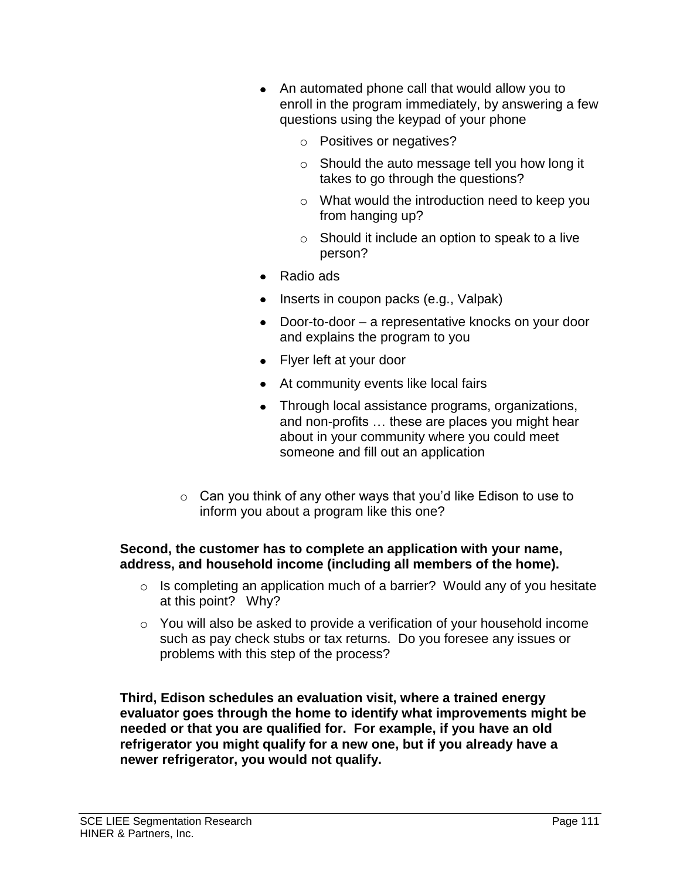- An automated phone call that would allow you to enroll in the program immediately, by answering a few questions using the keypad of your phone
    - Positives or negatives?
    - Should the auto message tell you how long it takes to go through the questions?
    - What would the introduction need to keep you from hanging up?
    - Should it include an option to speak to a live person?
- Radio ads
- Inserts in coupon packs (e.g., Valpak)
- Door-to-door – a representative knocks on your door and explains the program to you
- Flyer left at your door
- At community events like local fairs
- Through local assistance programs, organizations, and non-profits … these are places you might hear about in your community where you could meet someone and fill out an application

  - Can you think of any other ways that you'd like Edison to use to inform you about a program like this one?

**Second, the customer has to complete an application with your name, address, and household income (including all members of the home).**

- Is completing an application much of a barrier? Would any of you hesitate at this point? Why?
- You will also be asked to provide a verification of your household income such as pay check stubs or tax returns. Do you foresee any issues or problems with this step of the process?

**Third, Edison schedules an evaluation visit, where a trained energy evaluator goes through the home to identify what improvements might be needed or that you are qualified for. For example, if you have an old refrigerator you might qualify for a new one, but if you already have a newer refrigerator, you would not qualify.**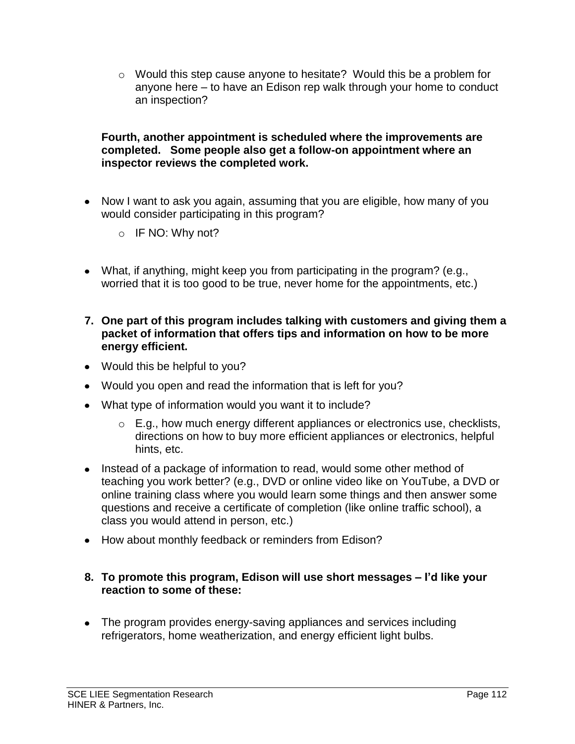- Would this step cause anyone to hesitate? Would this be a problem for anyone here – to have an Edison rep walk through your home to conduct an inspection?

**Fourth, another appointment is scheduled where the improvements are completed. Some people also get a follow-on appointment where an inspector reviews the completed work.**

- Now I want to ask you again, assuming that you are eligible, how many of you would consider participating in this program?
   - IF NO: Why not?

- What, if anything, might keep you from participating in the program? (e.g., worried that it is too good to be true, never home for the appointments, etc.)

**7. One part of this program includes talking with customers and giving them a packet of information that offers tips and information on how to be more energy efficient.**

- Would this be helpful to you?
- Would you open and read the information that is left for you?
- What type of information would you want it to include?
   - E.g., how much energy different appliances or electronics use, checklists, directions on how to buy more efficient appliances or electronics, helpful hints, etc.
- Instead of a package of information to read, would some other method of teaching you work better? (e.g., DVD or online video like on YouTube, a DVD or online training class where you would learn some things and then answer some questions and receive a certificate of completion (like online traffic school), a class you would attend in person, etc.)
- How about monthly feedback or reminders from Edison?

**8. To promote this program, Edison will use short messages – I'd like your reaction to some of these:**

- The program provides energy-saving appliances and services including refrigerators, home weatherization, and energy efficient light bulbs.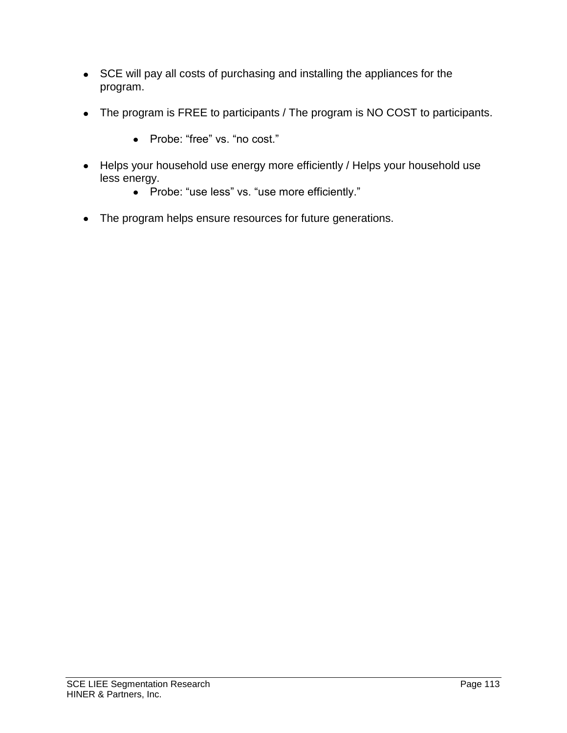- SCE will pay all costs of purchasing and installing the appliances for the program.

- The program is FREE to participants / The program is NO COST to participants.

  - Probe: “free” vs. “no cost.”

- Helps your household use energy more efficiently / Helps your household use less energy.
  - Probe: “use less” vs. “use more efficiently.”

- The program helps ensure resources for future generations.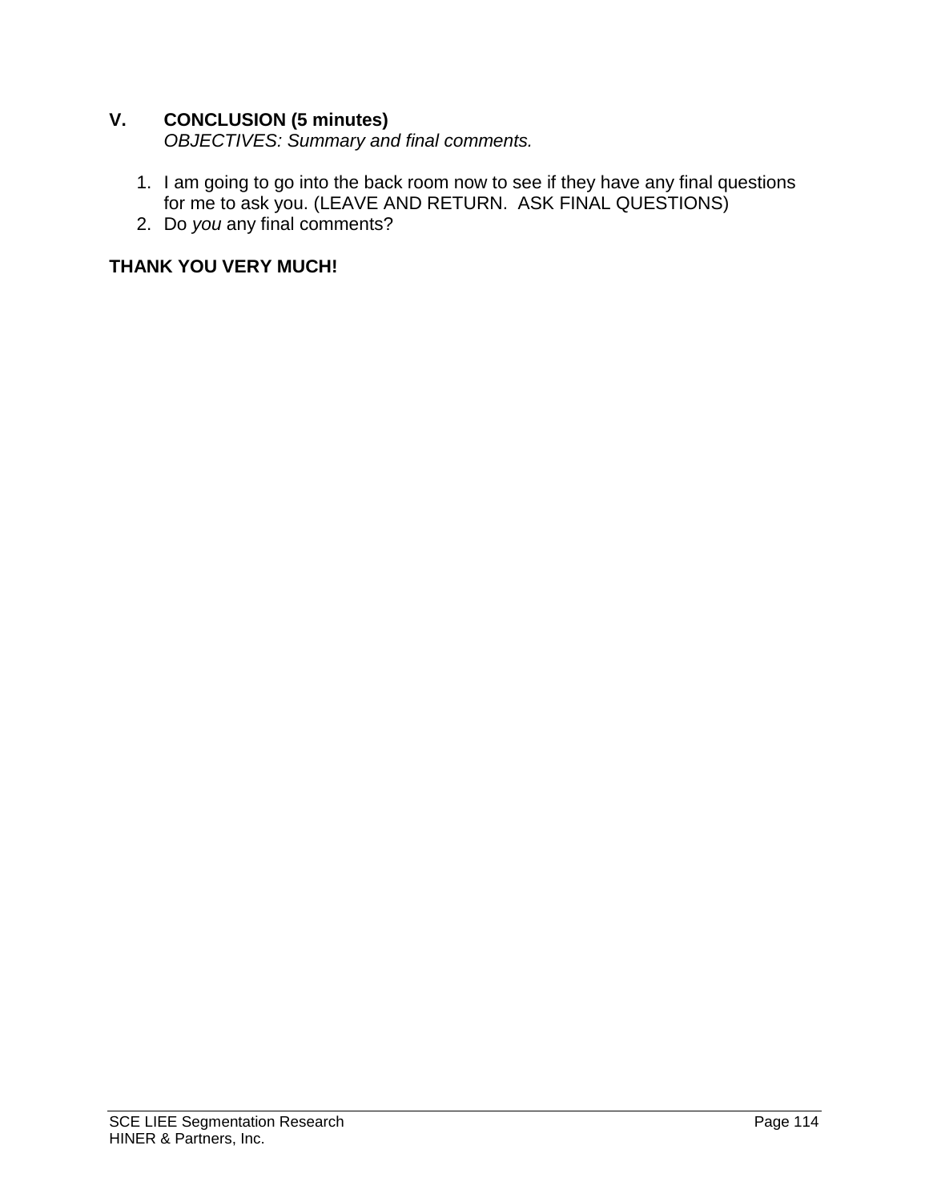## V. CONCLUSION (5 minutes)

*OBJECTIVES: Summary and final comments.*

1. I am going to go into the back room now to see if they have any final questions for me to ask you. (LEAVE AND RETURN. ASK FINAL QUESTIONS)
2. Do *you* any final comments?

**THANK YOU VERY MUCH!**